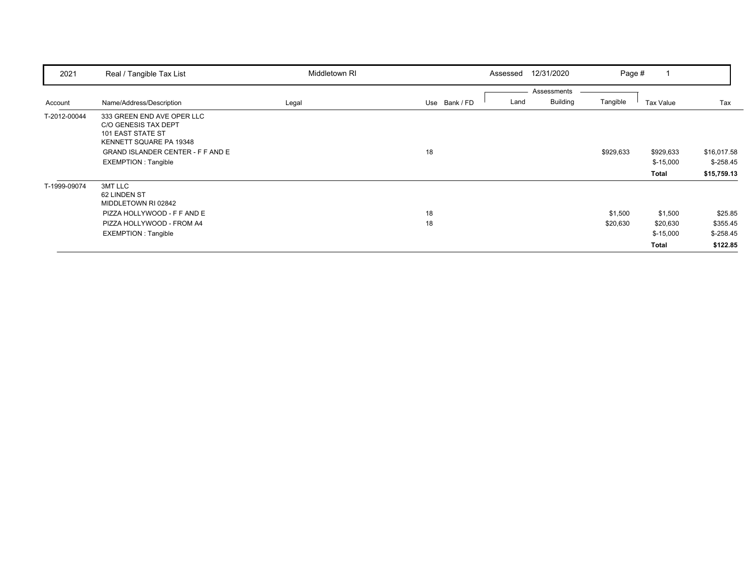| 2021 | Real / Tangible Tax List | Middletown RI | | Assessed 12/31/2020 | | Page # 1 | | |
|---|---|---|---|---|---|---|---|---|
| | | | | Assessments | | | | |
| Account | Name/Address/Description | Legal | Use Bank / FD | Land | Building | Tangible | Tax Value | Tax |
| T-2012-00044 | 333 GREEN END AVE OPER LLC<br>C/O GENESIS TAX DEPT<br>101 EAST STATE ST<br>KENNETT SQUARE PA 19348 | | | | | | | |
| | GRAND ISLANDER CENTER - F F AND E | | 18 | | | $929,633 | $929,633 | $16,017.58 |
| | EXEMPTION : Tangible | | | | | | $-15,000 | $-258.45 |
| | | | | | | | **Total** | **$15,759.13** |
| T-1999-09074 | 3MT LLC<br>62 LINDEN ST<br>MIDDLETOWN RI 02842 | | | | | | | |
| | PIZZA HOLLYWOOD - F F AND E | | 18 | | | $1,500 | $1,500 | $25.85 |
| | PIZZA HOLLYWOOD - FROM A4 | | 18 | | | $20,630 | $20,630 | $355.45 |
| | EXEMPTION : Tangible | | | | | | $-15,000 | $-258.45 |
| | | | | | | | **Total** | **$122.85** |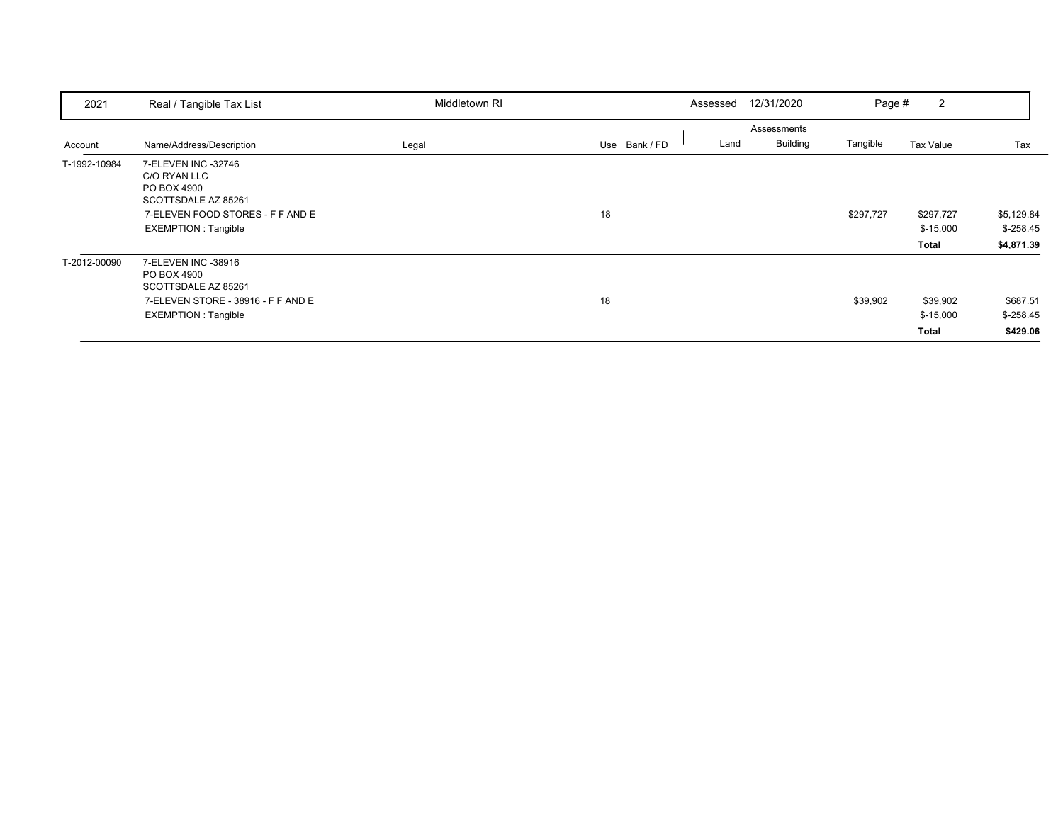| 2021 | Real / Tangible Tax List | Middletown RI | | Assessed 12/31/2020 | | Page # 2 | | |
|---|---|---|---|---|---|---|---|---|

| Account | Name/Address/Description | Legal | Use Bank / FD | Land | Building | Tangible | Tax Value | Tax |
|---|---|---|---|---|---|---|---|---|
| T-1992-10984 | 7-ELEVEN INC -32746<br>C/O RYAN LLC<br>PO BOX 4900<br>SCOTTSDALE AZ 85261 | | | | | | | |
| | 7-ELEVEN FOOD STORES - F F AND E | | 18 | | | $297,727 | $297,727 | $5,129.84 |
| | EXEMPTION : Tangible | | | | | | $-15,000 | $-258.45 |
| | | | | | | | **Total** | **$4,871.39** |
| T-2012-00090 | 7-ELEVEN INC -38916<br>PO BOX 4900<br>SCOTTSDALE AZ 85261 | | | | | | | |
| | 7-ELEVEN STORE - 38916 - F F AND E | | 18 | | | $39,902 | $39,902 | $687.51 |
| | EXEMPTION : Tangible | | | | | | $-15,000 | $-258.45 |
| | | | | | | | **Total** | **$429.06** |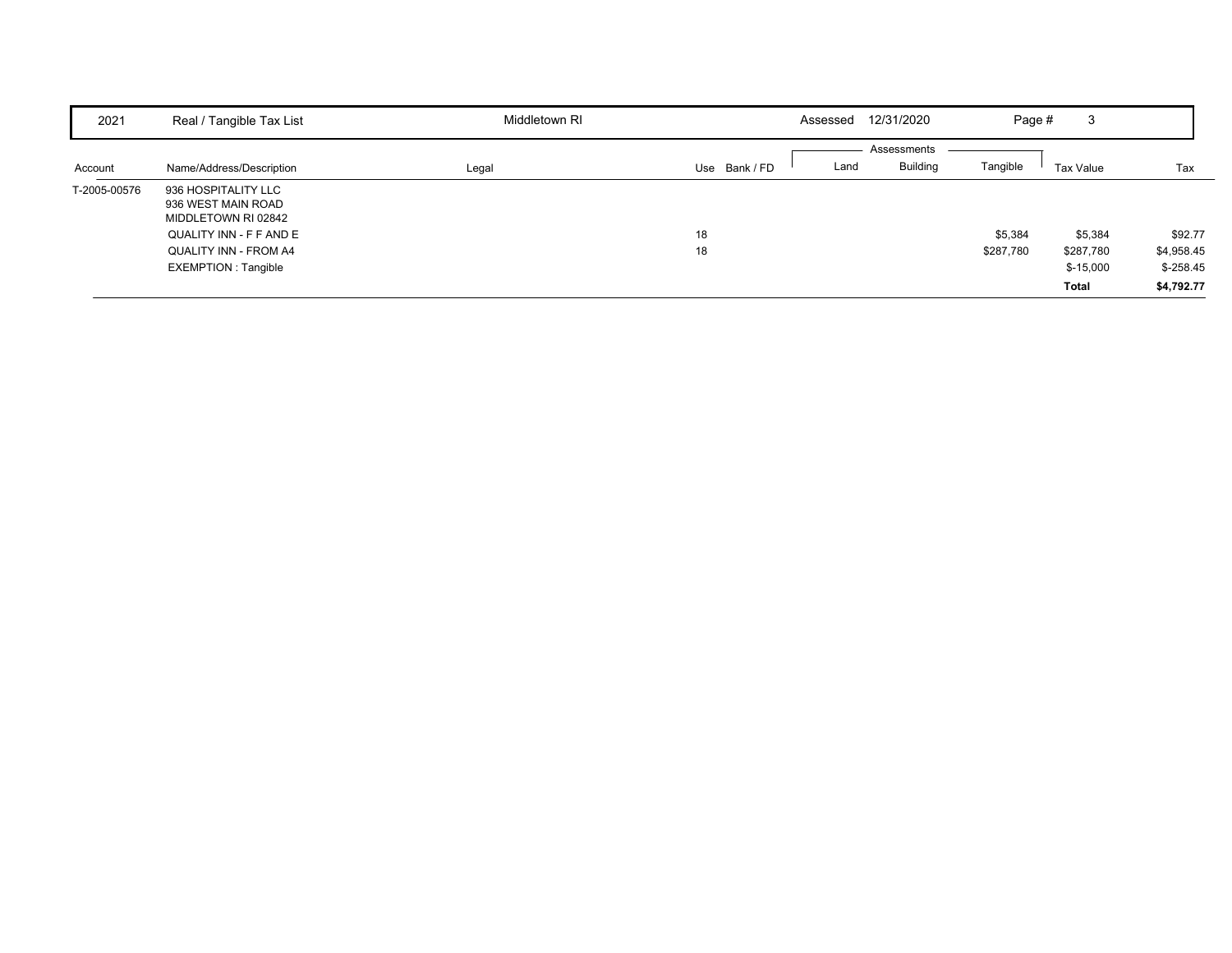| 2021 | Real / Tangible Tax List | Middletown RI | | Assessed 12/31/2020 | | | Page # 3 | |
|---|---|---|---|---|---|---|---|---|

| Account | Name/Address/Description | Legal | Use Bank / FD | Land | Building | Tangible | Tax Value | Tax |
|---|---|---|---|---|---|---|---|---|
| T-2005-00576 | 936 HOSPITALITY LLC<br>936 WEST MAIN ROAD<br>MIDDLETOWN RI 02842 | | | | | | | |
| | QUALITY INN - F F AND E | | 18 | | | $5,384 | $5,384 | $92.77 |
| | QUALITY INN - FROM A4 | | 18 | | | $287,780 | $287,780 | $4,958.45 |
| | EXEMPTION : Tangible | | | | | | $-15,000 | $-258.45 |
| | | | | | | | **Total** | **$4,792.77** |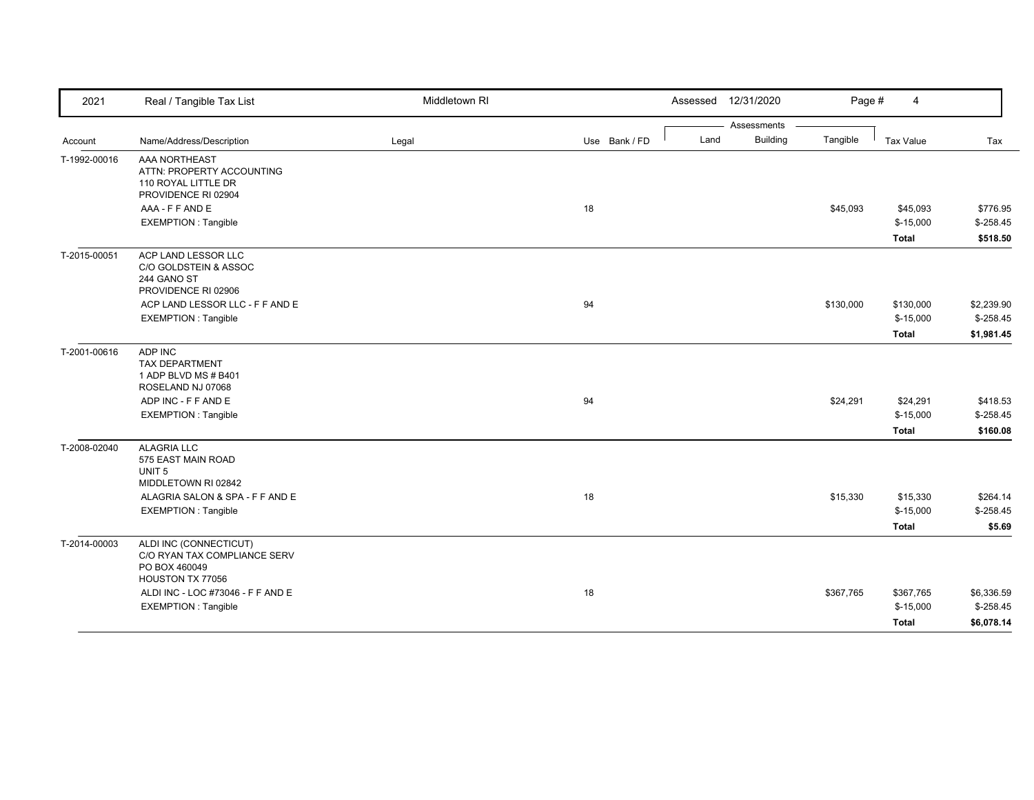| 2021 | Real / Tangible Tax List | Middletown RI | | Assessed 12/31/2020 | | Page # 4 | | |
|---|---|---|---|---|---|---|---|---|
| | | | | Assessments | | | | |
| Account | Name/Address/Description | Legal | Use Bank / FD | Land | Building | Tangible | Tax Value | Tax |
| T-1992-00016 | AAA NORTHEAST<br>ATTN: PROPERTY ACCOUNTING<br>110 ROYAL LITTLE DR<br>PROVIDENCE RI 02904 | | | | | | | |
| | AAA - F F AND E | | 18 | | | $45,093 | $45,093 | $776.95 |
| | EXEMPTION : Tangible | | | | | | $-15,000 | $-258.45 |
| | | | | | | | **Total** | **$518.50** |
| T-2015-00051 | ACP LAND LESSOR LLC<br>C/O GOLDSTEIN & ASSOC<br>244 GANO ST<br>PROVIDENCE RI 02906 | | | | | | | |
| | ACP LAND LESSOR LLC - F F AND E | | 94 | | | $130,000 | $130,000 | $2,239.90 |
| | EXEMPTION : Tangible | | | | | | $-15,000 | $-258.45 |
| | | | | | | | **Total** | **$1,981.45** |
| T-2001-00616 | ADP INC<br>TAX DEPARTMENT<br>1 ADP BLVD MS # B401<br>ROSELAND NJ 07068 | | | | | | | |
| | ADP INC - F F AND E | | 94 | | | $24,291 | $24,291 | $418.53 |
| | EXEMPTION : Tangible | | | | | | $-15,000 | $-258.45 |
| | | | | | | | **Total** | **$160.08** |
| T-2008-02040 | ALAGRIA LLC<br>575 EAST MAIN ROAD<br>UNIT 5<br>MIDDLETOWN RI 02842 | | | | | | | |
| | ALAGRIA SALON & SPA - F F AND E | | 18 | | | $15,330 | $15,330 | $264.14 |
| | EXEMPTION : Tangible | | | | | | $-15,000 | $-258.45 |
| | | | | | | | **Total** | **$5.69** |
| T-2014-00003 | ALDI INC (CONNECTICUT)<br>C/O RYAN TAX COMPLIANCE SERV<br>PO BOX 460049<br>HOUSTON TX 77056 | | | | | | | |
| | ALDI INC - LOC #73046 - F F AND E | | 18 | | | $367,765 | $367,765 | $6,336.59 |
| | EXEMPTION : Tangible | | | | | | $-15,000 | $-258.45 |
| | | | | | | | **Total** | **$6,078.14** |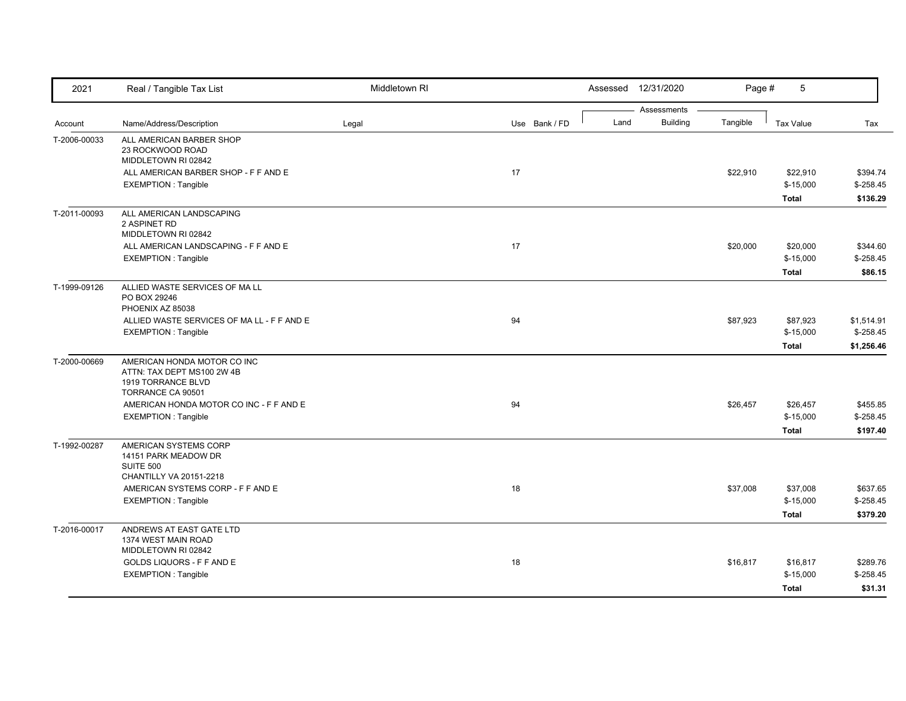| 2021 | Real / Tangible Tax List | Middletown RI | | Assessed 12/31/2020 | | | | |
|---|---|---|---|---|---|---|---|---|
| | | | | Assessments | | | | |
| Account | Name/Address/Description | Legal | Use Bank / FD | Land | Building | Tangible | Tax Value | Tax |
| T-2006-00033 | ALL AMERICAN BARBER SHOP<br>23 ROCKWOOD ROAD<br>MIDDLETOWN RI 02842 | | | | | | | |
| | ALL AMERICAN BARBER SHOP - F F AND E | | 17 | | | $22,910 | $22,910 | $394.74 |
| | EXEMPTION : Tangible | | | | | | $-15,000 | $-258.45 |
| | | | | | | | **Total** | **$136.29** |
| T-2011-00093 | ALL AMERICAN LANDSCAPING<br>2 ASPINET RD<br>MIDDLETOWN RI 02842 | | | | | | | |
| | ALL AMERICAN LANDSCAPING - F F AND E | | 17 | | | $20,000 | $20,000 | $344.60 |
| | EXEMPTION : Tangible | | | | | | $-15,000 | $-258.45 |
| | | | | | | | **Total** | **$86.15** |
| T-1999-09126 | ALLIED WASTE SERVICES OF MA LL<br>PO BOX 29246<br>PHOENIX AZ 85038 | | | | | | | |
| | ALLIED WASTE SERVICES OF MA LL - F F AND E | | 94 | | | $87,923 | $87,923 | $1,514.91 |
| | EXEMPTION : Tangible | | | | | | $-15,000 | $-258.45 |
| | | | | | | | **Total** | **$1,256.46** |
| T-2000-00669 | AMERICAN HONDA MOTOR CO INC<br>ATTN: TAX DEPT MS100 2W 4B<br>1919 TORRANCE BLVD<br>TORRANCE CA 90501 | | | | | | | |
| | AMERICAN HONDA MOTOR CO INC - F F AND E | | 94 | | | $26,457 | $26,457 | $455.85 |
| | EXEMPTION : Tangible | | | | | | $-15,000 | $-258.45 |
| | | | | | | | **Total** | **$197.40** |
| T-1992-00287 | AMERICAN SYSTEMS CORP<br>14151 PARK MEADOW DR<br>SUITE 500<br>CHANTILLY VA 20151-2218 | | | | | | | |
| | AMERICAN SYSTEMS CORP - F F AND E | | 18 | | | $37,008 | $37,008 | $637.65 |
| | EXEMPTION : Tangible | | | | | | $-15,000 | $-258.45 |
| | | | | | | | **Total** | **$379.20** |
| T-2016-00017 | ANDREWS AT EAST GATE LTD<br>1374 WEST MAIN ROAD<br>MIDDLETOWN RI 02842 | | | | | | | |
| | GOLDS LIQUORS - F F AND E | | 18 | | | $16,817 | $16,817 | $289.76 |
| | EXEMPTION : Tangible | | | | | | $-15,000 | $-258.45 |
| | | | | | | | **Total** | **$31.31** |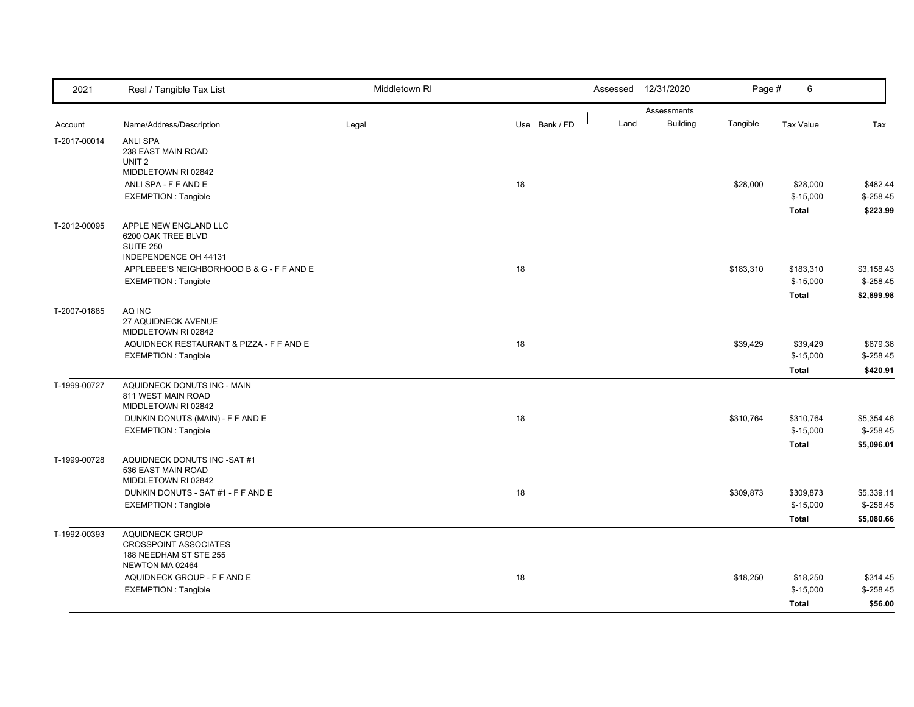| 2021 | Real / Tangible Tax List | Middletown RI | | Assessed 12/31/2020 | | | Page # 6 | |
|---|---|---|---|---|---|---|---|---|
| | | | | Assessments | | | | |
| Account | Name/Address/Description | Legal | Use Bank / FD | Land | Building | Tangible | Tax Value | Tax |
| T-2017-00014 | ANLI SPA<br>238 EAST MAIN ROAD<br>UNIT 2<br>MIDDLETOWN RI 02842 | | | | | | | |
| | ANLI SPA - F F AND E | | 18 | | | $28,000 | $28,000 | $482.44 |
| | EXEMPTION : Tangible | | | | | | $-15,000 | $-258.45 |
| | | | | | | | **Total** | **$223.99** |
| T-2012-00095 | APPLE NEW ENGLAND LLC<br>6200 OAK TREE BLVD<br>SUITE 250<br>INDEPENDENCE OH 44131 | | | | | | | |
| | APPLEBEE'S NEIGHBORHOOD B & G - F F AND E | | 18 | | | $183,310 | $183,310 | $3,158.43 |
| | EXEMPTION : Tangible | | | | | | $-15,000 | $-258.45 |
| | | | | | | | **Total** | **$2,899.98** |
| T-2007-01885 | AQ INC<br>27 AQUIDNECK AVENUE<br>MIDDLETOWN RI 02842 | | | | | | | |
| | AQUIDNECK RESTAURANT & PIZZA - F F AND E | | 18 | | | $39,429 | $39,429 | $679.36 |
| | EXEMPTION : Tangible | | | | | | $-15,000 | $-258.45 |
| | | | | | | | **Total** | **$420.91** |
| T-1999-00727 | AQUIDNECK DONUTS INC - MAIN<br>811 WEST MAIN ROAD<br>MIDDLETOWN RI 02842 | | | | | | | |
| | DUNKIN DONUTS (MAIN) - F F AND E | | 18 | | | $310,764 | $310,764 | $5,354.46 |
| | EXEMPTION : Tangible | | | | | | $-15,000 | $-258.45 |
| | | | | | | | **Total** | **$5,096.01** |
| T-1999-00728 | AQUIDNECK DONUTS INC -SAT #1<br>536 EAST MAIN ROAD<br>MIDDLETOWN RI 02842 | | | | | | | |
| | DUNKIN DONUTS - SAT #1 - F F AND E | | 18 | | | $309,873 | $309,873 | $5,339.11 |
| | EXEMPTION : Tangible | | | | | | $-15,000 | $-258.45 |
| | | | | | | | **Total** | **$5,080.66** |
| T-1992-00393 | AQUIDNECK GROUP<br>CROSSPOINT ASSOCIATES<br>188 NEEDHAM ST STE 255<br>NEWTON MA 02464 | | | | | | | |
| | AQUIDNECK GROUP - F F AND E | | 18 | | | $18,250 | $18,250 | $314.45 |
| | EXEMPTION : Tangible | | | | | | $-15,000 | $-258.45 |
| | | | | | | | **Total** | **$56.00** |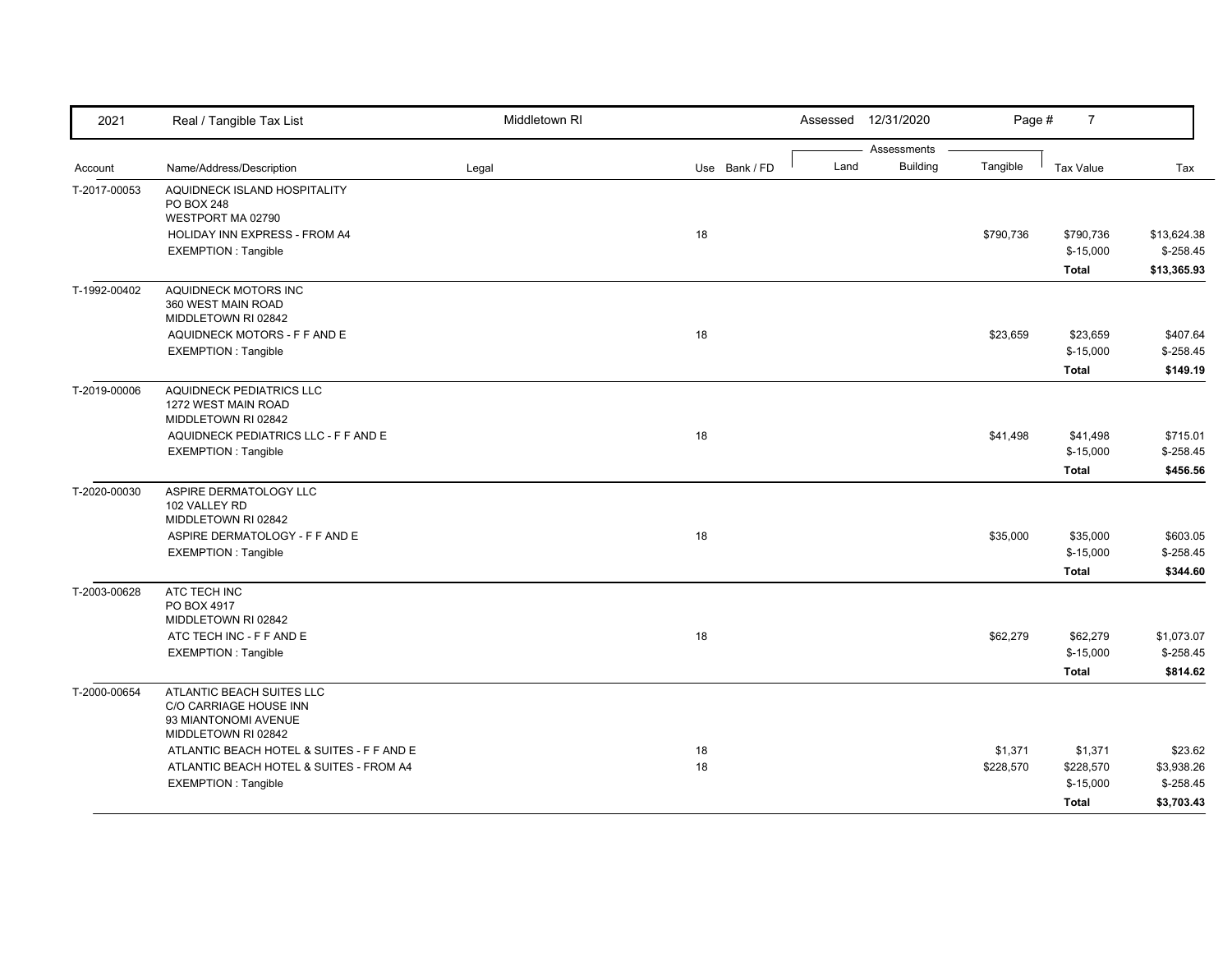| 2021 | Real / Tangible Tax List | Middletown RI | | Assessed 12/31/2020 | | | | | |
|---|---|---|---|---|---|---|---|---|---|
| | | | | Assessments | | | | | |
| Account | Name/Address/Description | Legal | Use | Bank / FD | Land | Building | Tangible | Tax Value | Tax |
| T-2017-00053 | AQUIDNECK ISLAND HOSPITALITY<br>PO BOX 248<br>WESTPORT MA 02790 | | | | | | | | |
| | HOLIDAY INN EXPRESS - FROM A4 | | 18 | | | | $790,736 | $790,736 | $13,624.38 |
| | EXEMPTION : Tangible | | | | | | | $-15,000 | $-258.45 |
| | | | | | | | | **Total** | **$13,365.93** |
| T-1992-00402 | AQUIDNECK MOTORS INC<br>360 WEST MAIN ROAD<br>MIDDLETOWN RI 02842 | | | | | | | | |
| | AQUIDNECK MOTORS - F F AND E | | 18 | | | | $23,659 | $23,659 | $407.64 |
| | EXEMPTION : Tangible | | | | | | | $-15,000 | $-258.45 |
| | | | | | | | | **Total** | **$149.19** |
| T-2019-00006 | AQUIDNECK PEDIATRICS LLC<br>1272 WEST MAIN ROAD<br>MIDDLETOWN RI 02842 | | | | | | | | |
| | AQUIDNECK PEDIATRICS LLC - F F AND E | | 18 | | | | $41,498 | $41,498 | $715.01 |
| | EXEMPTION : Tangible | | | | | | | $-15,000 | $-258.45 |
| | | | | | | | | **Total** | **$456.56** |
| T-2020-00030 | ASPIRE DERMATOLOGY LLC<br>102 VALLEY RD<br>MIDDLETOWN RI 02842 | | | | | | | | |
| | ASPIRE DERMATOLOGY - F F AND E | | 18 | | | | $35,000 | $35,000 | $603.05 |
| | EXEMPTION : Tangible | | | | | | | $-15,000 | $-258.45 |
| | | | | | | | | **Total** | **$344.60** |
| T-2003-00628 | ATC TECH INC<br>PO BOX 4917<br>MIDDLETOWN RI 02842 | | | | | | | | |
| | ATC TECH INC - F F AND E | | 18 | | | | $62,279 | $62,279 | $1,073.07 |
| | EXEMPTION : Tangible | | | | | | | $-15,000 | $-258.45 |
| | | | | | | | | **Total** | **$814.62** |
| T-2000-00654 | ATLANTIC BEACH SUITES LLC<br>C/O CARRIAGE HOUSE INN<br>93 MIANTONOMI AVENUE<br>MIDDLETOWN RI 02842 | | | | | | | | |
| | ATLANTIC BEACH HOTEL & SUITES - F F AND E | | 18 | | | | $1,371 | $1,371 | $23.62 |
| | ATLANTIC BEACH HOTEL & SUITES - FROM A4 | | 18 | | | | $228,570 | $228,570 | $3,938.26 |
| | EXEMPTION : Tangible | | | | | | | $-15,000 | $-258.45 |
| | | | | | | | | **Total** | **$3,703.43** |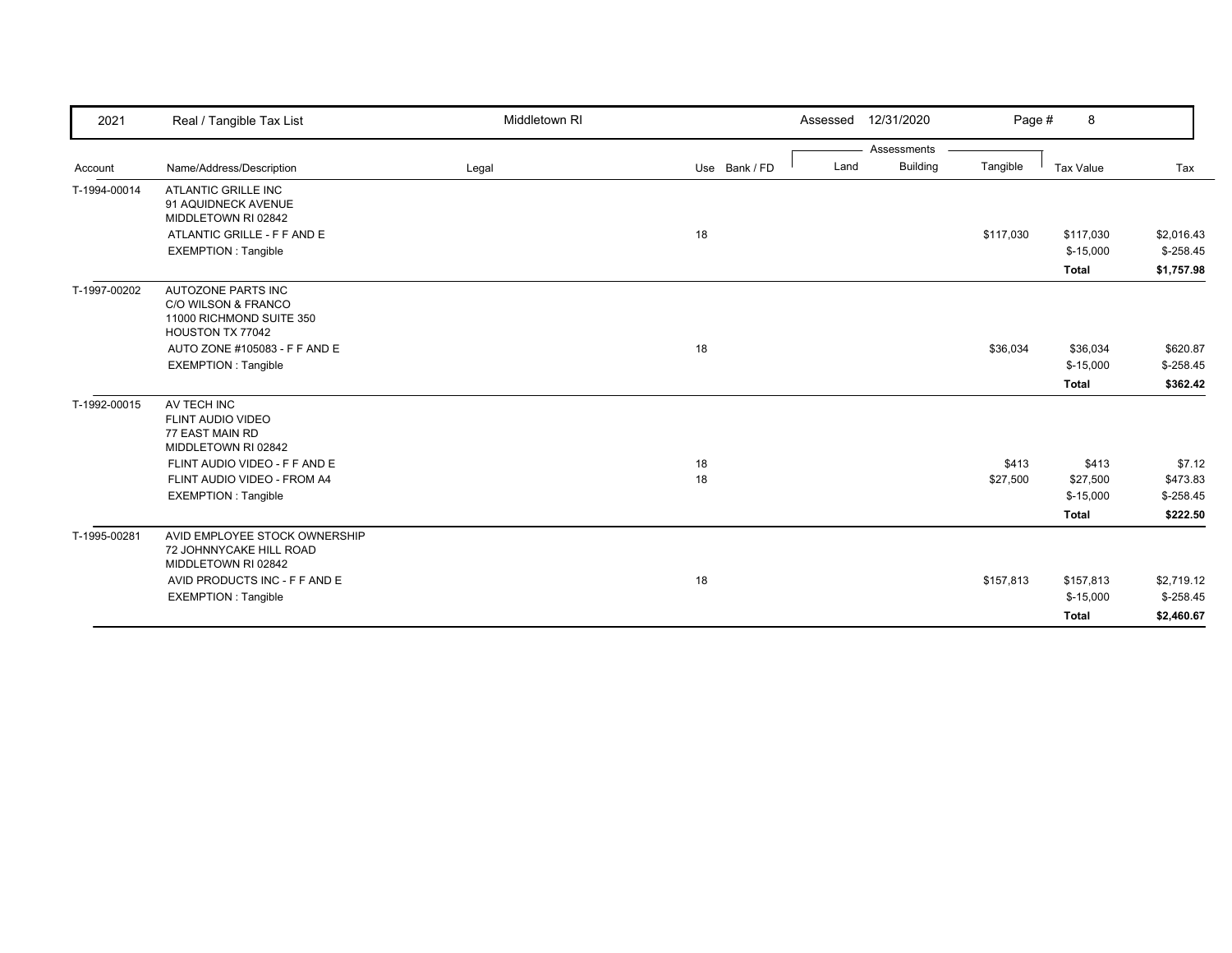| 2021 | Real / Tangible Tax List | Middletown RI | | Assessed 12/31/2020 | | | Page # 8 | |
|---|---|---|---|---|---|---|---|---|
| | | | | Assessments | | | | |
| Account | Name/Address/Description | Legal | Use Bank / FD | Land | Building | Tangible | Tax Value | Tax |
| T-1994-00014 | ATLANTIC GRILLE INC<br>91 AQUIDNECK AVENUE<br>MIDDLETOWN RI 02842 | | | | | | | |
| | ATLANTIC GRILLE - F F AND E | | 18 | | | $117,030 | $117,030 | $2,016.43 |
| | EXEMPTION : Tangible | | | | | | $-15,000 | $-258.45 |
| | | | | | | | **Total** | **$1,757.98** |
| T-1997-00202 | AUTOZONE PARTS INC<br>C/O WILSON & FRANCO<br>11000 RICHMOND SUITE 350<br>HOUSTON TX 77042 | | | | | | | |
| | AUTO ZONE #105083 - F F AND E | | 18 | | | $36,034 | $36,034 | $620.87 |
| | EXEMPTION : Tangible | | | | | | $-15,000 | $-258.45 |
| | | | | | | | **Total** | **$362.42** |
| T-1992-00015 | AV TECH INC<br>FLINT AUDIO VIDEO<br>77 EAST MAIN RD<br>MIDDLETOWN RI 02842 | | | | | | | |
| | FLINT AUDIO VIDEO - F F AND E | | 18 | | | $413 | $413 | $7.12 |
| | FLINT AUDIO VIDEO - FROM A4 | | 18 | | | $27,500 | $27,500 | $473.83 |
| | EXEMPTION : Tangible | | | | | | $-15,000 | $-258.45 |
| | | | | | | | **Total** | **$222.50** |
| T-1995-00281 | AVID EMPLOYEE STOCK OWNERSHIP<br>72 JOHNNYCAKE HILL ROAD<br>MIDDLETOWN RI 02842 | | | | | | | |
| | AVID PRODUCTS INC - F F AND E | | 18 | | | $157,813 | $157,813 | $2,719.12 |
| | EXEMPTION : Tangible | | | | | | $-15,000 | $-258.45 |
| | | | | | | | **Total** | **$2,460.67** |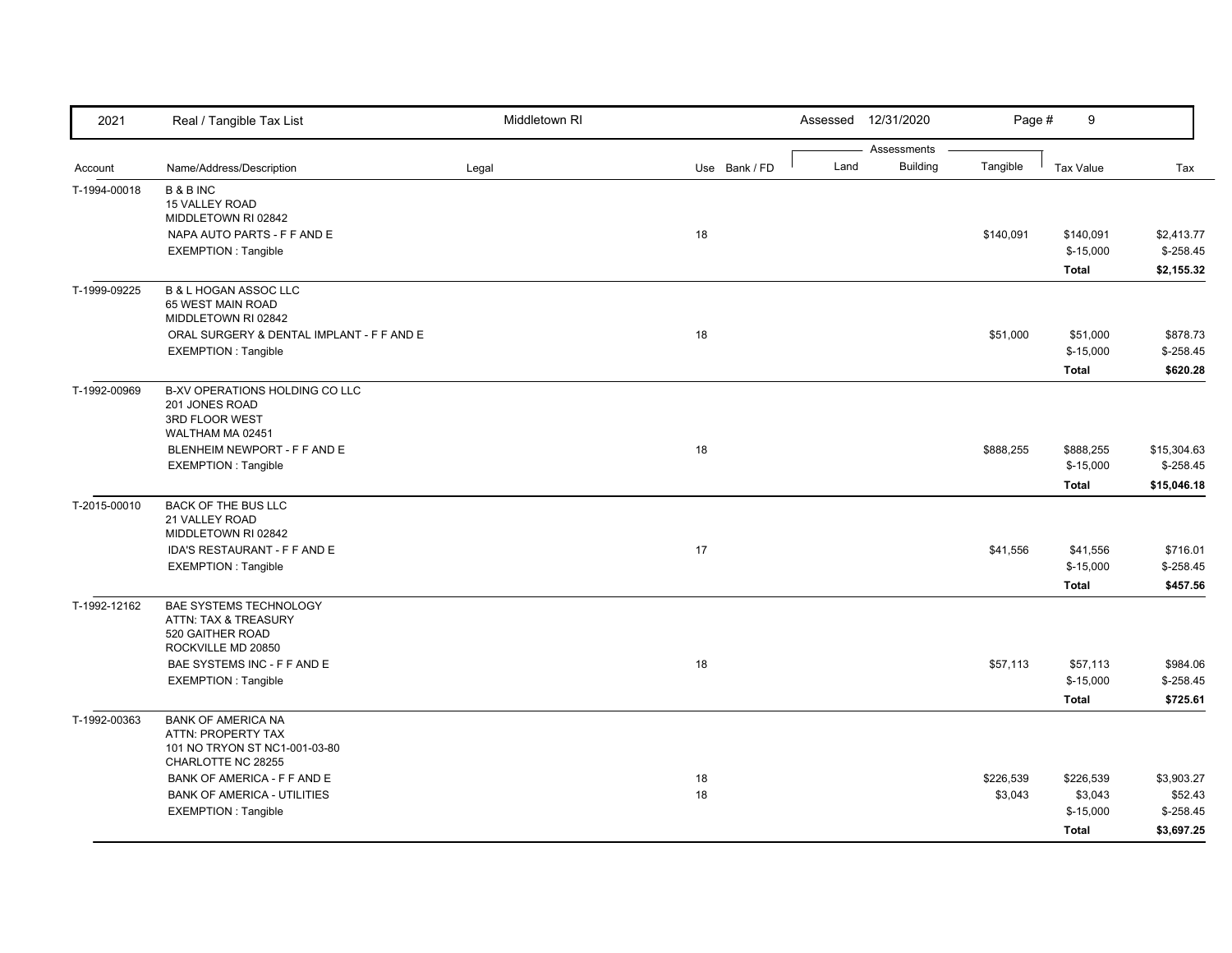| Account | Name/Address/Description | Legal | Use | Bank / FD | Land | Building | Tangible | Tax Value | Tax |
|---|---|---|---|---|---|---|---|---|---|
| T-1994-00018 | B & B INC<br>15 VALLEY ROAD<br>MIDDLETOWN RI 02842 | | | | | | | | |
| | NAPA AUTO PARTS - F F AND E | | 18 | | | | $140,091 | $140,091 | $2,413.77 |
| | EXEMPTION : Tangible | | | | | | | $-15,000 | $-258.45 |
| | | | | | | | | **Total** | **$2,155.32** |
| T-1999-09225 | B & L HOGAN ASSOC LLC<br>65 WEST MAIN ROAD<br>MIDDLETOWN RI 02842 | | | | | | | | |
| | ORAL SURGERY & DENTAL IMPLANT - F F AND E | | 18 | | | | $51,000 | $51,000 | $878.73 |
| | EXEMPTION : Tangible | | | | | | | $-15,000 | $-258.45 |
| | | | | | | | | **Total** | **$620.28** |
| T-1992-00969 | B-XV OPERATIONS HOLDING CO LLC<br>201 JONES ROAD<br>3RD FLOOR WEST<br>WALTHAM MA 02451 | | | | | | | | |
| | BLENHEIM NEWPORT - F F AND E | | 18 | | | | $888,255 | $888,255 | $15,304.63 |
| | EXEMPTION : Tangible | | | | | | | $-15,000 | $-258.45 |
| | | | | | | | | **Total** | **$15,046.18** |
| T-2015-00010 | BACK OF THE BUS LLC<br>21 VALLEY ROAD<br>MIDDLETOWN RI 02842 | | | | | | | | |
| | IDA'S RESTAURANT - F F AND E | | 17 | | | | $41,556 | $41,556 | $716.01 |
| | EXEMPTION : Tangible | | | | | | | $-15,000 | $-258.45 |
| | | | | | | | | **Total** | **$457.56** |
| T-1992-12162 | BAE SYSTEMS TECHNOLOGY<br>ATTN: TAX & TREASURY<br>520 GAITHER ROAD<br>ROCKVILLE MD 20850 | | | | | | | | |
| | BAE SYSTEMS INC - F F AND E | | 18 | | | | $57,113 | $57,113 | $984.06 |
| | EXEMPTION : Tangible | | | | | | | $-15,000 | $-258.45 |
| | | | | | | | | **Total** | **$725.61** |
| T-1992-00363 | BANK OF AMERICA NA<br>ATTN: PROPERTY TAX<br>101 NO TRYON ST NC1-001-03-80<br>CHARLOTTE NC 28255 | | | | | | | | |
| | BANK OF AMERICA - F F AND E | | 18 | | | | $226,539 | $226,539 | $3,903.27 |
| | BANK OF AMERICA - UTILITIES | | 18 | | | | $3,043 | $3,043 | $52.43 |
| | EXEMPTION : Tangible | | | | | | | $-15,000 | $-258.45 |
| | | | | | | | | **Total** | **$3,697.25** |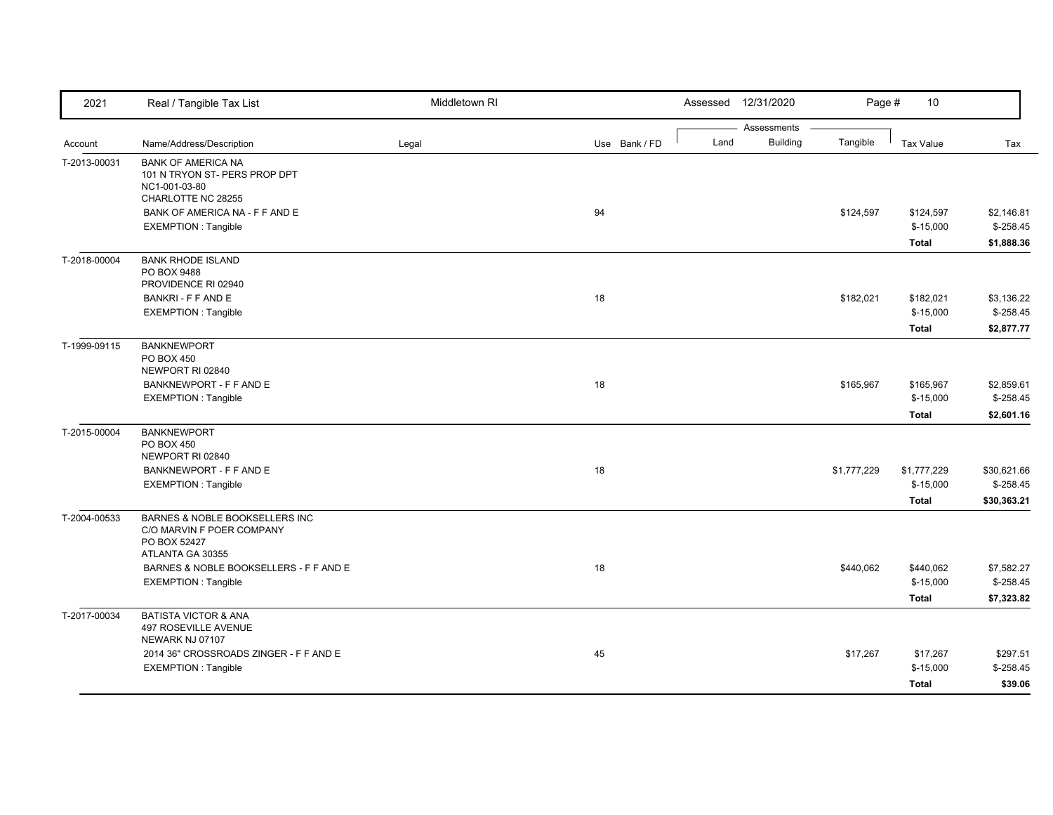| Account | Name/Address/Description | Legal | Use | Bank / FD | Land | Building | Tangible | Tax Value | Tax |
|---|---|---|---|---|---|---|---|---|---|
| T-2013-00031 | BANK OF AMERICA NA<br>101 N TRYON ST- PERS PROP DPT<br>NC1-001-03-80<br>CHARLOTTE NC 28255 | | | | | | | | |
| | BANK OF AMERICA NA - F F AND E | | 94 | | | | $124,597 | $124,597 | $2,146.81 |
| | EXEMPTION : Tangible | | | | | | | $-15,000 | $-258.45 |
| | | | | | | | | **Total** | **$1,888.36** |
| T-2018-00004 | BANK RHODE ISLAND<br>PO BOX 9488<br>PROVIDENCE RI 02940 | | | | | | | | |
| | BANKRI - F F AND E | | 18 | | | | $182,021 | $182,021 | $3,136.22 |
| | EXEMPTION : Tangible | | | | | | | $-15,000 | $-258.45 |
| | | | | | | | | **Total** | **$2,877.77** |
| T-1999-09115 | BANKNEWPORT<br>PO BOX 450<br>NEWPORT RI 02840 | | | | | | | | |
| | BANKNEWPORT - F F AND E | | 18 | | | | $165,967 | $165,967 | $2,859.61 |
| | EXEMPTION : Tangible | | | | | | | $-15,000 | $-258.45 |
| | | | | | | | | **Total** | **$2,601.16** |
| T-2015-00004 | BANKNEWPORT<br>PO BOX 450<br>NEWPORT RI 02840 | | | | | | | | |
| | BANKNEWPORT - F F AND E | | 18 | | | | $1,777,229 | $1,777,229 | $30,621.66 |
| | EXEMPTION : Tangible | | | | | | | $-15,000 | $-258.45 |
| | | | | | | | | **Total** | **$30,363.21** |
| T-2004-00533 | BARNES & NOBLE BOOKSELLERS INC<br>C/O MARVIN F POER COMPANY<br>PO BOX 52427<br>ATLANTA GA 30355 | | | | | | | | |
| | BARNES & NOBLE BOOKSELLERS - F F AND E | | 18 | | | | $440,062 | $440,062 | $7,582.27 |
| | EXEMPTION : Tangible | | | | | | | $-15,000 | $-258.45 |
| | | | | | | | | **Total** | **$7,323.82** |
| T-2017-00034 | BATISTA VICTOR & ANA<br>497 ROSEVILLE AVENUE<br>NEWARK NJ 07107 | | | | | | | | |
| | 2014 36" CROSSROADS ZINGER - F F AND E | | 45 | | | | $17,267 | $17,267 | $297.51 |
| | EXEMPTION : Tangible | | | | | | | $-15,000 | $-258.45 |
| | | | | | | | | **Total** | **$39.06** |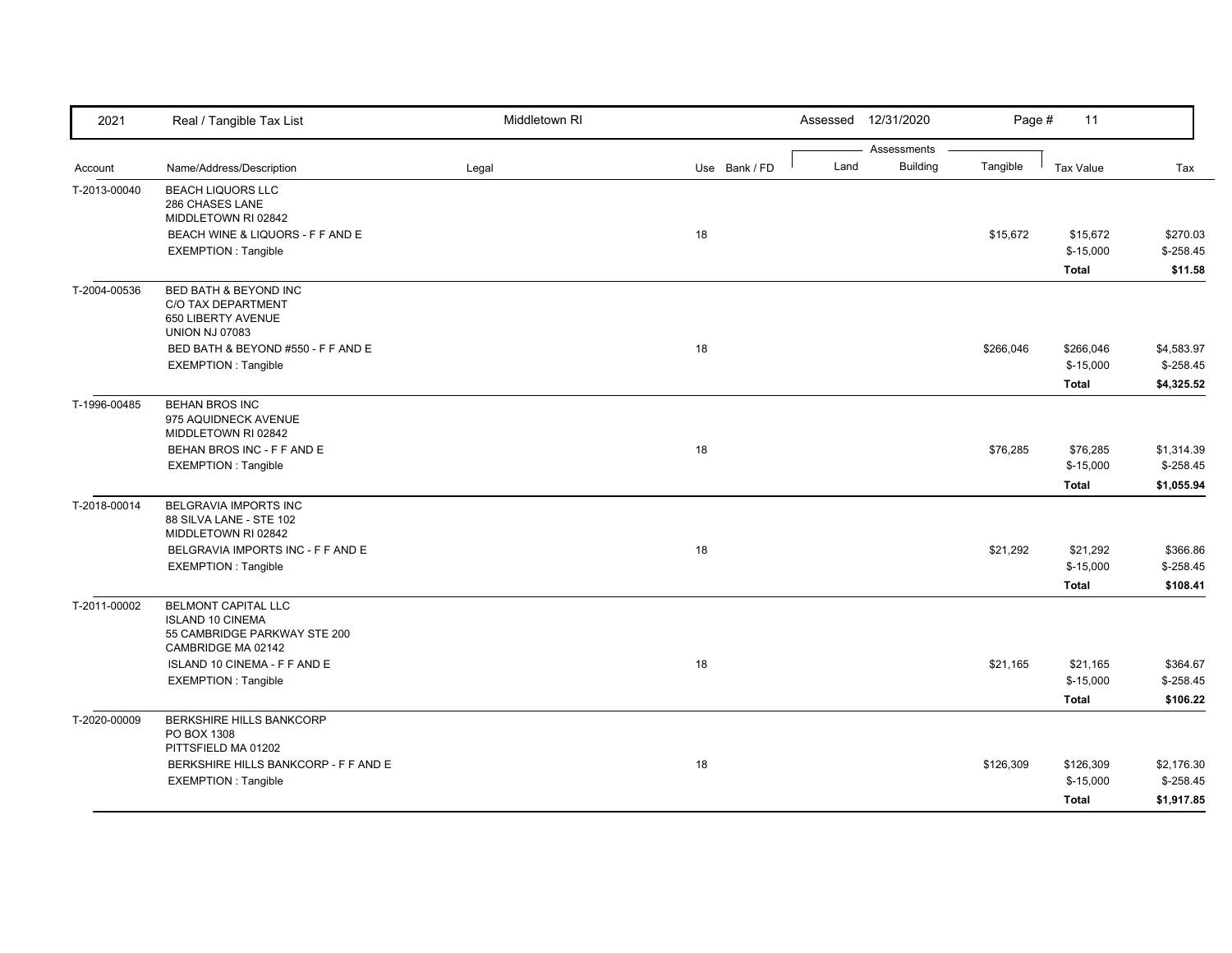| 2021 | Real / Tangible Tax List | Middletown RI | | Assessed 12/31/2020 | | | Page # 11 | |
|---|---|---|---|---|---|---|---|---|
| | | | | Assessments | | | | |
| Account | Name/Address/Description | Legal | Use Bank / FD | Land | Building | Tangible | Tax Value | Tax |
| T-2013-00040 | BEACH LIQUORS LLC<br>286 CHASES LANE<br>MIDDLETOWN RI 02842 | | | | | | | |
| | BEACH WINE & LIQUORS - F F AND E | | 18 | | | $15,672 | $15,672 | $270.03 |
| | EXEMPTION : Tangible | | | | | | $-15,000 | $-258.45 |
| | | | | | | | **Total** | **$11.58** |
| T-2004-00536 | BED BATH & BEYOND INC<br>C/O TAX DEPARTMENT<br>650 LIBERTY AVENUE<br>UNION NJ 07083 | | | | | | | |
| | BED BATH & BEYOND #550 - F F AND E | | 18 | | | $266,046 | $266,046 | $4,583.97 |
| | EXEMPTION : Tangible | | | | | | $-15,000 | $-258.45 |
| | | | | | | | **Total** | **$4,325.52** |
| T-1996-00485 | BEHAN BROS INC<br>975 AQUIDNECK AVENUE<br>MIDDLETOWN RI 02842 | | | | | | | |
| | BEHAN BROS INC - F F AND E | | 18 | | | $76,285 | $76,285 | $1,314.39 |
| | EXEMPTION : Tangible | | | | | | $-15,000 | $-258.45 |
| | | | | | | | **Total** | **$1,055.94** |
| T-2018-00014 | BELGRAVIA IMPORTS INC<br>88 SILVA LANE - STE 102<br>MIDDLETOWN RI 02842 | | | | | | | |
| | BELGRAVIA IMPORTS INC - F F AND E | | 18 | | | $21,292 | $21,292 | $366.86 |
| | EXEMPTION : Tangible | | | | | | $-15,000 | $-258.45 |
| | | | | | | | **Total** | **$108.41** |
| T-2011-00002 | BELMONT CAPITAL LLC<br>ISLAND 10 CINEMA<br>55 CAMBRIDGE PARKWAY STE 200<br>CAMBRIDGE MA 02142 | | | | | | | |
| | ISLAND 10 CINEMA - F F AND E | | 18 | | | $21,165 | $21,165 | $364.67 |
| | EXEMPTION : Tangible | | | | | | $-15,000 | $-258.45 |
| | | | | | | | **Total** | **$106.22** |
| T-2020-00009 | BERKSHIRE HILLS BANKCORP<br>PO BOX 1308<br>PITTSFIELD MA 01202 | | | | | | | |
| | BERKSHIRE HILLS BANKCORP - F F AND E | | 18 | | | $126,309 | $126,309 | $2,176.30 |
| | EXEMPTION : Tangible | | | | | | $-15,000 | $-258.45 |
| | | | | | | | **Total** | **$1,917.85** |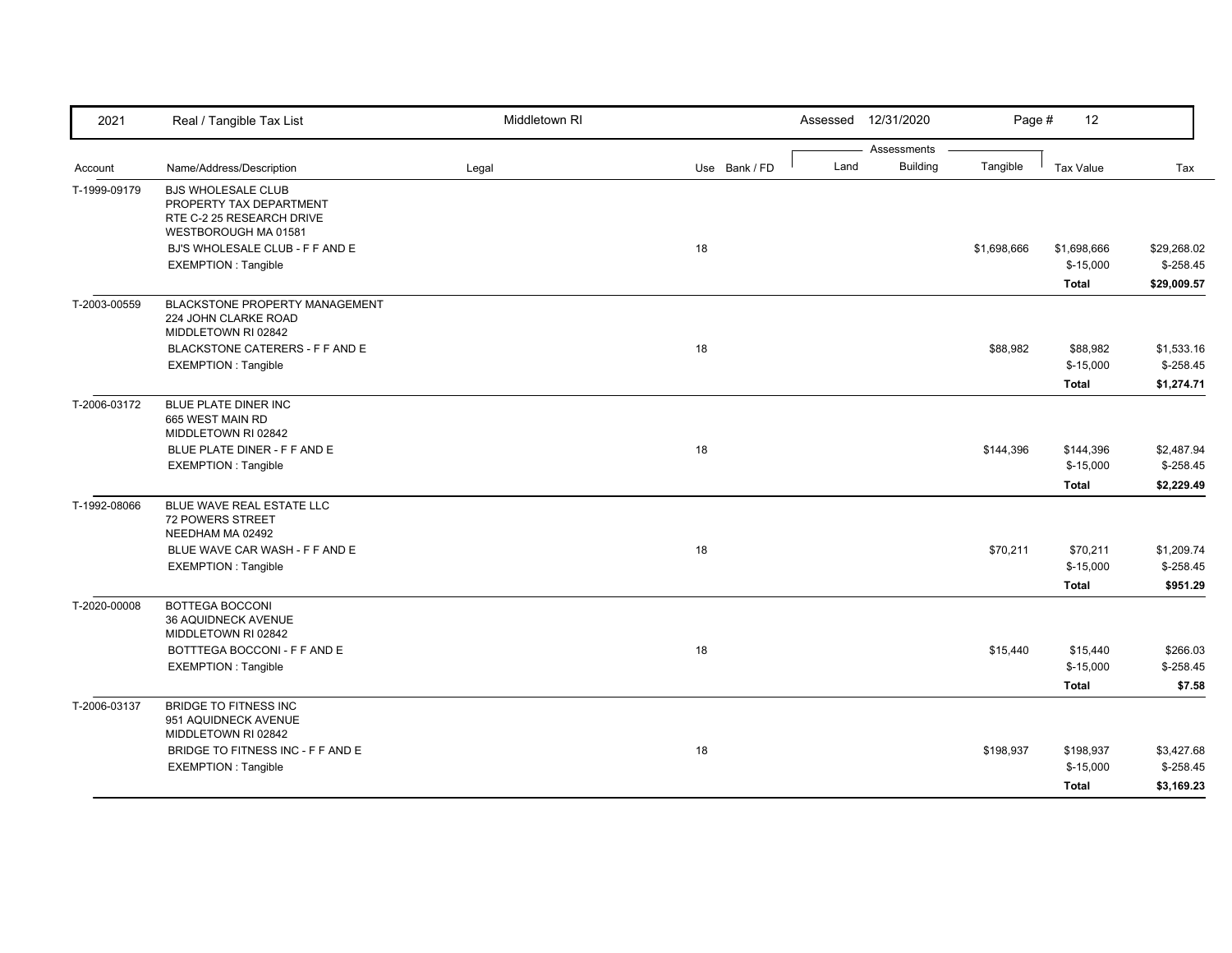| 2021 | Real / Tangible Tax List | Middletown RI | | Assessed 12/31/2020 | | Page # 12 | | |
|---|---|---|---|---|---|---|---|---|
| | | | | Assessments | | | | |
| Account | Name/Address/Description | Legal | Use Bank / FD | Land | Building | Tangible | Tax Value | Tax |
| T-1999-09179 | BJS WHOLESALE CLUB<br>PROPERTY TAX DEPARTMENT<br>RTE C-2 25 RESEARCH DRIVE<br>WESTBOROUGH MA 01581 | | | | | | | |
| | BJ'S WHOLESALE CLUB - F F AND E | | 18 | | | $1,698,666 | $1,698,666 | $29,268.02 |
| | EXEMPTION : Tangible | | | | | | $-15,000 | $-258.45 |
| | | | | | | | **Total** | **$29,009.57** |
| T-2003-00559 | BLACKSTONE PROPERTY MANAGEMENT<br>224 JOHN CLARKE ROAD<br>MIDDLETOWN RI 02842 | | | | | | | |
| | BLACKSTONE CATERERS - F F AND E | | 18 | | | $88,982 | $88,982 | $1,533.16 |
| | EXEMPTION : Tangible | | | | | | $-15,000 | $-258.45 |
| | | | | | | | **Total** | **$1,274.71** |
| T-2006-03172 | BLUE PLATE DINER INC<br>665 WEST MAIN RD<br>MIDDLETOWN RI 02842 | | | | | | | |
| | BLUE PLATE DINER - F F AND E | | 18 | | | $144,396 | $144,396 | $2,487.94 |
| | EXEMPTION : Tangible | | | | | | $-15,000 | $-258.45 |
| | | | | | | | **Total** | **$2,229.49** |
| T-1992-08066 | BLUE WAVE REAL ESTATE LLC<br>72 POWERS STREET<br>NEEDHAM MA 02492 | | | | | | | |
| | BLUE WAVE CAR WASH - F F AND E | | 18 | | | $70,211 | $70,211 | $1,209.74 |
| | EXEMPTION : Tangible | | | | | | $-15,000 | $-258.45 |
| | | | | | | | **Total** | **$951.29** |
| T-2020-00008 | BOTTEGA BOCCONI<br>36 AQUIDNECK AVENUE<br>MIDDLETOWN RI 02842 | | | | | | | |
| | BOTTTEGA BOCCONI - F F AND E | | 18 | | | $15,440 | $15,440 | $266.03 |
| | EXEMPTION : Tangible | | | | | | $-15,000 | $-258.45 |
| | | | | | | | **Total** | **$7.58** |
| T-2006-03137 | BRIDGE TO FITNESS INC<br>951 AQUIDNECK AVENUE<br>MIDDLETOWN RI 02842 | | | | | | | |
| | BRIDGE TO FITNESS INC - F F AND E | | 18 | | | $198,937 | $198,937 | $3,427.68 |
| | EXEMPTION : Tangible | | | | | | $-15,000 | $-258.45 |
| | | | | | | | **Total** | **$3,169.23** |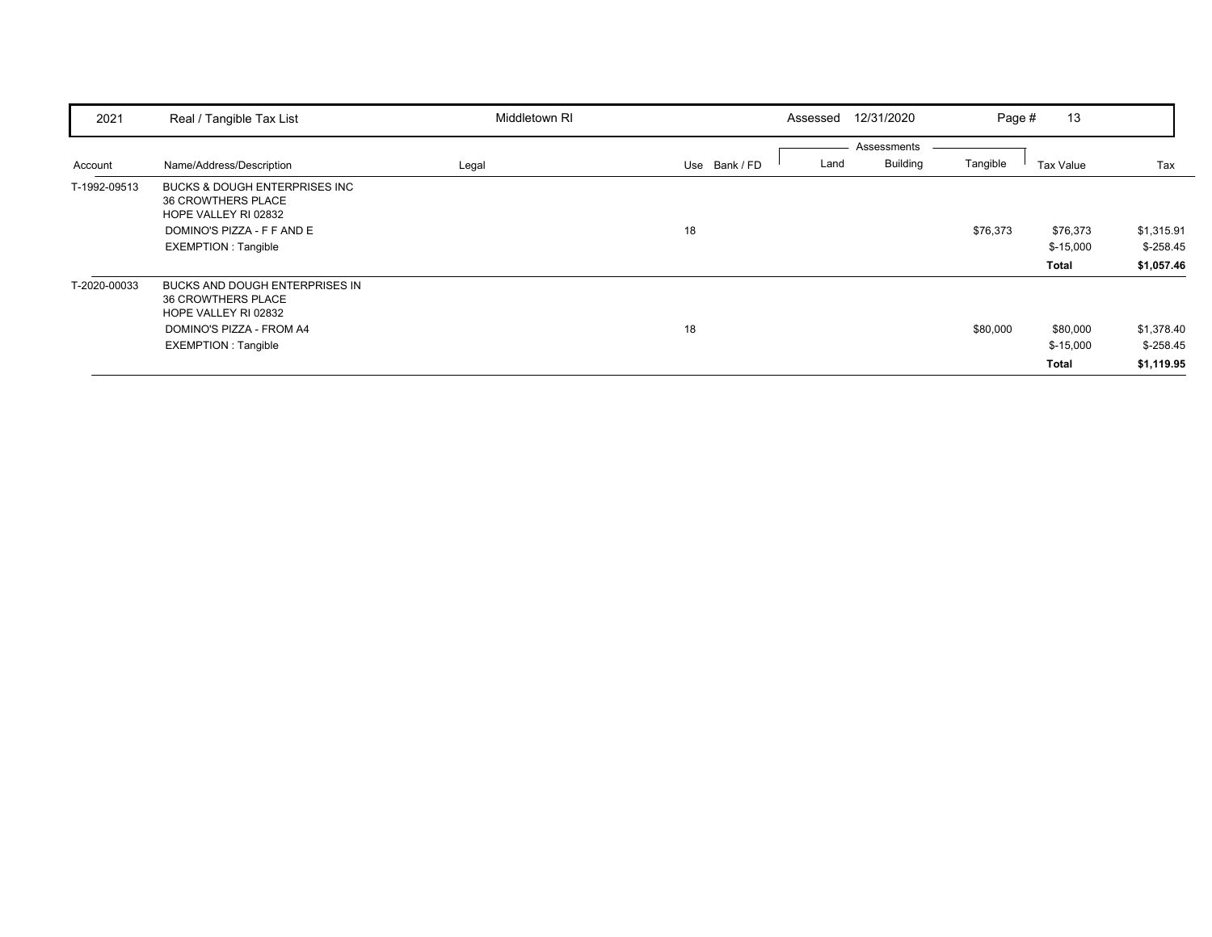| 2021 | Real / Tangible Tax List | Middletown RI | | Assessed 12/31/2020 | | | | |
|---|---|---|---|---|---|---|---|---|

| Account | Name/Address/Description | Legal | Use | Bank / FD | Land | Building | Tangible | Tax Value | Tax |
|---|---|---|---|---|---|---|---|---|---|
| | | | | | Assessments | | | | |
| T-1992-09513 | BUCKS & DOUGH ENTERPRISES INC<br>36 CROWTHERS PLACE<br>HOPE VALLEY RI 02832 | | | | | | | | |
| | DOMINO'S PIZZA - F F AND E | | 18 | | | | $76,373 | $76,373 | $1,315.91 |
| | EXEMPTION : Tangible | | | | | | | $-15,000 | $-258.45 |
| | | | | | | | | **Total** | **$1,057.46** |
| T-2020-00033 | BUCKS AND DOUGH ENTERPRISES IN<br>36 CROWTHERS PLACE<br>HOPE VALLEY RI 02832 | | | | | | | | |
| | DOMINO'S PIZZA - FROM A4 | | 18 | | | | $80,000 | $80,000 | $1,378.40 |
| | EXEMPTION : Tangible | | | | | | | $-15,000 | $-258.45 |
| | | | | | | | | **Total** | **$1,119.95** |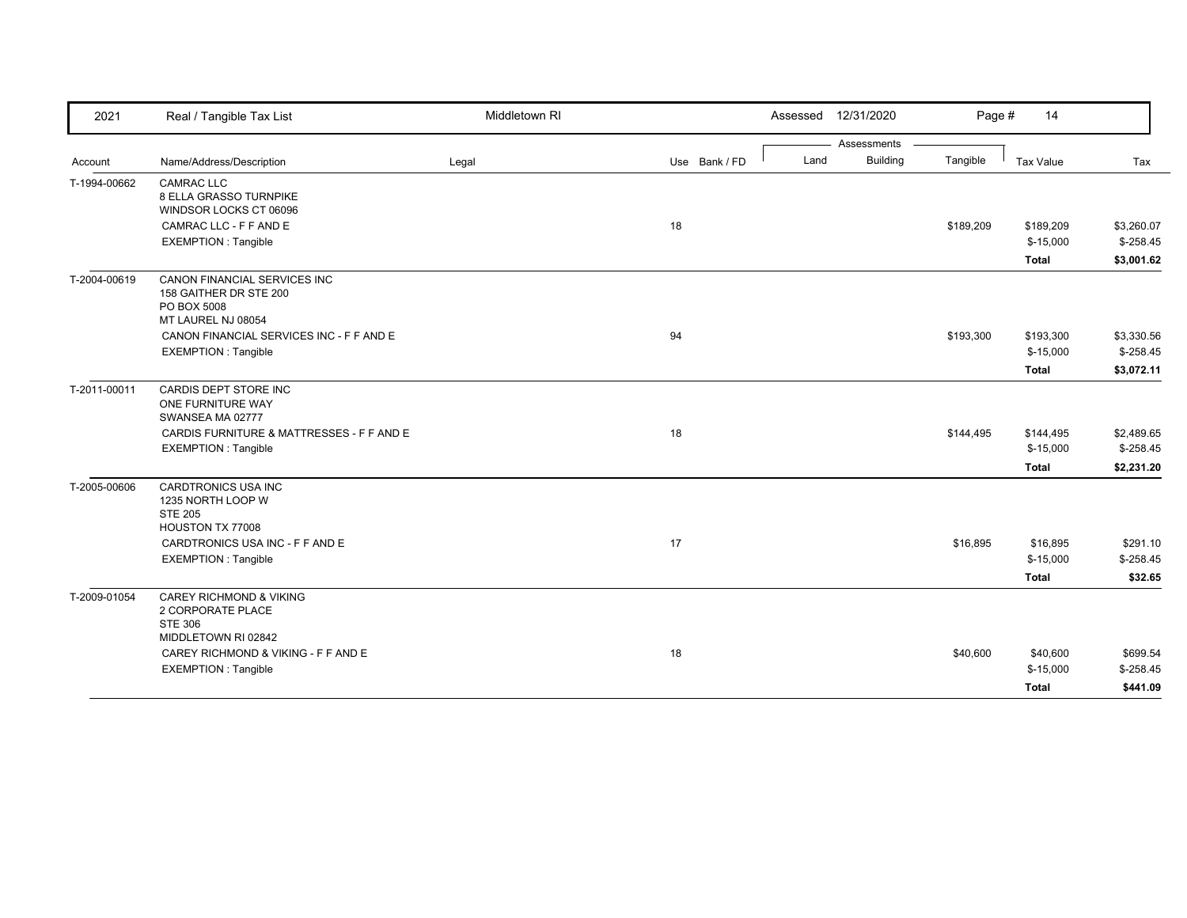| 2021 | Real / Tangible Tax List | Middletown RI | | Assessed 12/31/2020 | | Page # 14 | | |
|---|---|---|---|---|---|---|---|---|
| | | | | Assessments | | | | |
| Account | Name/Address/Description | Legal | Use Bank / FD | Land | Building | Tangible | Tax Value | Tax |
| T-1994-00662 | CAMRAC LLC<br>8 ELLA GRASSO TURNPIKE<br>WINDSOR LOCKS CT 06096 | | | | | | | |
| | CAMRAC LLC - F F AND E | | 18 | | | $189,209 | $189,209 | $3,260.07 |
| | EXEMPTION : Tangible | | | | | | $-15,000 | $-258.45 |
| | | | | | | | **Total** | **$3,001.62** |
| T-2004-00619 | CANON FINANCIAL SERVICES INC<br>158 GAITHER DR STE 200<br>PO BOX 5008<br>MT LAUREL NJ 08054 | | | | | | | |
| | CANON FINANCIAL SERVICES INC - F F AND E | | 94 | | | $193,300 | $193,300 | $3,330.56 |
| | EXEMPTION : Tangible | | | | | | $-15,000 | $-258.45 |
| | | | | | | | **Total** | **$3,072.11** |
| T-2011-00011 | CARDIS DEPT STORE INC<br>ONE FURNITURE WAY<br>SWANSEA MA 02777 | | | | | | | |
| | CARDIS FURNITURE & MATTRESSES - F F AND E | | 18 | | | $144,495 | $144,495 | $2,489.65 |
| | EXEMPTION : Tangible | | | | | | $-15,000 | $-258.45 |
| | | | | | | | **Total** | **$2,231.20** |
| T-2005-00606 | CARDTRONICS USA INC<br>1235 NORTH LOOP W<br>STE 205<br>HOUSTON TX 77008 | | | | | | | |
| | CARDTRONICS USA INC - F F AND E | | 17 | | | $16,895 | $16,895 | $291.10 |
| | EXEMPTION : Tangible | | | | | | $-15,000 | $-258.45 |
| | | | | | | | **Total** | **$32.65** |
| T-2009-01054 | CAREY RICHMOND & VIKING<br>2 CORPORATE PLACE<br>STE 306<br>MIDDLETOWN RI 02842 | | | | | | | |
| | CAREY RICHMOND & VIKING - F F AND E | | 18 | | | $40,600 | $40,600 | $699.54 |
| | EXEMPTION : Tangible | | | | | | $-15,000 | $-258.45 |
| | | | | | | | **Total** | **$441.09** |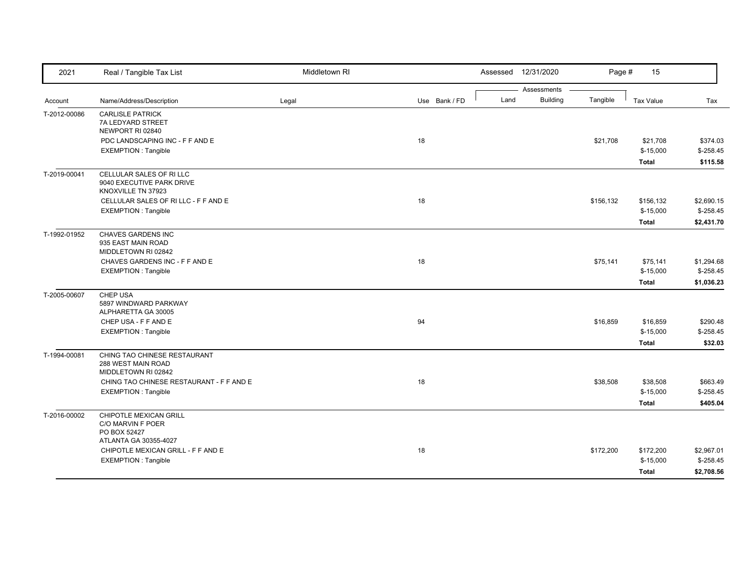| 2021 | Real / Tangible Tax List | Middletown RI | | Assessed 12/31/2020 | | Page # | 15 | |
|---|---|---|---|---|---|---|---|---|

| Account | Name/Address/Description | Legal | Use | Bank / FD | Land | Building | Tangible | Tax Value | Tax |
|---|---|---|---|---|---|---|---|---|---|
| T-2012-00086 | CARLISLE PATRICK<br>7A LEDYARD STREET<br>NEWPORT RI 02840 | | | | | | | | |
| | PDC LANDSCAPING INC - F F AND E | | 18 | | | | $21,708 | $21,708 | $374.03 |
| | EXEMPTION : Tangible | | | | | | | $-15,000 | $-258.45 |
| | | | | | | | | **Total** | **$115.58** |
| T-2019-00041 | CELLULAR SALES OF RI LLC<br>9040 EXECUTIVE PARK DRIVE<br>KNOXVILLE TN 37923 | | | | | | | | |
| | CELLULAR SALES OF RI LLC - F F AND E | | 18 | | | | $156,132 | $156,132 | $2,690.15 |
| | EXEMPTION : Tangible | | | | | | | $-15,000 | $-258.45 |
| | | | | | | | | **Total** | **$2,431.70** |
| T-1992-01952 | CHAVES GARDENS INC<br>935 EAST MAIN ROAD<br>MIDDLETOWN RI 02842 | | | | | | | | |
| | CHAVES GARDENS INC - F F AND E | | 18 | | | | $75,141 | $75,141 | $1,294.68 |
| | EXEMPTION : Tangible | | | | | | | $-15,000 | $-258.45 |
| | | | | | | | | **Total** | **$1,036.23** |
| T-2005-00607 | CHEP USA<br>5897 WINDWARD PARKWAY<br>ALPHARETTA GA 30005 | | | | | | | | |
| | CHEP USA - F F AND E | | 94 | | | | $16,859 | $16,859 | $290.48 |
| | EXEMPTION : Tangible | | | | | | | $-15,000 | $-258.45 |
| | | | | | | | | **Total** | **$32.03** |
| T-1994-00081 | CHING TAO CHINESE RESTAURANT<br>288 WEST MAIN ROAD<br>MIDDLETOWN RI 02842 | | | | | | | | |
| | CHING TAO CHINESE RESTAURANT - F F AND E | | 18 | | | | $38,508 | $38,508 | $663.49 |
| | EXEMPTION : Tangible | | | | | | | $-15,000 | $-258.45 |
| | | | | | | | | **Total** | **$405.04** |
| T-2016-00002 | CHIPOTLE MEXICAN GRILL<br>C/O MARVIN F POER<br>PO BOX 52427<br>ATLANTA GA 30355-4027 | | | | | | | | |
| | CHIPOTLE MEXICAN GRILL - F F AND E | | 18 | | | | $172,200 | $172,200 | $2,967.01 |
| | EXEMPTION : Tangible | | | | | | | $-15,000 | $-258.45 |
| | | | | | | | | **Total** | **$2,708.56** |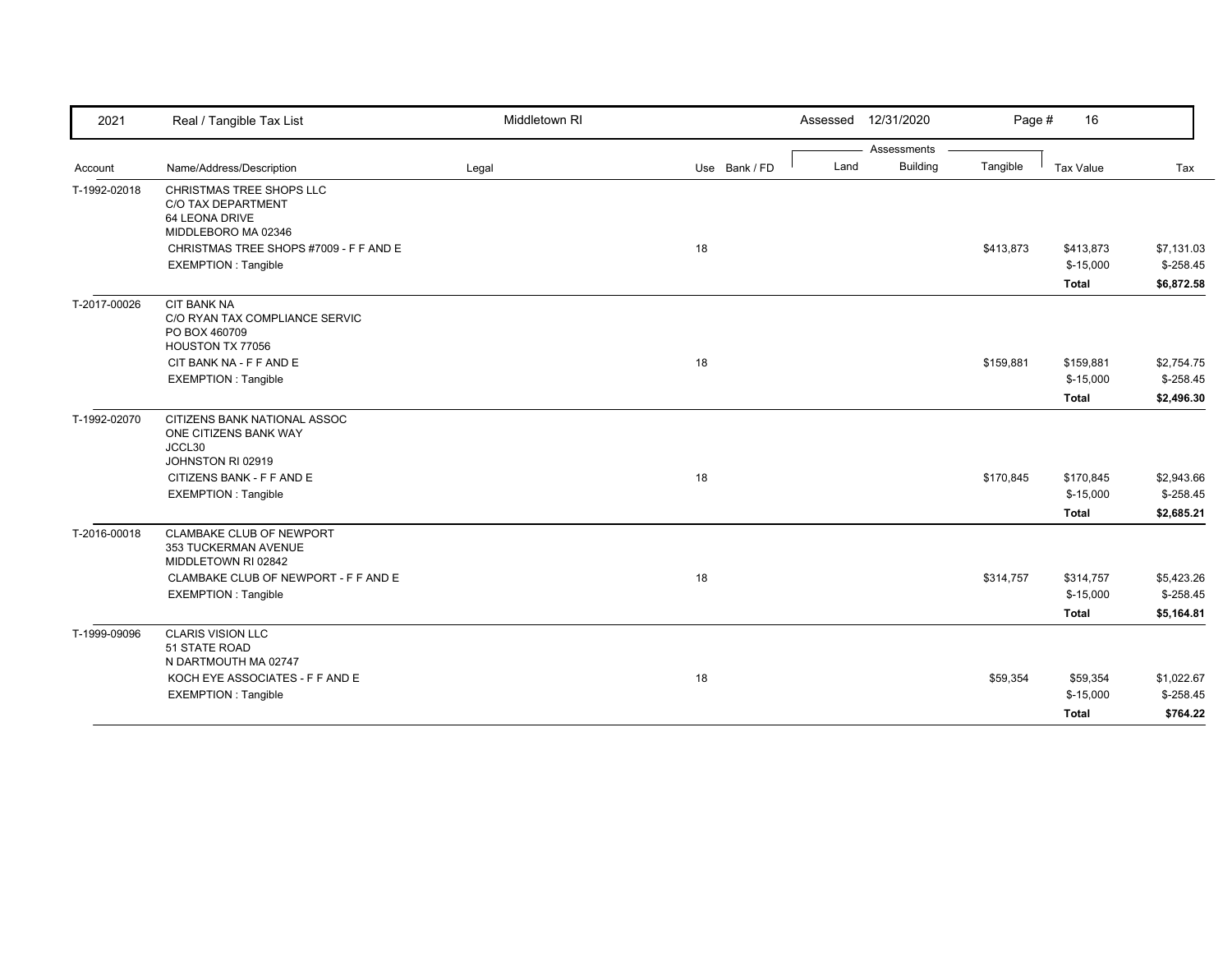| 2021 | Real / Tangible Tax List | Middletown RI | | | Assessed 12/31/2020 | | | | |
|---|---|---|---|---|---|---|---|---|---|
| | | | | | Assessments | | | | |
| Account | Name/Address/Description | Legal | Use | Bank / FD | Land | Building | Tangible | Tax Value | Tax |
| T-1992-02018 | CHRISTMAS TREE SHOPS LLC<br>C/O TAX DEPARTMENT<br>64 LEONA DRIVE<br>MIDDLEBORO MA 02346 | | | | | | | | |
| | CHRISTMAS TREE SHOPS #7009 - F F AND E | | 18 | | | | $413,873 | $413,873 | $7,131.03 |
| | EXEMPTION : Tangible | | | | | | | $-15,000 | $-258.45 |
| | | | | | | | | **Total** | **$6,872.58** |
| T-2017-00026 | CIT BANK NA<br>C/O RYAN TAX COMPLIANCE SERVIC<br>PO BOX 460709<br>HOUSTON TX 77056 | | | | | | | | |
| | CIT BANK NA - F F AND E | | 18 | | | | $159,881 | $159,881 | $2,754.75 |
| | EXEMPTION : Tangible | | | | | | | $-15,000 | $-258.45 |
| | | | | | | | | **Total** | **$2,496.30** |
| T-1992-02070 | CITIZENS BANK NATIONAL ASSOC<br>ONE CITIZENS BANK WAY<br>JCCL30<br>JOHNSTON RI 02919 | | | | | | | | |
| | CITIZENS BANK - F F AND E | | 18 | | | | $170,845 | $170,845 | $2,943.66 |
| | EXEMPTION : Tangible | | | | | | | $-15,000 | $-258.45 |
| | | | | | | | | **Total** | **$2,685.21** |
| T-2016-00018 | CLAMBAKE CLUB OF NEWPORT<br>353 TUCKERMAN AVENUE<br>MIDDLETOWN RI 02842 | | | | | | | | |
| | CLAMBAKE CLUB OF NEWPORT - F F AND E | | 18 | | | | $314,757 | $314,757 | $5,423.26 |
| | EXEMPTION : Tangible | | | | | | | $-15,000 | $-258.45 |
| | | | | | | | | **Total** | **$5,164.81** |
| T-1999-09096 | CLARIS VISION LLC<br>51 STATE ROAD<br>N DARTMOUTH MA 02747 | | | | | | | | |
| | KOCH EYE ASSOCIATES - F F AND E | | 18 | | | | $59,354 | $59,354 | $1,022.67 |
| | EXEMPTION : Tangible | | | | | | | $-15,000 | $-258.45 |
| | | | | | | | | **Total** | **$764.22** |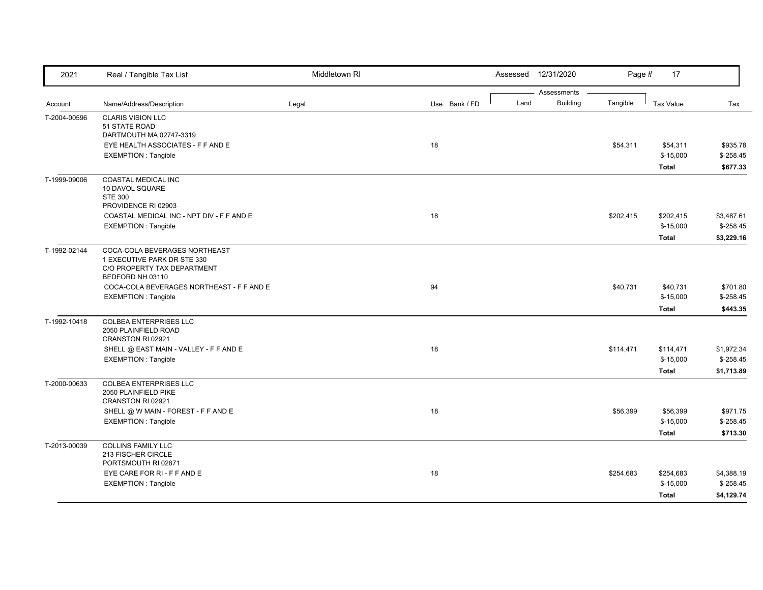| 2021 | Real / Tangible Tax List | Middletown RI | | Assessed 12/31/2020 | | | | | |
|---|---|---|---|---|---|---|---|---|---|
| | | | | Assessments | | | | | |
| Account | Name/Address/Description | Legal | Use | Bank / FD | Land | Building | Tangible | Tax Value | Tax |
| T-2004-00596 | CLARIS VISION LLC<br>51 STATE ROAD<br>DARTMOUTH MA 02747-3319 | | | | | | | | |
| | EYE HEALTH ASSOCIATES - F F AND E | | 18 | | | | $54,311 | $54,311 | $935.78 |
| | EXEMPTION : Tangible | | | | | | | $-15,000 | $-258.45 |
| | | | | | | | | **Total** | **$677.33** |
| T-1999-09006 | COASTAL MEDICAL INC<br>10 DAVOL SQUARE<br>STE 300<br>PROVIDENCE RI 02903 | | | | | | | | |
| | COASTAL MEDICAL INC - NPT DIV - F F AND E | | 18 | | | | $202,415 | $202,415 | $3,487.61 |
| | EXEMPTION : Tangible | | | | | | | $-15,000 | $-258.45 |
| | | | | | | | | **Total** | **$3,229.16** |
| T-1992-02144 | COCA-COLA BEVERAGES NORTHEAST<br>1 EXECUTIVE PARK DR STE 330<br>C/O PROPERTY TAX DEPARTMENT<br>BEDFORD NH 03110 | | | | | | | | |
| | COCA-COLA BEVERAGES NORTHEAST - F F AND E | | 94 | | | | $40,731 | $40,731 | $701.80 |
| | EXEMPTION : Tangible | | | | | | | $-15,000 | $-258.45 |
| | | | | | | | | **Total** | **$443.35** |
| T-1992-10418 | COLBEA ENTERPRISES LLC<br>2050 PLAINFIELD ROAD<br>CRANSTON RI 02921 | | | | | | | | |
| | SHELL @ EAST MAIN - VALLEY - F F AND E | | 18 | | | | $114,471 | $114,471 | $1,972.34 |
| | EXEMPTION : Tangible | | | | | | | $-15,000 | $-258.45 |
| | | | | | | | | **Total** | **$1,713.89** |
| T-2000-00633 | COLBEA ENTERPRISES LLC<br>2050 PLAINFIELD PIKE<br>CRANSTON RI 02921 | | | | | | | | |
| | SHELL @ W MAIN - FOREST - F F AND E | | 18 | | | | $56,399 | $56,399 | $971.75 |
| | EXEMPTION : Tangible | | | | | | | $-15,000 | $-258.45 |
| | | | | | | | | **Total** | **$713.30** |
| T-2013-00039 | COLLINS FAMILY LLC<br>213 FISCHER CIRCLE<br>PORTSMOUTH RI 02871 | | | | | | | | |
| | EYE CARE FOR RI - F F AND E | | 18 | | | | $254,683 | $254,683 | $4,388.19 |
| | EXEMPTION : Tangible | | | | | | | $-15,000 | $-258.45 |
| | | | | | | | | **Total** | **$4,129.74** |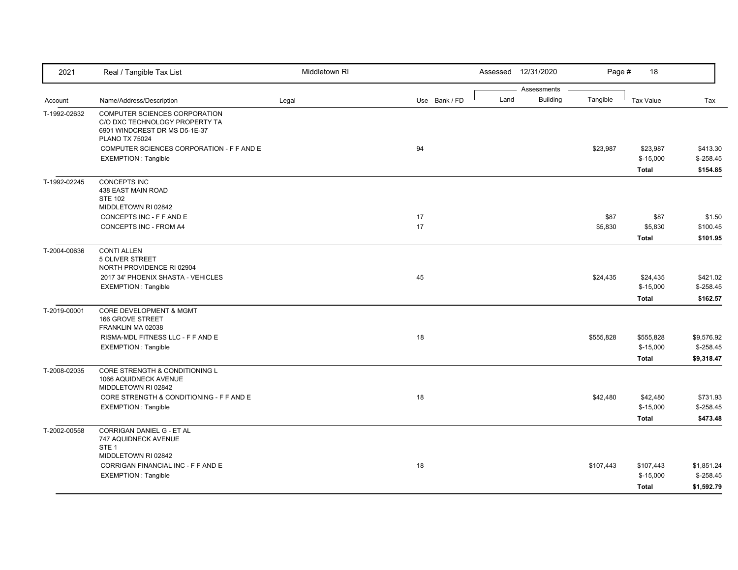| 2021 | Real / Tangible Tax List | Middletown RI | | Assessed 12/31/2020 | | | | |
|---|---|---|---|---|---|---|---|---|
| | | | | Assessments | | | | |
| Account | Name/Address/Description | Legal | Use Bank / FD | Land | Building | Tangible | Tax Value | Tax |
| T-1992-02632 | COMPUTER SCIENCES CORPORATION<br>C/O DXC TECHNOLOGY PROPERTY TA<br>6901 WINDCREST DR MS D5-1E-37<br>PLANO TX 75024 | | | | | | | |
| | COMPUTER SCIENCES CORPORATION - F F AND E | | 94 | | | $23,987 | $23,987 | $413.30 |
| | EXEMPTION : Tangible | | | | | | $-15,000 | $-258.45 |
| | | | | | | | **Total** | **$154.85** |
| T-1992-02245 | CONCEPTS INC<br>438 EAST MAIN ROAD<br>STE 102<br>MIDDLETOWN RI 02842 | | | | | | | |
| | CONCEPTS INC - F F AND E | | 17 | | | $87 | $87 | $1.50 |
| | CONCEPTS INC - FROM A4 | | 17 | | | $5,830 | $5,830 | $100.45 |
| | | | | | | | **Total** | **$101.95** |
| T-2004-00636 | CONTI ALLEN<br>5 OLIVER STREET<br>NORTH PROVIDENCE RI 02904 | | | | | | | |
| | 2017 34' PHOENIX SHASTA - VEHICLES | | 45 | | | $24,435 | $24,435 | $421.02 |
| | EXEMPTION : Tangible | | | | | | $-15,000 | $-258.45 |
| | | | | | | | **Total** | **$162.57** |
| T-2019-00001 | CORE DEVELOPMENT & MGMT<br>166 GROVE STREET<br>FRANKLIN MA 02038 | | | | | | | |
| | RISMA-MDL FITNESS LLC - F F AND E | | 18 | | | $555,828 | $555,828 | $9,576.92 |
| | EXEMPTION : Tangible | | | | | | $-15,000 | $-258.45 |
| | | | | | | | **Total** | **$9,318.47** |
| T-2008-02035 | CORE STRENGTH & CONDITIONING L<br>1066 AQUIDNECK AVENUE<br>MIDDLETOWN RI 02842 | | | | | | | |
| | CORE STRENGTH & CONDITIONING - F F AND E | | 18 | | | $42,480 | $42,480 | $731.93 |
| | EXEMPTION : Tangible | | | | | | $-15,000 | $-258.45 |
| | | | | | | | **Total** | **$473.48** |
| T-2002-00558 | CORRIGAN DANIEL G - ET AL<br>747 AQUIDNECK AVENUE<br>STE 1<br>MIDDLETOWN RI 02842 | | | | | | | |
| | CORRIGAN FINANCIAL INC - F F AND E | | 18 | | | $107,443 | $107,443 | $1,851.24 |
| | EXEMPTION : Tangible | | | | | | $-15,000 | $-258.45 |
| | | | | | | | **Total** | **$1,592.79** |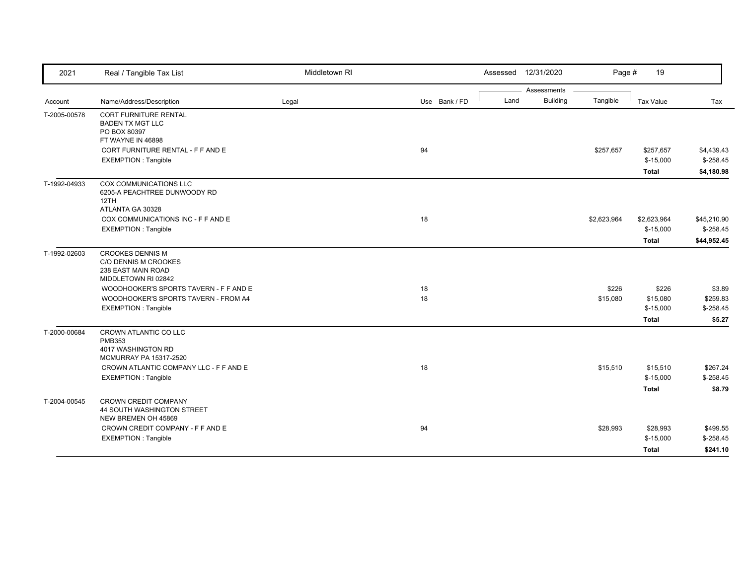| Account | Name/Address/Description | Legal | Use | Bank / FD | Land | Building | Tangible | Tax Value | Tax |
|---|---|---|---|---|---|---|---|---|---|
| T-2005-00578 | CORT FURNITURE RENTAL<br>BADEN TX MGT LLC<br>PO BOX 80397<br>FT WAYNE IN 46898 | | | | | | | | |
| | CORT FURNITURE RENTAL - F F AND E | | 94 | | | | $257,657 | $257,657 | $4,439.43 |
| | EXEMPTION : Tangible | | | | | | | $-15,000 | $-258.45 |
| | | | | | | | | **Total** | **$4,180.98** |
| T-1992-04933 | COX COMMUNICATIONS LLC<br>6205-A PEACHTREE DUNWOODY RD<br>12TH<br>ATLANTA GA 30328 | | | | | | | | |
| | COX COMMUNICATIONS INC - F F AND E | | 18 | | | | $2,623,964 | $2,623,964 | $45,210.90 |
| | EXEMPTION : Tangible | | | | | | | $-15,000 | $-258.45 |
| | | | | | | | | **Total** | **$44,952.45** |
| T-1992-02603 | CROOKES DENNIS M<br>C/O DENNIS M CROOKES<br>238 EAST MAIN ROAD<br>MIDDLETOWN RI 02842 | | | | | | | | |
| | WOODHOOKER'S SPORTS TAVERN - F F AND E | | 18 | | | | $226 | $226 | $3.89 |
| | WOODHOOKER'S SPORTS TAVERN - FROM A4 | | 18 | | | | $15,080 | $15,080 | $259.83 |
| | EXEMPTION : Tangible | | | | | | | $-15,000 | $-258.45 |
| | | | | | | | | **Total** | **$5.27** |
| T-2000-00684 | CROWN ATLANTIC CO LLC<br>PMB353<br>4017 WASHINGTON RD<br>MCMURRAY PA 15317-2520 | | | | | | | | |
| | CROWN ATLANTIC COMPANY LLC - F F AND E | | 18 | | | | $15,510 | $15,510 | $267.24 |
| | EXEMPTION : Tangible | | | | | | | $-15,000 | $-258.45 |
| | | | | | | | | **Total** | **$8.79** |
| T-2004-00545 | CROWN CREDIT COMPANY<br>44 SOUTH WASHINGTON STREET<br>NEW BREMEN OH 45869 | | | | | | | | |
| | CROWN CREDIT COMPANY - F F AND E | | 94 | | | | $28,993 | $28,993 | $499.55 |
| | EXEMPTION : Tangible | | | | | | | $-15,000 | $-258.45 |
| | | | | | | | | **Total** | **$241.10** |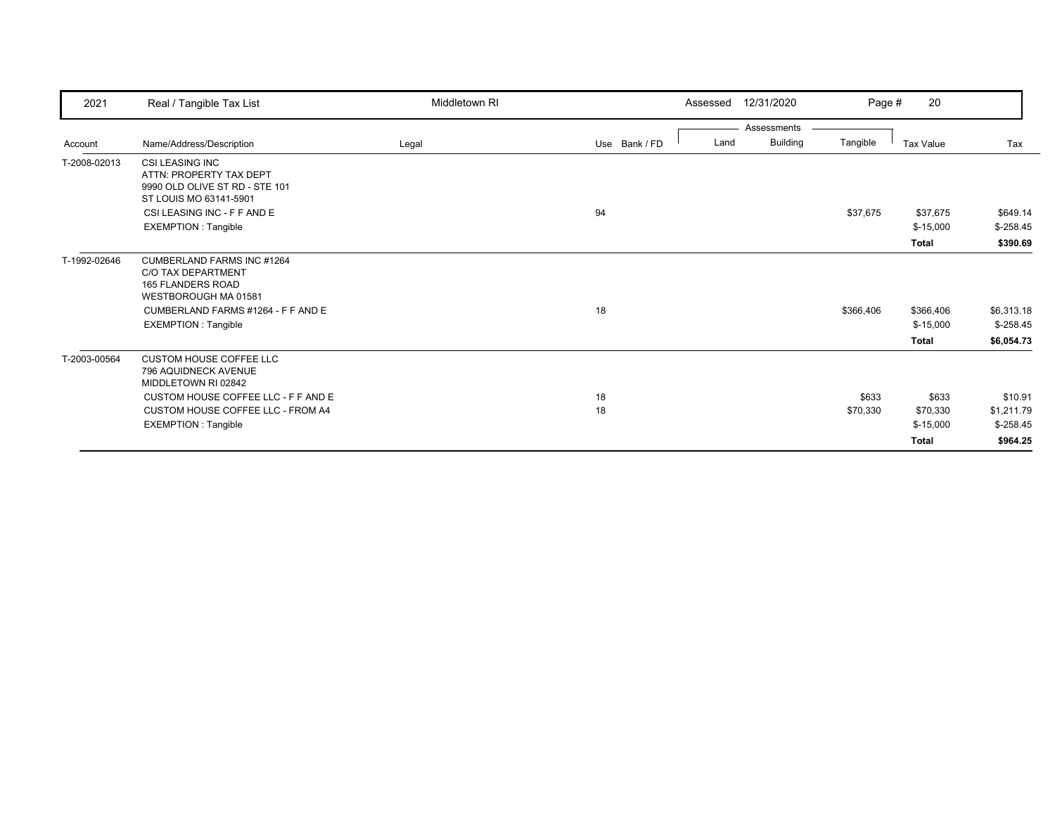| 2021 | Real / Tangible Tax List | Middletown RI | | Assessed 12/31/2020 | | Page # 20 | | |
|---|---|---|---|---|---|---|---|---|
| | | | | Assessments | | | | |
| Account | Name/Address/Description | Legal | Use Bank / FD | Land | Building | Tangible | Tax Value | Tax |
| T-2008-02013 | CSI LEASING INC<br>ATTN: PROPERTY TAX DEPT<br>9990 OLD OLIVE ST RD - STE 101<br>ST LOUIS MO 63141-5901 | | | | | | | |
| | CSI LEASING INC - F F AND E | | 94 | | | $37,675 | $37,675 | $649.14 |
| | EXEMPTION : Tangible | | | | | | $-15,000 | $-258.45 |
| | | | | | | | **Total** | **$390.69** |
| T-1992-02646 | CUMBERLAND FARMS INC #1264<br>C/O TAX DEPARTMENT<br>165 FLANDERS ROAD<br>WESTBOROUGH MA 01581 | | | | | | | |
| | CUMBERLAND FARMS #1264 - F F AND E | | 18 | | | $366,406 | $366,406 | $6,313.18 |
| | EXEMPTION : Tangible | | | | | | $-15,000 | $-258.45 |
| | | | | | | | **Total** | **$6,054.73** |
| T-2003-00564 | CUSTOM HOUSE COFFEE LLC<br>796 AQUIDNECK AVENUE<br>MIDDLETOWN RI 02842 | | | | | | | |
| | CUSTOM HOUSE COFFEE LLC - F F AND E | | 18 | | | $633 | $633 | $10.91 |
| | CUSTOM HOUSE COFFEE LLC - FROM A4 | | 18 | | | $70,330 | $70,330 | $1,211.79 |
| | EXEMPTION : Tangible | | | | | | $-15,000 | $-258.45 |
| | | | | | | | **Total** | **$964.25** |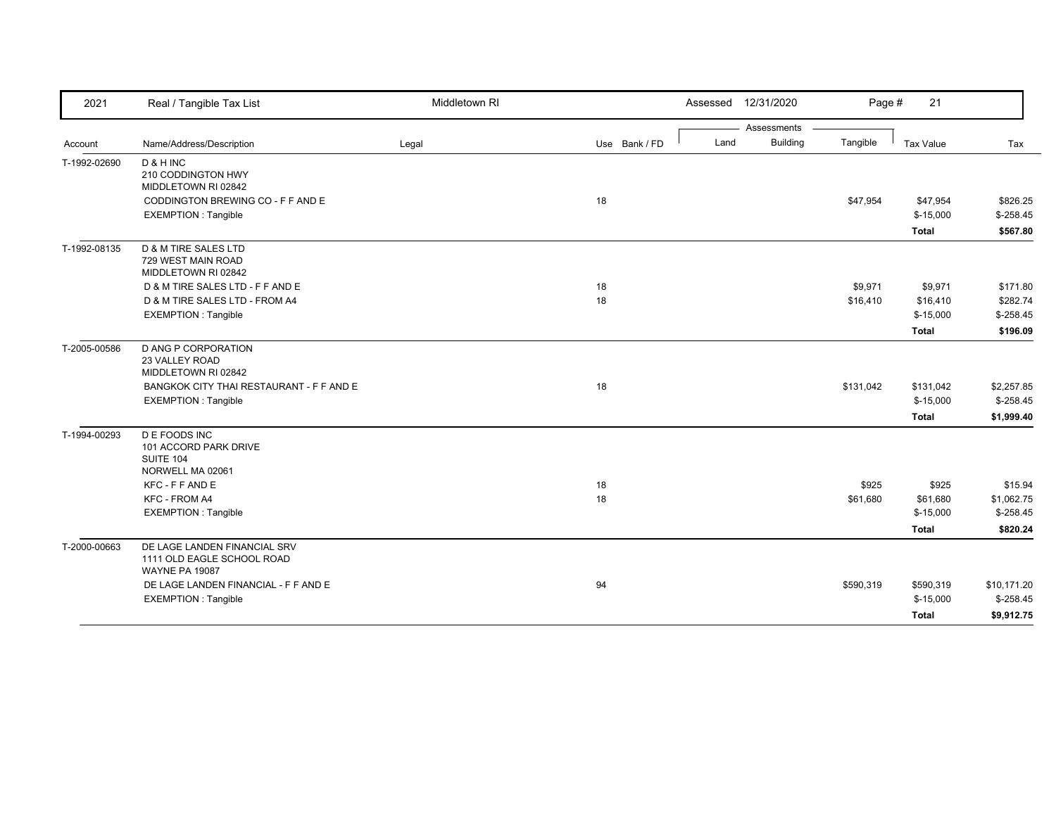| 2021 | Real / Tangible Tax List | Middletown RI | | Assessed 12/31/2020 | | Page # 21 | | |
|---|---|---|---|---|---|---|---|---|
| | | | | Assessments | | | | |
| Account | Name/Address/Description | Legal | Use Bank / FD | Land | Building | Tangible | Tax Value | Tax |
| T-1992-02690 | D & H INC<br>210 CODDINGTON HWY<br>MIDDLETOWN RI 02842 | | | | | | | |
| | CODDINGTON BREWING CO - F F AND E | | 18 | | | $47,954 | $47,954 | $826.25 |
| | EXEMPTION : Tangible | | | | | | $-15,000 | $-258.45 |
| | | | | | | | **Total** | **$567.80** |
| T-1992-08135 | D & M TIRE SALES LTD<br>729 WEST MAIN ROAD<br>MIDDLETOWN RI 02842 | | | | | | | |
| | D & M TIRE SALES LTD - F F AND E | | 18 | | | $9,971 | $9,971 | $171.80 |
| | D & M TIRE SALES LTD - FROM A4 | | 18 | | | $16,410 | $16,410 | $282.74 |
| | EXEMPTION : Tangible | | | | | | $-15,000 | $-258.45 |
| | | | | | | | **Total** | **$196.09** |
| T-2005-00586 | D ANG P CORPORATION<br>23 VALLEY ROAD<br>MIDDLETOWN RI 02842 | | | | | | | |
| | BANGKOK CITY THAI RESTAURANT - F F AND E | | 18 | | | $131,042 | $131,042 | $2,257.85 |
| | EXEMPTION : Tangible | | | | | | $-15,000 | $-258.45 |
| | | | | | | | **Total** | **$1,999.40** |
| T-1994-00293 | D E FOODS INC<br>101 ACCORD PARK DRIVE<br>SUITE 104<br>NORWELL MA 02061 | | | | | | | |
| | KFC - F F AND E | | 18 | | | $925 | $925 | $15.94 |
| | KFC - FROM A4 | | 18 | | | $61,680 | $61,680 | $1,062.75 |
| | EXEMPTION : Tangible | | | | | | $-15,000 | $-258.45 |
| | | | | | | | **Total** | **$820.24** |
| T-2000-00663 | DE LAGE LANDEN FINANCIAL SRV<br>1111 OLD EAGLE SCHOOL ROAD<br>WAYNE PA 19087 | | | | | | | |
| | DE LAGE LANDEN FINANCIAL - F F AND E | | 94 | | | $590,319 | $590,319 | $10,171.20 |
| | EXEMPTION : Tangible | | | | | | $-15,000 | $-258.45 |
| | | | | | | | **Total** | **$9,912.75** |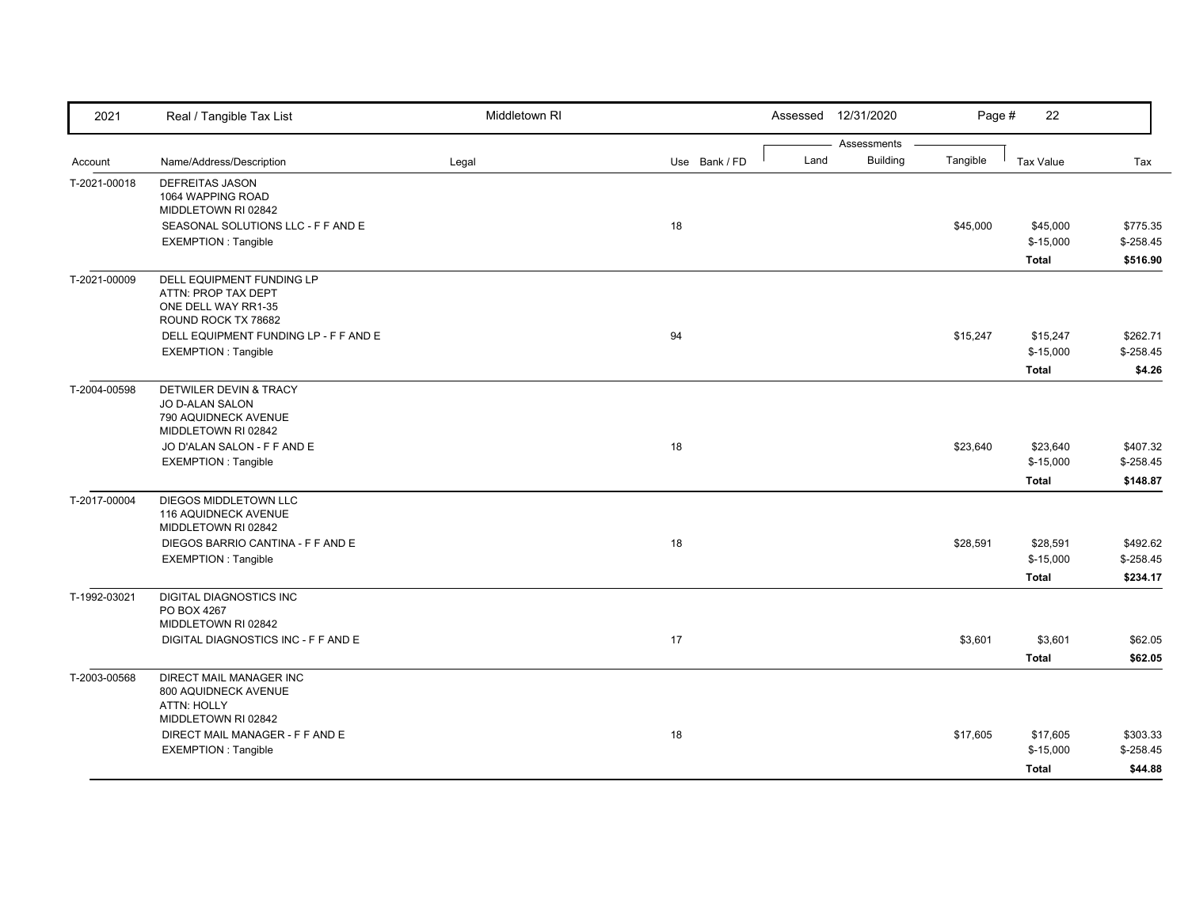| 2021 | Real / Tangible Tax List | Middletown RI | | Assessed 12/31/2020 | | Page # 22 | | |
|---|---|---|---|---|---|---|---|---|
| | | | | Assessments | | | | |
| Account | Name/Address/Description | Legal | Use Bank / FD | Land | Building | Tangible | Tax Value | Tax |
| T-2021-00018 | DEFREITAS JASON<br>1064 WAPPING ROAD<br>MIDDLETOWN RI 02842 | | | | | | | |
| | SEASONAL SOLUTIONS LLC - F F AND E | | 18 | | | $45,000 | $45,000 | $775.35 |
| | EXEMPTION : Tangible | | | | | | $-15,000 | $-258.45 |
| | | | | | | | **Total** | **$516.90** |
| T-2021-00009 | DELL EQUIPMENT FUNDING LP<br>ATTN: PROP TAX DEPT<br>ONE DELL WAY RR1-35<br>ROUND ROCK TX 78682 | | | | | | | |
| | DELL EQUIPMENT FUNDING LP - F F AND E | | 94 | | | $15,247 | $15,247 | $262.71 |
| | EXEMPTION : Tangible | | | | | | $-15,000 | $-258.45 |
| | | | | | | | **Total** | **$4.26** |
| T-2004-00598 | DETWILER DEVIN & TRACY<br>JO D-ALAN SALON<br>790 AQUIDNECK AVENUE<br>MIDDLETOWN RI 02842 | | | | | | | |
| | JO D'ALAN SALON - F F AND E | | 18 | | | $23,640 | $23,640 | $407.32 |
| | EXEMPTION : Tangible | | | | | | $-15,000 | $-258.45 |
| | | | | | | | **Total** | **$148.87** |
| T-2017-00004 | DIEGOS MIDDLETOWN LLC<br>116 AQUIDNECK AVENUE<br>MIDDLETOWN RI 02842 | | | | | | | |
| | DIEGOS BARRIO CANTINA - F F AND E | | 18 | | | $28,591 | $28,591 | $492.62 |
| | EXEMPTION : Tangible | | | | | | $-15,000 | $-258.45 |
| | | | | | | | **Total** | **$234.17** |
| T-1992-03021 | DIGITAL DIAGNOSTICS INC<br>PO BOX 4267<br>MIDDLETOWN RI 02842 | | | | | | | |
| | DIGITAL DIAGNOSTICS INC - F F AND E | | 17 | | | $3,601 | $3,601 | $62.05 |
| | | | | | | | **Total** | **$62.05** |
| T-2003-00568 | DIRECT MAIL MANAGER INC<br>800 AQUIDNECK AVENUE<br>ATTN: HOLLY<br>MIDDLETOWN RI 02842 | | | | | | | |
| | DIRECT MAIL MANAGER - F F AND E | | 18 | | | $17,605 | $17,605 | $303.33 |
| | EXEMPTION : Tangible | | | | | | $-15,000 | $-258.45 |
| | | | | | | | **Total** | **$44.88** |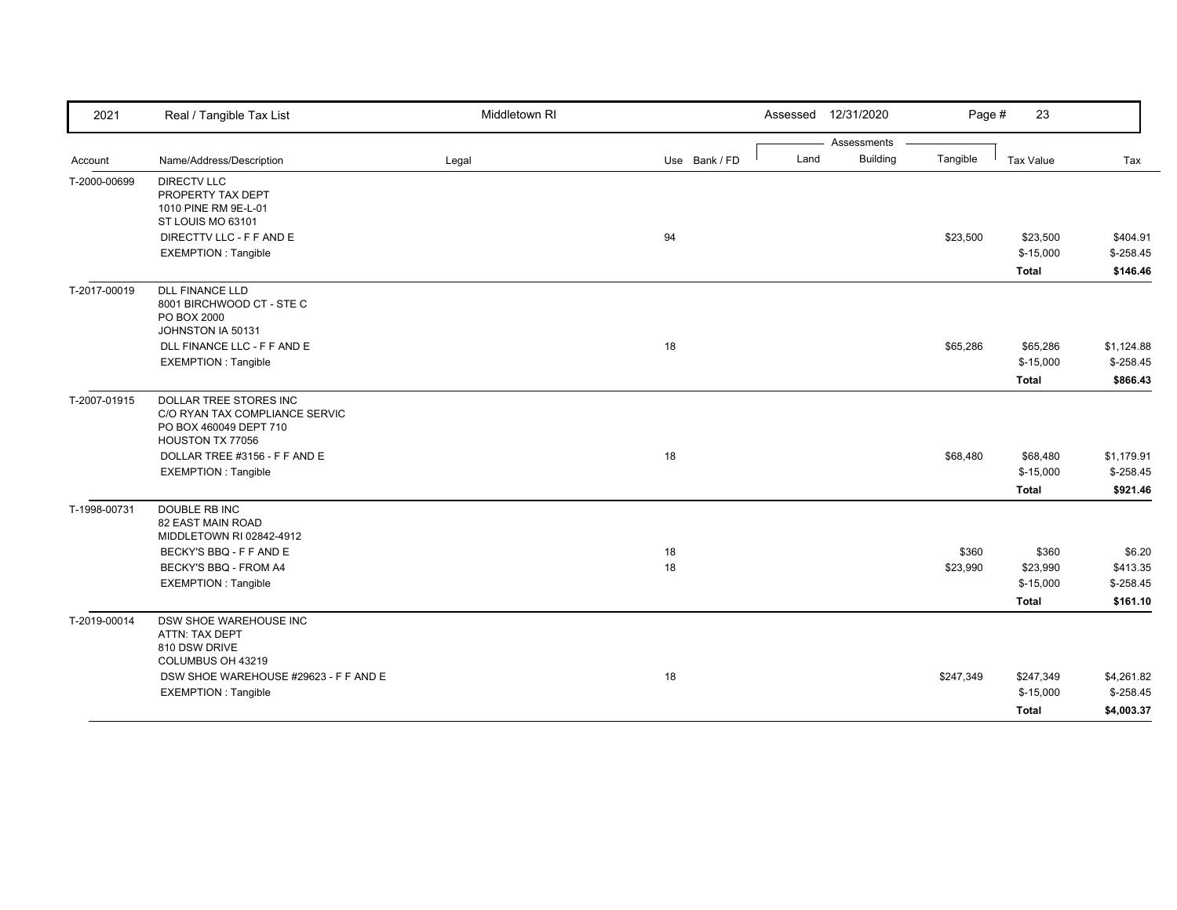| 2021 | Real / Tangible Tax List | Middletown RI | | Assessed 12/31/2020 | | Page # 23 | | |
|---|---|---|---|---|---|---|---|---|
| | | | | Assessments | | | | |
| Account | Name/Address/Description | Legal | Use Bank / FD | Land | Building | Tangible | Tax Value | Tax |
| T-2000-00699 | DIRECTV LLC<br>PROPERTY TAX DEPT<br>1010 PINE RM 9E-L-01<br>ST LOUIS MO 63101 | | | | | | | |
| | DIRECTTV LLC - F F AND E | | 94 | | | $23,500 | $23,500 | $404.91 |
| | EXEMPTION : Tangible | | | | | | $-15,000 | $-258.45 |
| | | | | | | | **Total** | **$146.46** |
| T-2017-00019 | DLL FINANCE LLD<br>8001 BIRCHWOOD CT - STE C<br>PO BOX 2000<br>JOHNSTON IA 50131 | | | | | | | |
| | DLL FINANCE LLC - F F AND E | | 18 | | | $65,286 | $65,286 | $1,124.88 |
| | EXEMPTION : Tangible | | | | | | $-15,000 | $-258.45 |
| | | | | | | | **Total** | **$866.43** |
| T-2007-01915 | DOLLAR TREE STORES INC<br>C/O RYAN TAX COMPLIANCE SERVIC<br>PO BOX 460049 DEPT 710<br>HOUSTON TX 77056 | | | | | | | |
| | DOLLAR TREE #3156 - F F AND E | | 18 | | | $68,480 | $68,480 | $1,179.91 |
| | EXEMPTION : Tangible | | | | | | $-15,000 | $-258.45 |
| | | | | | | | **Total** | **$921.46** |
| T-1998-00731 | DOUBLE RB INC<br>82 EAST MAIN ROAD<br>MIDDLETOWN RI 02842-4912 | | | | | | | |
| | BECKY'S BBQ - F F AND E | | 18 | | | $360 | $360 | $6.20 |
| | BECKY'S BBQ - FROM A4 | | 18 | | | $23,990 | $23,990 | $413.35 |
| | EXEMPTION : Tangible | | | | | | $-15,000 | $-258.45 |
| | | | | | | | **Total** | **$161.10** |
| T-2019-00014 | DSW SHOE WAREHOUSE INC<br>ATTN: TAX DEPT<br>810 DSW DRIVE<br>COLUMBUS OH 43219 | | | | | | | |
| | DSW SHOE WAREHOUSE #29623 - F F AND E | | 18 | | | $247,349 | $247,349 | $4,261.82 |
| | EXEMPTION : Tangible | | | | | | $-15,000 | $-258.45 |
| | | | | | | | **Total** | **$4,003.37** |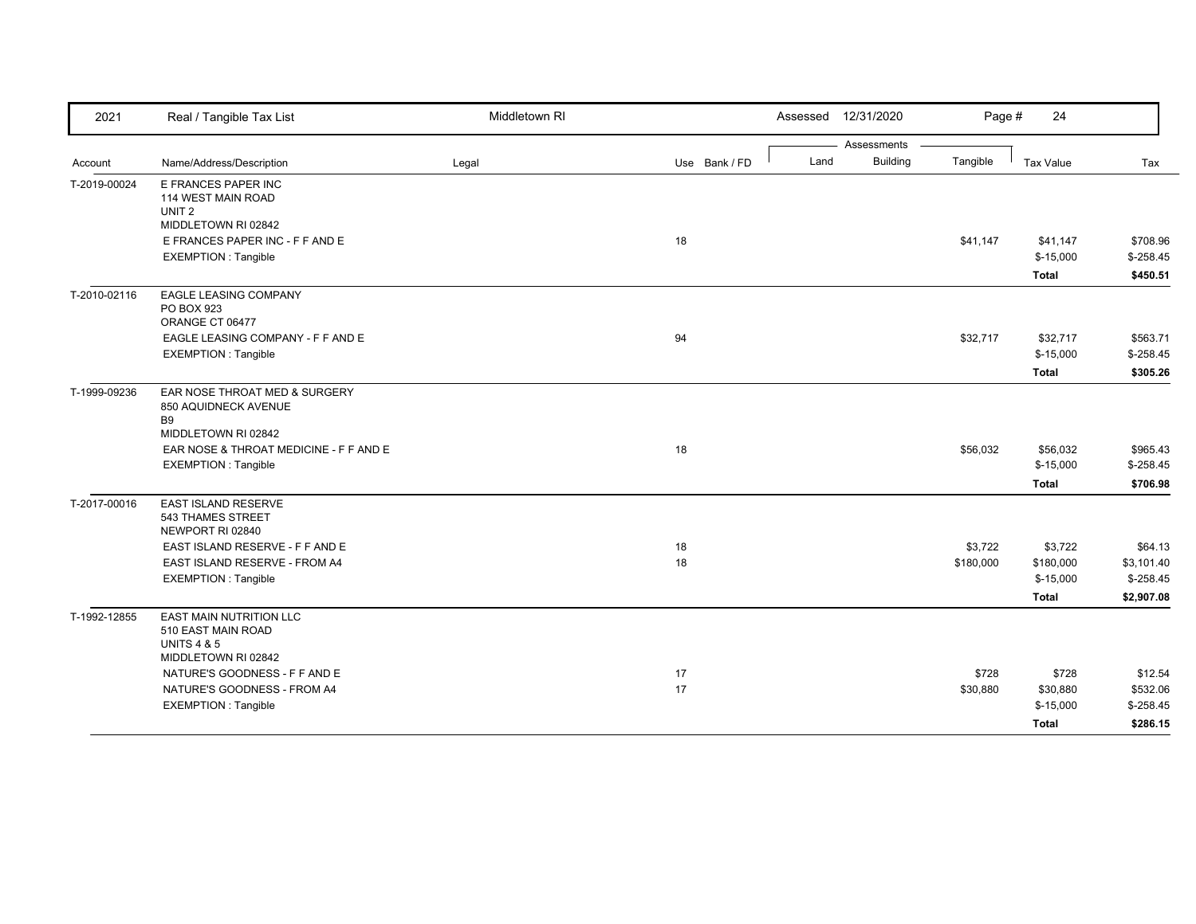| 2021 | Real / Tangible Tax List | Middletown RI | | Assessed 12/31/2020 | | | | |
|---|---|---|---|---|---|---|---|---|
| | | | | Assessments | | | | |
| Account | Name/Address/Description | Legal | Use Bank / FD | Land | Building | Tangible | Tax Value | Tax |
| T-2019-00024 | E FRANCES PAPER INC<br>114 WEST MAIN ROAD<br>UNIT 2<br>MIDDLETOWN RI 02842 | | | | | | | |
| | E FRANCES PAPER INC - F F AND E | | 18 | | | $41,147 | $41,147 | $708.96 |
| | EXEMPTION : Tangible | | | | | | $-15,000 | $-258.45 |
| | | | | | | | **Total** | **$450.51** |
| T-2010-02116 | EAGLE LEASING COMPANY<br>PO BOX 923<br>ORANGE CT 06477 | | | | | | | |
| | EAGLE LEASING COMPANY - F F AND E | | 94 | | | $32,717 | $32,717 | $563.71 |
| | EXEMPTION : Tangible | | | | | | $-15,000 | $-258.45 |
| | | | | | | | **Total** | **$305.26** |
| T-1999-09236 | EAR NOSE THROAT MED & SURGERY<br>850 AQUIDNECK AVENUE<br>B9<br>MIDDLETOWN RI 02842 | | | | | | | |
| | EAR NOSE & THROAT MEDICINE - F F AND E | | 18 | | | $56,032 | $56,032 | $965.43 |
| | EXEMPTION : Tangible | | | | | | $-15,000 | $-258.45 |
| | | | | | | | **Total** | **$706.98** |
| T-2017-00016 | EAST ISLAND RESERVE<br>543 THAMES STREET<br>NEWPORT RI 02840 | | | | | | | |
| | EAST ISLAND RESERVE - F F AND E | | 18 | | | $3,722 | $3,722 | $64.13 |
| | EAST ISLAND RESERVE - FROM A4 | | 18 | | | $180,000 | $180,000 | $3,101.40 |
| | EXEMPTION : Tangible | | | | | | $-15,000 | $-258.45 |
| | | | | | | | **Total** | **$2,907.08** |
| T-1992-12855 | EAST MAIN NUTRITION LLC<br>510 EAST MAIN ROAD<br>UNITS 4 & 5<br>MIDDLETOWN RI 02842 | | | | | | | |
| | NATURE'S GOODNESS - F F AND E | | 17 | | | $728 | $728 | $12.54 |
| | NATURE'S GOODNESS - FROM A4 | | 17 | | | $30,880 | $30,880 | $532.06 |
| | EXEMPTION : Tangible | | | | | | $-15,000 | $-258.45 |
| | | | | | | | **Total** | **$286.15** |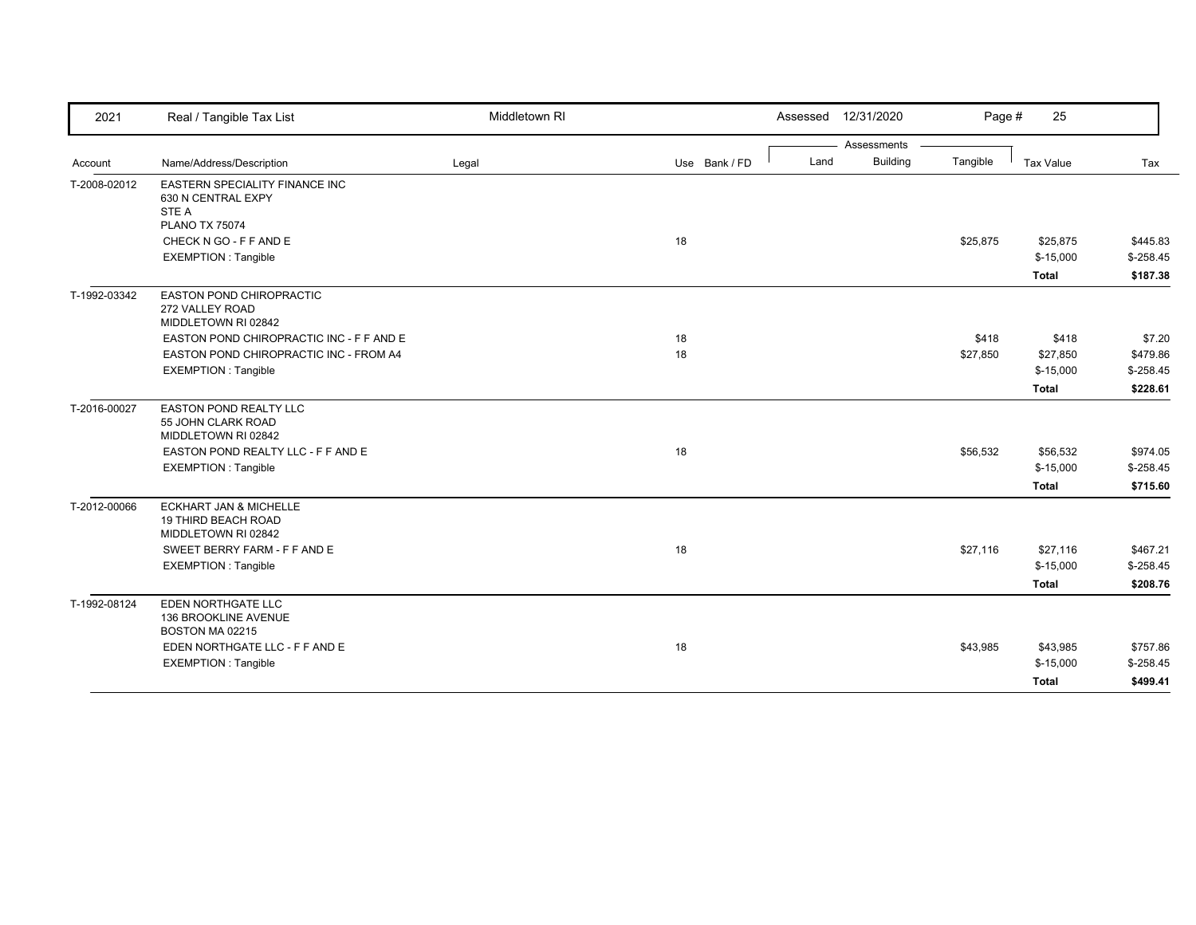| 2021 | Real / Tangible Tax List | Middletown RI | | Assessed 12/31/2020 | | | | |
|---|---|---|---|---|---|---|---|---|
| | | | | Assessments | | | | |
| Account | Name/Address/Description | Legal | Use Bank / FD | Land | Building | Tangible | Tax Value | Tax |
| T-2008-02012 | EASTERN SPECIALITY FINANCE INC<br>630 N CENTRAL EXPY<br>STE A<br>PLANO TX 75074 | | | | | | | |
| | CHECK N GO - F F AND E | | 18 | | | $25,875 | $25,875 | $445.83 |
| | EXEMPTION : Tangible | | | | | | $-15,000 | $-258.45 |
| | | | | | | | **Total** | **$187.38** |
| T-1992-03342 | EASTON POND CHIROPRACTIC<br>272 VALLEY ROAD<br>MIDDLETOWN RI 02842 | | | | | | | |
| | EASTON POND CHIROPRACTIC INC - F F AND E | | 18 | | | $418 | $418 | $7.20 |
| | EASTON POND CHIROPRACTIC INC - FROM A4 | | 18 | | | $27,850 | $27,850 | $479.86 |
| | EXEMPTION : Tangible | | | | | | $-15,000 | $-258.45 |
| | | | | | | | **Total** | **$228.61** |
| T-2016-00027 | EASTON POND REALTY LLC<br>55 JOHN CLARK ROAD<br>MIDDLETOWN RI 02842 | | | | | | | |
| | EASTON POND REALTY LLC - F F AND E | | 18 | | | $56,532 | $56,532 | $974.05 |
| | EXEMPTION : Tangible | | | | | | $-15,000 | $-258.45 |
| | | | | | | | **Total** | **$715.60** |
| T-2012-00066 | ECKHART JAN & MICHELLE<br>19 THIRD BEACH ROAD<br>MIDDLETOWN RI 02842 | | | | | | | |
| | SWEET BERRY FARM - F F AND E | | 18 | | | $27,116 | $27,116 | $467.21 |
| | EXEMPTION : Tangible | | | | | | $-15,000 | $-258.45 |
| | | | | | | | **Total** | **$208.76** |
| T-1992-08124 | EDEN NORTHGATE LLC<br>136 BROOKLINE AVENUE<br>BOSTON MA 02215 | | | | | | | |
| | EDEN NORTHGATE LLC - F F AND E | | 18 | | | $43,985 | $43,985 | $757.86 |
| | EXEMPTION : Tangible | | | | | | $-15,000 | $-258.45 |
| | | | | | | | **Total** | **$499.41** |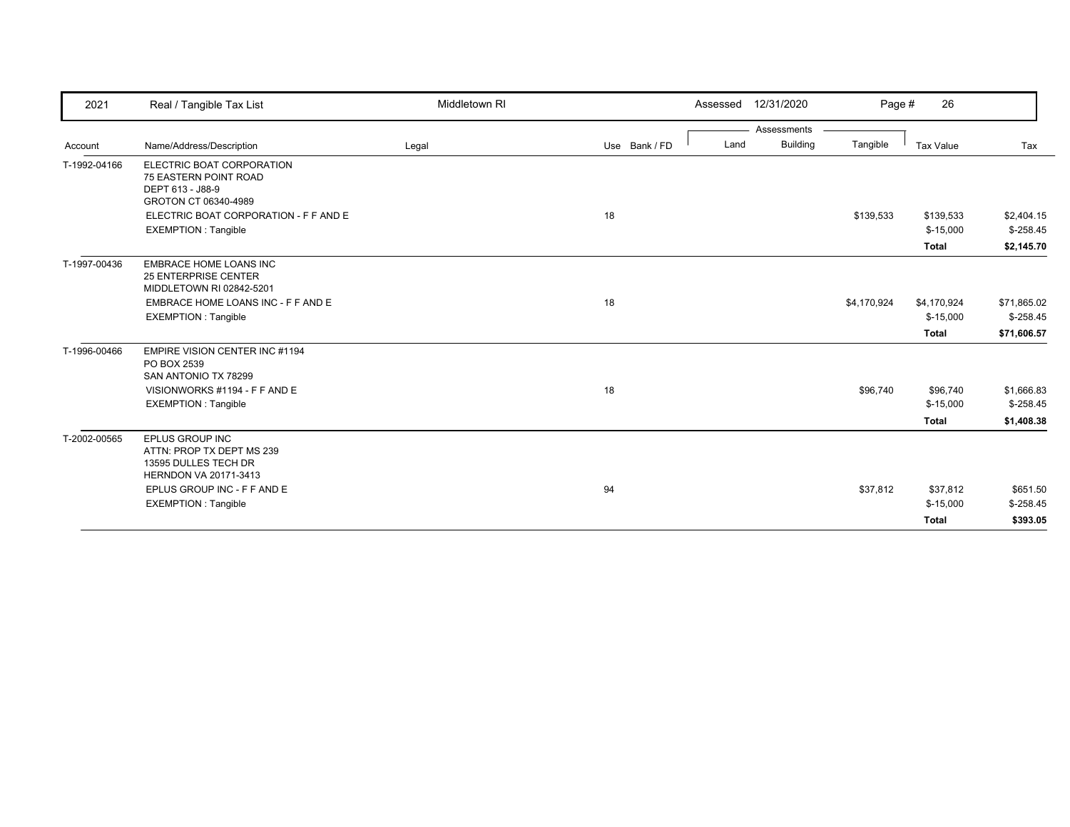| 2021 | Real / Tangible Tax List | Middletown RI | | Assessed 12/31/2020 | | | Page # 26 | |
|---|---|---|---|---|---|---|---|---|
| | | | | Assessments | | | | |
| Account | Name/Address/Description | Legal | Use Bank / FD | Land | Building | Tangible | Tax Value | Tax |
| T-1992-04166 | ELECTRIC BOAT CORPORATION<br>75 EASTERN POINT ROAD<br>DEPT 613 - J88-9<br>GROTON CT 06340-4989 | | | | | | | |
| | ELECTRIC BOAT CORPORATION - F F AND E | | 18 | | | $139,533 | $139,533 | $2,404.15 |
| | EXEMPTION : Tangible | | | | | | $-15,000 | $-258.45 |
| | | | | | | | **Total** | **$2,145.70** |
| T-1997-00436 | EMBRACE HOME LOANS INC<br>25 ENTERPRISE CENTER<br>MIDDLETOWN RI 02842-5201 | | | | | | | |
| | EMBRACE HOME LOANS INC - F F AND E | | 18 | | | $4,170,924 | $4,170,924 | $71,865.02 |
| | EXEMPTION : Tangible | | | | | | $-15,000 | $-258.45 |
| | | | | | | | **Total** | **$71,606.57** |
| T-1996-00466 | EMPIRE VISION CENTER INC #1194<br>PO BOX 2539<br>SAN ANTONIO TX 78299 | | | | | | | |
| | VISIONWORKS #1194 - F F AND E | | 18 | | | $96,740 | $96,740 | $1,666.83 |
| | EXEMPTION : Tangible | | | | | | $-15,000 | $-258.45 |
| | | | | | | | **Total** | **$1,408.38** |
| T-2002-00565 | EPLUS GROUP INC<br>ATTN: PROP TX DEPT MS 239<br>13595 DULLES TECH DR<br>HERNDON VA 20171-3413 | | | | | | | |
| | EPLUS GROUP INC - F F AND E | | 94 | | | $37,812 | $37,812 | $651.50 |
| | EXEMPTION : Tangible | | | | | | $-15,000 | $-258.45 |
| | | | | | | | **Total** | **$393.05** |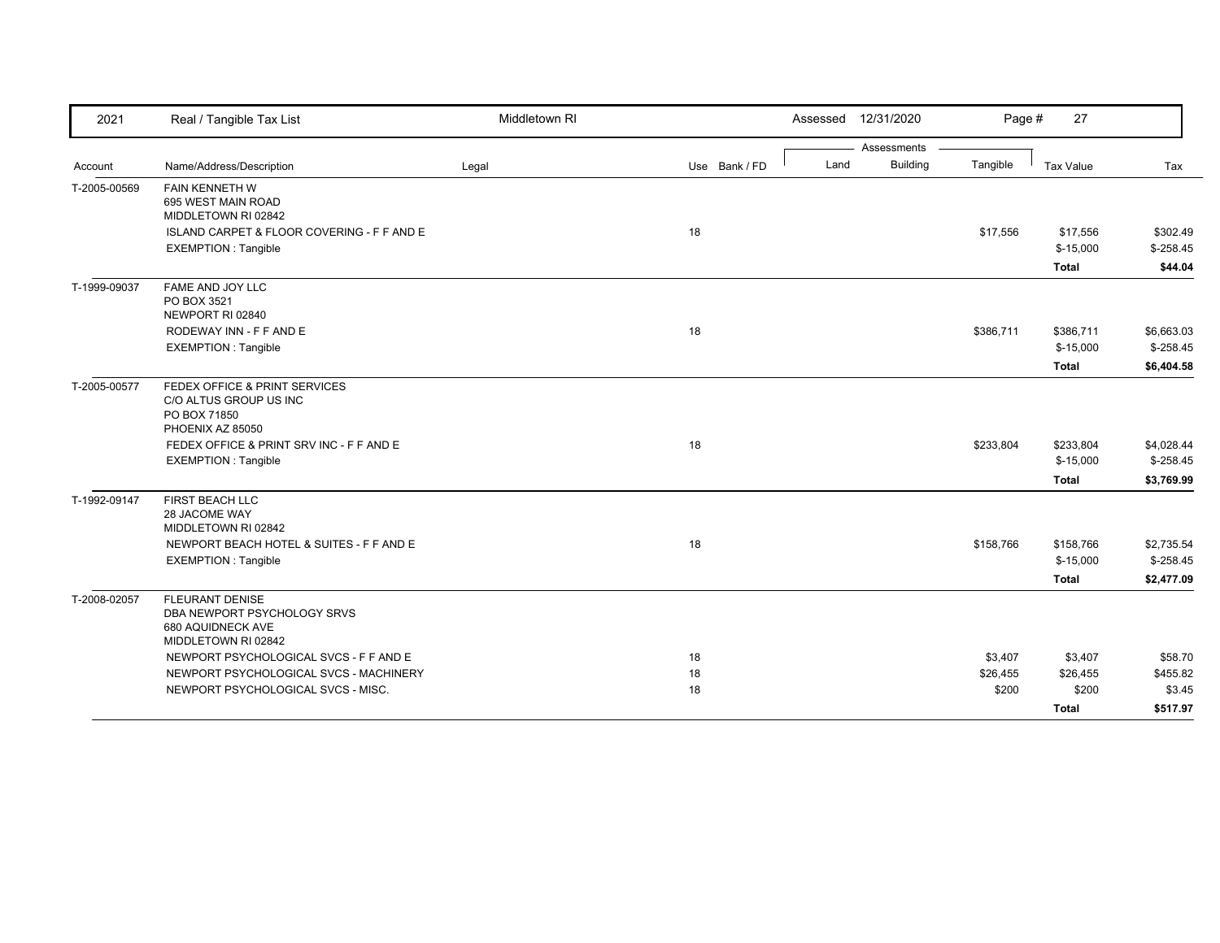| 2021 | Real / Tangible Tax List | Middletown RI | | Assessed 12/31/2020 | | Page # 27 | | |
|---|---|---|---|---|---|---|---|---|
| | | | | Assessments | | | | |
| Account | Name/Address/Description | Legal | Use Bank / FD | Land | Building | Tangible | Tax Value | Tax |
| T-2005-00569 | FAIN KENNETH W<br>695 WEST MAIN ROAD<br>MIDDLETOWN RI 02842 | | | | | | | |
| | ISLAND CARPET & FLOOR COVERING - F F AND E | | 18 | | | $17,556 | $17,556 | $302.49 |
| | EXEMPTION : Tangible | | | | | | $-15,000 | $-258.45 |
| | | | | | | | **Total** | **$44.04** |
| T-1999-09037 | FAME AND JOY LLC<br>PO BOX 3521<br>NEWPORT RI 02840 | | | | | | | |
| | RODEWAY INN - F F AND E | | 18 | | | $386,711 | $386,711 | $6,663.03 |
| | EXEMPTION : Tangible | | | | | | $-15,000 | $-258.45 |
| | | | | | | | **Total** | **$6,404.58** |
| T-2005-00577 | FEDEX OFFICE & PRINT SERVICES<br>C/O ALTUS GROUP US INC<br>PO BOX 71850<br>PHOENIX AZ 85050 | | | | | | | |
| | FEDEX OFFICE & PRINT SRV INC - F F AND E | | 18 | | | $233,804 | $233,804 | $4,028.44 |
| | EXEMPTION : Tangible | | | | | | $-15,000 | $-258.45 |
| | | | | | | | **Total** | **$3,769.99** |
| T-1992-09147 | FIRST BEACH LLC<br>28 JACOME WAY<br>MIDDLETOWN RI 02842 | | | | | | | |
| | NEWPORT BEACH HOTEL & SUITES - F F AND E | | 18 | | | $158,766 | $158,766 | $2,735.54 |
| | EXEMPTION : Tangible | | | | | | $-15,000 | $-258.45 |
| | | | | | | | **Total** | **$2,477.09** |
| T-2008-02057 | FLEURANT DENISE<br>DBA NEWPORT PSYCHOLOGY SRVS<br>680 AQUIDNECK AVE<br>MIDDLETOWN RI 02842 | | | | | | | |
| | NEWPORT PSYCHOLOGICAL SVCS - F F AND E | | 18 | | | $3,407 | $3,407 | $58.70 |
| | NEWPORT PSYCHOLOGICAL SVCS - MACHINERY | | 18 | | | $26,455 | $26,455 | $455.82 |
| | NEWPORT PSYCHOLOGICAL SVCS - MISC. | | 18 | | | $200 | $200 | $3.45 |
| | | | | | | | **Total** | **$517.97** |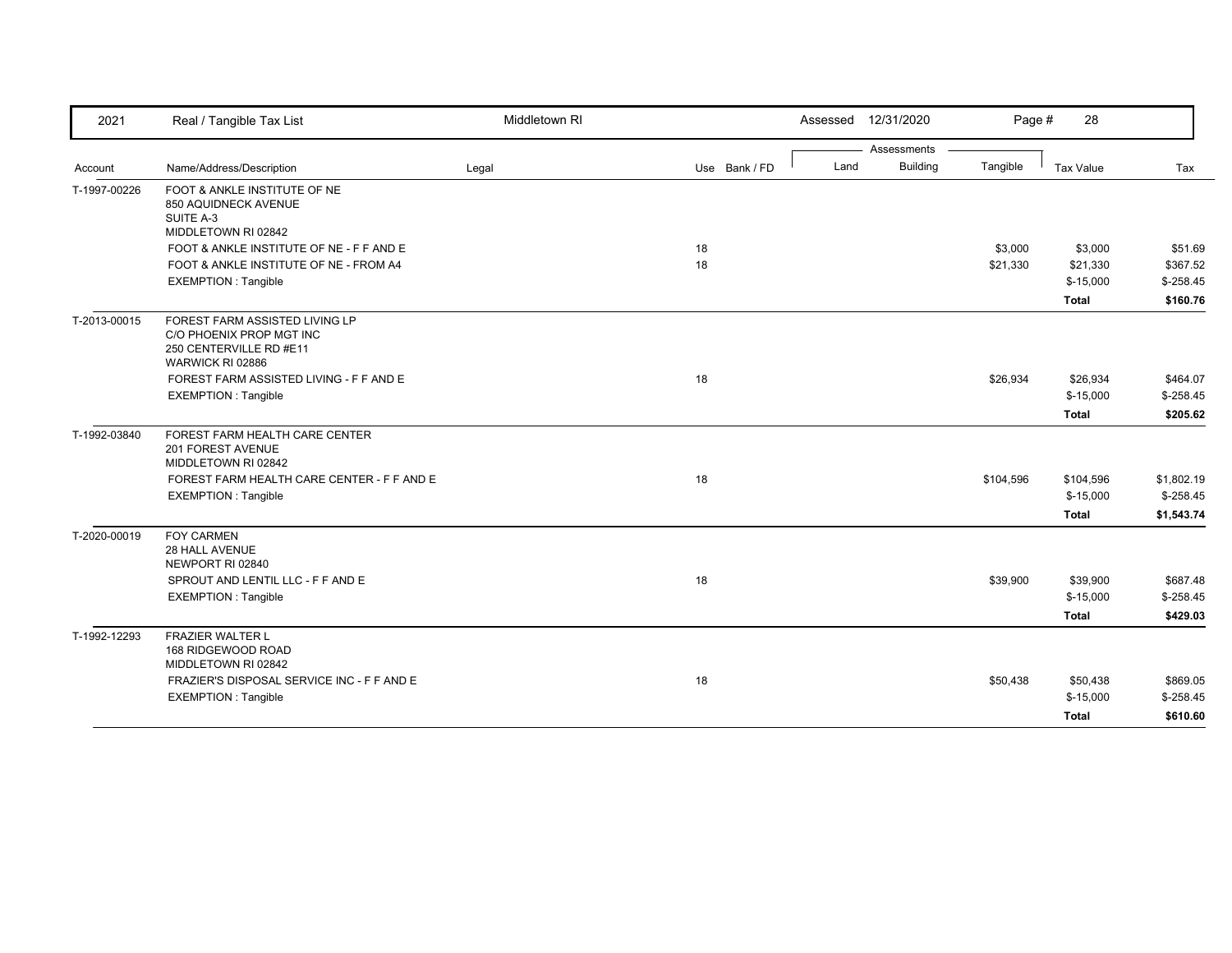| Account | Name/Address/Description | Legal | Use | Bank / FD | Land | Building | Tangible | Tax Value | Tax |
|---|---|---|---|---|---|---|---|---|---|
| T-1997-00226 | FOOT & ANKLE INSTITUTE OF NE<br>850 AQUIDNECK AVENUE<br>SUITE A-3<br>MIDDLETOWN RI 02842 | | | | | | | | |
| | FOOT & ANKLE INSTITUTE OF NE - F F AND E | | 18 | | | | $3,000 | $3,000 | $51.69 |
| | FOOT & ANKLE INSTITUTE OF NE - FROM A4 | | 18 | | | | $21,330 | $21,330 | $367.52 |
| | EXEMPTION : Tangible | | | | | | | $-15,000 | $-258.45 |
| | | | | | | | | **Total** | **$160.76** |
| T-2013-00015 | FOREST FARM ASSISTED LIVING LP<br>C/O PHOENIX PROP MGT INC<br>250 CENTERVILLE RD #E11<br>WARWICK RI 02886 | | | | | | | | |
| | FOREST FARM ASSISTED LIVING - F F AND E | | 18 | | | | $26,934 | $26,934 | $464.07 |
| | EXEMPTION : Tangible | | | | | | | $-15,000 | $-258.45 |
| | | | | | | | | **Total** | **$205.62** |
| T-1992-03840 | FOREST FARM HEALTH CARE CENTER<br>201 FOREST AVENUE<br>MIDDLETOWN RI 02842 | | | | | | | | |
| | FOREST FARM HEALTH CARE CENTER - F F AND E | | 18 | | | | $104,596 | $104,596 | $1,802.19 |
| | EXEMPTION : Tangible | | | | | | | $-15,000 | $-258.45 |
| | | | | | | | | **Total** | **$1,543.74** |
| T-2020-00019 | FOY CARMEN<br>28 HALL AVENUE<br>NEWPORT RI 02840 | | | | | | | | |
| | SPROUT AND LENTIL LLC - F F AND E | | 18 | | | | $39,900 | $39,900 | $687.48 |
| | EXEMPTION : Tangible | | | | | | | $-15,000 | $-258.45 |
| | | | | | | | | **Total** | **$429.03** |
| T-1992-12293 | FRAZIER WALTER L<br>168 RIDGEWOOD ROAD<br>MIDDLETOWN RI 02842 | | | | | | | | |
| | FRAZIER'S DISPOSAL SERVICE INC - F F AND E | | 18 | | | | $50,438 | $50,438 | $869.05 |
| | EXEMPTION : Tangible | | | | | | | $-15,000 | $-258.45 |
| | | | | | | | | **Total** | **$610.60** |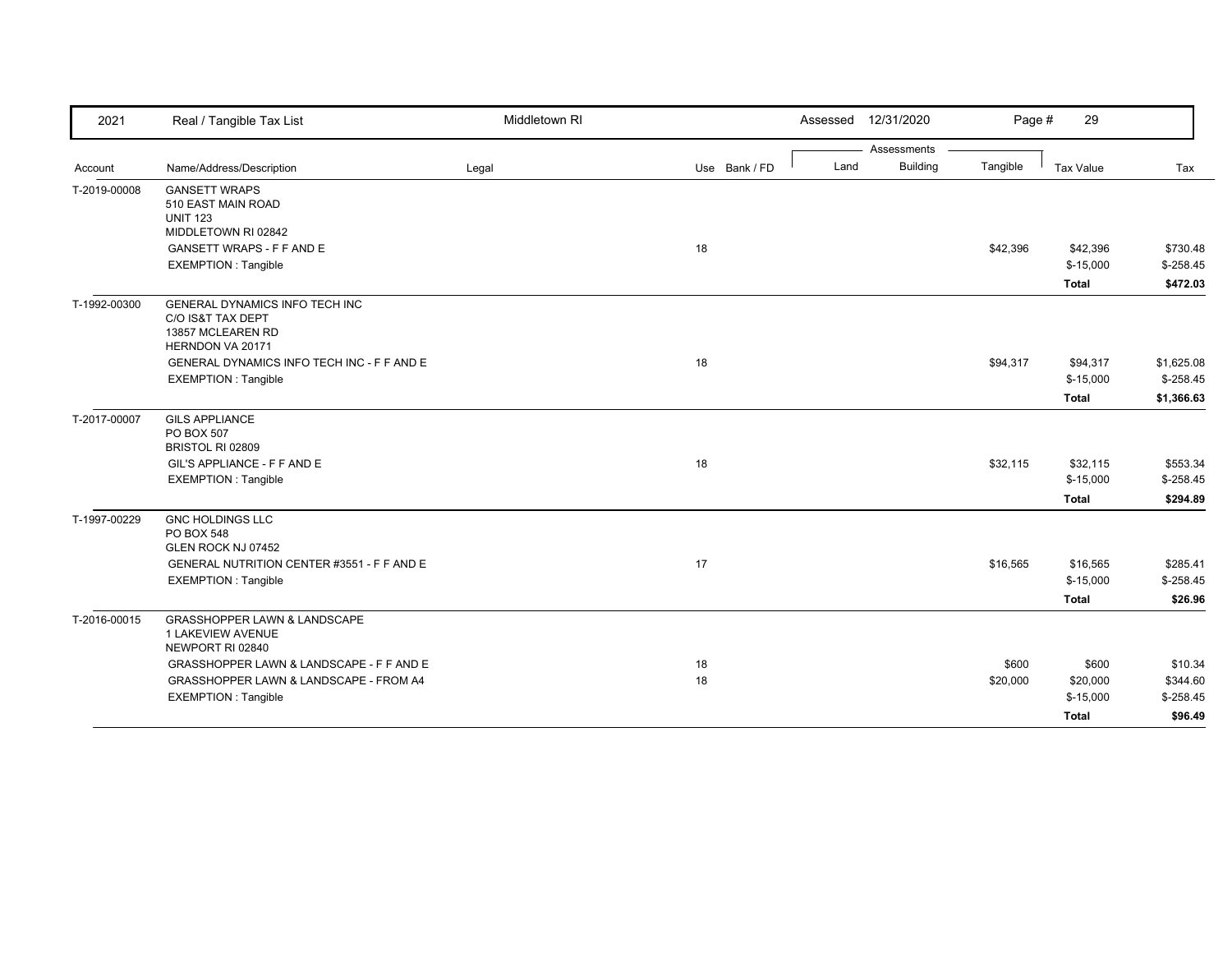| 2021 | Real / Tangible Tax List | Middletown RI | | Assessed 12/31/2020 | | | | |
|---|---|---|---|---|---|---|---|---|
| | | | | Assessments | | | | |
| Account | Name/Address/Description | Legal | Use Bank / FD | Land | Building | Tangible | Tax Value | Tax |
| T-2019-00008 | GANSETT WRAPS<br>510 EAST MAIN ROAD<br>UNIT 123<br>MIDDLETOWN RI 02842 | | | | | | | |
| | GANSETT WRAPS - F F AND E | | 18 | | | $42,396 | $42,396 | $730.48 |
| | EXEMPTION : Tangible | | | | | | $-15,000 | $-258.45 |
| | | | | | | | **Total** | **$472.03** |
| T-1992-00300 | GENERAL DYNAMICS INFO TECH INC<br>C/O IS&T TAX DEPT<br>13857 MCLEAREN RD<br>HERNDON VA 20171 | | | | | | | |
| | GENERAL DYNAMICS INFO TECH INC - F F AND E | | 18 | | | $94,317 | $94,317 | $1,625.08 |
| | EXEMPTION : Tangible | | | | | | $-15,000 | $-258.45 |
| | | | | | | | **Total** | **$1,366.63** |
| T-2017-00007 | GILS APPLIANCE<br>PO BOX 507<br>BRISTOL RI 02809 | | | | | | | |
| | GIL'S APPLIANCE - F F AND E | | 18 | | | $32,115 | $32,115 | $553.34 |
| | EXEMPTION : Tangible | | | | | | $-15,000 | $-258.45 |
| | | | | | | | **Total** | **$294.89** |
| T-1997-00229 | GNC HOLDINGS LLC<br>PO BOX 548<br>GLEN ROCK NJ 07452 | | | | | | | |
| | GENERAL NUTRITION CENTER #3551 - F F AND E | | 17 | | | $16,565 | $16,565 | $285.41 |
| | EXEMPTION : Tangible | | | | | | $-15,000 | $-258.45 |
| | | | | | | | **Total** | **$26.96** |
| T-2016-00015 | GRASSHOPPER LAWN & LANDSCAPE<br>1 LAKEVIEW AVENUE<br>NEWPORT RI 02840 | | | | | | | |
| | GRASSHOPPER LAWN & LANDSCAPE - F F AND E | | 18 | | | $600 | $600 | $10.34 |
| | GRASSHOPPER LAWN & LANDSCAPE - FROM A4 | | 18 | | | $20,000 | $20,000 | $344.60 |
| | EXEMPTION : Tangible | | | | | | $-15,000 | $-258.45 |
| | | | | | | | **Total** | **$96.49** |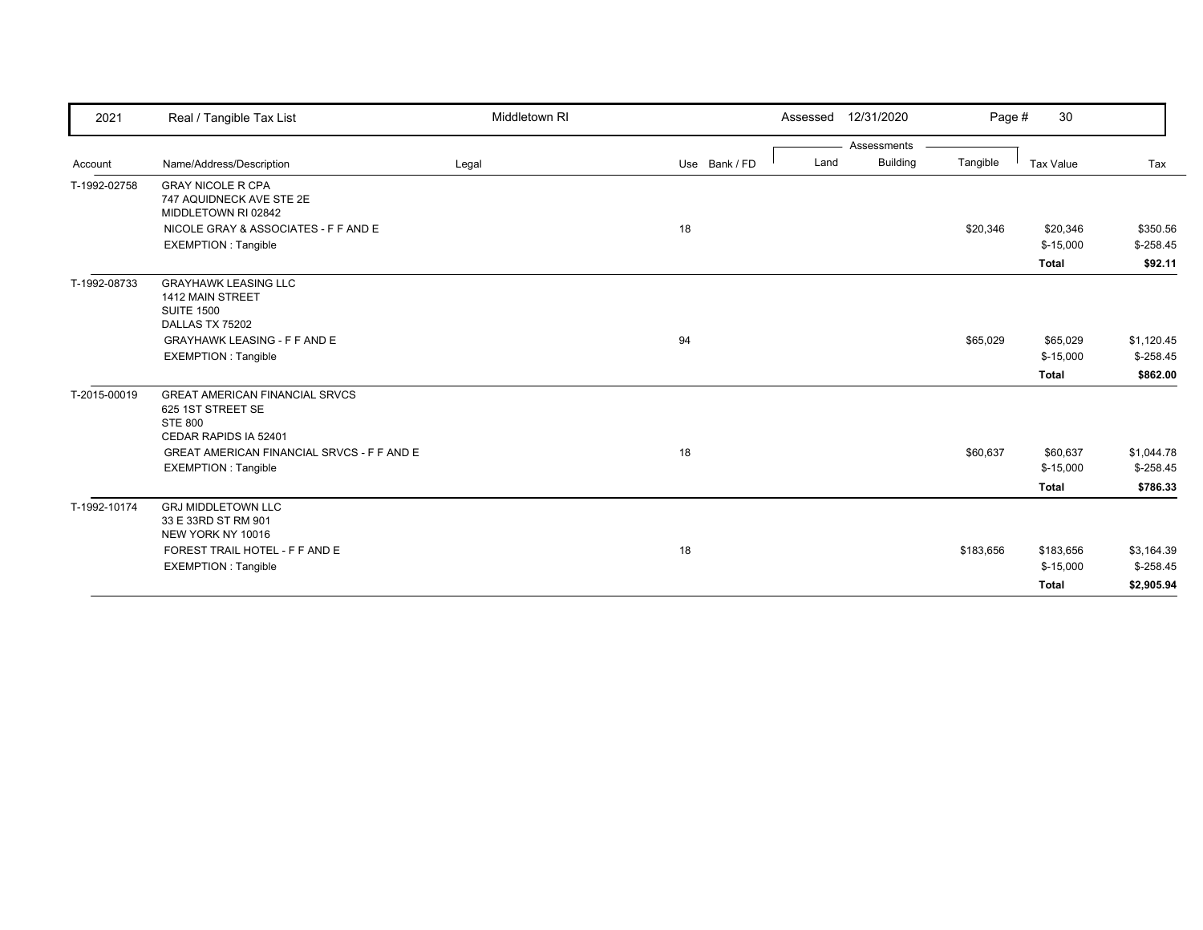| 2021 | Real / Tangible Tax List | Middletown RI | | Assessed 12/31/2020 | | Page # 30 | | |
|---|---|---|---|---|---|---|---|---|
| | | | | Assessments | | | | |
| Account | Name/Address/Description | Legal | Use Bank / FD | Land | Building | Tangible | Tax Value | Tax |
| T-1992-02758 | GRAY NICOLE R CPA<br>747 AQUIDNECK AVE STE 2E<br>MIDDLETOWN RI 02842 | | | | | | | |
| | NICOLE GRAY & ASSOCIATES - F F AND E | | 18 | | | $20,346 | $20,346 | $350.56 |
| | EXEMPTION : Tangible | | | | | | $-15,000 | $-258.45 |
| | | | | | | | **Total** | **$92.11** |
| T-1992-08733 | GRAYHAWK LEASING LLC<br>1412 MAIN STREET<br>SUITE 1500<br>DALLAS TX 75202 | | | | | | | |
| | GRAYHAWK LEASING - F F AND E | | 94 | | | $65,029 | $65,029 | $1,120.45 |
| | EXEMPTION : Tangible | | | | | | $-15,000 | $-258.45 |
| | | | | | | | **Total** | **$862.00** |
| T-2015-00019 | GREAT AMERICAN FINANCIAL SRVCS<br>625 1ST STREET SE<br>STE 800<br>CEDAR RAPIDS IA 52401 | | | | | | | |
| | GREAT AMERICAN FINANCIAL SRVCS - F F AND E | | 18 | | | $60,637 | $60,637 | $1,044.78 |
| | EXEMPTION : Tangible | | | | | | $-15,000 | $-258.45 |
| | | | | | | | **Total** | **$786.33** |
| T-1992-10174 | GRJ MIDDLETOWN LLC<br>33 E 33RD ST RM 901<br>NEW YORK NY 10016 | | | | | | | |
| | FOREST TRAIL HOTEL - F F AND E | | 18 | | | $183,656 | $183,656 | $3,164.39 |
| | EXEMPTION : Tangible | | | | | | $-15,000 | $-258.45 |
| | | | | | | | **Total** | **$2,905.94** |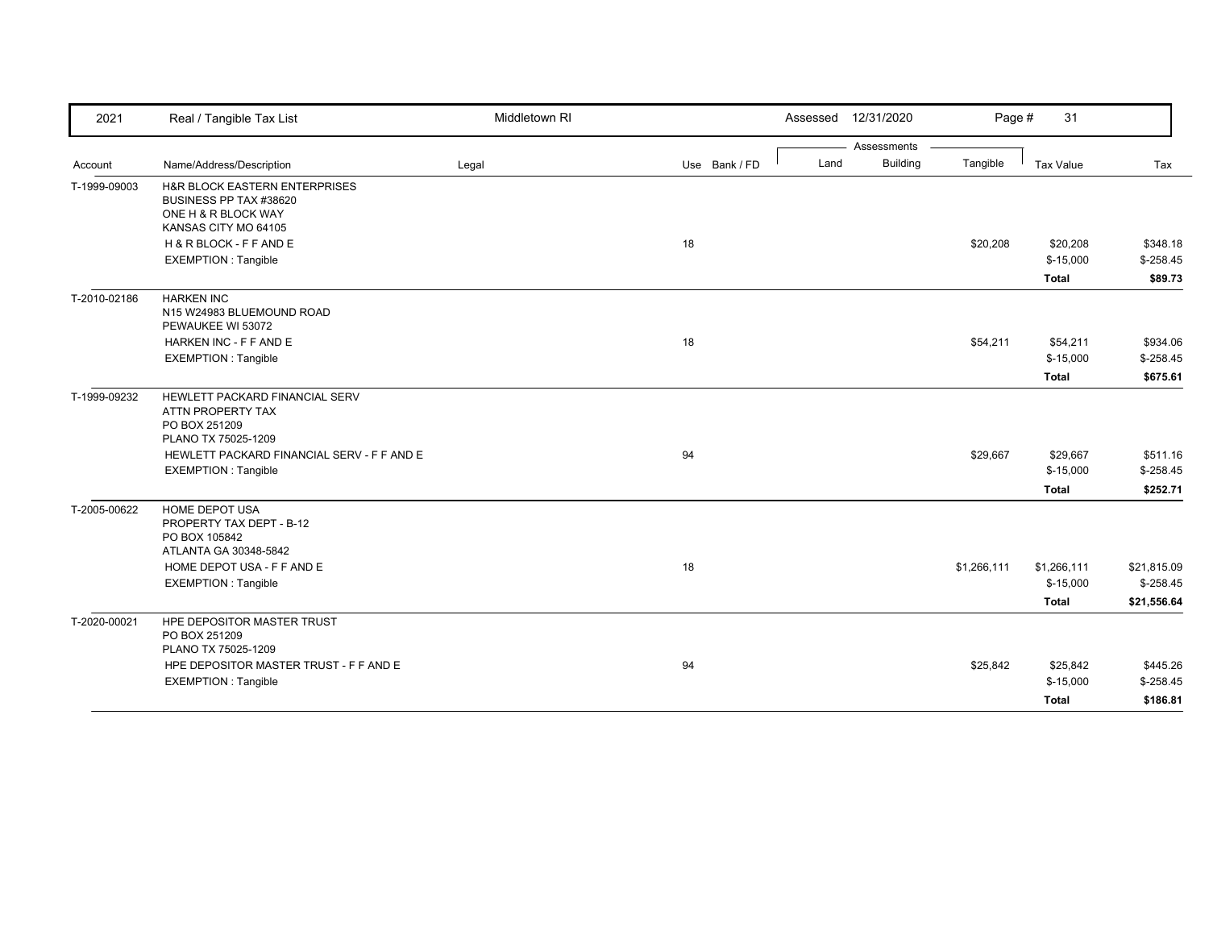| 2021 | Real / Tangible Tax List | Middletown RI | | | Assessed 12/31/2020 | | | | |
|---|---|---|---|---|---|---|---|---|---|
| | | | | | Assessments | | | | |
| Account | Name/Address/Description | Legal | Use | Bank / FD | Land | Building | Tangible | Tax Value | Tax |
| T-1999-09003 | H&R BLOCK EASTERN ENTERPRISES<br>BUSINESS PP TAX #38620<br>ONE H & R BLOCK WAY<br>KANSAS CITY MO 64105 | | | | | | | | |
| | H & R BLOCK - F F AND E | | 18 | | | | $20,208 | $20,208 | $348.18 |
| | EXEMPTION : Tangible | | | | | | | $-15,000 | $-258.45 |
| | | | | | | | | **Total** | **$89.73** |
| T-2010-02186 | HARKEN INC<br>N15 W24983 BLUEMOUND ROAD<br>PEWAUKEE WI 53072 | | | | | | | | |
| | HARKEN INC - F F AND E | | 18 | | | | $54,211 | $54,211 | $934.06 |
| | EXEMPTION : Tangible | | | | | | | $-15,000 | $-258.45 |
| | | | | | | | | **Total** | **$675.61** |
| T-1999-09232 | HEWLETT PACKARD FINANCIAL SERV<br>ATTN PROPERTY TAX<br>PO BOX 251209<br>PLANO TX 75025-1209 | | | | | | | | |
| | HEWLETT PACKARD FINANCIAL SERV - F F AND E | | 94 | | | | $29,667 | $29,667 | $511.16 |
| | EXEMPTION : Tangible | | | | | | | $-15,000 | $-258.45 |
| | | | | | | | | **Total** | **$252.71** |
| T-2005-00622 | HOME DEPOT USA<br>PROPERTY TAX DEPT - B-12<br>PO BOX 105842<br>ATLANTA GA 30348-5842 | | | | | | | | |
| | HOME DEPOT USA - F F AND E | | 18 | | | | $1,266,111 | $1,266,111 | $21,815.09 |
| | EXEMPTION : Tangible | | | | | | | $-15,000 | $-258.45 |
| | | | | | | | | **Total** | **$21,556.64** |
| T-2020-00021 | HPE DEPOSITOR MASTER TRUST<br>PO BOX 251209<br>PLANO TX 75025-1209 | | | | | | | | |
| | HPE DEPOSITOR MASTER TRUST - F F AND E | | 94 | | | | $25,842 | $25,842 | $445.26 |
| | EXEMPTION : Tangible | | | | | | | $-15,000 | $-258.45 |
| | | | | | | | | **Total** | **$186.81** |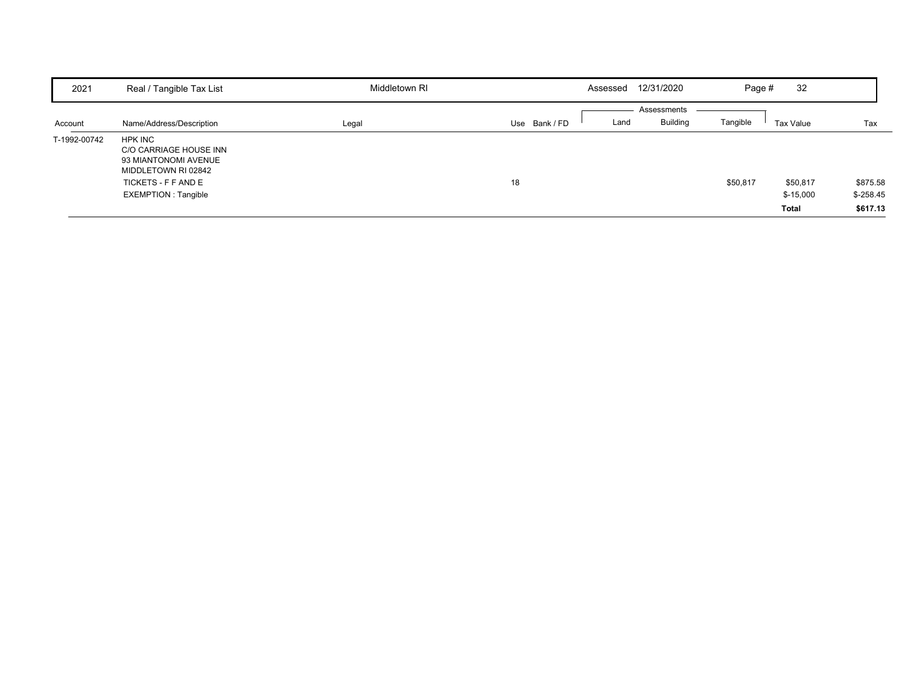| 2021 | Real / Tangible Tax List | Middletown RI | | | Assessed | 12/31/2020 | Page # | 32 | |
|---|---|---|---|---|---|---|---|---|---|

| Account | Name/Address/Description | Legal | Use | Bank / FD | Assessments Land | Building | Tangible | Tax Value | Tax |
|---|---|---|---|---|---|---|---|---|---|
| T-1992-00742 | HPK INC<br>C/O CARRIAGE HOUSE INN<br>93 MIANTONOMI AVENUE<br>MIDDLETOWN RI 02842 | | | | | | | | |
| | TICKETS - F F AND E | | 18 | | | | $50,817 | $50,817 | $875.58 |
| | EXEMPTION : Tangible | | | | | | | $-15,000 | $-258.45 |
| | | | | | | | | **Total** | **$617.13** |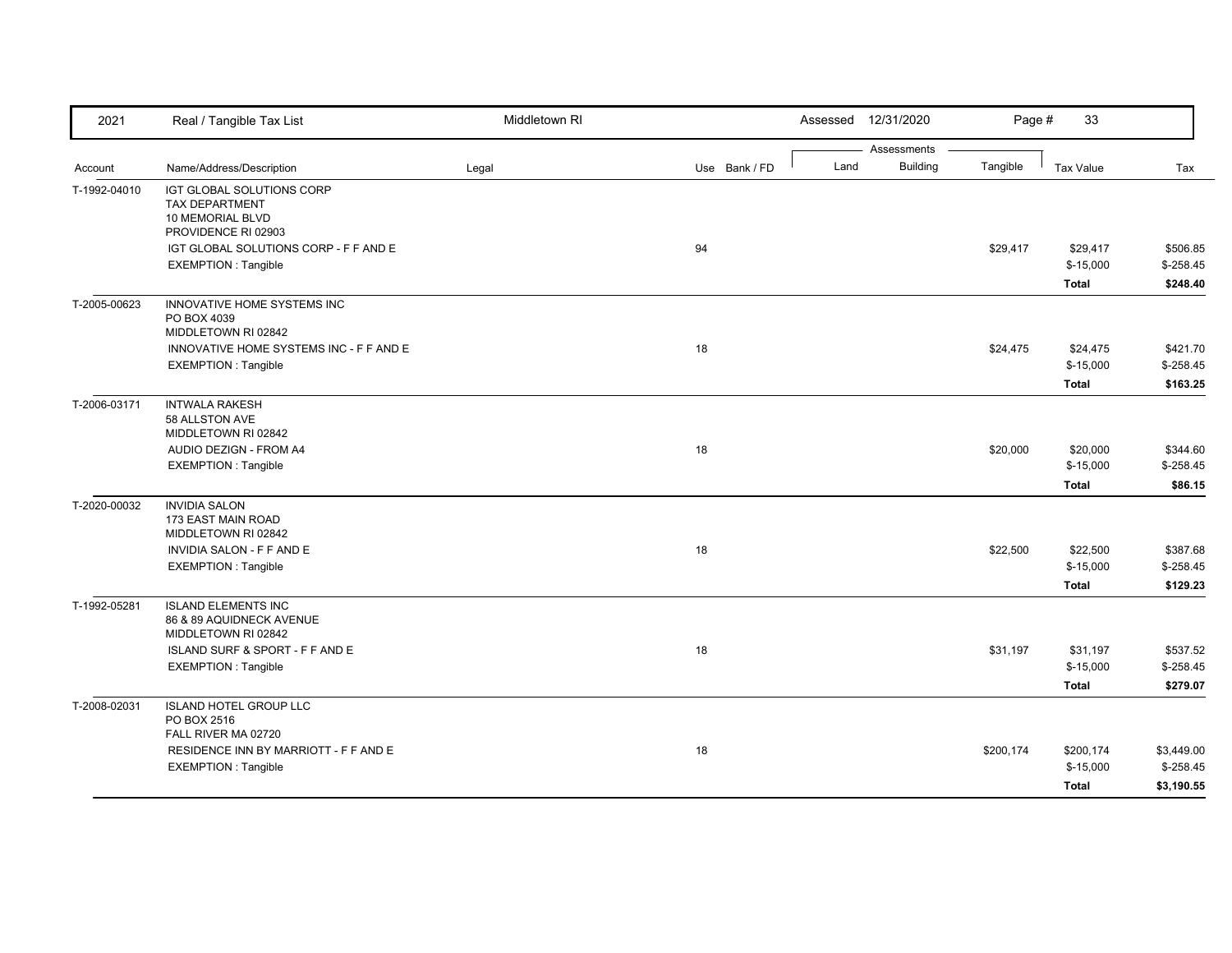| 2021 | Real / Tangible Tax List | Middletown RI | | Assessed 12/31/2020 | | Page # 33 | | |
|---|---|---|---|---|---|---|---|---|
| | | | | Assessments | | | | |
| Account | Name/Address/Description | Legal | Use Bank / FD | Land | Building | Tangible | Tax Value | Tax |
| T-1992-04010 | IGT GLOBAL SOLUTIONS CORP<br>TAX DEPARTMENT<br>10 MEMORIAL BLVD<br>PROVIDENCE RI 02903 | | | | | | | |
| | IGT GLOBAL SOLUTIONS CORP - F F AND E | | 94 | | | $29,417 | $29,417 | $506.85 |
| | EXEMPTION : Tangible | | | | | | $-15,000 | $-258.45 |
| | | | | | | | **Total** | **$248.40** |
| T-2005-00623 | INNOVATIVE HOME SYSTEMS INC<br>PO BOX 4039<br>MIDDLETOWN RI 02842 | | | | | | | |
| | INNOVATIVE HOME SYSTEMS INC - F F AND E | | 18 | | | $24,475 | $24,475 | $421.70 |
| | EXEMPTION : Tangible | | | | | | $-15,000 | $-258.45 |
| | | | | | | | **Total** | **$163.25** |
| T-2006-03171 | INTWALA RAKESH<br>58 ALLSTON AVE<br>MIDDLETOWN RI 02842 | | | | | | | |
| | AUDIO DEZIGN - FROM A4 | | 18 | | | $20,000 | $20,000 | $344.60 |
| | EXEMPTION : Tangible | | | | | | $-15,000 | $-258.45 |
| | | | | | | | **Total** | **$86.15** |
| T-2020-00032 | INVIDIA SALON<br>173 EAST MAIN ROAD<br>MIDDLETOWN RI 02842 | | | | | | | |
| | INVIDIA SALON - F F AND E | | 18 | | | $22,500 | $22,500 | $387.68 |
| | EXEMPTION : Tangible | | | | | | $-15,000 | $-258.45 |
| | | | | | | | **Total** | **$129.23** |
| T-1992-05281 | ISLAND ELEMENTS INC<br>86 & 89 AQUIDNECK AVENUE<br>MIDDLETOWN RI 02842 | | | | | | | |
| | ISLAND SURF & SPORT - F F AND E | | 18 | | | $31,197 | $31,197 | $537.52 |
| | EXEMPTION : Tangible | | | | | | $-15,000 | $-258.45 |
| | | | | | | | **Total** | **$279.07** |
| T-2008-02031 | ISLAND HOTEL GROUP LLC<br>PO BOX 2516<br>FALL RIVER MA 02720 | | | | | | | |
| | RESIDENCE INN BY MARRIOTT - F F AND E | | 18 | | | $200,174 | $200,174 | $3,449.00 |
| | EXEMPTION : Tangible | | | | | | $-15,000 | $-258.45 |
| | | | | | | | **Total** | **$3,190.55** |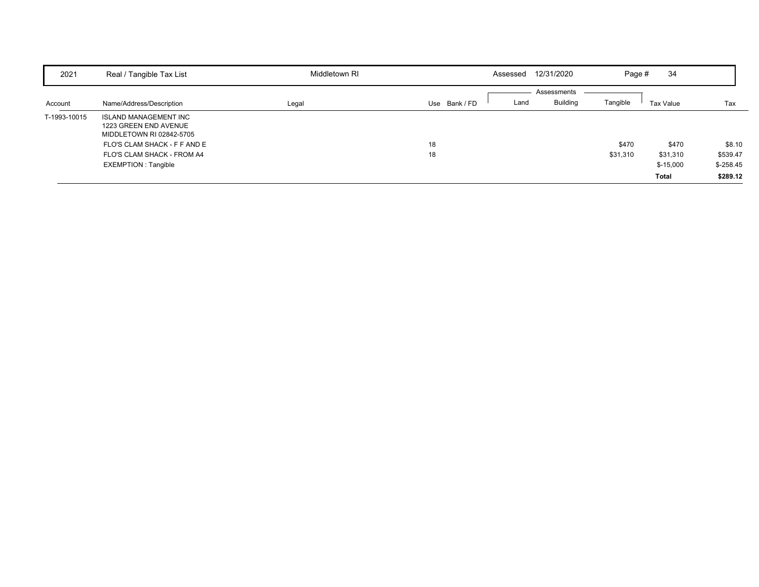| 2021 | Real / Tangible Tax List | Middletown RI | | Assessed | 12/31/2020 | | Page # | 34 |
|---|---|---|---|---|---|---|---|---|

| Account | Name/Address/Description | Legal | Use | Bank / FD | Land | Building | Tangible | Tax Value | Tax |
|---|---|---|---|---|---|---|---|---|---|
| | | | | | Assessments | | | | |
| T-1993-10015 | ISLAND MANAGEMENT INC<br>1223 GREEN END AVENUE<br>MIDDLETOWN RI 02842-5705 | | | | | | | | |
| | FLO'S CLAM SHACK - F F AND E | | 18 | | | | $470 | $470 | $8.10 |
| | FLO'S CLAM SHACK - FROM A4 | | 18 | | | | $31,310 | $31,310 | $539.47 |
| | EXEMPTION : Tangible | | | | | | | $-15,000 | $-258.45 |
| | | | | | | | | **Total** | **$289.12** |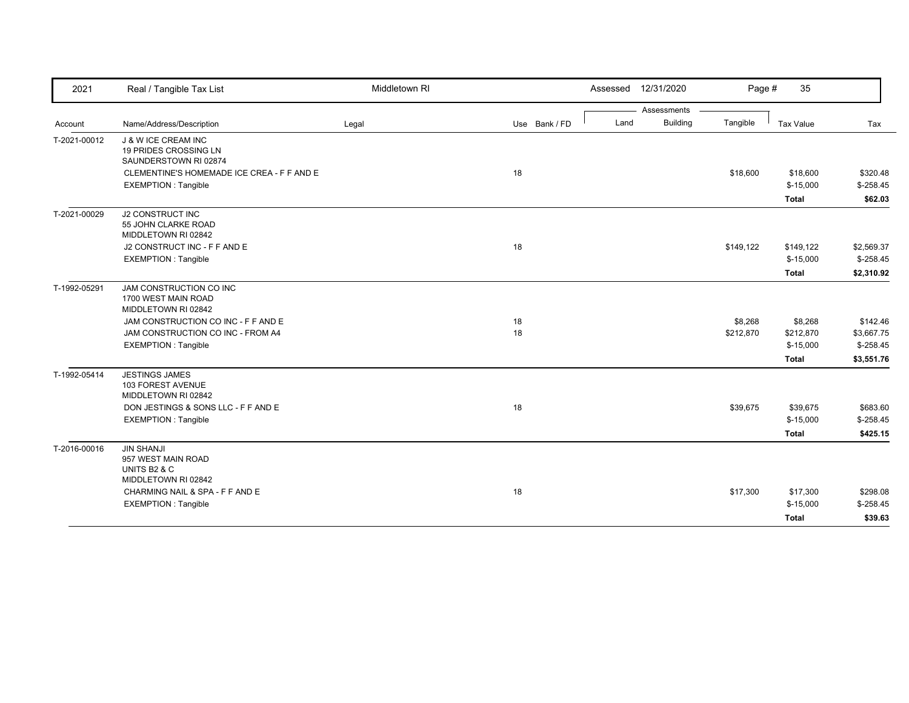| 2021 | Real / Tangible Tax List | Middletown RI | | Assessed 12/31/2020 | | Page # 35 | | |
|---|---|---|---|---|---|---|---|---|
| | | | | Assessments | | | | |
| Account | Name/Address/Description | Legal | Use Bank / FD | Land | Building | Tangible | Tax Value | Tax |
| T-2021-00012 | J & W ICE CREAM INC<br>19 PRIDES CROSSING LN<br>SAUNDERSTOWN RI 02874 | | | | | | | |
| | CLEMENTINE'S HOMEMADE ICE CREA - F F AND E | | 18 | | | $18,600 | $18,600 | $320.48 |
| | EXEMPTION : Tangible | | | | | | $-15,000 | $-258.45 |
| | | | | | | | **Total** | **$62.03** |
| T-2021-00029 | J2 CONSTRUCT INC<br>55 JOHN CLARKE ROAD<br>MIDDLETOWN RI 02842 | | | | | | | |
| | J2 CONSTRUCT INC - F F AND E | | 18 | | | $149,122 | $149,122 | $2,569.37 |
| | EXEMPTION : Tangible | | | | | | $-15,000 | $-258.45 |
| | | | | | | | **Total** | **$2,310.92** |
| T-1992-05291 | JAM CONSTRUCTION CO INC<br>1700 WEST MAIN ROAD<br>MIDDLETOWN RI 02842 | | | | | | | |
| | JAM CONSTRUCTION CO INC - F F AND E | | 18 | | | $8,268 | $8,268 | $142.46 |
| | JAM CONSTRUCTION CO INC - FROM A4 | | 18 | | | $212,870 | $212,870 | $3,667.75 |
| | EXEMPTION : Tangible | | | | | | $-15,000 | $-258.45 |
| | | | | | | | **Total** | **$3,551.76** |
| T-1992-05414 | JESTINGS JAMES<br>103 FOREST AVENUE<br>MIDDLETOWN RI 02842 | | | | | | | |
| | DON JESTINGS & SONS LLC - F F AND E | | 18 | | | $39,675 | $39,675 | $683.60 |
| | EXEMPTION : Tangible | | | | | | $-15,000 | $-258.45 |
| | | | | | | | **Total** | **$425.15** |
| T-2016-00016 | JIN SHANJI<br>957 WEST MAIN ROAD<br>UNITS B2 & C<br>MIDDLETOWN RI 02842 | | | | | | | |
| | CHARMING NAIL & SPA - F F AND E | | 18 | | | $17,300 | $17,300 | $298.08 |
| | EXEMPTION : Tangible | | | | | | $-15,000 | $-258.45 |
| | | | | | | | **Total** | **$39.63** |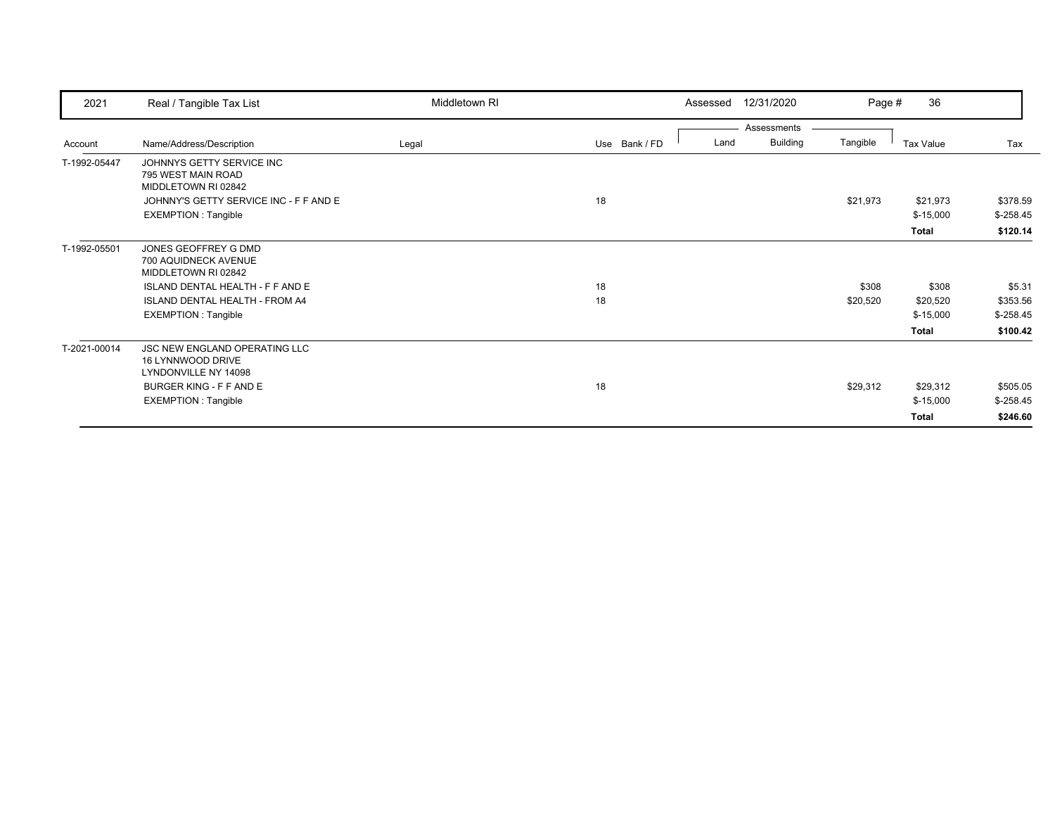| 2021 | Real / Tangible Tax List | Middletown RI | | Assessed 12/31/2020 | | | Page # 36 | |
|---|---|---|---|---|---|---|---|---|
| | | | | Assessments | | | | |
| Account | Name/Address/Description | Legal | Use Bank / FD | Land | Building | Tangible | Tax Value | Tax |
| T-1992-05447 | JOHNNYS GETTY SERVICE INC<br>795 WEST MAIN ROAD<br>MIDDLETOWN RI 02842 | | | | | | | |
| | JOHNNY'S GETTY SERVICE INC - F F AND E | | 18 | | | $21,973 | $21,973 | $378.59 |
| | EXEMPTION : Tangible | | | | | | $-15,000 | $-258.45 |
| | | | | | | | **Total** | **$120.14** |
| T-1992-05501 | JONES GEOFFREY G DMD<br>700 AQUIDNECK AVENUE<br>MIDDLETOWN RI 02842 | | | | | | | |
| | ISLAND DENTAL HEALTH - F F AND E | | 18 | | | $308 | $308 | $5.31 |
| | ISLAND DENTAL HEALTH - FROM A4 | | 18 | | | $20,520 | $20,520 | $353.56 |
| | EXEMPTION : Tangible | | | | | | $-15,000 | $-258.45 |
| | | | | | | | **Total** | **$100.42** |
| T-2021-00014 | JSC NEW ENGLAND OPERATING LLC<br>16 LYNNWOOD DRIVE<br>LYNDONVILLE NY 14098 | | | | | | | |
| | BURGER KING - F F AND E | | 18 | | | $29,312 | $29,312 | $505.05 |
| | EXEMPTION : Tangible | | | | | | $-15,000 | $-258.45 |
| | | | | | | | **Total** | **$246.60** |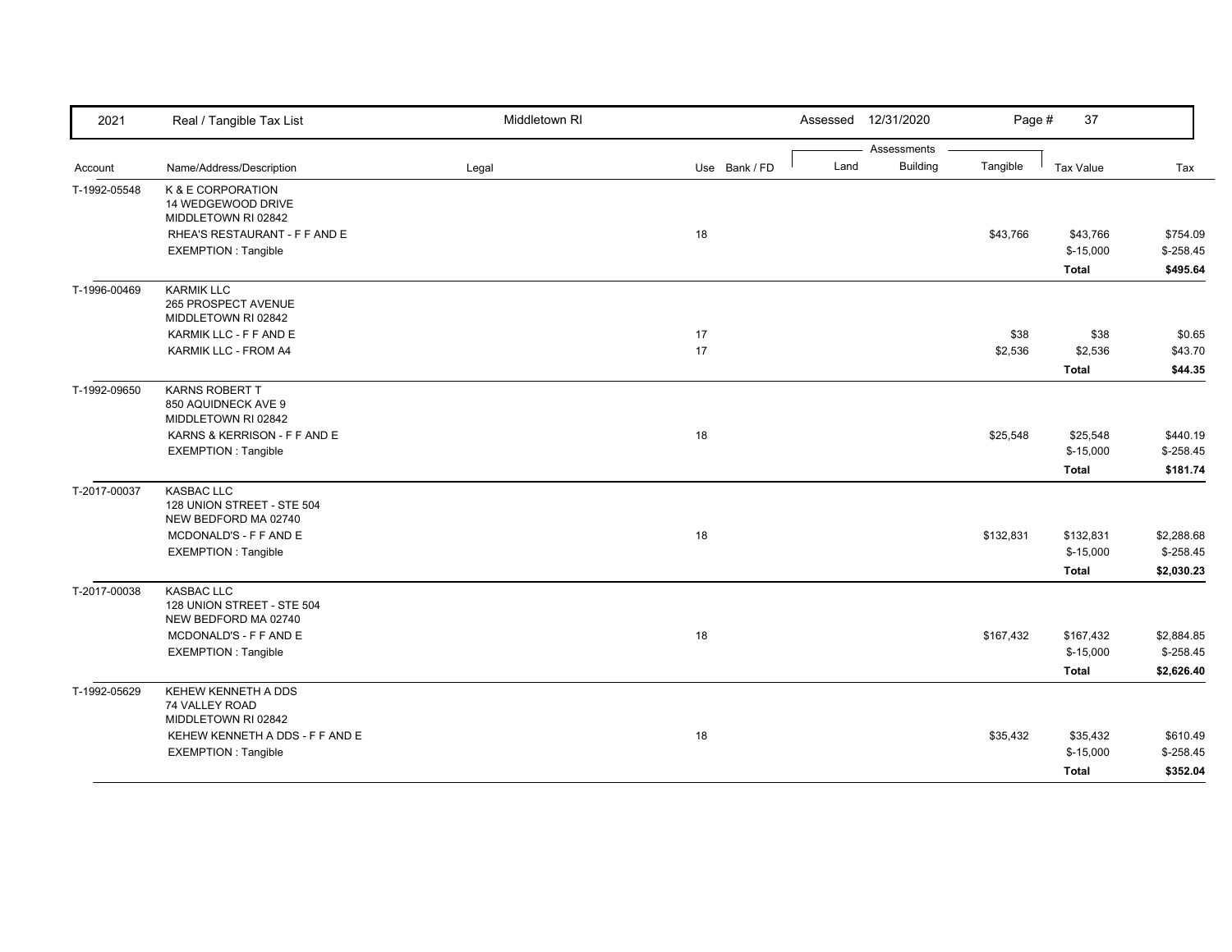| 2021 | Real / Tangible Tax List | Middletown RI | | | Assessed 12/31/2020 | | Page # 37 | | |
|---|---|---|---|---|---|---|---|---|---|
| | | | | | Assessments | | | | |
| Account | Name/Address/Description | Legal | Use | Bank / FD | Land | Building | Tangible | Tax Value | Tax |
| T-1992-05548 | K & E CORPORATION<br>14 WEDGEWOOD DRIVE<br>MIDDLETOWN RI 02842 | | | | | | | | |
| | RHEA'S RESTAURANT - F F AND E | | 18 | | | | $43,766 | $43,766 | $754.09 |
| | EXEMPTION : Tangible | | | | | | | $-15,000 | $-258.45 |
| | | | | | | | | **Total** | **$495.64** |
| T-1996-00469 | KARMIK LLC<br>265 PROSPECT AVENUE<br>MIDDLETOWN RI 02842 | | | | | | | | |
| | KARMIK LLC - F F AND E | | 17 | | | | $38 | $38 | $0.65 |
| | KARMIK LLC - FROM A4 | | 17 | | | | $2,536 | $2,536 | $43.70 |
| | | | | | | | | **Total** | **$44.35** |
| T-1992-09650 | KARNS ROBERT T<br>850 AQUIDNECK AVE 9<br>MIDDLETOWN RI 02842 | | | | | | | | |
| | KARNS & KERRISON - F F AND E | | 18 | | | | $25,548 | $25,548 | $440.19 |
| | EXEMPTION : Tangible | | | | | | | $-15,000 | $-258.45 |
| | | | | | | | | **Total** | **$181.74** |
| T-2017-00037 | KASBAC LLC<br>128 UNION STREET - STE 504<br>NEW BEDFORD MA 02740 | | | | | | | | |
| | MCDONALD'S - F F AND E | | 18 | | | | $132,831 | $132,831 | $2,288.68 |
| | EXEMPTION : Tangible | | | | | | | $-15,000 | $-258.45 |
| | | | | | | | | **Total** | **$2,030.23** |
| T-2017-00038 | KASBAC LLC<br>128 UNION STREET - STE 504<br>NEW BEDFORD MA 02740 | | | | | | | | |
| | MCDONALD'S - F F AND E | | 18 | | | | $167,432 | $167,432 | $2,884.85 |
| | EXEMPTION : Tangible | | | | | | | $-15,000 | $-258.45 |
| | | | | | | | | **Total** | **$2,626.40** |
| T-1992-05629 | KEHEW KENNETH A DDS<br>74 VALLEY ROAD<br>MIDDLETOWN RI 02842 | | | | | | | | |
| | KEHEW KENNETH A DDS - F F AND E | | 18 | | | | $35,432 | $35,432 | $610.49 |
| | EXEMPTION : Tangible | | | | | | | $-15,000 | $-258.45 |
| | | | | | | | | **Total** | **$352.04** |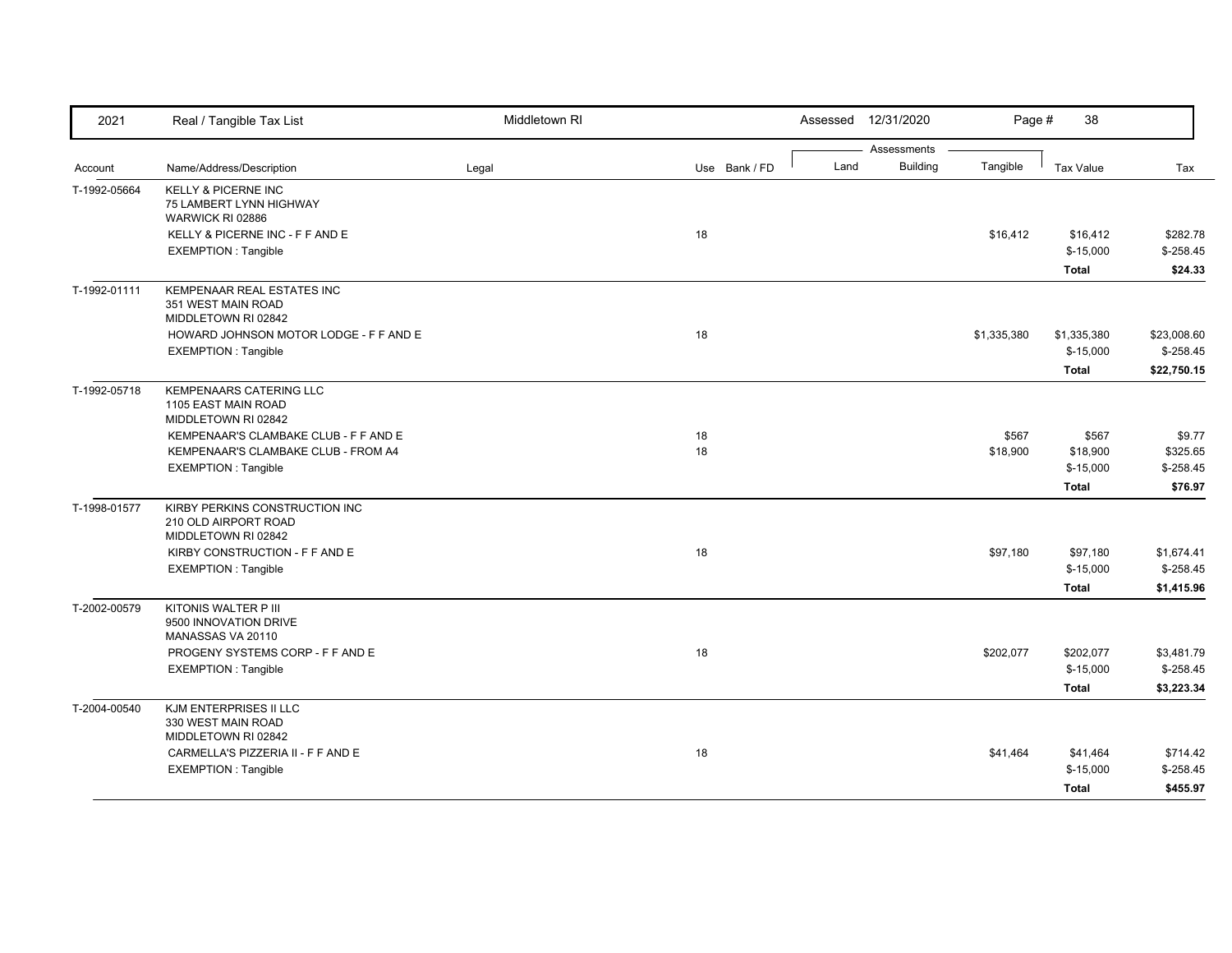| Account | Name/Address/Description | Legal | Use | Bank / FD | Land | Building | Tangible | Tax Value | Tax |
|---|---|---|---|---|---|---|---|---|---|
| T-1992-05664 | KELLY & PICERNE INC<br>75 LAMBERT LYNN HIGHWAY<br>WARWICK RI 02886 | | | | | | | | |
| | KELLY & PICERNE INC - F F AND E | | 18 | | | | $16,412 | $16,412 | $282.78 |
| | EXEMPTION : Tangible | | | | | | | $-15,000 | $-258.45 |
| | | | | | | | | **Total** | **$24.33** |
| T-1992-01111 | KEMPENAAR REAL ESTATES INC<br>351 WEST MAIN ROAD<br>MIDDLETOWN RI 02842 | | | | | | | | |
| | HOWARD JOHNSON MOTOR LODGE - F F AND E | | 18 | | | | $1,335,380 | $1,335,380 | $23,008.60 |
| | EXEMPTION : Tangible | | | | | | | $-15,000 | $-258.45 |
| | | | | | | | | **Total** | **$22,750.15** |
| T-1992-05718 | KEMPENAARS CATERING LLC<br>1105 EAST MAIN ROAD<br>MIDDLETOWN RI 02842 | | | | | | | | |
| | KEMPENAAR'S CLAMBAKE CLUB - F F AND E | | 18 | | | | $567 | $567 | $9.77 |
| | KEMPENAAR'S CLAMBAKE CLUB - FROM A4 | | 18 | | | | $18,900 | $18,900 | $325.65 |
| | EXEMPTION : Tangible | | | | | | | $-15,000 | $-258.45 |
| | | | | | | | | **Total** | **$76.97** |
| T-1998-01577 | KIRBY PERKINS CONSTRUCTION INC<br>210 OLD AIRPORT ROAD<br>MIDDLETOWN RI 02842 | | | | | | | | |
| | KIRBY CONSTRUCTION - F F AND E | | 18 | | | | $97,180 | $97,180 | $1,674.41 |
| | EXEMPTION : Tangible | | | | | | | $-15,000 | $-258.45 |
| | | | | | | | | **Total** | **$1,415.96** |
| T-2002-00579 | KITONIS WALTER P III<br>9500 INNOVATION DRIVE<br>MANASSAS VA 20110 | | | | | | | | |
| | PROGENY SYSTEMS CORP - F F AND E | | 18 | | | | $202,077 | $202,077 | $3,481.79 |
| | EXEMPTION : Tangible | | | | | | | $-15,000 | $-258.45 |
| | | | | | | | | **Total** | **$3,223.34** |
| T-2004-00540 | KJM ENTERPRISES II LLC<br>330 WEST MAIN ROAD<br>MIDDLETOWN RI 02842 | | | | | | | | |
| | CARMELLA'S PIZZERIA II - F F AND E | | 18 | | | | $41,464 | $41,464 | $714.42 |
| | EXEMPTION : Tangible | | | | | | | $-15,000 | $-258.45 |
| | | | | | | | | **Total** | **$455.97** |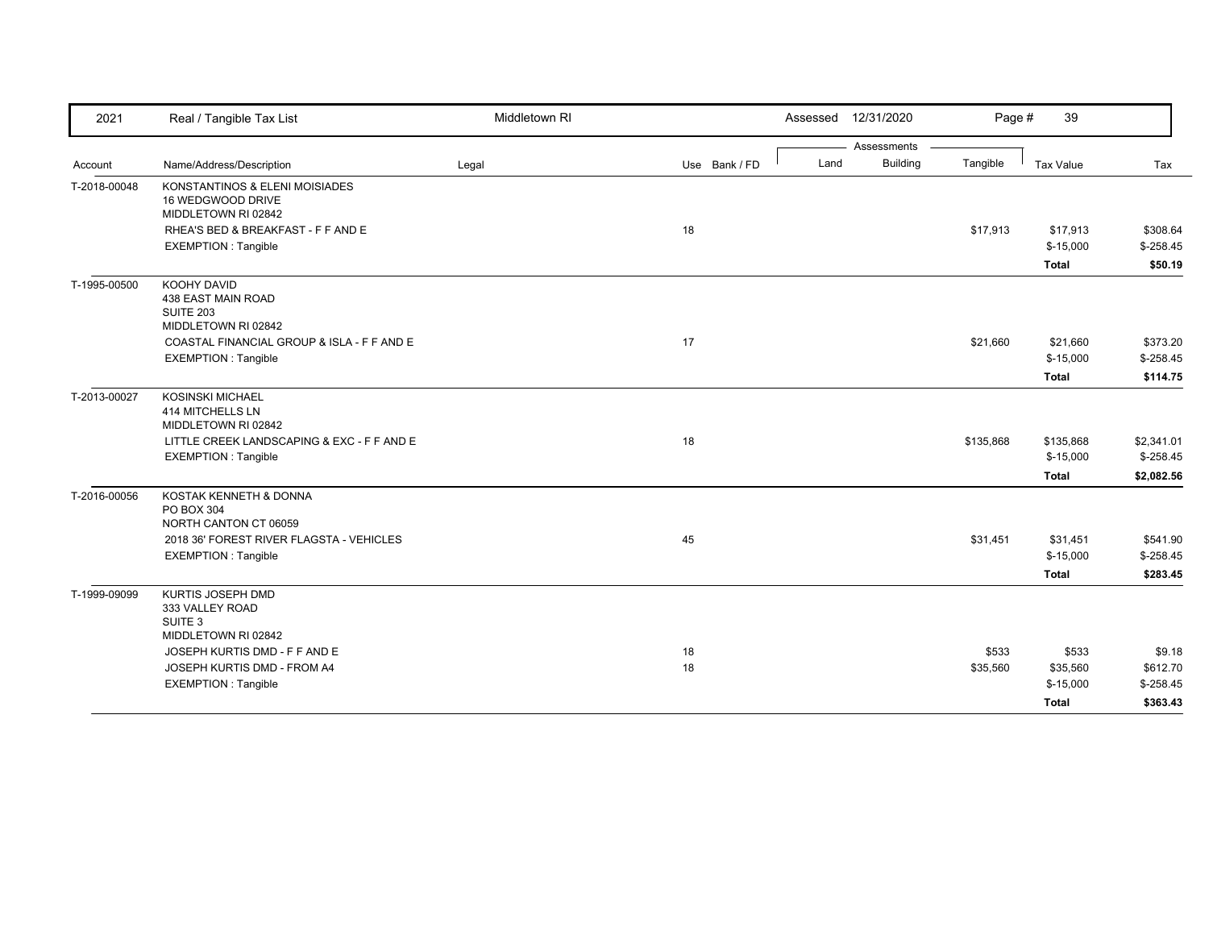| 2021 | Real / Tangible Tax List | Middletown RI | | Assessed 12/31/2020 | | Page # 39 | | |
|---|---|---|---|---|---|---|---|---|
| | | | | Assessments | | | | |
| Account | Name/Address/Description | Legal | Use Bank / FD | Land | Building | Tangible | Tax Value | Tax |
| T-2018-00048 | KONSTANTINOS & ELENI MOISIADES<br>16 WEDGWOOD DRIVE<br>MIDDLETOWN RI 02842 | | | | | | | |
| | RHEA'S BED & BREAKFAST - F F AND E | | 18 | | | $17,913 | $17,913 | $308.64 |
| | EXEMPTION : Tangible | | | | | | $-15,000 | $-258.45 |
| | | | | | | | **Total** | **$50.19** |
| T-1995-00500 | KOOHY DAVID<br>438 EAST MAIN ROAD<br>SUITE 203<br>MIDDLETOWN RI 02842 | | | | | | | |
| | COASTAL FINANCIAL GROUP & ISLA - F F AND E | | 17 | | | $21,660 | $21,660 | $373.20 |
| | EXEMPTION : Tangible | | | | | | $-15,000 | $-258.45 |
| | | | | | | | **Total** | **$114.75** |
| T-2013-00027 | KOSINSKI MICHAEL<br>414 MITCHELLS LN<br>MIDDLETOWN RI 02842 | | | | | | | |
| | LITTLE CREEK LANDSCAPING & EXC - F F AND E | | 18 | | | $135,868 | $135,868 | $2,341.01 |
| | EXEMPTION : Tangible | | | | | | $-15,000 | $-258.45 |
| | | | | | | | **Total** | **$2,082.56** |
| T-2016-00056 | KOSTAK KENNETH & DONNA<br>PO BOX 304<br>NORTH CANTON CT 06059 | | | | | | | |
| | 2018 36' FOREST RIVER FLAGSTA - VEHICLES | | 45 | | | $31,451 | $31,451 | $541.90 |
| | EXEMPTION : Tangible | | | | | | $-15,000 | $-258.45 |
| | | | | | | | **Total** | **$283.45** |
| T-1999-09099 | KURTIS JOSEPH DMD<br>333 VALLEY ROAD<br>SUITE 3<br>MIDDLETOWN RI 02842 | | | | | | | |
| | JOSEPH KURTIS DMD - F F AND E | | 18 | | | $533 | $533 | $9.18 |
| | JOSEPH KURTIS DMD - FROM A4 | | 18 | | | $35,560 | $35,560 | $612.70 |
| | EXEMPTION : Tangible | | | | | | $-15,000 | $-258.45 |
| | | | | | | | **Total** | **$363.43** |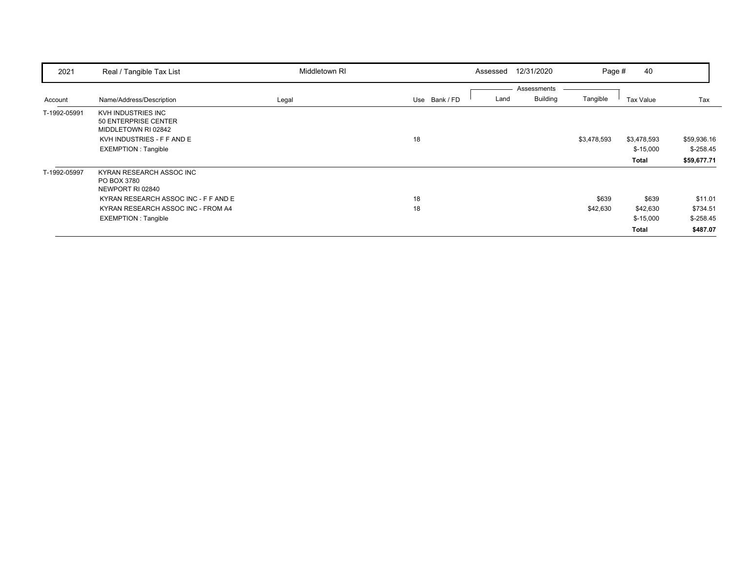| 2021 | Real / Tangible Tax List | Middletown RI | Assessed 12/31/2020 | | | | | |
|---|---|---|---|---|---|---|---|---|

| Account | Name/Address/Description | Legal | Use | Bank / FD | Land | Building | Tangible | Tax Value | Tax |
|---|---|---|---|---|---|---|---|---|---|
| T-1992-05991 | KVH INDUSTRIES INC<br>50 ENTERPRISE CENTER<br>MIDDLETOWN RI 02842 | | | | | | | | |
| | KVH INDUSTRIES - F F AND E | | 18 | | | | $3,478,593 | $3,478,593 | $59,936.16 |
| | EXEMPTION : Tangible | | | | | | | $-15,000 | $-258.45 |
| | | | | | | | | **Total** | **$59,677.71** |
| T-1992-05997 | KYRAN RESEARCH ASSOC INC<br>PO BOX 3780<br>NEWPORT RI 02840 | | | | | | | | |
| | KYRAN RESEARCH ASSOC INC - F F AND E | | 18 | | | | $639 | $639 | $11.01 |
| | KYRAN RESEARCH ASSOC INC - FROM A4 | | 18 | | | | $42,630 | $42,630 | $734.51 |
| | EXEMPTION : Tangible | | | | | | | $-15,000 | $-258.45 |
| | | | | | | | | **Total** | **$487.07** |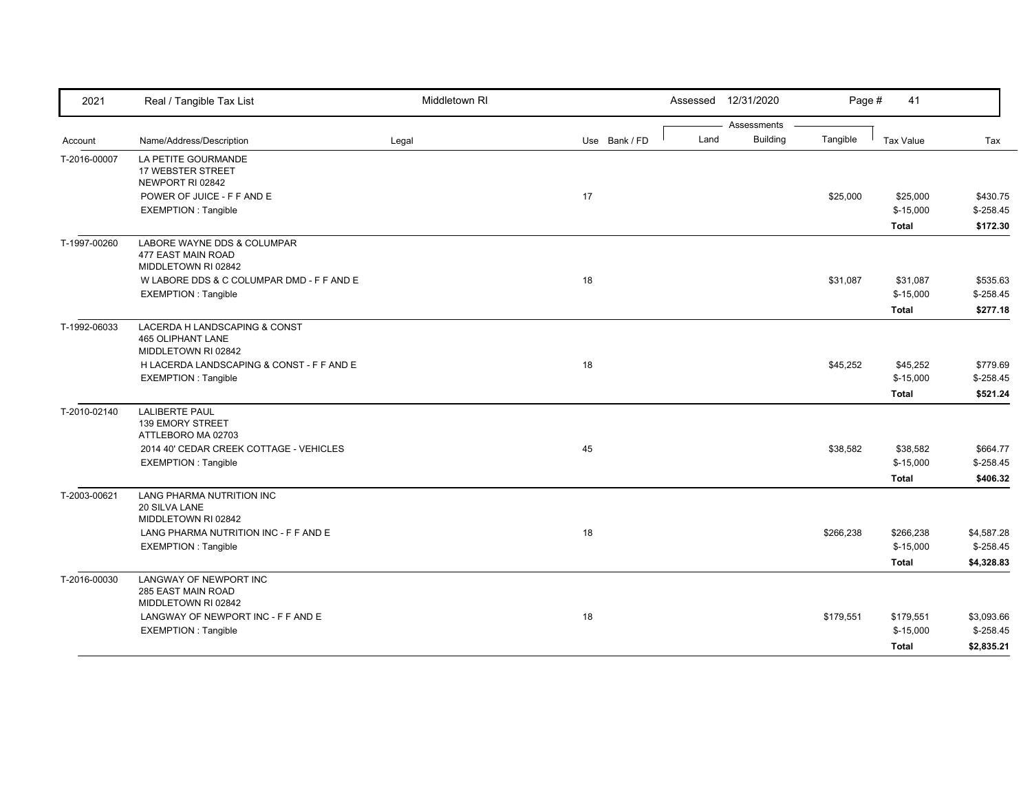| Account | Name/Address/Description | Legal | Use | Bank / FD | Land | Building | Tangible | Tax Value | Tax |
|---|---|---|---|---|---|---|---|---|---|
| T-2016-00007 | LA PETITE GOURMANDE<br>17 WEBSTER STREET<br>NEWPORT RI 02842 | | | | | | | | |
| | POWER OF JUICE - F F AND E | | 17 | | | | $25,000 | $25,000 | $430.75 |
| | EXEMPTION : Tangible | | | | | | | $-15,000 | $-258.45 |
| | | | | | | | | **Total** | **$172.30** |
| T-1997-00260 | LABORE WAYNE DDS & COLUMPAR<br>477 EAST MAIN ROAD<br>MIDDLETOWN RI 02842 | | | | | | | | |
| | W LABORE DDS & C COLUMPAR DMD - F F AND E | | 18 | | | | $31,087 | $31,087 | $535.63 |
| | EXEMPTION : Tangible | | | | | | | $-15,000 | $-258.45 |
| | | | | | | | | **Total** | **$277.18** |
| T-1992-06033 | LACERDA H LANDSCAPING & CONST<br>465 OLIPHANT LANE<br>MIDDLETOWN RI 02842 | | | | | | | | |
| | H LACERDA LANDSCAPING & CONST - F F AND E | | 18 | | | | $45,252 | $45,252 | $779.69 |
| | EXEMPTION : Tangible | | | | | | | $-15,000 | $-258.45 |
| | | | | | | | | **Total** | **$521.24** |
| T-2010-02140 | LALIBERTE PAUL<br>139 EMORY STREET<br>ATTLEBORO MA 02703 | | | | | | | | |
| | 2014 40' CEDAR CREEK COTTAGE - VEHICLES | | 45 | | | | $38,582 | $38,582 | $664.77 |
| | EXEMPTION : Tangible | | | | | | | $-15,000 | $-258.45 |
| | | | | | | | | **Total** | **$406.32** |
| T-2003-00621 | LANG PHARMA NUTRITION INC<br>20 SILVA LANE<br>MIDDLETOWN RI 02842 | | | | | | | | |
| | LANG PHARMA NUTRITION INC - F F AND E | | 18 | | | | $266,238 | $266,238 | $4,587.28 |
| | EXEMPTION : Tangible | | | | | | | $-15,000 | $-258.45 |
| | | | | | | | | **Total** | **$4,328.83** |
| T-2016-00030 | LANGWAY OF NEWPORT INC<br>285 EAST MAIN ROAD<br>MIDDLETOWN RI 02842 | | | | | | | | |
| | LANGWAY OF NEWPORT INC - F F AND E | | 18 | | | | $179,551 | $179,551 | $3,093.66 |
| | EXEMPTION : Tangible | | | | | | | $-15,000 | $-258.45 |
| | | | | | | | | **Total** | **$2,835.21** |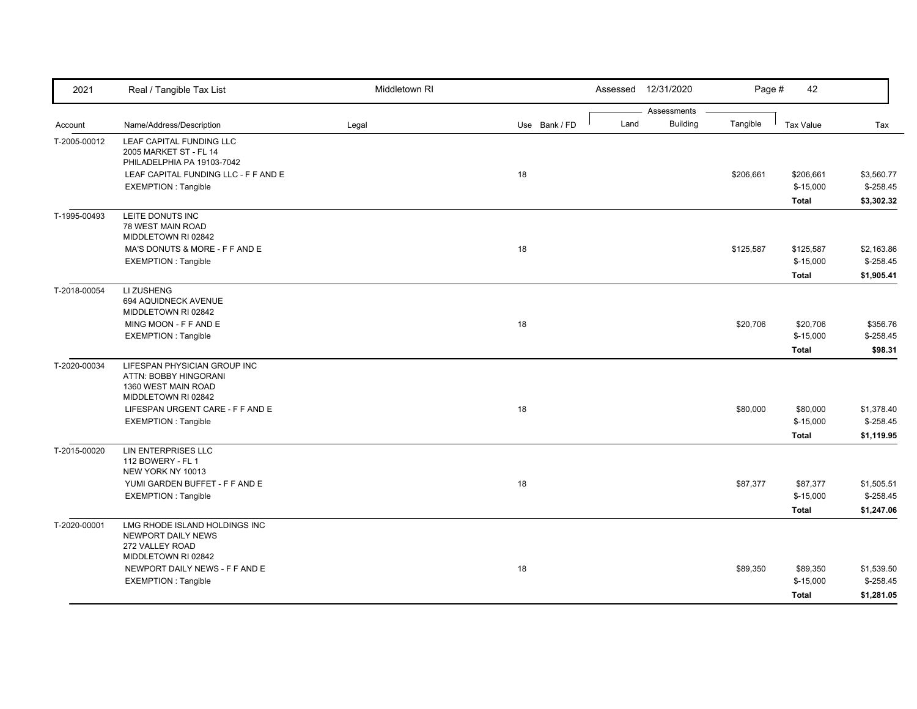| 2021 | Real / Tangible Tax List | Middletown RI | | Assessed 12/31/2020 | | | | |
|---|---|---|---|---|---|---|---|---|
| | | | | Assessments | | | | |
| Account | Name/Address/Description | Legal | Use Bank / FD | Land | Building | Tangible | Tax Value | Tax |
| T-2005-00012 | LEAF CAPITAL FUNDING LLC<br>2005 MARKET ST - FL 14<br>PHILADELPHIA PA 19103-7042 | | | | | | | |
| | LEAF CAPITAL FUNDING LLC - F F AND E | | 18 | | | $206,661 | $206,661 | $3,560.77 |
| | EXEMPTION : Tangible | | | | | | $-15,000 | $-258.45 |
| | | | | | | | **Total** | **$3,302.32** |
| T-1995-00493 | LEITE DONUTS INC<br>78 WEST MAIN ROAD<br>MIDDLETOWN RI 02842 | | | | | | | |
| | MA'S DONUTS & MORE - F F AND E | | 18 | | | $125,587 | $125,587 | $2,163.86 |
| | EXEMPTION : Tangible | | | | | | $-15,000 | $-258.45 |
| | | | | | | | **Total** | **$1,905.41** |
| T-2018-00054 | LI ZUSHENG<br>694 AQUIDNECK AVENUE<br>MIDDLETOWN RI 02842 | | | | | | | |
| | MING MOON - F F AND E | | 18 | | | $20,706 | $20,706 | $356.76 |
| | EXEMPTION : Tangible | | | | | | $-15,000 | $-258.45 |
| | | | | | | | **Total** | **$98.31** |
| T-2020-00034 | LIFESPAN PHYSICIAN GROUP INC<br>ATTN: BOBBY HINGORANI<br>1360 WEST MAIN ROAD<br>MIDDLETOWN RI 02842 | | | | | | | |
| | LIFESPAN URGENT CARE - F F AND E | | 18 | | | $80,000 | $80,000 | $1,378.40 |
| | EXEMPTION : Tangible | | | | | | $-15,000 | $-258.45 |
| | | | | | | | **Total** | **$1,119.95** |
| T-2015-00020 | LIN ENTERPRISES LLC<br>112 BOWERY - FL 1<br>NEW YORK NY 10013 | | | | | | | |
| | YUMI GARDEN BUFFET - F F AND E | | 18 | | | $87,377 | $87,377 | $1,505.51 |
| | EXEMPTION : Tangible | | | | | | $-15,000 | $-258.45 |
| | | | | | | | **Total** | **$1,247.06** |
| T-2020-00001 | LMG RHODE ISLAND HOLDINGS INC<br>NEWPORT DAILY NEWS<br>272 VALLEY ROAD<br>MIDDLETOWN RI 02842 | | | | | | | |
| | NEWPORT DAILY NEWS - F F AND E | | 18 | | | $89,350 | $89,350 | $1,539.50 |
| | EXEMPTION : Tangible | | | | | | $-15,000 | $-258.45 |
| | | | | | | | **Total** | **$1,281.05** |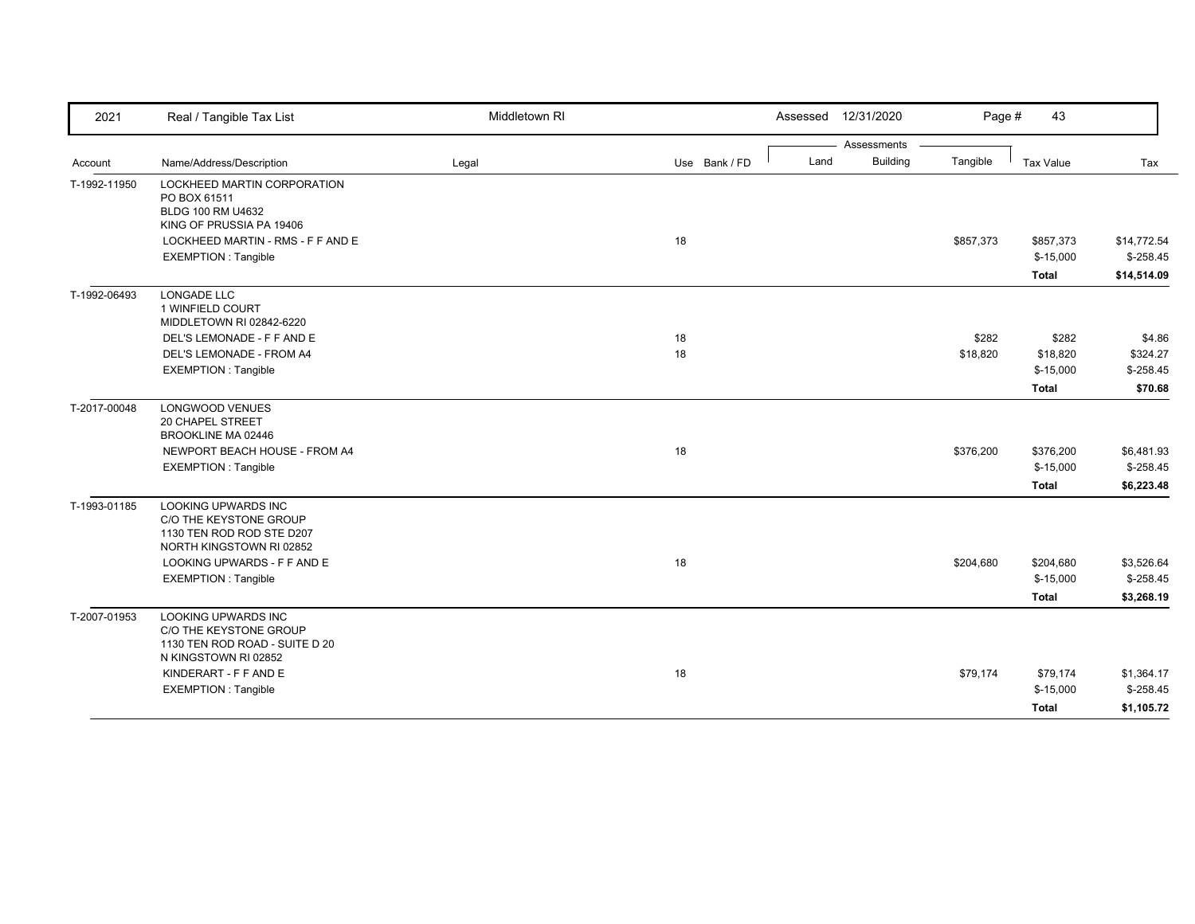| 2021 | Real / Tangible Tax List | Middletown RI | | Assessed 12/31/2020 | | Page # 43 | | |
|---|---|---|---|---|---|---|---|---|
| | | | | Assessments | | | | |
| Account | Name/Address/Description | Legal | Use Bank / FD | Land | Building | Tangible | Tax Value | Tax |
| T-1992-11950 | LOCKHEED MARTIN CORPORATION<br>PO BOX 61511<br>BLDG 100 RM U4632<br>KING OF PRUSSIA PA 19406 | | | | | | | |
| | LOCKHEED MARTIN - RMS - F F AND E | | 18 | | | $857,373 | $857,373 | $14,772.54 |
| | EXEMPTION : Tangible | | | | | | $-15,000 | $-258.45 |
| | | | | | | | **Total** | **$14,514.09** |
| T-1992-06493 | LONGADE LLC<br>1 WINFIELD COURT<br>MIDDLETOWN RI 02842-6220 | | | | | | | |
| | DEL'S LEMONADE - F F AND E | | 18 | | | $282 | $282 | $4.86 |
| | DEL'S LEMONADE - FROM A4 | | 18 | | | $18,820 | $18,820 | $324.27 |
| | EXEMPTION : Tangible | | | | | | $-15,000 | $-258.45 |
| | | | | | | | **Total** | **$70.68** |
| T-2017-00048 | LONGWOOD VENUES<br>20 CHAPEL STREET<br>BROOKLINE MA 02446 | | | | | | | |
| | NEWPORT BEACH HOUSE - FROM A4 | | 18 | | | $376,200 | $376,200 | $6,481.93 |
| | EXEMPTION : Tangible | | | | | | $-15,000 | $-258.45 |
| | | | | | | | **Total** | **$6,223.48** |
| T-1993-01185 | LOOKING UPWARDS INC<br>C/O THE KEYSTONE GROUP<br>1130 TEN ROD ROD STE D207<br>NORTH KINGSTOWN RI 02852 | | | | | | | |
| | LOOKING UPWARDS - F F AND E | | 18 | | | $204,680 | $204,680 | $3,526.64 |
| | EXEMPTION : Tangible | | | | | | $-15,000 | $-258.45 |
| | | | | | | | **Total** | **$3,268.19** |
| T-2007-01953 | LOOKING UPWARDS INC<br>C/O THE KEYSTONE GROUP<br>1130 TEN ROD ROAD - SUITE D 20<br>N KINGSTOWN RI 02852 | | | | | | | |
| | KINDERART - F F AND E | | 18 | | | $79,174 | $79,174 | $1,364.17 |
| | EXEMPTION : Tangible | | | | | | $-15,000 | $-258.45 |
| | | | | | | | **Total** | **$1,105.72** |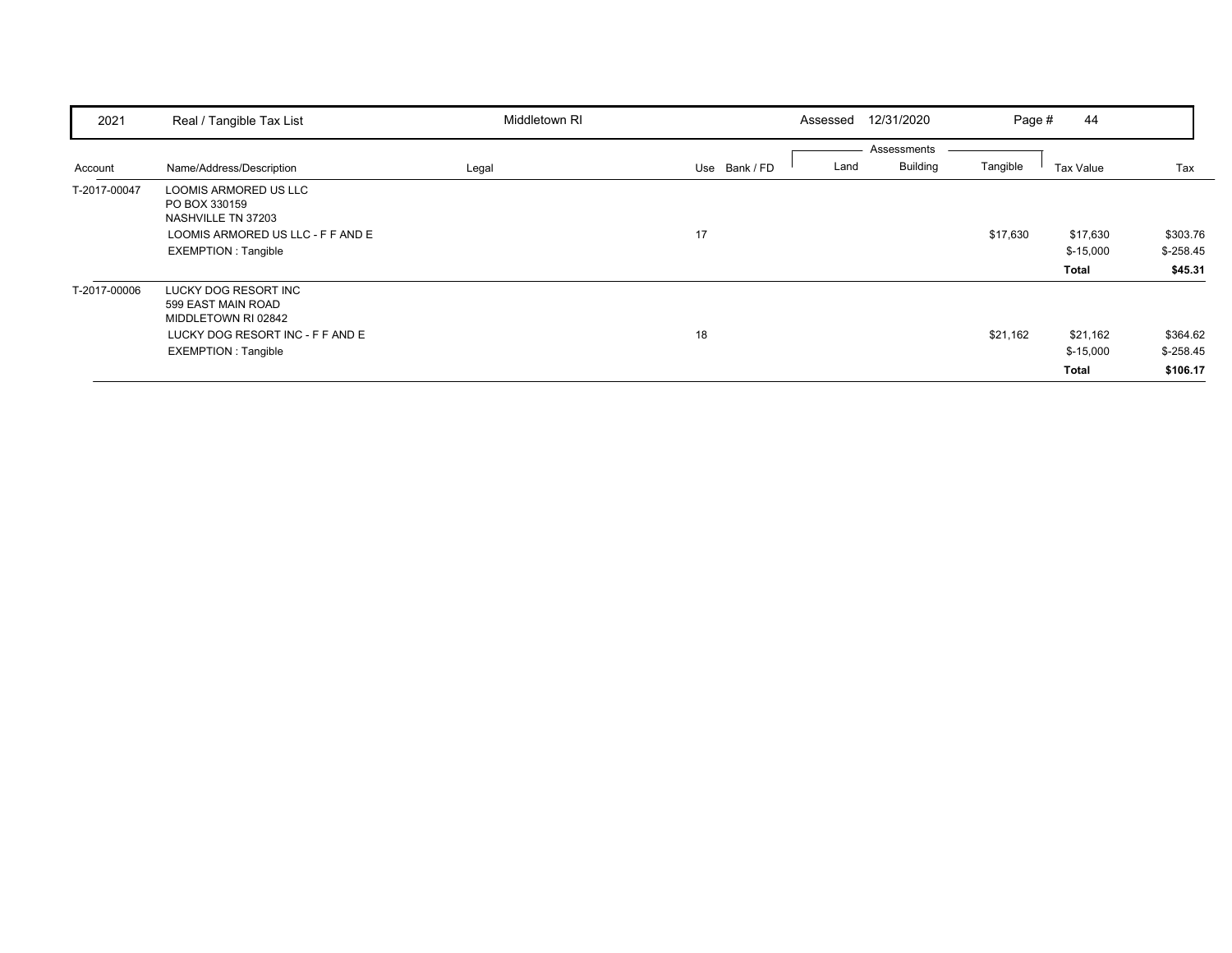| 2021 | Real / Tangible Tax List | Middletown RI | | Assessed 12/31/2020 | | | Page # 44 | |
|---|---|---|---|---|---|---|---|---|
| | | | | Assessments | | | | |
| Account | Name/Address/Description | Legal | Use Bank / FD | Land | Building | Tangible | Tax Value | Tax |
| T-2017-00047 | LOOMIS ARMORED US LLC<br>PO BOX 330159<br>NASHVILLE TN 37203 | | | | | | | |
| | LOOMIS ARMORED US LLC - F F AND E | | 17 | | | $17,630 | $17,630 | $303.76 |
| | EXEMPTION : Tangible | | | | | | $-15,000 | $-258.45 |
| | | | | | | | **Total** | **$45.31** |
| T-2017-00006 | LUCKY DOG RESORT INC<br>599 EAST MAIN ROAD<br>MIDDLETOWN RI 02842 | | | | | | | |
| | LUCKY DOG RESORT INC - F F AND E | | 18 | | | $21,162 | $21,162 | $364.62 |
| | EXEMPTION : Tangible | | | | | | $-15,000 | $-258.45 |
| | | | | | | | **Total** | **$106.17** |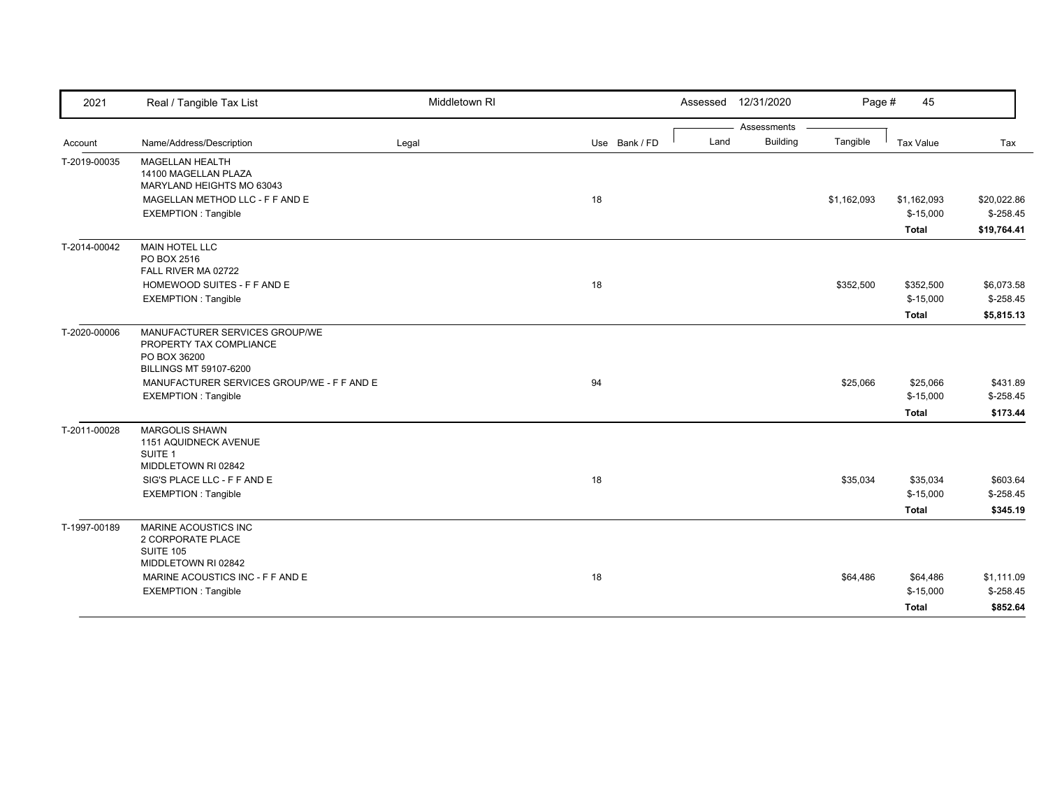| 2021 | Real / Tangible Tax List | Middletown RI | | | Assessed 12/31/2020 | | | |
|---|---|---|---|---|---|---|---|---|
| | | | | | Assessments | | | |
| Account | Name/Address/Description | Legal | Use | Bank / FD | Land | Building | Tangible | Tax Value | Tax |
| T-2019-00035 | MAGELLAN HEALTH<br>14100 MAGELLAN PLAZA<br>MARYLAND HEIGHTS MO 63043 | | | | | | | | |
| | MAGELLAN METHOD LLC - F F AND E | | 18 | | | | $1,162,093 | $1,162,093 | $20,022.86 |
| | EXEMPTION : Tangible | | | | | | | $-15,000 | $-258.45 |
| | | | | | | | | **Total** | **$19,764.41** |
| T-2014-00042 | MAIN HOTEL LLC<br>PO BOX 2516<br>FALL RIVER MA 02722 | | | | | | | | |
| | HOMEWOOD SUITES - F F AND E | | 18 | | | | $352,500 | $352,500 | $6,073.58 |
| | EXEMPTION : Tangible | | | | | | | $-15,000 | $-258.45 |
| | | | | | | | | **Total** | **$5,815.13** |
| T-2020-00006 | MANUFACTURER SERVICES GROUP/WE<br>PROPERTY TAX COMPLIANCE<br>PO BOX 36200<br>BILLINGS MT 59107-6200 | | | | | | | | |
| | MANUFACTURER SERVICES GROUP/WE - F F AND E | | 94 | | | | $25,066 | $25,066 | $431.89 |
| | EXEMPTION : Tangible | | | | | | | $-15,000 | $-258.45 |
| | | | | | | | | **Total** | **$173.44** |
| T-2011-00028 | MARGOLIS SHAWN<br>1151 AQUIDNECK AVENUE<br>SUITE 1<br>MIDDLETOWN RI 02842 | | | | | | | | |
| | SIG'S PLACE LLC - F F AND E | | 18 | | | | $35,034 | $35,034 | $603.64 |
| | EXEMPTION : Tangible | | | | | | | $-15,000 | $-258.45 |
| | | | | | | | | **Total** | **$345.19** |
| T-1997-00189 | MARINE ACOUSTICS INC<br>2 CORPORATE PLACE<br>SUITE 105<br>MIDDLETOWN RI 02842 | | | | | | | | |
| | MARINE ACOUSTICS INC - F F AND E | | 18 | | | | $64,486 | $64,486 | $1,111.09 |
| | EXEMPTION : Tangible | | | | | | | $-15,000 | $-258.45 |
| | | | | | | | | **Total** | **$852.64** |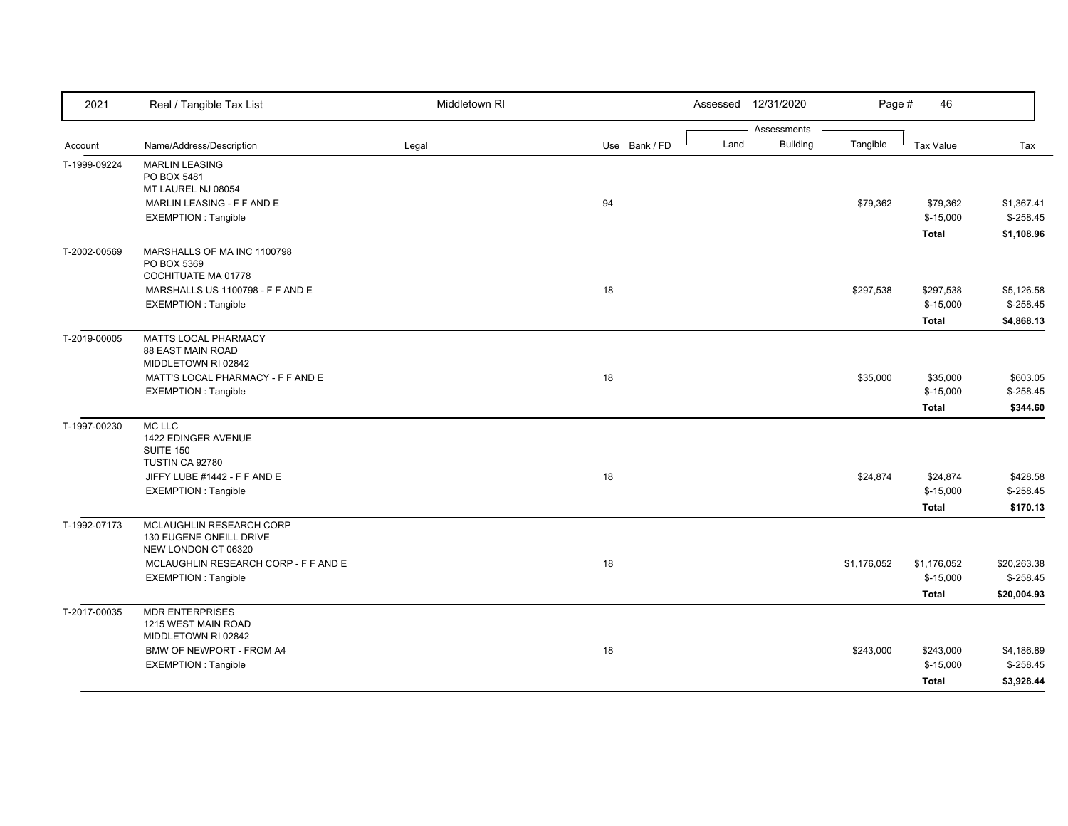| Account | Name/Address/Description | Legal | Use | Bank / FD | Land | Building | Tangible | Tax Value | Tax |
|---|---|---|---|---|---|---|---|---|---|
| T-1999-09224 | MARLIN LEASING<br>PO BOX 5481<br>MT LAUREL NJ 08054 | | | | | | | | |
| | MARLIN LEASING - F F AND E | | 94 | | | | $79,362 | $79,362 | $1,367.41 |
| | EXEMPTION : Tangible | | | | | | | $-15,000 | $-258.45 |
| | | | | | | | | **Total** | **$1,108.96** |
| T-2002-00569 | MARSHALLS OF MA INC 1100798<br>PO BOX 5369<br>COCHITUATE MA 01778 | | | | | | | | |
| | MARSHALLS US 1100798 - F F AND E | | 18 | | | | $297,538 | $297,538 | $5,126.58 |
| | EXEMPTION : Tangible | | | | | | | $-15,000 | $-258.45 |
| | | | | | | | | **Total** | **$4,868.13** |
| T-2019-00005 | MATTS LOCAL PHARMACY<br>88 EAST MAIN ROAD<br>MIDDLETOWN RI 02842 | | | | | | | | |
| | MATT'S LOCAL PHARMACY - F F AND E | | 18 | | | | $35,000 | $35,000 | $603.05 |
| | EXEMPTION : Tangible | | | | | | | $-15,000 | $-258.45 |
| | | | | | | | | **Total** | **$344.60** |
| T-1997-00230 | MC LLC<br>1422 EDINGER AVENUE<br>SUITE 150<br>TUSTIN CA 92780 | | | | | | | | |
| | JIFFY LUBE #1442 - F F AND E | | 18 | | | | $24,874 | $24,874 | $428.58 |
| | EXEMPTION : Tangible | | | | | | | $-15,000 | $-258.45 |
| | | | | | | | | **Total** | **$170.13** |
| T-1992-07173 | MCLAUGHLIN RESEARCH CORP<br>130 EUGENE ONEILL DRIVE<br>NEW LONDON CT 06320 | | | | | | | | |
| | MCLAUGHLIN RESEARCH CORP - F F AND E | | 18 | | | | $1,176,052 | $1,176,052 | $20,263.38 |
| | EXEMPTION : Tangible | | | | | | | $-15,000 | $-258.45 |
| | | | | | | | | **Total** | **$20,004.93** |
| T-2017-00035 | MDR ENTERPRISES<br>1215 WEST MAIN ROAD<br>MIDDLETOWN RI 02842 | | | | | | | | |
| | BMW OF NEWPORT - FROM A4 | | 18 | | | | $243,000 | $243,000 | $4,186.89 |
| | EXEMPTION : Tangible | | | | | | | $-15,000 | $-258.45 |
| | | | | | | | | **Total** | **$3,928.44** |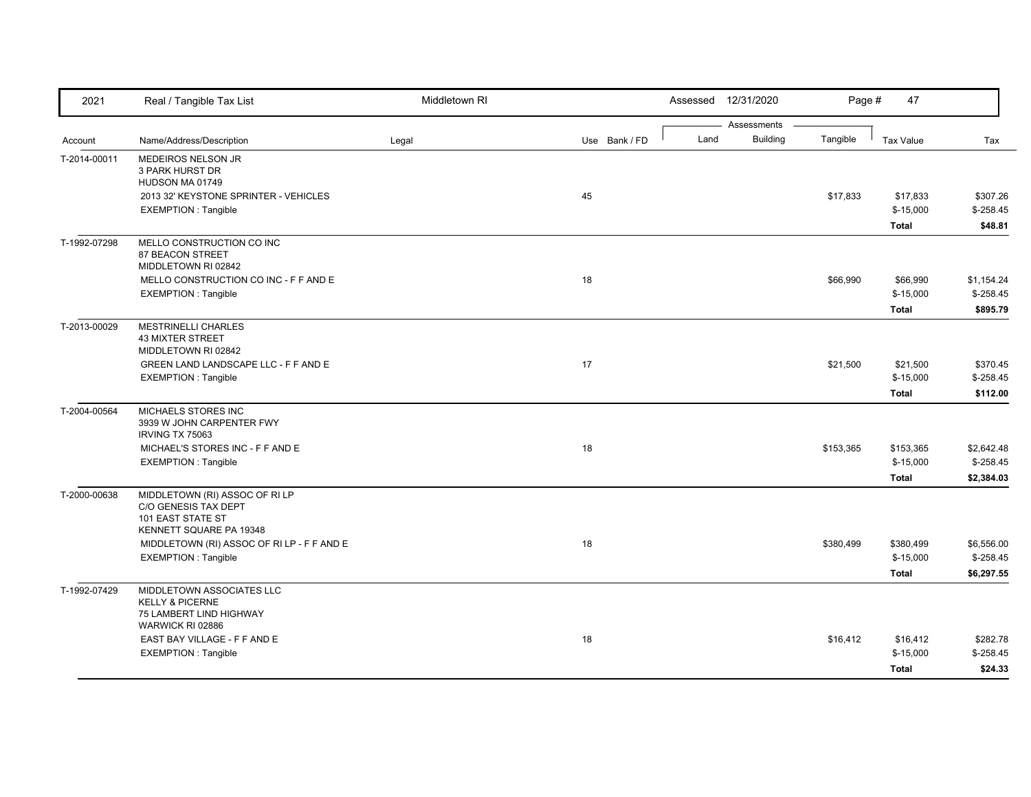| Account | Name/Address/Description | Legal | Use | Bank / FD | Land | Building | Tangible | Tax Value | Tax |
|---|---|---|---|---|---|---|---|---|---|
| T-2014-00011 | MEDEIROS NELSON JR<br>3 PARK HURST DR<br>HUDSON MA 01749 | | | | | | | | |
| | 2013 32' KEYSTONE SPRINTER - VEHICLES | | 45 | | | | $17,833 | $17,833 | $307.26 |
| | EXEMPTION : Tangible | | | | | | | $-15,000 | $-258.45 |
| | | | | | | | | **Total** | **$48.81** |
| T-1992-07298 | MELLO CONSTRUCTION CO INC<br>87 BEACON STREET<br>MIDDLETOWN RI 02842 | | | | | | | | |
| | MELLO CONSTRUCTION CO INC - F F AND E | | 18 | | | | $66,990 | $66,990 | $1,154.24 |
| | EXEMPTION : Tangible | | | | | | | $-15,000 | $-258.45 |
| | | | | | | | | **Total** | **$895.79** |
| T-2013-00029 | MESTRINELLI CHARLES<br>43 MIXTER STREET<br>MIDDLETOWN RI 02842 | | | | | | | | |
| | GREEN LAND LANDSCAPE LLC - F F AND E | | 17 | | | | $21,500 | $21,500 | $370.45 |
| | EXEMPTION : Tangible | | | | | | | $-15,000 | $-258.45 |
| | | | | | | | | **Total** | **$112.00** |
| T-2004-00564 | MICHAELS STORES INC<br>3939 W JOHN CARPENTER FWY<br>IRVING TX 75063 | | | | | | | | |
| | MICHAEL'S STORES INC - F F AND E | | 18 | | | | $153,365 | $153,365 | $2,642.48 |
| | EXEMPTION : Tangible | | | | | | | $-15,000 | $-258.45 |
| | | | | | | | | **Total** | **$2,384.03** |
| T-2000-00638 | MIDDLETOWN (RI) ASSOC OF RI LP<br>C/O GENESIS TAX DEPT<br>101 EAST STATE ST<br>KENNETT SQUARE PA 19348 | | | | | | | | |
| | MIDDLETOWN (RI) ASSOC OF RI LP - F F AND E | | 18 | | | | $380,499 | $380,499 | $6,556.00 |
| | EXEMPTION : Tangible | | | | | | | $-15,000 | $-258.45 |
| | | | | | | | | **Total** | **$6,297.55** |
| T-1992-07429 | MIDDLETOWN ASSOCIATES LLC<br>KELLY & PICERNE<br>75 LAMBERT LIND HIGHWAY<br>WARWICK RI 02886 | | | | | | | | |
| | EAST BAY VILLAGE - F F AND E | | 18 | | | | $16,412 | $16,412 | $282.78 |
| | EXEMPTION : Tangible | | | | | | | $-15,000 | $-258.45 |
| | | | | | | | | **Total** | **$24.33** |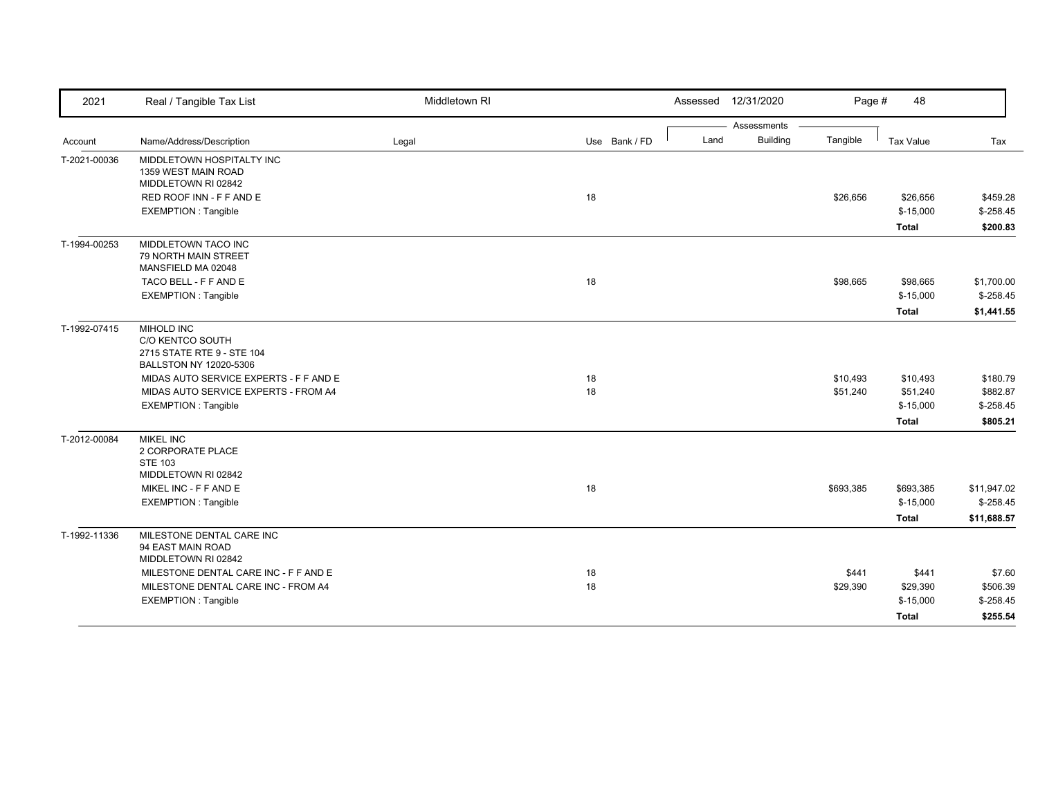| 2021 | Real / Tangible Tax List | Middletown RI | | | Assessed 12/31/2020 | | | | |
|---|---|---|---|---|---|---|---|---|---|
| | | | | | Assessments | | | | |
| Account | Name/Address/Description | Legal | Use | Bank / FD | Land | Building | Tangible | Tax Value | Tax |
| T-2021-00036 | MIDDLETOWN HOSPITALTY INC<br>1359 WEST MAIN ROAD<br>MIDDLETOWN RI 02842 | | | | | | | | |
| | RED ROOF INN - F F AND E | | 18 | | | | $26,656 | $26,656 | $459.28 |
| | EXEMPTION : Tangible | | | | | | | $-15,000 | $-258.45 |
| | | | | | | | | **Total** | **$200.83** |
| T-1994-00253 | MIDDLETOWN TACO INC<br>79 NORTH MAIN STREET<br>MANSFIELD MA 02048 | | | | | | | | |
| | TACO BELL - F F AND E | | 18 | | | | $98,665 | $98,665 | $1,700.00 |
| | EXEMPTION : Tangible | | | | | | | $-15,000 | $-258.45 |
| | | | | | | | | **Total** | **$1,441.55** |
| T-1992-07415 | MIHOLD INC<br>C/O KENTCO SOUTH<br>2715 STATE RTE 9 - STE 104<br>BALLSTON NY 12020-5306 | | | | | | | | |
| | MIDAS AUTO SERVICE EXPERTS - F F AND E | | 18 | | | | $10,493 | $10,493 | $180.79 |
| | MIDAS AUTO SERVICE EXPERTS - FROM A4 | | 18 | | | | $51,240 | $51,240 | $882.87 |
| | EXEMPTION : Tangible | | | | | | | $-15,000 | $-258.45 |
| | | | | | | | | **Total** | **$805.21** |
| T-2012-00084 | MIKEL INC<br>2 CORPORATE PLACE<br>STE 103<br>MIDDLETOWN RI 02842 | | | | | | | | |
| | MIKEL INC - F F AND E | | 18 | | | | $693,385 | $693,385 | $11,947.02 |
| | EXEMPTION : Tangible | | | | | | | $-15,000 | $-258.45 |
| | | | | | | | | **Total** | **$11,688.57** |
| T-1992-11336 | MILESTONE DENTAL CARE INC<br>94 EAST MAIN ROAD<br>MIDDLETOWN RI 02842 | | | | | | | | |
| | MILESTONE DENTAL CARE INC - F F AND E | | 18 | | | | $441 | $441 | $7.60 |
| | MILESTONE DENTAL CARE INC - FROM A4 | | 18 | | | | $29,390 | $29,390 | $506.39 |
| | EXEMPTION : Tangible | | | | | | | $-15,000 | $-258.45 |
| | | | | | | | | **Total** | **$255.54** |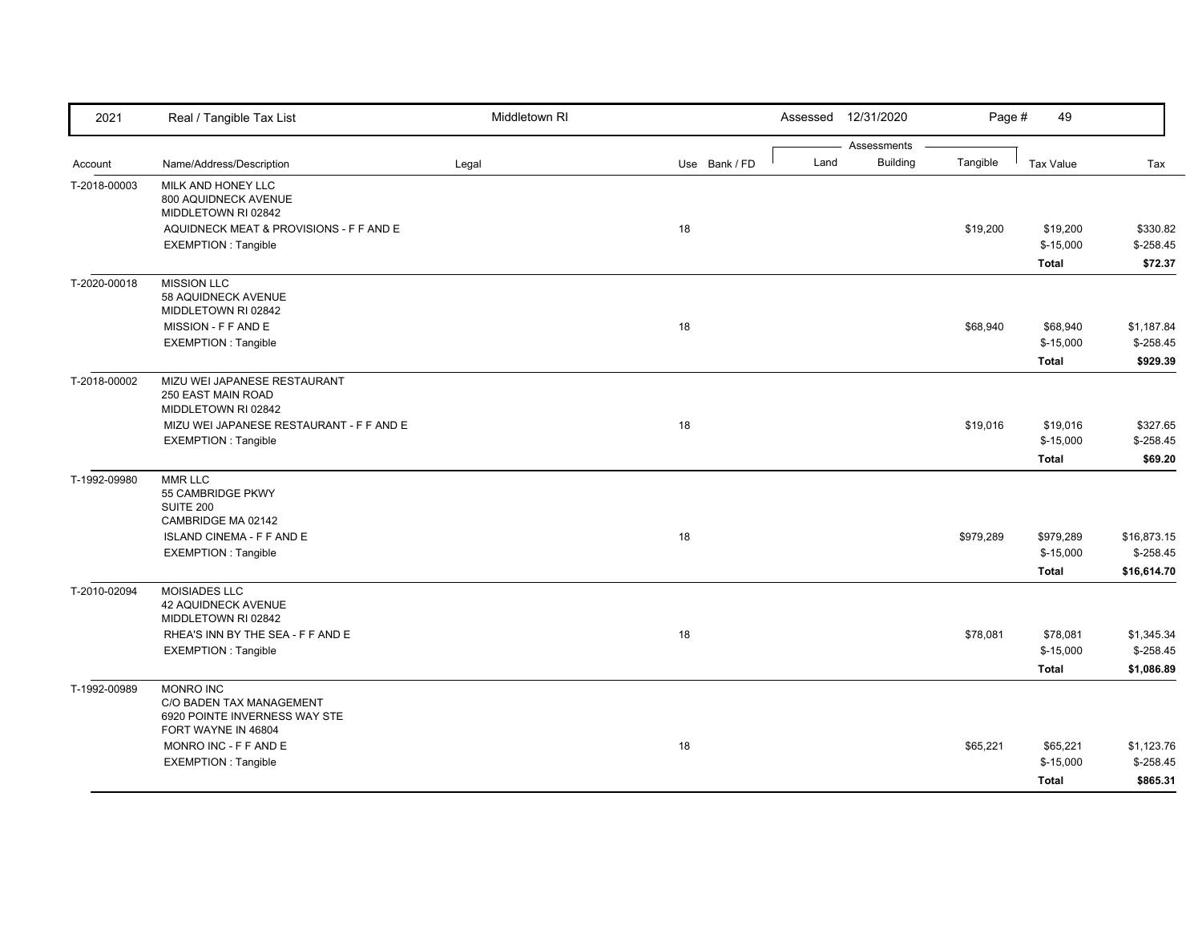| Account | Name/Address/Description | Legal | Use | Bank / FD | Land | Building | Tangible | Tax Value | Tax |
|---|---|---|---|---|---|---|---|---|---|
| T-2018-00003 | MILK AND HONEY LLC<br>800 AQUIDNECK AVENUE<br>MIDDLETOWN RI 02842 | | | | | | | | |
| | AQUIDNECK MEAT & PROVISIONS - F F AND E | | 18 | | | | $19,200 | $19,200 | $330.82 |
| | EXEMPTION : Tangible | | | | | | | $-15,000 | $-258.45 |
| | | | | | | | | **Total** | **$72.37** |
| T-2020-00018 | MISSION LLC<br>58 AQUIDNECK AVENUE<br>MIDDLETOWN RI 02842 | | | | | | | | |
| | MISSION - F F AND E | | 18 | | | | $68,940 | $68,940 | $1,187.84 |
| | EXEMPTION : Tangible | | | | | | | $-15,000 | $-258.45 |
| | | | | | | | | **Total** | **$929.39** |
| T-2018-00002 | MIZU WEI JAPANESE RESTAURANT<br>250 EAST MAIN ROAD<br>MIDDLETOWN RI 02842 | | | | | | | | |
| | MIZU WEI JAPANESE RESTAURANT - F F AND E | | 18 | | | | $19,016 | $19,016 | $327.65 |
| | EXEMPTION : Tangible | | | | | | | $-15,000 | $-258.45 |
| | | | | | | | | **Total** | **$69.20** |
| T-1992-09980 | MMR LLC<br>55 CAMBRIDGE PKWY<br>SUITE 200<br>CAMBRIDGE MA 02142 | | | | | | | | |
| | ISLAND CINEMA - F F AND E | | 18 | | | | $979,289 | $979,289 | $16,873.15 |
| | EXEMPTION : Tangible | | | | | | | $-15,000 | $-258.45 |
| | | | | | | | | **Total** | **$16,614.70** |
| T-2010-02094 | MOISIADES LLC<br>42 AQUIDNECK AVENUE<br>MIDDLETOWN RI 02842 | | | | | | | | |
| | RHEA'S INN BY THE SEA - F F AND E | | 18 | | | | $78,081 | $78,081 | $1,345.34 |
| | EXEMPTION : Tangible | | | | | | | $-15,000 | $-258.45 |
| | | | | | | | | **Total** | **$1,086.89** |
| T-1992-00989 | MONRO INC<br>C/O BADEN TAX MANAGEMENT<br>6920 POINTE INVERNESS WAY STE<br>FORT WAYNE IN 46804 | | | | | | | | |
| | MONRO INC - F F AND E | | 18 | | | | $65,221 | $65,221 | $1,123.76 |
| | EXEMPTION : Tangible | | | | | | | $-15,000 | $-258.45 |
| | | | | | | | | **Total** | **$865.31** |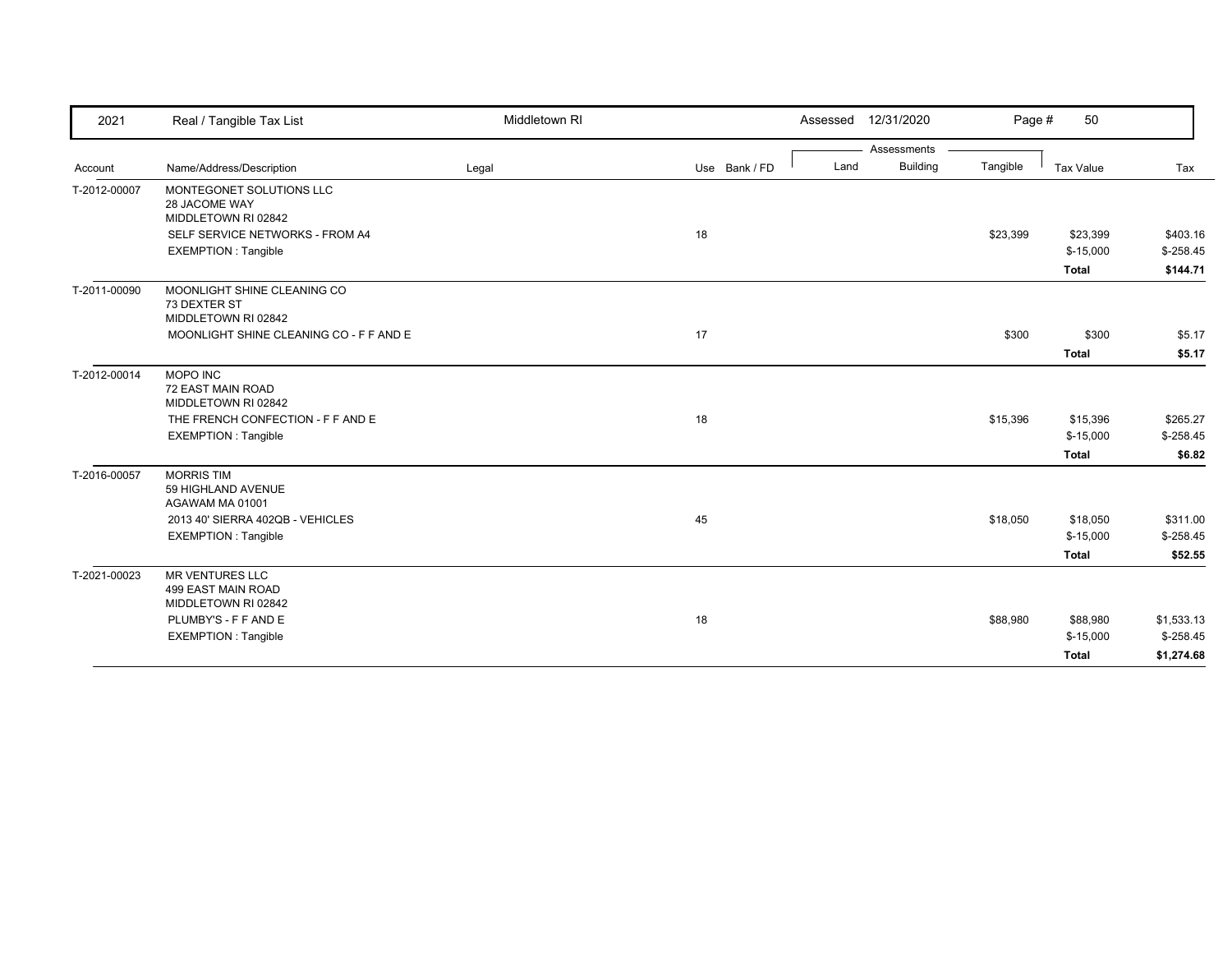| 2021 | Real / Tangible Tax List | Middletown RI | | | Assessed 12/31/2020 | | Page # 50 | | |
|---|---|---|---|---|---|---|---|---|---|
| | | | | | Assessments | | | | |
| Account | Name/Address/Description | Legal | Use | Bank / FD | Land | Building | Tangible | Tax Value | Tax |
| T-2012-00007 | MONTEGONET SOLUTIONS LLC<br>28 JACOME WAY<br>MIDDLETOWN RI 02842 | | | | | | | | |
| | SELF SERVICE NETWORKS - FROM A4 | | 18 | | | | $23,399 | $23,399 | $403.16 |
| | EXEMPTION : Tangible | | | | | | | $-15,000 | $-258.45 |
| | | | | | | | | **Total** | **$144.71** |
| T-2011-00090 | MOONLIGHT SHINE CLEANING CO<br>73 DEXTER ST<br>MIDDLETOWN RI 02842 | | | | | | | | |
| | MOONLIGHT SHINE CLEANING CO - F F AND E | | 17 | | | | $300 | $300 | $5.17 |
| | | | | | | | | **Total** | **$5.17** |
| T-2012-00014 | MOPO INC<br>72 EAST MAIN ROAD<br>MIDDLETOWN RI 02842 | | | | | | | | |
| | THE FRENCH CONFECTION - F F AND E | | 18 | | | | $15,396 | $15,396 | $265.27 |
| | EXEMPTION : Tangible | | | | | | | $-15,000 | $-258.45 |
| | | | | | | | | **Total** | **$6.82** |
| T-2016-00057 | MORRIS TIM<br>59 HIGHLAND AVENUE<br>AGAWAM MA 01001 | | | | | | | | |
| | 2013 40' SIERRA 402QB - VEHICLES | | 45 | | | | $18,050 | $18,050 | $311.00 |
| | EXEMPTION : Tangible | | | | | | | $-15,000 | $-258.45 |
| | | | | | | | | **Total** | **$52.55** |
| T-2021-00023 | MR VENTURES LLC<br>499 EAST MAIN ROAD<br>MIDDLETOWN RI 02842 | | | | | | | | |
| | PLUMBY'S - F F AND E | | 18 | | | | $88,980 | $88,980 | $1,533.13 |
| | EXEMPTION : Tangible | | | | | | | $-15,000 | $-258.45 |
| | | | | | | | | **Total** | **$1,274.68** |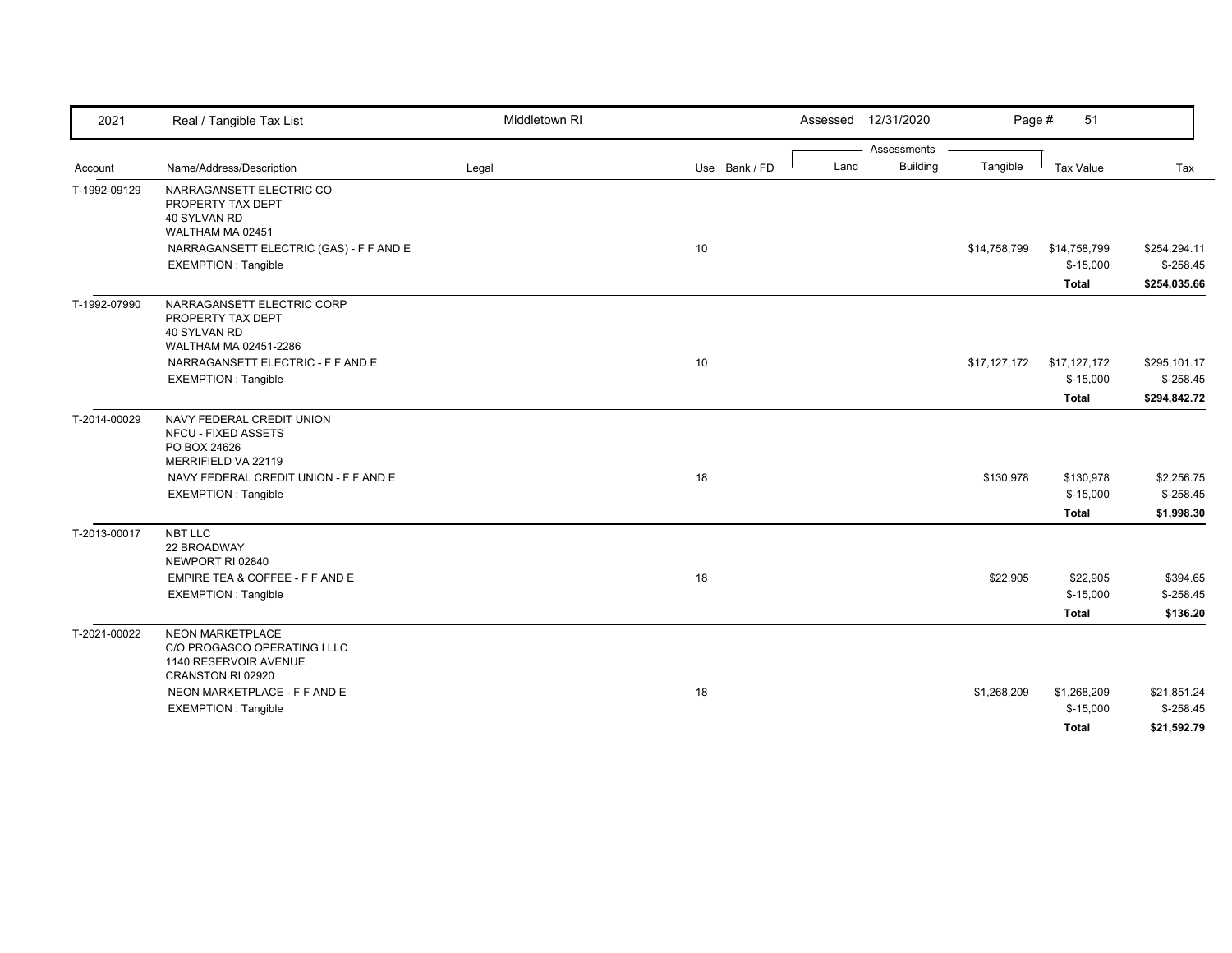| 2021 | Real / Tangible Tax List | Middletown RI | | Assessed 12/31/2020 | | | | |
|---|---|---|---|---|---|---|---|---|
| | | | | Assessments | | | | |
| Account | Name/Address/Description | Legal | Use Bank / FD | Land | Building | Tangible | Tax Value | Tax |
| T-1992-09129 | NARRAGANSETT ELECTRIC CO<br>PROPERTY TAX DEPT<br>40 SYLVAN RD<br>WALTHAM MA 02451 | | | | | | | |
| | NARRAGANSETT ELECTRIC (GAS) - F F AND E | | 10 | | | $14,758,799 | $14,758,799 | $254,294.11 |
| | EXEMPTION : Tangible | | | | | | $-15,000 | $-258.45 |
| | | | | | | | **Total** | **$254,035.66** |
| T-1992-07990 | NARRAGANSETT ELECTRIC CORP<br>PROPERTY TAX DEPT<br>40 SYLVAN RD<br>WALTHAM MA 02451-2286 | | | | | | | |
| | NARRAGANSETT ELECTRIC - F F AND E | | 10 | | | $17,127,172 | $17,127,172 | $295,101.17 |
| | EXEMPTION : Tangible | | | | | | $-15,000 | $-258.45 |
| | | | | | | | **Total** | **$294,842.72** |
| T-2014-00029 | NAVY FEDERAL CREDIT UNION<br>NFCU - FIXED ASSETS<br>PO BOX 24626<br>MERRIFIELD VA 22119 | | | | | | | |
| | NAVY FEDERAL CREDIT UNION - F F AND E | | 18 | | | $130,978 | $130,978 | $2,256.75 |
| | EXEMPTION : Tangible | | | | | | $-15,000 | $-258.45 |
| | | | | | | | **Total** | **$1,998.30** |
| T-2013-00017 | NBT LLC<br>22 BROADWAY<br>NEWPORT RI 02840 | | | | | | | |
| | EMPIRE TEA & COFFEE - F F AND E | | 18 | | | $22,905 | $22,905 | $394.65 |
| | EXEMPTION : Tangible | | | | | | $-15,000 | $-258.45 |
| | | | | | | | **Total** | **$136.20** |
| T-2021-00022 | NEON MARKETPLACE<br>C/O PROGASCO OPERATING I LLC<br>1140 RESERVOIR AVENUE<br>CRANSTON RI 02920 | | | | | | | |
| | NEON MARKETPLACE - F F AND E | | 18 | | | $1,268,209 | $1,268,209 | $21,851.24 |
| | EXEMPTION : Tangible | | | | | | $-15,000 | $-258.45 |
| | | | | | | | **Total** | **$21,592.79** |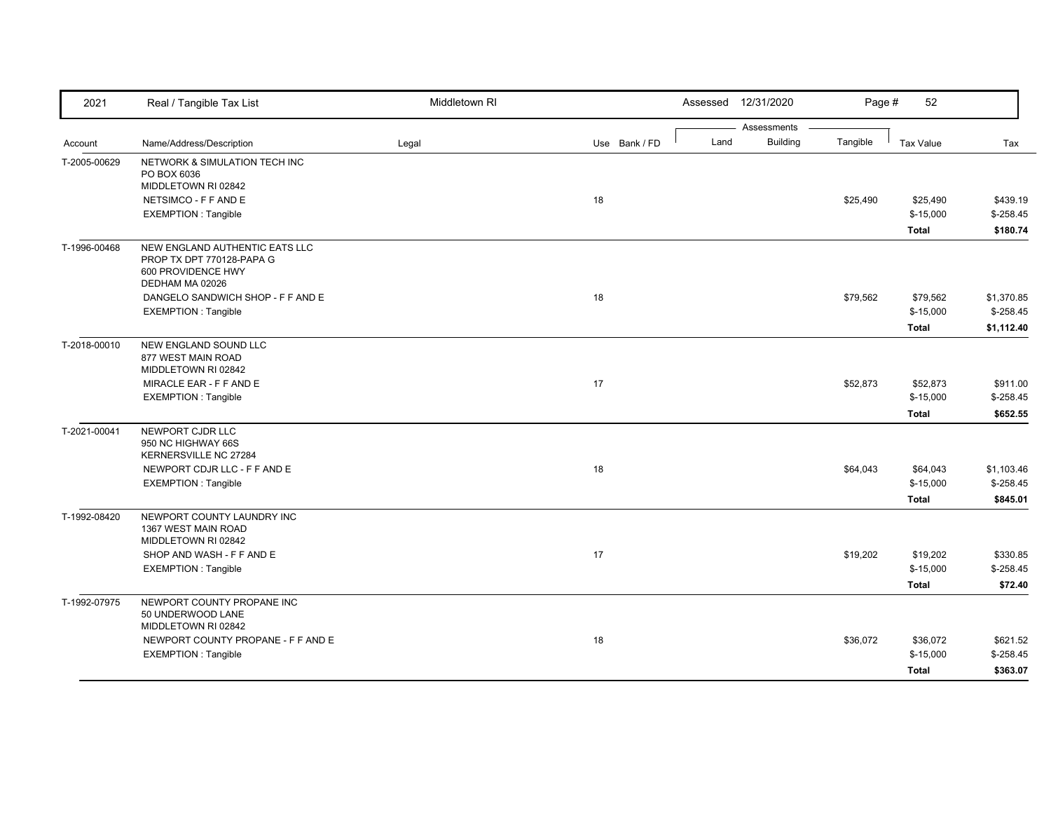| 2021 | Real / Tangible Tax List | Middletown RI | | Assessed 12/31/2020 | | | Page # 52 | |
|---|---|---|---|---|---|---|---|---|
| | | | | Assessments | | | | |
| Account | Name/Address/Description | Legal | Use Bank / FD | Land | Building | Tangible | Tax Value | Tax |
| T-2005-00629 | NETWORK & SIMULATION TECH INC<br>PO BOX 6036<br>MIDDLETOWN RI 02842 | | | | | | | |
| | NETSIMCO - F F AND E | | 18 | | | $25,490 | $25,490 | $439.19 |
| | EXEMPTION : Tangible | | | | | | $-15,000 | $-258.45 |
| | | | | | | | **Total** | **$180.74** |
| T-1996-00468 | NEW ENGLAND AUTHENTIC EATS LLC<br>PROP TX DPT 770128-PAPA G<br>600 PROVIDENCE HWY<br>DEDHAM MA 02026 | | | | | | | |
| | DANGELO SANDWICH SHOP - F F AND E | | 18 | | | $79,562 | $79,562 | $1,370.85 |
| | EXEMPTION : Tangible | | | | | | $-15,000 | $-258.45 |
| | | | | | | | **Total** | **$1,112.40** |
| T-2018-00010 | NEW ENGLAND SOUND LLC<br>877 WEST MAIN ROAD<br>MIDDLETOWN RI 02842 | | | | | | | |
| | MIRACLE EAR - F F AND E | | 17 | | | $52,873 | $52,873 | $911.00 |
| | EXEMPTION : Tangible | | | | | | $-15,000 | $-258.45 |
| | | | | | | | **Total** | **$652.55** |
| T-2021-00041 | NEWPORT CJDR LLC<br>950 NC HIGHWAY 66S<br>KERNERSVILLE NC 27284 | | | | | | | |
| | NEWPORT CDJR LLC - F F AND E | | 18 | | | $64,043 | $64,043 | $1,103.46 |
| | EXEMPTION : Tangible | | | | | | $-15,000 | $-258.45 |
| | | | | | | | **Total** | **$845.01** |
| T-1992-08420 | NEWPORT COUNTY LAUNDRY INC<br>1367 WEST MAIN ROAD<br>MIDDLETOWN RI 02842 | | | | | | | |
| | SHOP AND WASH - F F AND E | | 17 | | | $19,202 | $19,202 | $330.85 |
| | EXEMPTION : Tangible | | | | | | $-15,000 | $-258.45 |
| | | | | | | | **Total** | **$72.40** |
| T-1992-07975 | NEWPORT COUNTY PROPANE INC<br>50 UNDERWOOD LANE<br>MIDDLETOWN RI 02842 | | | | | | | |
| | NEWPORT COUNTY PROPANE - F F AND E | | 18 | | | $36,072 | $36,072 | $621.52 |
| | EXEMPTION : Tangible | | | | | | $-15,000 | $-258.45 |
| | | | | | | | **Total** | **$363.07** |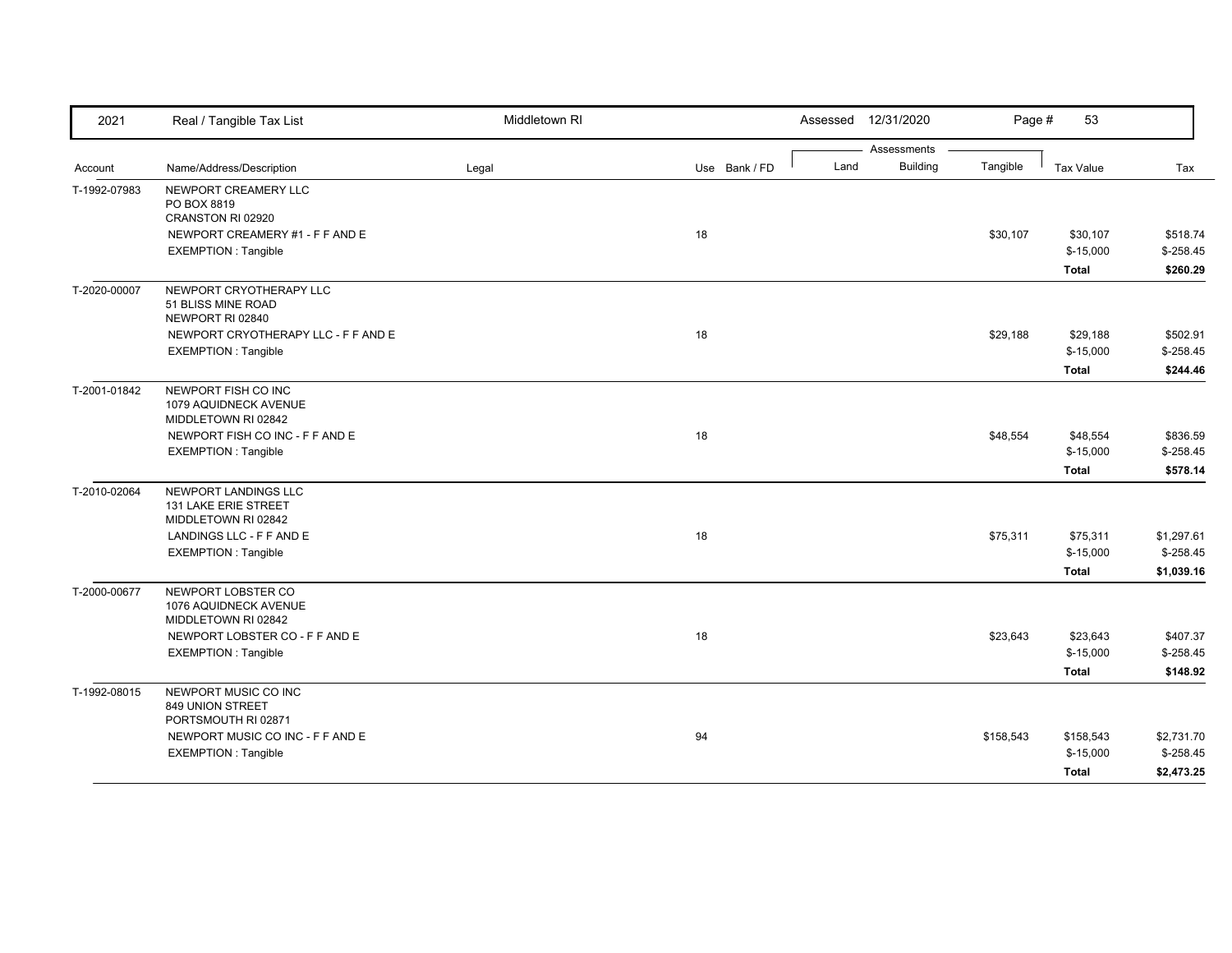| 2021 | Real / Tangible Tax List | Middletown RI | | Assessed 12/31/2020 | | Page # 53 | | |
|---|---|---|---|---|---|---|---|---|
| | | | | Assessments | | | | |
| Account | Name/Address/Description | Legal | Use Bank / FD | Land | Building | Tangible | Tax Value | Tax |
| T-1992-07983 | NEWPORT CREAMERY LLC<br>PO BOX 8819<br>CRANSTON RI 02920 | | | | | | | |
| | NEWPORT CREAMERY #1 - F F AND E | | 18 | | | $30,107 | $30,107 | $518.74 |
| | EXEMPTION : Tangible | | | | | | $-15,000 | $-258.45 |
| | | | | | | | **Total** | **$260.29** |
| T-2020-00007 | NEWPORT CRYOTHERAPY LLC<br>51 BLISS MINE ROAD<br>NEWPORT RI 02840 | | | | | | | |
| | NEWPORT CRYOTHERAPY LLC - F F AND E | | 18 | | | $29,188 | $29,188 | $502.91 |
| | EXEMPTION : Tangible | | | | | | $-15,000 | $-258.45 |
| | | | | | | | **Total** | **$244.46** |
| T-2001-01842 | NEWPORT FISH CO INC<br>1079 AQUIDNECK AVENUE<br>MIDDLETOWN RI 02842 | | | | | | | |
| | NEWPORT FISH CO INC - F F AND E | | 18 | | | $48,554 | $48,554 | $836.59 |
| | EXEMPTION : Tangible | | | | | | $-15,000 | $-258.45 |
| | | | | | | | **Total** | **$578.14** |
| T-2010-02064 | NEWPORT LANDINGS LLC<br>131 LAKE ERIE STREET<br>MIDDLETOWN RI 02842 | | | | | | | |
| | LANDINGS LLC - F F AND E | | 18 | | | $75,311 | $75,311 | $1,297.61 |
| | EXEMPTION : Tangible | | | | | | $-15,000 | $-258.45 |
| | | | | | | | **Total** | **$1,039.16** |
| T-2000-00677 | NEWPORT LOBSTER CO<br>1076 AQUIDNECK AVENUE<br>MIDDLETOWN RI 02842 | | | | | | | |
| | NEWPORT LOBSTER CO - F F AND E | | 18 | | | $23,643 | $23,643 | $407.37 |
| | EXEMPTION : Tangible | | | | | | $-15,000 | $-258.45 |
| | | | | | | | **Total** | **$148.92** |
| T-1992-08015 | NEWPORT MUSIC CO INC<br>849 UNION STREET<br>PORTSMOUTH RI 02871 | | | | | | | |
| | NEWPORT MUSIC CO INC - F F AND E | | 94 | | | $158,543 | $158,543 | $2,731.70 |
| | EXEMPTION : Tangible | | | | | | $-15,000 | $-258.45 |
| | | | | | | | **Total** | **$2,473.25** |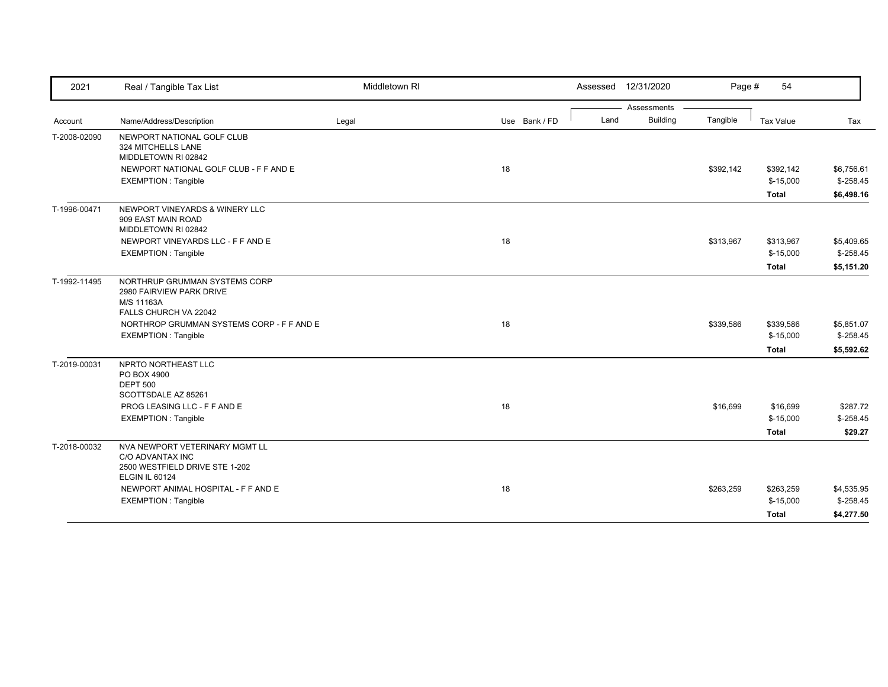| 2021 | Real / Tangible Tax List | Middletown RI | | | Assessed 12/31/2020 | | | | |
|---|---|---|---|---|---|---|---|---|---|
| | | | | | Assessments | | | | |
| Account | Name/Address/Description | Legal | Use | Bank / FD | Land | Building | Tangible | Tax Value | Tax |
| T-2008-02090 | NEWPORT NATIONAL GOLF CLUB<br>324 MITCHELLS LANE<br>MIDDLETOWN RI 02842 | | | | | | | | |
| | NEWPORT NATIONAL GOLF CLUB - F F AND E | | 18 | | | | $392,142 | $392,142 | $6,756.61 |
| | EXEMPTION : Tangible | | | | | | | $-15,000 | $-258.45 |
| | | | | | | | | **Total** | **$6,498.16** |
| T-1996-00471 | NEWPORT VINEYARDS & WINERY LLC<br>909 EAST MAIN ROAD<br>MIDDLETOWN RI 02842 | | | | | | | | |
| | NEWPORT VINEYARDS LLC - F F AND E | | 18 | | | | $313,967 | $313,967 | $5,409.65 |
| | EXEMPTION : Tangible | | | | | | | $-15,000 | $-258.45 |
| | | | | | | | | **Total** | **$5,151.20** |
| T-1992-11495 | NORTHRUP GRUMMAN SYSTEMS CORP<br>2980 FAIRVIEW PARK DRIVE<br>M/S 11163A<br>FALLS CHURCH VA 22042 | | | | | | | | |
| | NORTHROP GRUMMAN SYSTEMS CORP - F F AND E | | 18 | | | | $339,586 | $339,586 | $5,851.07 |
| | EXEMPTION : Tangible | | | | | | | $-15,000 | $-258.45 |
| | | | | | | | | **Total** | **$5,592.62** |
| T-2019-00031 | NPRTO NORTHEAST LLC<br>PO BOX 4900<br>DEPT 500<br>SCOTTSDALE AZ 85261 | | | | | | | | |
| | PROG LEASING LLC - F F AND E | | 18 | | | | $16,699 | $16,699 | $287.72 |
| | EXEMPTION : Tangible | | | | | | | $-15,000 | $-258.45 |
| | | | | | | | | **Total** | **$29.27** |
| T-2018-00032 | NVA NEWPORT VETERINARY MGMT LL<br>C/O ADVANTAX INC<br>2500 WESTFIELD DRIVE STE 1-202<br>ELGIN IL 60124 | | | | | | | | |
| | NEWPORT ANIMAL HOSPITAL - F F AND E | | 18 | | | | $263,259 | $263,259 | $4,535.95 |
| | EXEMPTION : Tangible | | | | | | | $-15,000 | $-258.45 |
| | | | | | | | | **Total** | **$4,277.50** |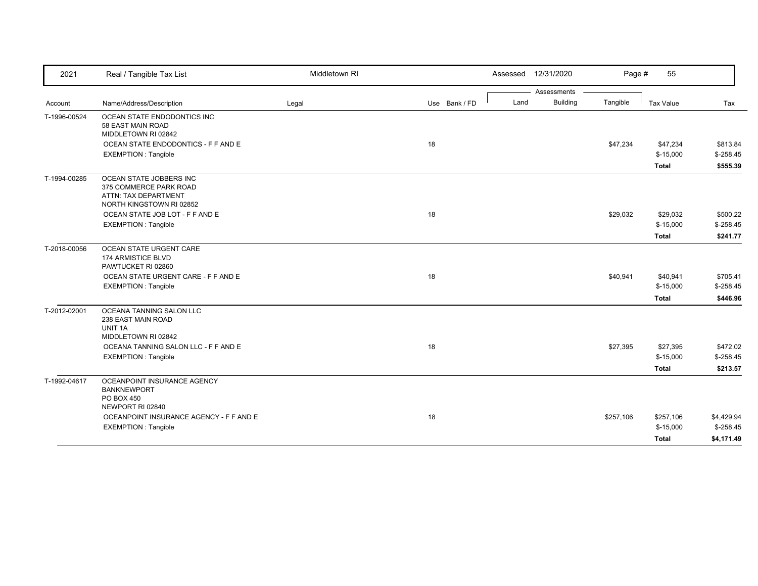| Account | Name/Address/Description | Legal | Use | Bank / FD | Land | Building | Tangible | Tax Value | Tax |
|---|---|---|---|---|---|---|---|---|---|
| T-1996-00524 | OCEAN STATE ENDODONTICS INC<br>58 EAST MAIN ROAD<br>MIDDLETOWN RI 02842 | | | | | | | | |
| | OCEAN STATE ENDODONTICS - F F AND E | | 18 | | | | $47,234 | $47,234 | $813.84 |
| | EXEMPTION : Tangible | | | | | | | $-15,000 | $-258.45 |
| | | | | | | | | **Total** | **$555.39** |
| T-1994-00285 | OCEAN STATE JOBBERS INC<br>375 COMMERCE PARK ROAD<br>ATTN: TAX DEPARTMENT<br>NORTH KINGSTOWN RI 02852 | | | | | | | | |
| | OCEAN STATE JOB LOT - F F AND E | | 18 | | | | $29,032 | $29,032 | $500.22 |
| | EXEMPTION : Tangible | | | | | | | $-15,000 | $-258.45 |
| | | | | | | | | **Total** | **$241.77** |
| T-2018-00056 | OCEAN STATE URGENT CARE<br>174 ARMISTICE BLVD<br>PAWTUCKET RI 02860 | | | | | | | | |
| | OCEAN STATE URGENT CARE - F F AND E | | 18 | | | | $40,941 | $40,941 | $705.41 |
| | EXEMPTION : Tangible | | | | | | | $-15,000 | $-258.45 |
| | | | | | | | | **Total** | **$446.96** |
| T-2012-02001 | OCEANA TANNING SALON LLC<br>238 EAST MAIN ROAD<br>UNIT 1A<br>MIDDLETOWN RI 02842 | | | | | | | | |
| | OCEANA TANNING SALON LLC - F F AND E | | 18 | | | | $27,395 | $27,395 | $472.02 |
| | EXEMPTION : Tangible | | | | | | | $-15,000 | $-258.45 |
| | | | | | | | | **Total** | **$213.57** |
| T-1992-04617 | OCEANPOINT INSURANCE AGENCY<br>BANKNEWPORT<br>PO BOX 450<br>NEWPORT RI 02840 | | | | | | | | |
| | OCEANPOINT INSURANCE AGENCY - F F AND E | | 18 | | | | $257,106 | $257,106 | $4,429.94 |
| | EXEMPTION : Tangible | | | | | | | $-15,000 | $-258.45 |
| | | | | | | | | **Total** | **$4,171.49** |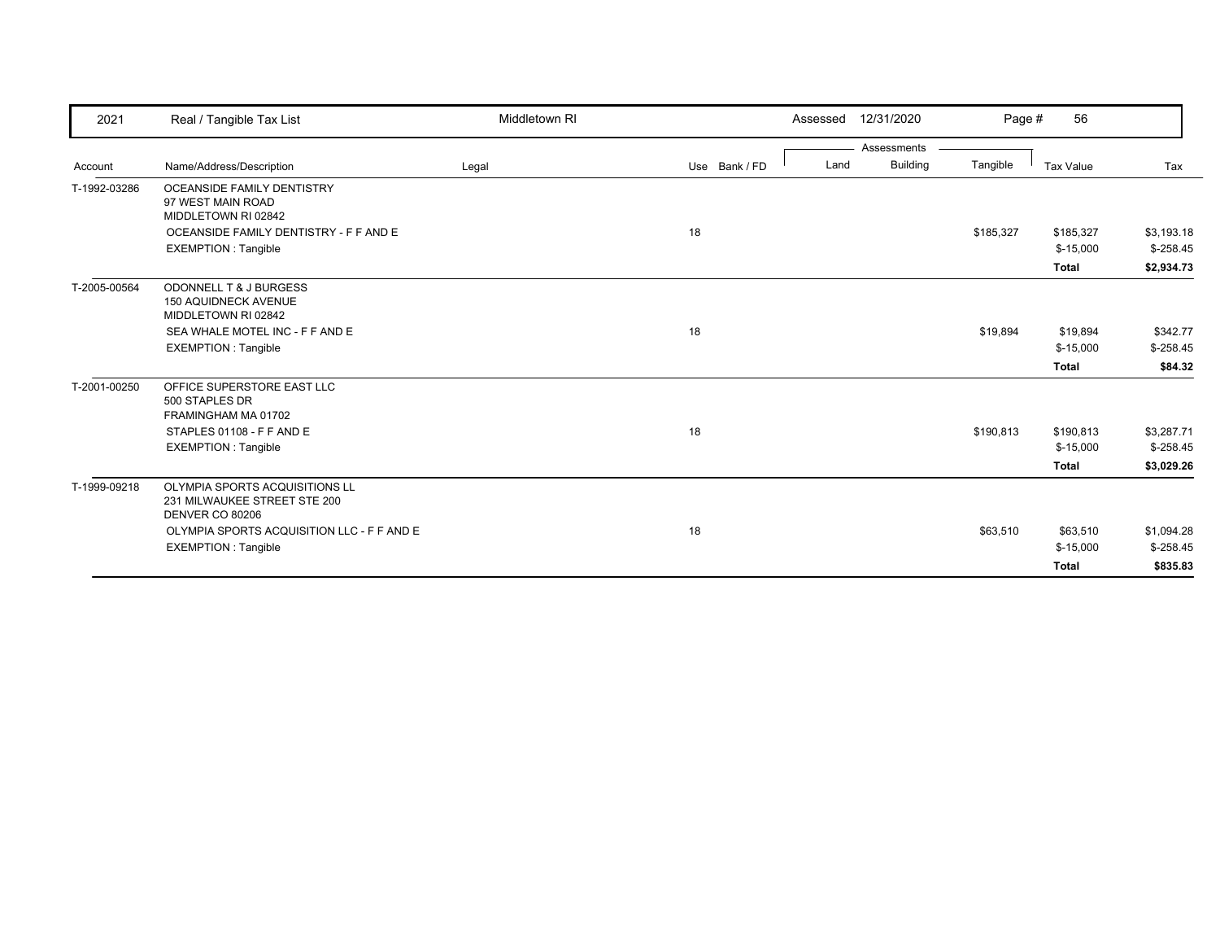| 2021 | Real / Tangible Tax List | Middletown RI | | Assessed 12/31/2020 | | | Page # 56 | |
|---|---|---|---|---|---|---|---|---|
| | | | | Assessments | | | | |
| Account | Name/Address/Description | Legal | Use Bank / FD | Land | Building | Tangible | Tax Value | Tax |
| T-1992-03286 | OCEANSIDE FAMILY DENTISTRY<br>97 WEST MAIN ROAD<br>MIDDLETOWN RI 02842 | | | | | | | |
| | OCEANSIDE FAMILY DENTISTRY - F F AND E | | 18 | | | $185,327 | $185,327 | $3,193.18 |
| | EXEMPTION : Tangible | | | | | | $-15,000 | $-258.45 |
| | | | | | | | **Total** | **$2,934.73** |
| T-2005-00564 | ODONNELL T & J BURGESS<br>150 AQUIDNECK AVENUE<br>MIDDLETOWN RI 02842 | | | | | | | |
| | SEA WHALE MOTEL INC - F F AND E | | 18 | | | $19,894 | $19,894 | $342.77 |
| | EXEMPTION : Tangible | | | | | | $-15,000 | $-258.45 |
| | | | | | | | **Total** | **$84.32** |
| T-2001-00250 | OFFICE SUPERSTORE EAST LLC<br>500 STAPLES DR<br>FRAMINGHAM MA 01702 | | | | | | | |
| | STAPLES 01108 - F F AND E | | 18 | | | $190,813 | $190,813 | $3,287.71 |
| | EXEMPTION : Tangible | | | | | | $-15,000 | $-258.45 |
| | | | | | | | **Total** | **$3,029.26** |
| T-1999-09218 | OLYMPIA SPORTS ACQUISITIONS LL<br>231 MILWAUKEE STREET STE 200<br>DENVER CO 80206 | | | | | | | |
| | OLYMPIA SPORTS ACQUISITION LLC - F F AND E | | 18 | | | $63,510 | $63,510 | $1,094.28 |
| | EXEMPTION : Tangible | | | | | | $-15,000 | $-258.45 |
| | | | | | | | **Total** | **$835.83** |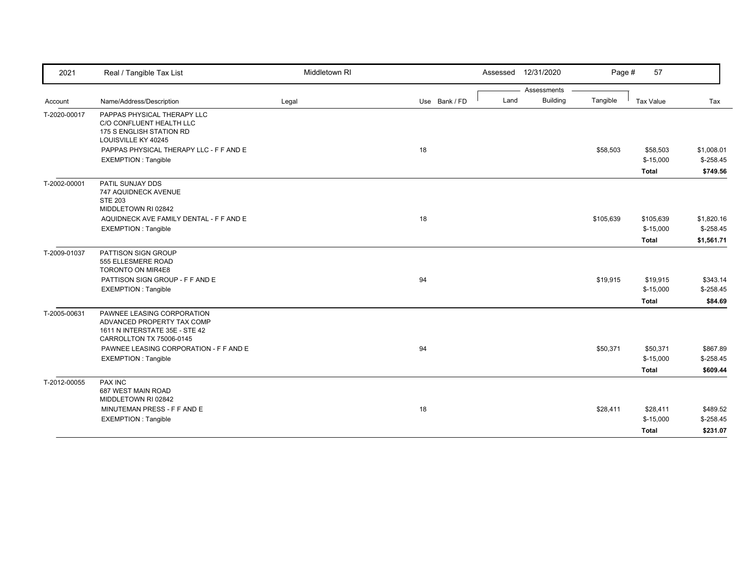| Account | Name/Address/Description | Legal | Use | Bank / FD | Land | Building | Tangible | Tax Value | Tax |
|---|---|---|---|---|---|---|---|---|---|
| T-2020-00017 | PAPPAS PHYSICAL THERAPY LLC<br>C/O CONFLUENT HEALTH LLC<br>175 S ENGLISH STATION RD<br>LOUISVILLE KY 40245 | | | | | | | | |
| | PAPPAS PHYSICAL THERAPY LLC - F F AND E | | 18 | | | | $58,503 | $58,503 | $1,008.01 |
| | EXEMPTION : Tangible | | | | | | | $-15,000 | $-258.45 |
| | | | | | | | | **Total** | **$749.56** |
| T-2002-00001 | PATIL SUNJAY DDS<br>747 AQUIDNECK AVENUE<br>STE 203<br>MIDDLETOWN RI 02842 | | | | | | | | |
| | AQUIDNECK AVE FAMILY DENTAL - F F AND E | | 18 | | | | $105,639 | $105,639 | $1,820.16 |
| | EXEMPTION : Tangible | | | | | | | $-15,000 | $-258.45 |
| | | | | | | | | **Total** | **$1,561.71** |
| T-2009-01037 | PATTISON SIGN GROUP<br>555 ELLESMERE ROAD<br>TORONTO ON MIR4E8 | | | | | | | | |
| | PATTISON SIGN GROUP - F F AND E | | 94 | | | | $19,915 | $19,915 | $343.14 |
| | EXEMPTION : Tangible | | | | | | | $-15,000 | $-258.45 |
| | | | | | | | | **Total** | **$84.69** |
| T-2005-00631 | PAWNEE LEASING CORPORATION<br>ADVANCED PROPERTY TAX COMP<br>1611 N INTERSTATE 35E - STE 42<br>CARROLLTON TX 75006-0145 | | | | | | | | |
| | PAWNEE LEASING CORPORATION - F F AND E | | 94 | | | | $50,371 | $50,371 | $867.89 |
| | EXEMPTION : Tangible | | | | | | | $-15,000 | $-258.45 |
| | | | | | | | | **Total** | **$609.44** |
| T-2012-00055 | PAX INC<br>687 WEST MAIN ROAD<br>MIDDLETOWN RI 02842 | | | | | | | | |
| | MINUTEMAN PRESS - F F AND E | | 18 | | | | $28,411 | $28,411 | $489.52 |
| | EXEMPTION : Tangible | | | | | | | $-15,000 | $-258.45 |
| | | | | | | | | **Total** | **$231.07** |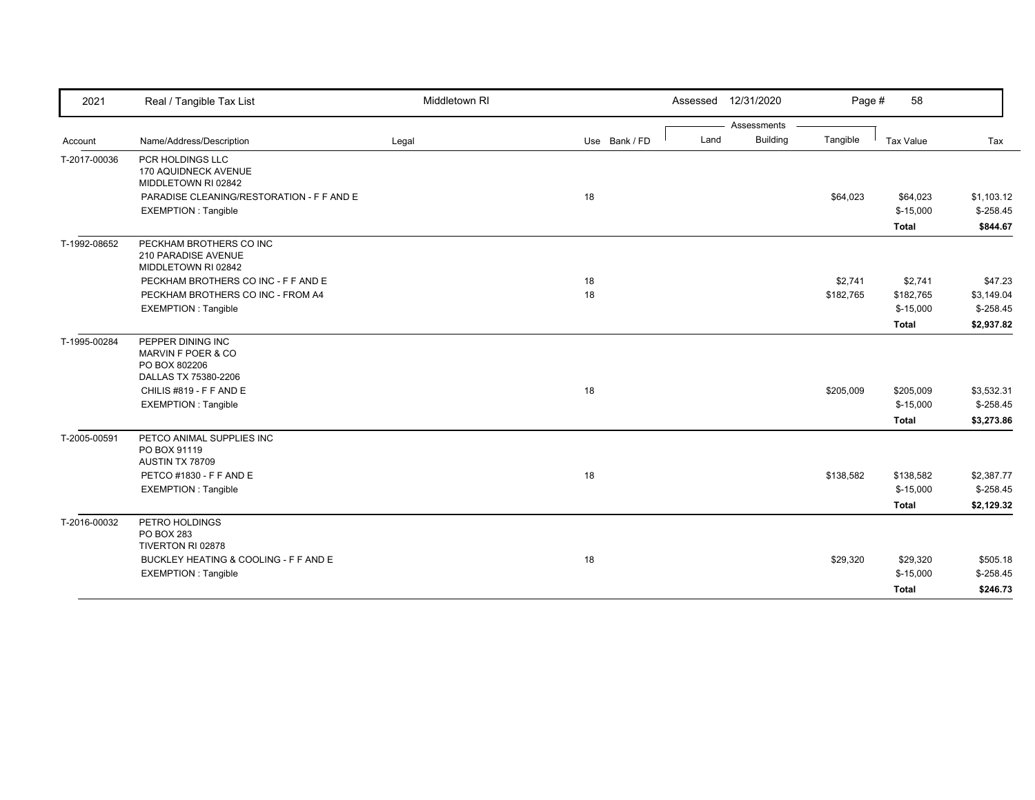| 2021 | Real / Tangible Tax List | Middletown RI | | | Assessed 12/31/2020 | | Page # 58 | | |
|---|---|---|---|---|---|---|---|---|---|
| | | | | | Assessments | | | | |
| Account | Name/Address/Description | Legal | Use | Bank / FD | Land | Building | Tangible | Tax Value | Tax |
| T-2017-00036 | PCR HOLDINGS LLC<br>170 AQUIDNECK AVENUE<br>MIDDLETOWN RI 02842 | | | | | | | | |
| | PARADISE CLEANING/RESTORATION - F F AND E | | 18 | | | | $64,023 | $64,023 | $1,103.12 |
| | EXEMPTION : Tangible | | | | | | | $-15,000 | $-258.45 |
| | | | | | | | | **Total** | **$844.67** |
| T-1992-08652 | PECKHAM BROTHERS CO INC<br>210 PARADISE AVENUE<br>MIDDLETOWN RI 02842 | | | | | | | | |
| | PECKHAM BROTHERS CO INC - F F AND E | | 18 | | | | $2,741 | $2,741 | $47.23 |
| | PECKHAM BROTHERS CO INC - FROM A4 | | 18 | | | | $182,765 | $182,765 | $3,149.04 |
| | EXEMPTION : Tangible | | | | | | | $-15,000 | $-258.45 |
| | | | | | | | | **Total** | **$2,937.82** |
| T-1995-00284 | PEPPER DINING INC<br>MARVIN F POER & CO<br>PO BOX 802206<br>DALLAS TX 75380-2206 | | | | | | | | |
| | CHILIS #819 - F F AND E | | 18 | | | | $205,009 | $205,009 | $3,532.31 |
| | EXEMPTION : Tangible | | | | | | | $-15,000 | $-258.45 |
| | | | | | | | | **Total** | **$3,273.86** |
| T-2005-00591 | PETCO ANIMAL SUPPLIES INC<br>PO BOX 91119<br>AUSTIN TX 78709 | | | | | | | | |
| | PETCO #1830 - F F AND E | | 18 | | | | $138,582 | $138,582 | $2,387.77 |
| | EXEMPTION : Tangible | | | | | | | $-15,000 | $-258.45 |
| | | | | | | | | **Total** | **$2,129.32** |
| T-2016-00032 | PETRO HOLDINGS<br>PO BOX 283<br>TIVERTON RI 02878 | | | | | | | | |
| | BUCKLEY HEATING & COOLING - F F AND E | | 18 | | | | $29,320 | $29,320 | $505.18 |
| | EXEMPTION : Tangible | | | | | | | $-15,000 | $-258.45 |
| | | | | | | | | **Total** | **$246.73** |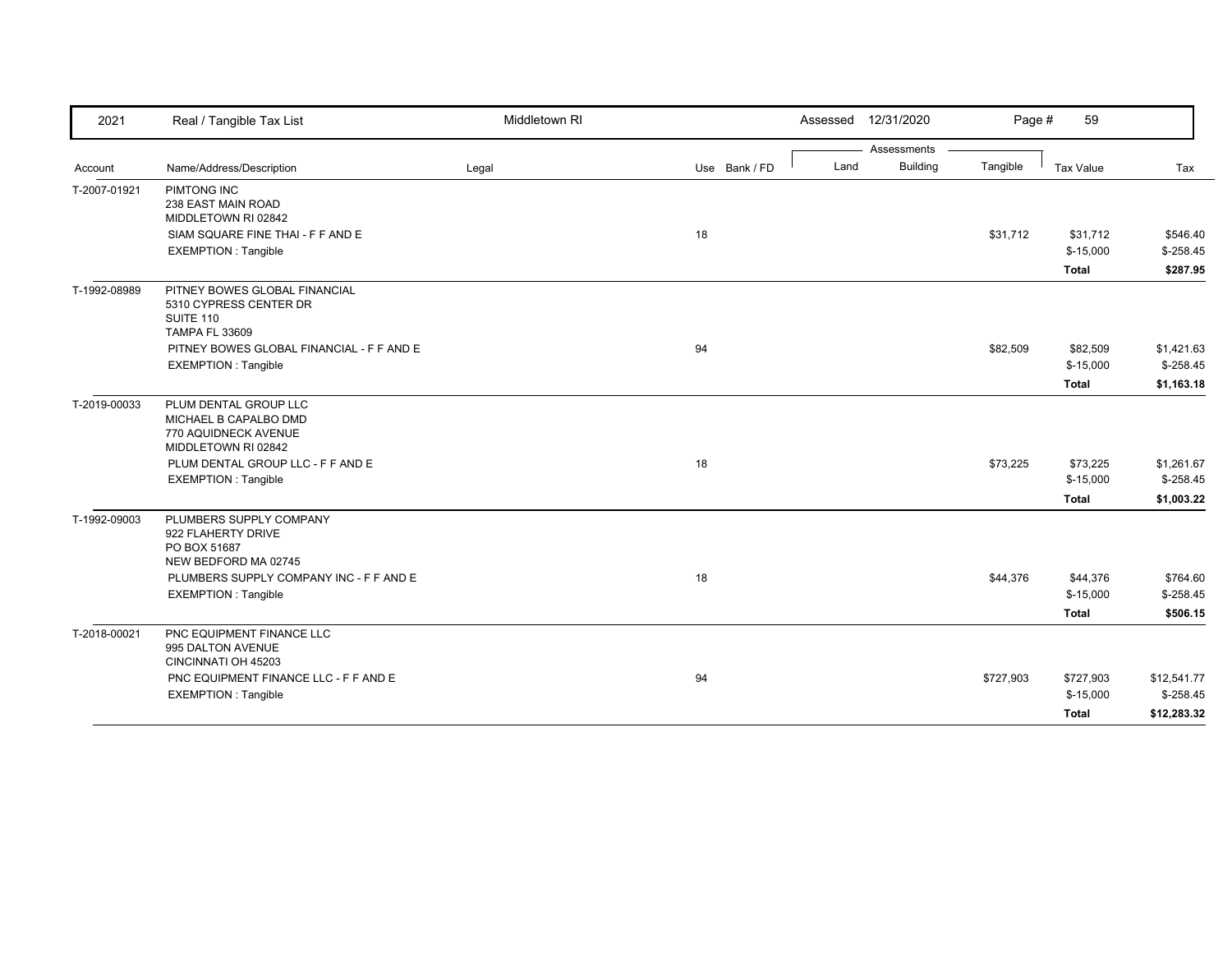| 2021 | Real / Tangible Tax List | Middletown RI | | Assessed 12/31/2020 | | Page # 59 | | |
|---|---|---|---|---|---|---|---|---|
| | | | | Assessments | | | | |
| Account | Name/Address/Description | Legal | Use Bank / FD | Land | Building | Tangible | Tax Value | Tax |
| T-2007-01921 | PIMTONG INC<br>238 EAST MAIN ROAD<br>MIDDLETOWN RI 02842 | | | | | | | |
| | SIAM SQUARE FINE THAI - F F AND E | | 18 | | | $31,712 | $31,712 | $546.40 |
| | EXEMPTION : Tangible | | | | | | $-15,000 | $-258.45 |
| | | | | | | | **Total** | **$287.95** |
| T-1992-08989 | PITNEY BOWES GLOBAL FINANCIAL<br>5310 CYPRESS CENTER DR<br>SUITE 110<br>TAMPA FL 33609 | | | | | | | |
| | PITNEY BOWES GLOBAL FINANCIAL - F F AND E | | 94 | | | $82,509 | $82,509 | $1,421.63 |
| | EXEMPTION : Tangible | | | | | | $-15,000 | $-258.45 |
| | | | | | | | **Total** | **$1,163.18** |
| T-2019-00033 | PLUM DENTAL GROUP LLC<br>MICHAEL B CAPALBO DMD<br>770 AQUIDNECK AVENUE<br>MIDDLETOWN RI 02842 | | | | | | | |
| | PLUM DENTAL GROUP LLC - F F AND E | | 18 | | | $73,225 | $73,225 | $1,261.67 |
| | EXEMPTION : Tangible | | | | | | $-15,000 | $-258.45 |
| | | | | | | | **Total** | **$1,003.22** |
| T-1992-09003 | PLUMBERS SUPPLY COMPANY<br>922 FLAHERTY DRIVE<br>PO BOX 51687<br>NEW BEDFORD MA 02745 | | | | | | | |
| | PLUMBERS SUPPLY COMPANY INC - F F AND E | | 18 | | | $44,376 | $44,376 | $764.60 |
| | EXEMPTION : Tangible | | | | | | $-15,000 | $-258.45 |
| | | | | | | | **Total** | **$506.15** |
| T-2018-00021 | PNC EQUIPMENT FINANCE LLC<br>995 DALTON AVENUE<br>CINCINNATI OH 45203 | | | | | | | |
| | PNC EQUIPMENT FINANCE LLC - F F AND E | | 94 | | | $727,903 | $727,903 | $12,541.77 |
| | EXEMPTION : Tangible | | | | | | $-15,000 | $-258.45 |
| | | | | | | | **Total** | **$12,283.32** |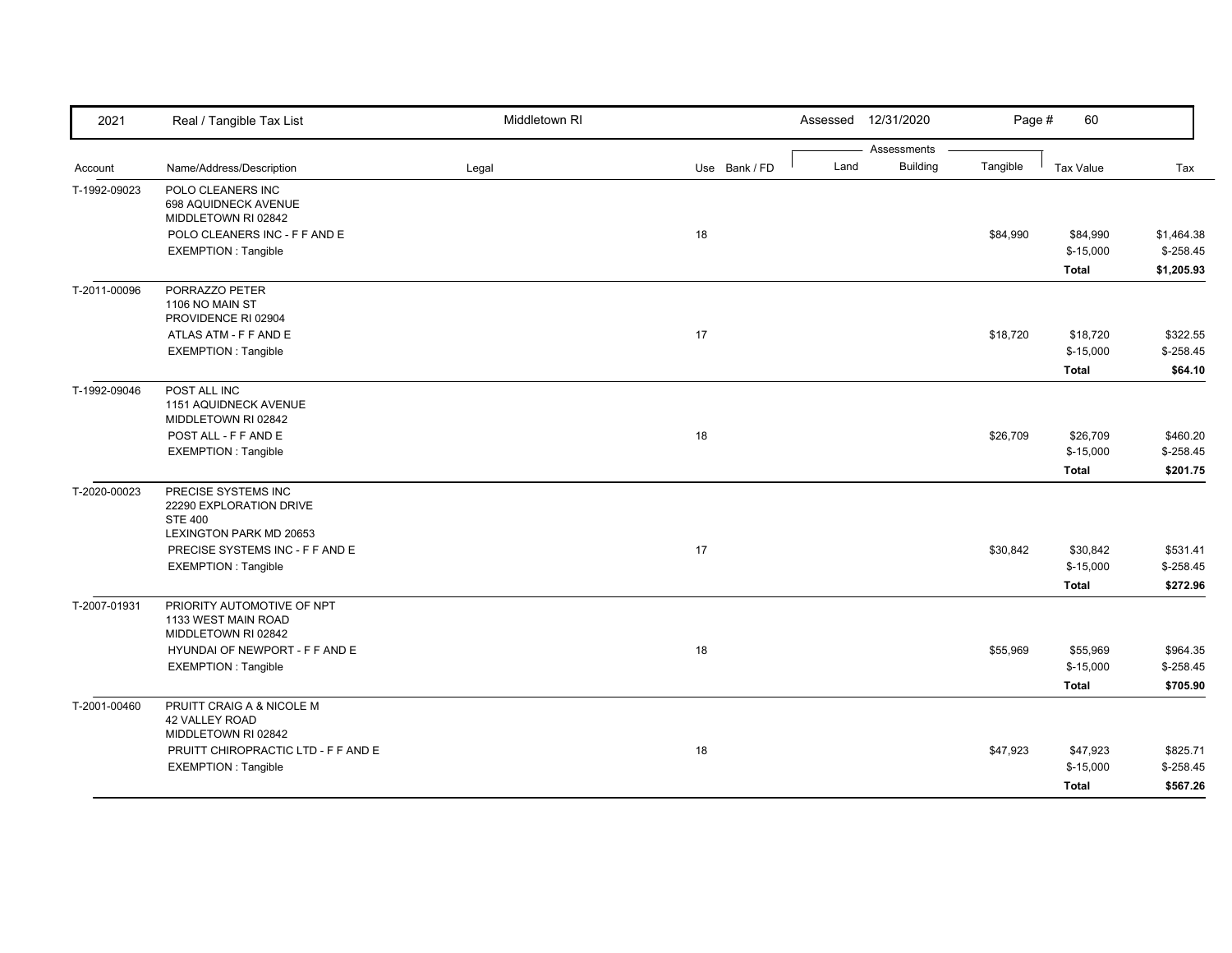| Account | Name/Address/Description | Legal | Use | Bank / FD | Land | Building | Tangible | Tax Value | Tax |
|---|---|---|---|---|---|---|---|---|---|
| T-1992-09023 | POLO CLEANERS INC<br>698 AQUIDNECK AVENUE<br>MIDDLETOWN RI 02842 | | | | | | | | |
| | POLO CLEANERS INC - F F AND E | | 18 | | | | $84,990 | $84,990 | $1,464.38 |
| | EXEMPTION : Tangible | | | | | | | $-15,000 | $-258.45 |
| | | | | | | | | **Total** | **$1,205.93** |
| T-2011-00096 | PORRAZZO PETER<br>1106 NO MAIN ST<br>PROVIDENCE RI 02904 | | | | | | | | |
| | ATLAS ATM - F F AND E | | 17 | | | | $18,720 | $18,720 | $322.55 |
| | EXEMPTION : Tangible | | | | | | | $-15,000 | $-258.45 |
| | | | | | | | | **Total** | **$64.10** |
| T-1992-09046 | POST ALL INC<br>1151 AQUIDNECK AVENUE<br>MIDDLETOWN RI 02842 | | | | | | | | |
| | POST ALL - F F AND E | | 18 | | | | $26,709 | $26,709 | $460.20 |
| | EXEMPTION : Tangible | | | | | | | $-15,000 | $-258.45 |
| | | | | | | | | **Total** | **$201.75** |
| T-2020-00023 | PRECISE SYSTEMS INC<br>22290 EXPLORATION DRIVE<br>STE 400<br>LEXINGTON PARK MD 20653 | | | | | | | | |
| | PRECISE SYSTEMS INC - F F AND E | | 17 | | | | $30,842 | $30,842 | $531.41 |
| | EXEMPTION : Tangible | | | | | | | $-15,000 | $-258.45 |
| | | | | | | | | **Total** | **$272.96** |
| T-2007-01931 | PRIORITY AUTOMOTIVE OF NPT<br>1133 WEST MAIN ROAD<br>MIDDLETOWN RI 02842 | | | | | | | | |
| | HYUNDAI OF NEWPORT - F F AND E | | 18 | | | | $55,969 | $55,969 | $964.35 |
| | EXEMPTION : Tangible | | | | | | | $-15,000 | $-258.45 |
| | | | | | | | | **Total** | **$705.90** |
| T-2001-00460 | PRUITT CRAIG A & NICOLE M<br>42 VALLEY ROAD<br>MIDDLETOWN RI 02842 | | | | | | | | |
| | PRUITT CHIROPRACTIC LTD - F F AND E | | 18 | | | | $47,923 | $47,923 | $825.71 |
| | EXEMPTION : Tangible | | | | | | | $-15,000 | $-258.45 |
| | | | | | | | | **Total** | **$567.26** |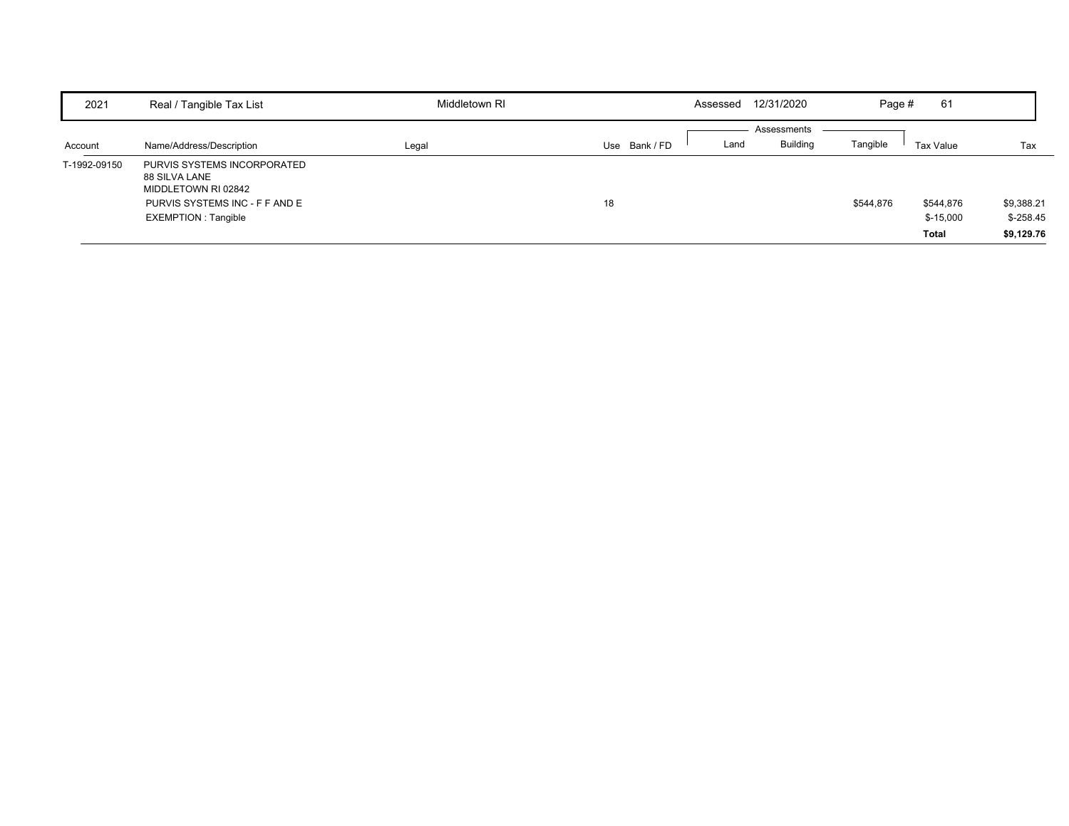| 2021 | Real / Tangible Tax List | Middletown RI | | Assessed 12/31/2020 | | Page # 61 | | |
|---|---|---|---|---|---|---|---|---|
| | | | | | Assessments | | | |
| Account | Name/Address/Description | Legal | Use Bank / FD | Land | Building | Tangible | Tax Value | Tax |
| T-1992-09150 | PURVIS SYSTEMS INCORPORATED<br>88 SILVA LANE<br>MIDDLETOWN RI 02842 | | | | | | | |
| | PURVIS SYSTEMS INC - F F AND E | | 18 | | | $544,876 | $544,876 | $9,388.21 |
| | EXEMPTION : Tangible | | | | | | $-15,000 | $-258.45 |
| | | | | | | | **Total** | **$9,129.76** |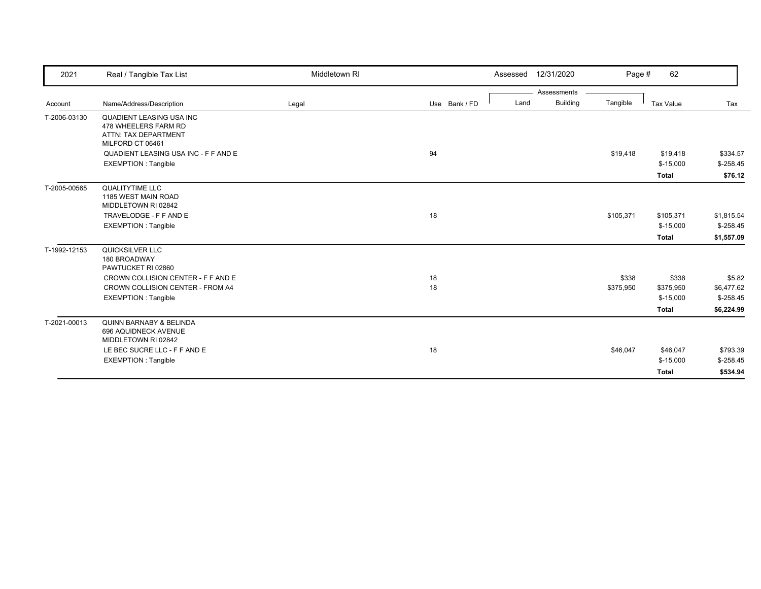| 2021 | Real / Tangible Tax List | Middletown RI | | | Assessed 12/31/2020 | | Page # 62 | | |
|---|---|---|---|---|---|---|---|---|---|
| | | | | | Assessments | | | | |
| Account | Name/Address/Description | Legal | Use | Bank / FD | Land | Building | Tangible | Tax Value | Tax |
| T-2006-03130 | QUADIENT LEASING USA INC<br>478 WHEELERS FARM RD<br>ATTN: TAX DEPARTMENT<br>MILFORD CT 06461 | | | | | | | | |
| | QUADIENT LEASING USA INC - F F AND E | | 94 | | | | $19,418 | $19,418 | $334.57 |
| | EXEMPTION : Tangible | | | | | | | $-15,000 | $-258.45 |
| | | | | | | | | **Total** | **$76.12** |
| T-2005-00565 | QUALITYTIME LLC<br>1185 WEST MAIN ROAD<br>MIDDLETOWN RI 02842 | | | | | | | | |
| | TRAVELODGE - F F AND E | | 18 | | | | $105,371 | $105,371 | $1,815.54 |
| | EXEMPTION : Tangible | | | | | | | $-15,000 | $-258.45 |
| | | | | | | | | **Total** | **$1,557.09** |
| T-1992-12153 | QUICKSILVER LLC<br>180 BROADWAY<br>PAWTUCKET RI 02860 | | | | | | | | |
| | CROWN COLLISION CENTER - F F AND E | | 18 | | | | $338 | $338 | $5.82 |
| | CROWN COLLISION CENTER - FROM A4 | | 18 | | | | $375,950 | $375,950 | $6,477.62 |
| | EXEMPTION : Tangible | | | | | | | $-15,000 | $-258.45 |
| | | | | | | | | **Total** | **$6,224.99** |
| T-2021-00013 | QUINN BARNABY & BELINDA<br>696 AQUIDNECK AVENUE<br>MIDDLETOWN RI 02842 | | | | | | | | |
| | LE BEC SUCRE LLC - F F AND E | | 18 | | | | $46,047 | $46,047 | $793.39 |
| | EXEMPTION : Tangible | | | | | | | $-15,000 | $-258.45 |
| | | | | | | | | **Total** | **$534.94** |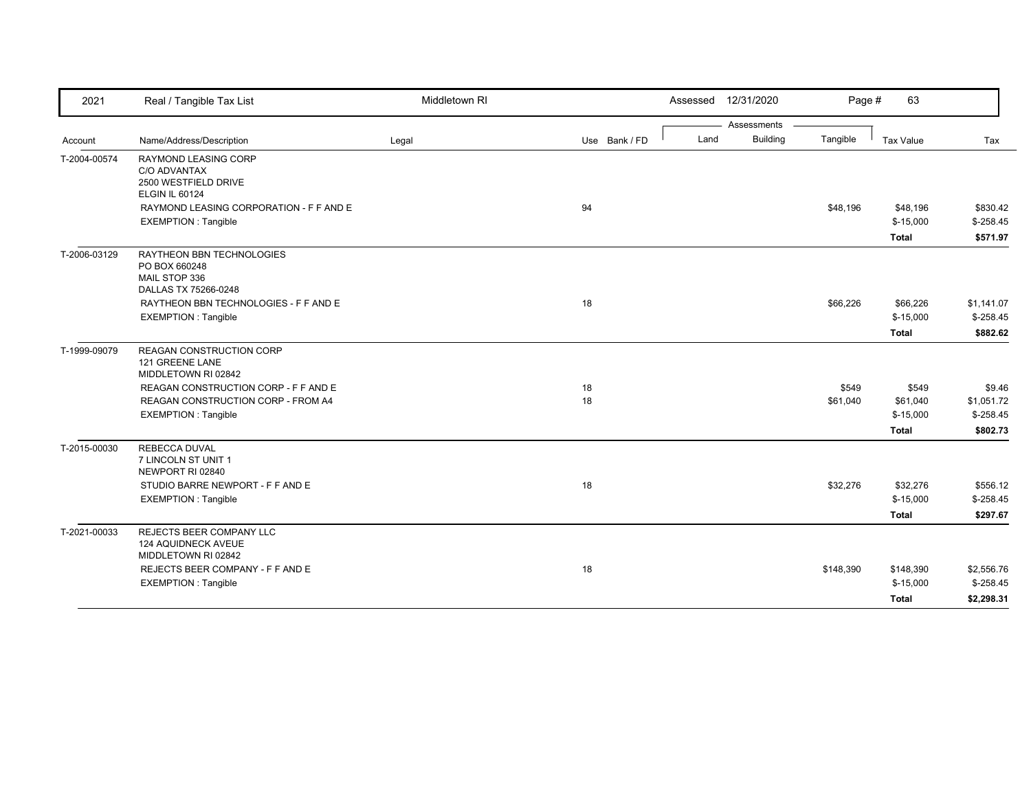| 2021 | Real / Tangible Tax List | Middletown RI | | Assessed 12/31/2020 | | | Page # 63 | |
|---|---|---|---|---|---|---|---|---|
| | | | | Assessments | | | | |
| Account | Name/Address/Description | Legal | Use Bank / FD | Land | Building | Tangible | Tax Value | Tax |
| T-2004-00574 | RAYMOND LEASING CORP<br>C/O ADVANTAX<br>2500 WESTFIELD DRIVE<br>ELGIN IL 60124 | | | | | | | |
| | RAYMOND LEASING CORPORATION - F F AND E | | 94 | | | $48,196 | $48,196 | $830.42 |
| | EXEMPTION : Tangible | | | | | | $-15,000 | $-258.45 |
| | | | | | | | **Total** | **$571.97** |
| T-2006-03129 | RAYTHEON BBN TECHNOLOGIES<br>PO BOX 660248<br>MAIL STOP 336<br>DALLAS TX 75266-0248 | | | | | | | |
| | RAYTHEON BBN TECHNOLOGIES - F F AND E | | 18 | | | $66,226 | $66,226 | $1,141.07 |
| | EXEMPTION : Tangible | | | | | | $-15,000 | $-258.45 |
| | | | | | | | **Total** | **$882.62** |
| T-1999-09079 | REAGAN CONSTRUCTION CORP<br>121 GREENE LANE<br>MIDDLETOWN RI 02842 | | | | | | | |
| | REAGAN CONSTRUCTION CORP - F F AND E | | 18 | | | $549 | $549 | $9.46 |
| | REAGAN CONSTRUCTION CORP - FROM A4 | | 18 | | | $61,040 | $61,040 | $1,051.72 |
| | EXEMPTION : Tangible | | | | | | $-15,000 | $-258.45 |
| | | | | | | | **Total** | **$802.73** |
| T-2015-00030 | REBECCA DUVAL<br>7 LINCOLN ST UNIT 1<br>NEWPORT RI 02840 | | | | | | | |
| | STUDIO BARRE NEWPORT - F F AND E | | 18 | | | $32,276 | $32,276 | $556.12 |
| | EXEMPTION : Tangible | | | | | | $-15,000 | $-258.45 |
| | | | | | | | **Total** | **$297.67** |
| T-2021-00033 | REJECTS BEER COMPANY LLC<br>124 AQUIDNECK AVEUE<br>MIDDLETOWN RI 02842 | | | | | | | |
| | REJECTS BEER COMPANY - F F AND E | | 18 | | | $148,390 | $148,390 | $2,556.76 |
| | EXEMPTION : Tangible | | | | | | $-15,000 | $-258.45 |
| | | | | | | | **Total** | **$2,298.31** |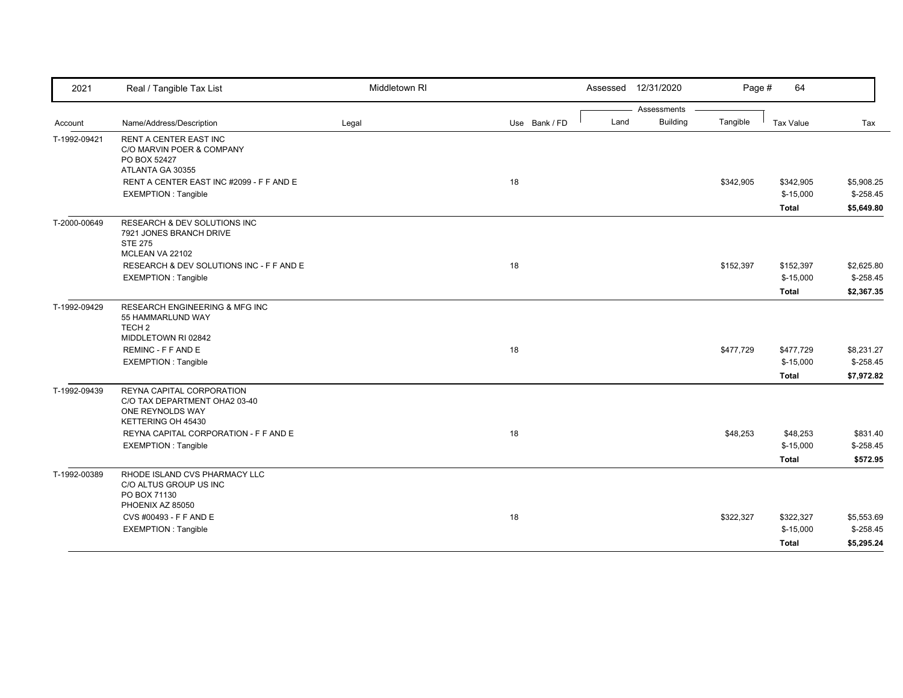| 2021 | Real / Tangible Tax List | Middletown RI | | Assessed 12/31/2020 | | Page # | 64 | |
|---|---|---|---|---|---|---|---|---|
| | | | | Assessments | | | | |
| Account | Name/Address/Description | Legal | Use Bank / FD | Land | Building | Tangible | Tax Value | Tax |
| T-1992-09421 | RENT A CENTER EAST INC<br>C/O MARVIN POER & COMPANY<br>PO BOX 52427<br>ATLANTA GA 30355 | | | | | | | |
| | RENT A CENTER EAST INC #2099 - F F AND E | | 18 | | | $342,905 | $342,905 | $5,908.25 |
| | EXEMPTION : Tangible | | | | | | $-15,000 | $-258.45 |
| | | | | | | | **Total** | **$5,649.80** |
| T-2000-00649 | RESEARCH & DEV SOLUTIONS INC<br>7921 JONES BRANCH DRIVE<br>STE 275<br>MCLEAN VA 22102 | | | | | | | |
| | RESEARCH & DEV SOLUTIONS INC - F F AND E | | 18 | | | $152,397 | $152,397 | $2,625.80 |
| | EXEMPTION : Tangible | | | | | | $-15,000 | $-258.45 |
| | | | | | | | **Total** | **$2,367.35** |
| T-1992-09429 | RESEARCH ENGINEERING & MFG INC<br>55 HAMMARLUND WAY<br>TECH 2<br>MIDDLETOWN RI 02842 | | | | | | | |
| | REMINC - F F AND E | | 18 | | | $477,729 | $477,729 | $8,231.27 |
| | EXEMPTION : Tangible | | | | | | $-15,000 | $-258.45 |
| | | | | | | | **Total** | **$7,972.82** |
| T-1992-09439 | REYNA CAPITAL CORPORATION<br>C/O TAX DEPARTMENT OHA2 03-40<br>ONE REYNOLDS WAY<br>KETTERING OH 45430 | | | | | | | |
| | REYNA CAPITAL CORPORATION - F F AND E | | 18 | | | $48,253 | $48,253 | $831.40 |
| | EXEMPTION : Tangible | | | | | | $-15,000 | $-258.45 |
| | | | | | | | **Total** | **$572.95** |
| T-1992-00389 | RHODE ISLAND CVS PHARMACY LLC<br>C/O ALTUS GROUP US INC<br>PO BOX 71130<br>PHOENIX AZ 85050 | | | | | | | |
| | CVS #00493 - F F AND E | | 18 | | | $322,327 | $322,327 | $5,553.69 |
| | EXEMPTION : Tangible | | | | | | $-15,000 | $-258.45 |
| | | | | | | | **Total** | **$5,295.24** |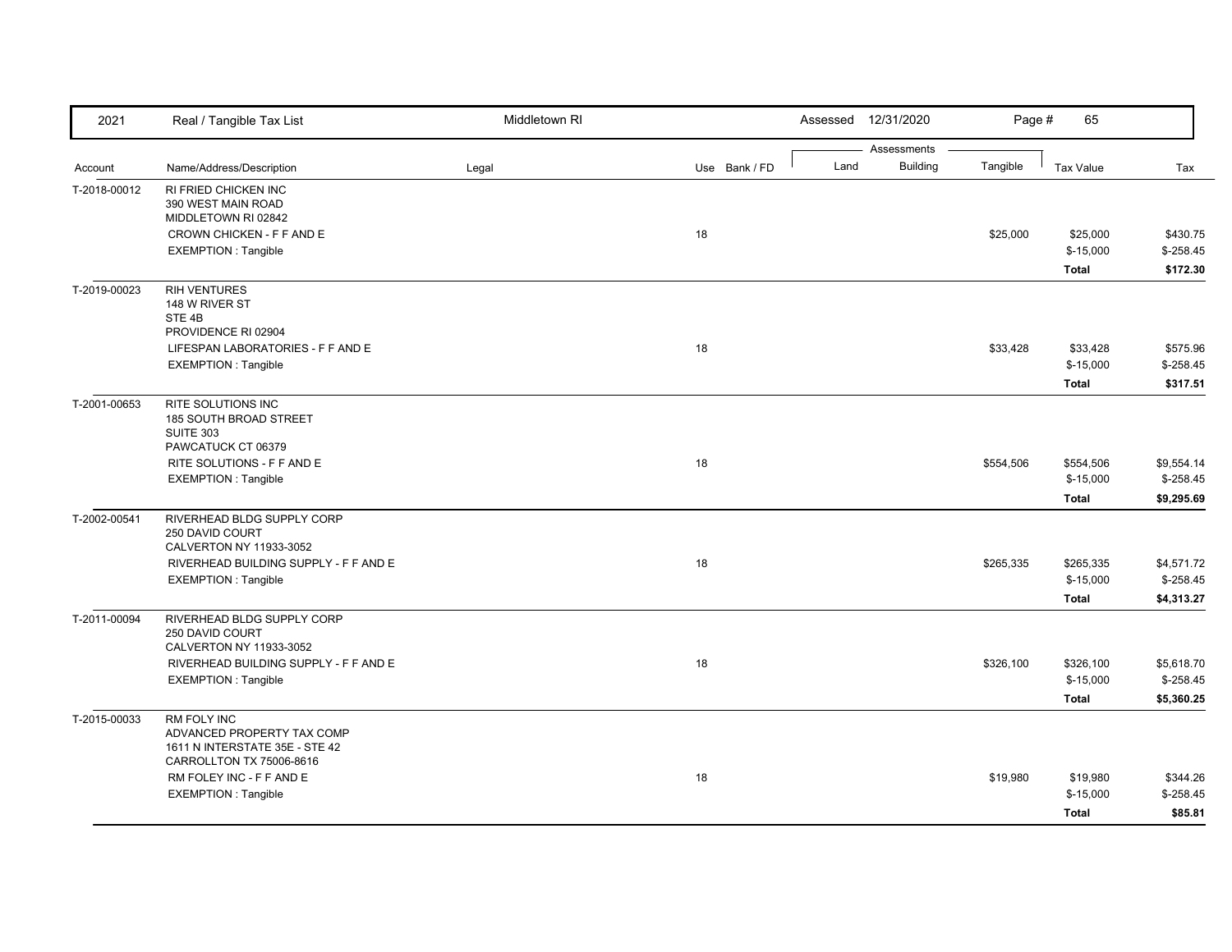| 2021 | Real / Tangible Tax List | Middletown RI | | Assessed 12/31/2020 | | Page # 65 | | |
|---|---|---|---|---|---|---|---|---|
| | | | | Assessments | | | | |
| Account | Name/Address/Description | Legal | Use Bank / FD | Land | Building | Tangible | Tax Value | Tax |
| T-2018-00012 | RI FRIED CHICKEN INC<br>390 WEST MAIN ROAD<br>MIDDLETOWN RI 02842 | | | | | | | |
| | CROWN CHICKEN - F F AND E | | 18 | | | $25,000 | $25,000 | $430.75 |
| | EXEMPTION : Tangible | | | | | | $-15,000 | $-258.45 |
| | | | | | | | **Total** | **$172.30** |
| T-2019-00023 | RIH VENTURES<br>148 W RIVER ST<br>STE 4B<br>PROVIDENCE RI 02904 | | | | | | | |
| | LIFESPAN LABORATORIES - F F AND E | | 18 | | | $33,428 | $33,428 | $575.96 |
| | EXEMPTION : Tangible | | | | | | $-15,000 | $-258.45 |
| | | | | | | | **Total** | **$317.51** |
| T-2001-00653 | RITE SOLUTIONS INC<br>185 SOUTH BROAD STREET<br>SUITE 303<br>PAWCATUCK CT 06379 | | | | | | | |
| | RITE SOLUTIONS - F F AND E | | 18 | | | $554,506 | $554,506 | $9,554.14 |
| | EXEMPTION : Tangible | | | | | | $-15,000 | $-258.45 |
| | | | | | | | **Total** | **$9,295.69** |
| T-2002-00541 | RIVERHEAD BLDG SUPPLY CORP<br>250 DAVID COURT<br>CALVERTON NY 11933-3052 | | | | | | | |
| | RIVERHEAD BUILDING SUPPLY - F F AND E | | 18 | | | $265,335 | $265,335 | $4,571.72 |
| | EXEMPTION : Tangible | | | | | | $-15,000 | $-258.45 |
| | | | | | | | **Total** | **$4,313.27** |
| T-2011-00094 | RIVERHEAD BLDG SUPPLY CORP<br>250 DAVID COURT<br>CALVERTON NY 11933-3052 | | | | | | | |
| | RIVERHEAD BUILDING SUPPLY - F F AND E | | 18 | | | $326,100 | $326,100 | $5,618.70 |
| | EXEMPTION : Tangible | | | | | | $-15,000 | $-258.45 |
| | | | | | | | **Total** | **$5,360.25** |
| T-2015-00033 | RM FOLY INC<br>ADVANCED PROPERTY TAX COMP<br>1611 N INTERSTATE 35E - STE 42<br>CARROLLTON TX 75006-8616 | | | | | | | |
| | RM FOLEY INC - F F AND E | | 18 | | | $19,980 | $19,980 | $344.26 |
| | EXEMPTION : Tangible | | | | | | $-15,000 | $-258.45 |
| | | | | | | | **Total** | **$85.81** |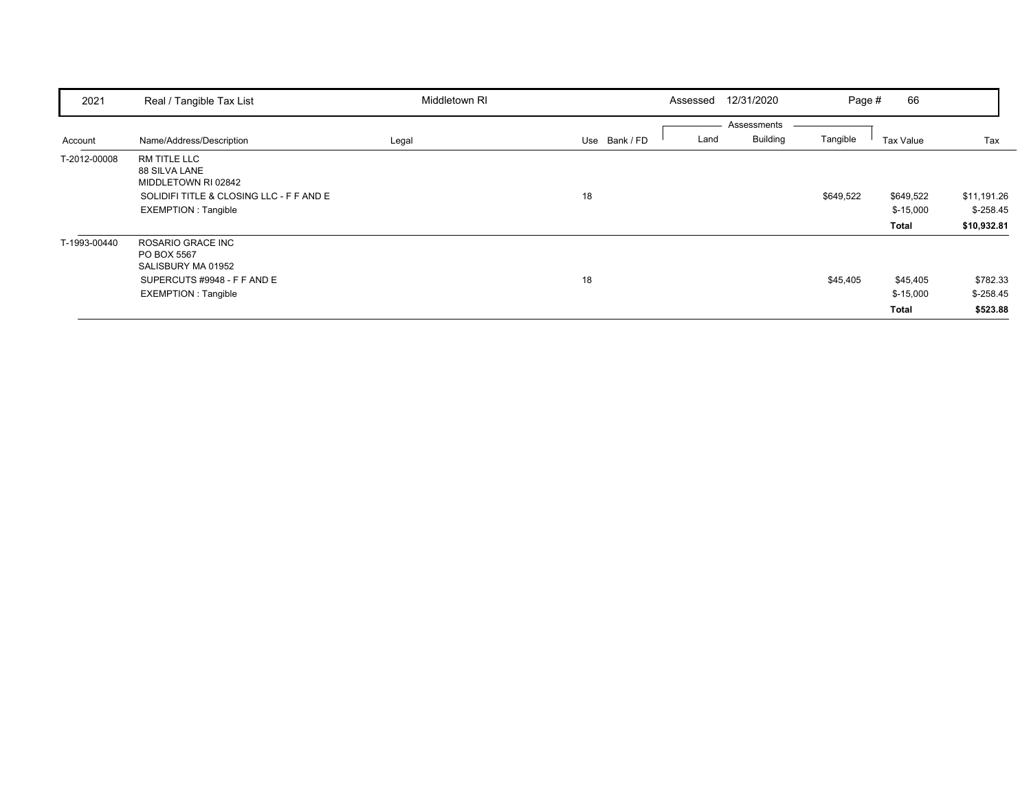| 2021 | Real / Tangible Tax List | Middletown RI | | Assessed 12/31/2020 | | | | |
|---|---|---|---|---|---|---|---|---|

| Account | Name/Address/Description | Legal | Use | Bank / FD | Land | Building | Tangible | Tax Value | Tax |
|---|---|---|---|---|---|---|---|---|---|
| | | | | | Assessments | | | | |
| T-2012-00008 | RM TITLE LLC<br>88 SILVA LANE<br>MIDDLETOWN RI 02842 | | | | | | | | |
| | SOLIDIFI TITLE & CLOSING LLC - F F AND E | | 18 | | | | $649,522 | $649,522 | $11,191.26 |
| | EXEMPTION : Tangible | | | | | | | $-15,000 | $-258.45 |
| | | | | | | | | **Total** | **$10,932.81** |
| T-1993-00440 | ROSARIO GRACE INC<br>PO BOX 5567<br>SALISBURY MA 01952 | | | | | | | | |
| | SUPERCUTS #9948 - F F AND E | | 18 | | | | $45,405 | $45,405 | $782.33 |
| | EXEMPTION : Tangible | | | | | | | $-15,000 | $-258.45 |
| | | | | | | | | **Total** | **$523.88** |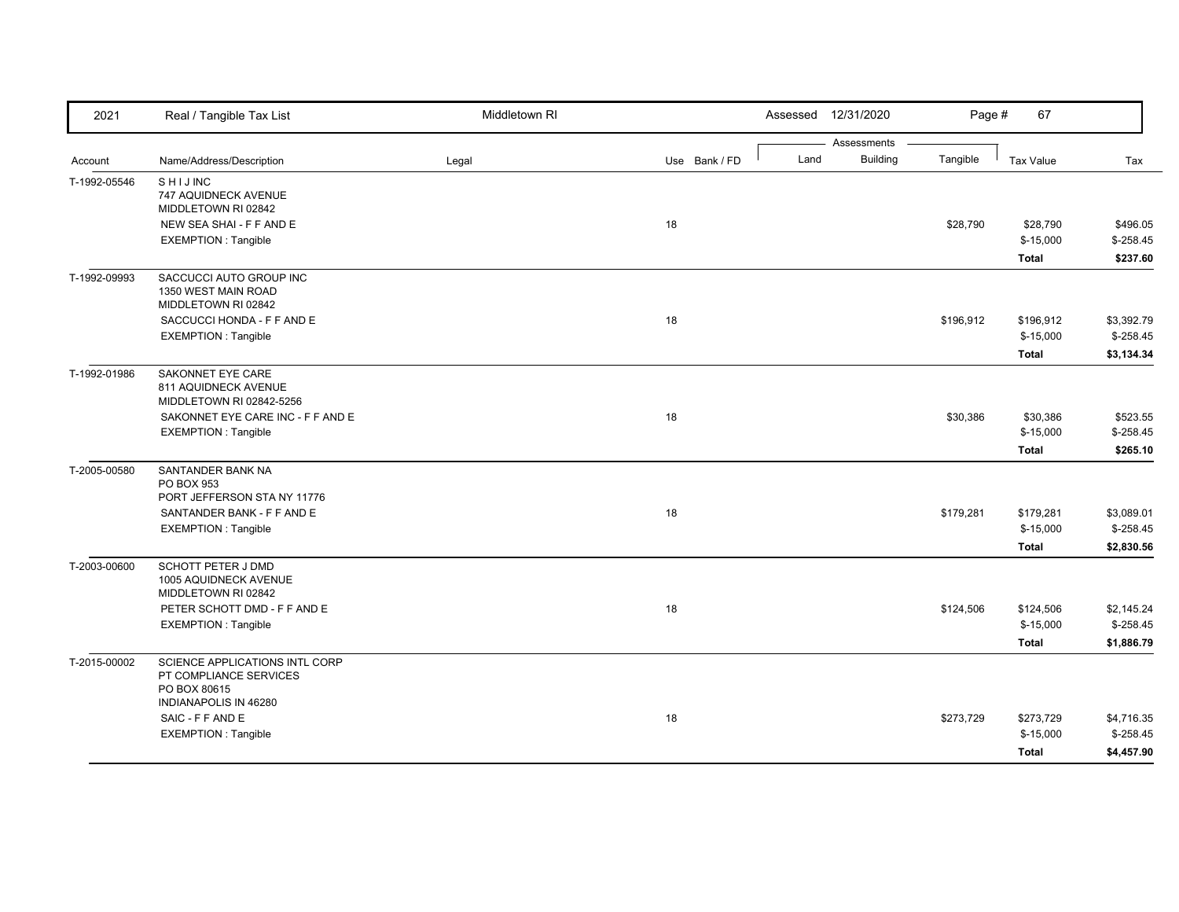| 2021 | Real / Tangible Tax List | Middletown RI | | Assessed 12/31/2020 | | | Page # 67 | |
|---|---|---|---|---|---|---|---|---|
| | | | | Assessments | | | | |
| Account | Name/Address/Description | Legal | Use Bank / FD | Land | Building | Tangible | Tax Value | Tax |
| T-1992-05546 | S H I J INC<br>747 AQUIDNECK AVENUE<br>MIDDLETOWN RI 02842 | | | | | | | |
| | NEW SEA SHAI - F F AND E | | 18 | | | $28,790 | $28,790 | $496.05 |
| | EXEMPTION : Tangible | | | | | | $-15,000 | $-258.45 |
| | | | | | | | **Total** | **$237.60** |
| T-1992-09993 | SACCUCCI AUTO GROUP INC<br>1350 WEST MAIN ROAD<br>MIDDLETOWN RI 02842 | | | | | | | |
| | SACCUCCI HONDA - F F AND E | | 18 | | | $196,912 | $196,912 | $3,392.79 |
| | EXEMPTION : Tangible | | | | | | $-15,000 | $-258.45 |
| | | | | | | | **Total** | **$3,134.34** |
| T-1992-01986 | SAKONNET EYE CARE<br>811 AQUIDNECK AVENUE<br>MIDDLETOWN RI 02842-5256 | | | | | | | |
| | SAKONNET EYE CARE INC - F F AND E | | 18 | | | $30,386 | $30,386 | $523.55 |
| | EXEMPTION : Tangible | | | | | | $-15,000 | $-258.45 |
| | | | | | | | **Total** | **$265.10** |
| T-2005-00580 | SANTANDER BANK NA<br>PO BOX 953<br>PORT JEFFERSON STA NY 11776 | | | | | | | |
| | SANTANDER BANK - F F AND E | | 18 | | | $179,281 | $179,281 | $3,089.01 |
| | EXEMPTION : Tangible | | | | | | $-15,000 | $-258.45 |
| | | | | | | | **Total** | **$2,830.56** |
| T-2003-00600 | SCHOTT PETER J DMD<br>1005 AQUIDNECK AVENUE<br>MIDDLETOWN RI 02842 | | | | | | | |
| | PETER SCHOTT DMD - F F AND E | | 18 | | | $124,506 | $124,506 | $2,145.24 |
| | EXEMPTION : Tangible | | | | | | $-15,000 | $-258.45 |
| | | | | | | | **Total** | **$1,886.79** |
| T-2015-00002 | SCIENCE APPLICATIONS INTL CORP<br>PT COMPLIANCE SERVICES<br>PO BOX 80615<br>INDIANAPOLIS IN 46280 | | | | | | | |
| | SAIC - F F AND E | | 18 | | | $273,729 | $273,729 | $4,716.35 |
| | EXEMPTION : Tangible | | | | | | $-15,000 | $-258.45 |
| | | | | | | | **Total** | **$4,457.90** |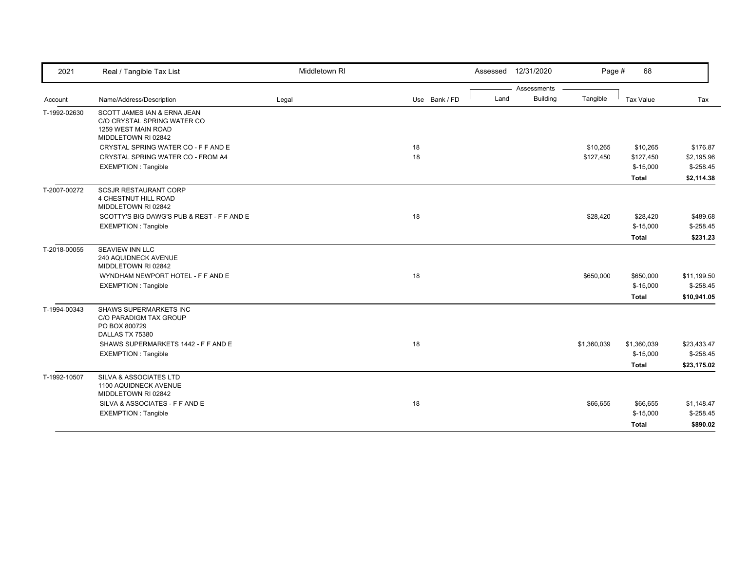| 2021 | Real / Tangible Tax List | Middletown RI | | Assessed 12/31/2020 | | | Page # 68 | |
|---|---|---|---|---|---|---|---|---|
| | | | | Assessments | | | | |
| Account | Name/Address/Description | Legal | Use Bank / FD | Land | Building | Tangible | Tax Value | Tax |
| T-1992-02630 | SCOTT JAMES IAN & ERNA JEAN<br>C/O CRYSTAL SPRING WATER CO<br>1259 WEST MAIN ROAD<br>MIDDLETOWN RI 02842 | | | | | | | |
| | CRYSTAL SPRING WATER CO - F F AND E | | 18 | | | $10,265 | $10,265 | $176.87 |
| | CRYSTAL SPRING WATER CO - FROM A4 | | 18 | | | $127,450 | $127,450 | $2,195.96 |
| | EXEMPTION : Tangible | | | | | | $-15,000 | $-258.45 |
| | | | | | | | **Total** | **$2,114.38** |
| T-2007-00272 | SCSJR RESTAURANT CORP<br>4 CHESTNUT HILL ROAD<br>MIDDLETOWN RI 02842 | | | | | | | |
| | SCOTTY'S BIG DAWG'S PUB & REST - F F AND E | | 18 | | | $28,420 | $28,420 | $489.68 |
| | EXEMPTION : Tangible | | | | | | $-15,000 | $-258.45 |
| | | | | | | | **Total** | **$231.23** |
| T-2018-00055 | SEAVIEW INN LLC<br>240 AQUIDNECK AVENUE<br>MIDDLETOWN RI 02842 | | | | | | | |
| | WYNDHAM NEWPORT HOTEL - F F AND E | | 18 | | | $650,000 | $650,000 | $11,199.50 |
| | EXEMPTION : Tangible | | | | | | $-15,000 | $-258.45 |
| | | | | | | | **Total** | **$10,941.05** |
| T-1994-00343 | SHAWS SUPERMARKETS INC<br>C/O PARADIGM TAX GROUP<br>PO BOX 800729<br>DALLAS TX 75380 | | | | | | | |
| | SHAWS SUPERMARKETS 1442 - F F AND E | | 18 | | | $1,360,039 | $1,360,039 | $23,433.47 |
| | EXEMPTION : Tangible | | | | | | $-15,000 | $-258.45 |
| | | | | | | | **Total** | **$23,175.02** |
| T-1992-10507 | SILVA & ASSOCIATES LTD<br>1100 AQUIDNECK AVENUE<br>MIDDLETOWN RI 02842 | | | | | | | |
| | SILVA & ASSOCIATES - F F AND E | | 18 | | | $66,655 | $66,655 | $1,148.47 |
| | EXEMPTION : Tangible | | | | | | $-15,000 | $-258.45 |
| | | | | | | | **Total** | **$890.02** |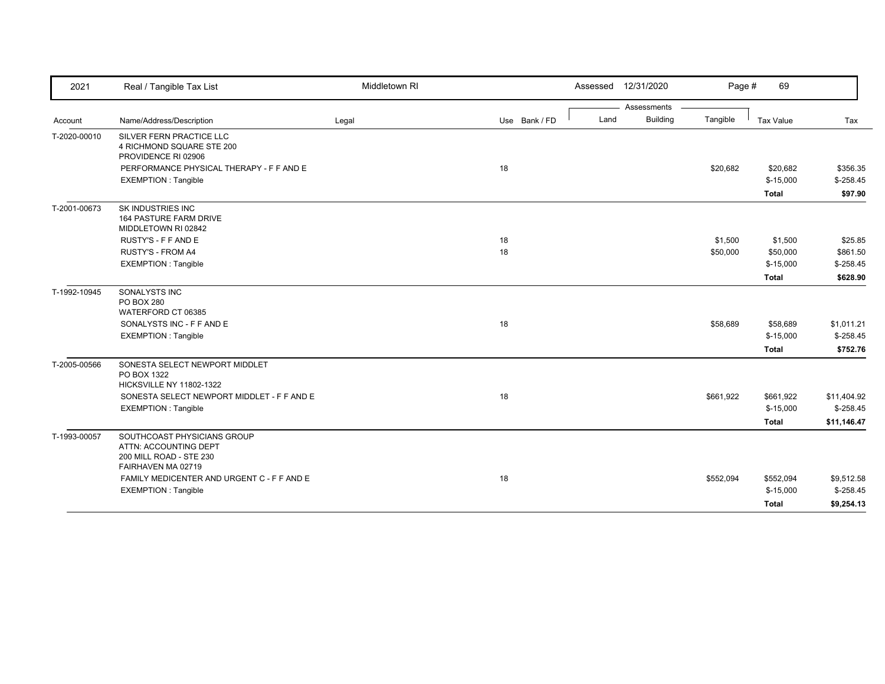| 2021 | Real / Tangible Tax List | Middletown RI | | Assessed 12/31/2020 | | | | |
|---|---|---|---|---|---|---|---|---|

| Account | Name/Address/Description | Legal | Use | Bank / FD | Land | Building | Tangible | Tax Value | Tax |
|---|---|---|---|---|---|---|---|---|---|
| T-2020-00010 | SILVER FERN PRACTICE LLC<br>4 RICHMOND SQUARE STE 200<br>PROVIDENCE RI 02906 | | | | | | | | |
| | PERFORMANCE PHYSICAL THERAPY - F F AND E | | 18 | | | | $20,682 | $20,682 | $356.35 |
| | EXEMPTION : Tangible | | | | | | | $-15,000 | $-258.45 |
| | | | | | | | | **Total** | **$97.90** |
| T-2001-00673 | SK INDUSTRIES INC<br>164 PASTURE FARM DRIVE<br>MIDDLETOWN RI 02842 | | | | | | | | |
| | RUSTY'S - F F AND E | | 18 | | | | $1,500 | $1,500 | $25.85 |
| | RUSTY'S - FROM A4 | | 18 | | | | $50,000 | $50,000 | $861.50 |
| | EXEMPTION : Tangible | | | | | | | $-15,000 | $-258.45 |
| | | | | | | | | **Total** | **$628.90** |
| T-1992-10945 | SONALYSTS INC<br>PO BOX 280<br>WATERFORD CT 06385 | | | | | | | | |
| | SONALYSTS INC - F F AND E | | 18 | | | | $58,689 | $58,689 | $1,011.21 |
| | EXEMPTION : Tangible | | | | | | | $-15,000 | $-258.45 |
| | | | | | | | | **Total** | **$752.76** |
| T-2005-00566 | SONESTA SELECT NEWPORT MIDDLET<br>PO BOX 1322<br>HICKSVILLE NY 11802-1322 | | | | | | | | |
| | SONESTA SELECT NEWPORT MIDDLET - F F AND E | | 18 | | | | $661,922 | $661,922 | $11,404.92 |
| | EXEMPTION : Tangible | | | | | | | $-15,000 | $-258.45 |
| | | | | | | | | **Total** | **$11,146.47** |
| T-1993-00057 | SOUTHCOAST PHYSICIANS GROUP<br>ATTN: ACCOUNTING DEPT<br>200 MILL ROAD - STE 230<br>FAIRHAVEN MA 02719 | | | | | | | | |
| | FAMILY MEDICENTER AND URGENT C - F F AND E | | 18 | | | | $552,094 | $552,094 | $9,512.58 |
| | EXEMPTION : Tangible | | | | | | | $-15,000 | $-258.45 |
| | | | | | | | | **Total** | **$9,254.13** |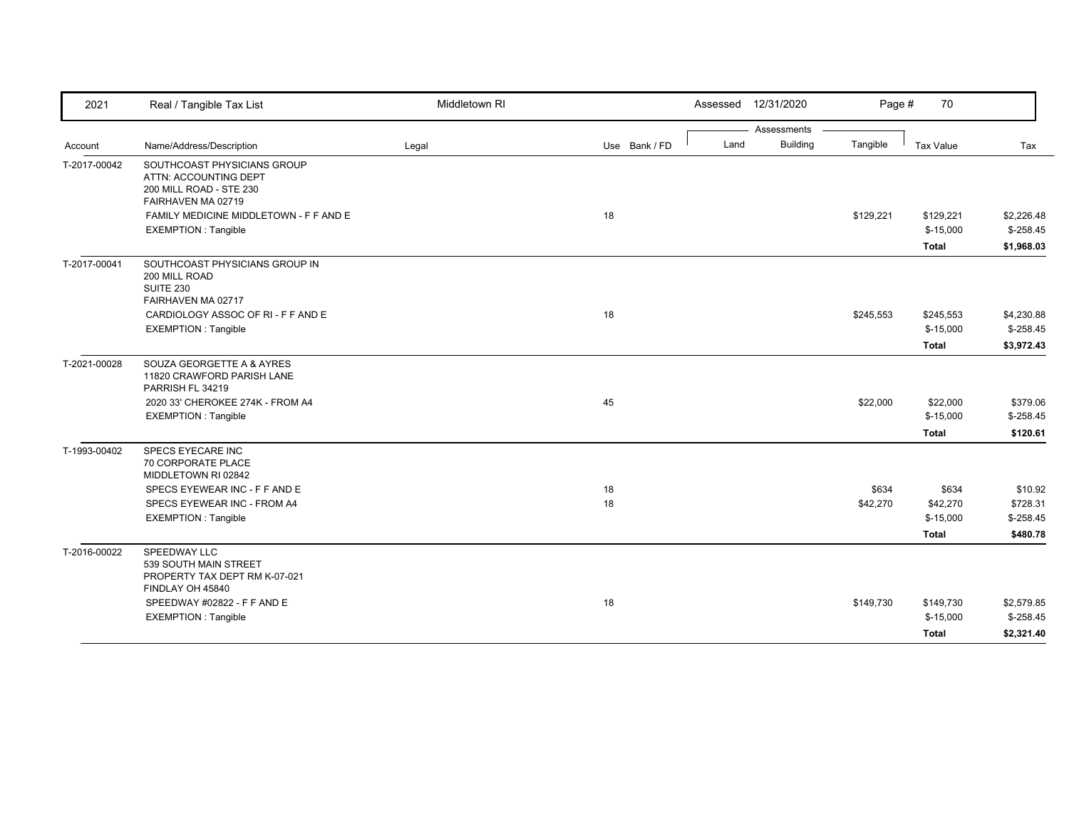| 2021 | Real / Tangible Tax List | Middletown RI | | Assessed 12/31/2020 | | | | |
|---|---|---|---|---|---|---|---|---|
| | | | | Assessments | | | | |
| Account | Name/Address/Description | Legal | Use Bank / FD | Land | Building | Tangible | Tax Value | Tax |
| T-2017-00042 | SOUTHCOAST PHYSICIANS GROUP<br>ATTN: ACCOUNTING DEPT<br>200 MILL ROAD - STE 230<br>FAIRHAVEN MA 02719 | | | | | | | |
| | FAMILY MEDICINE MIDDLETOWN - F F AND E | | 18 | | | $129,221 | $129,221 | $2,226.48 |
| | EXEMPTION : Tangible | | | | | | $-15,000 | $-258.45 |
| | | | | | | | **Total** | **$1,968.03** |
| T-2017-00041 | SOUTHCOAST PHYSICIANS GROUP IN<br>200 MILL ROAD<br>SUITE 230<br>FAIRHAVEN MA 02717 | | | | | | | |
| | CARDIOLOGY ASSOC OF RI - F F AND E | | 18 | | | $245,553 | $245,553 | $4,230.88 |
| | EXEMPTION : Tangible | | | | | | $-15,000 | $-258.45 |
| | | | | | | | **Total** | **$3,972.43** |
| T-2021-00028 | SOUZA GEORGETTE A & AYRES<br>11820 CRAWFORD PARISH LANE<br>PARRISH FL 34219 | | | | | | | |
| | 2020 33' CHEROKEE 274K - FROM A4 | | 45 | | | $22,000 | $22,000 | $379.06 |
| | EXEMPTION : Tangible | | | | | | $-15,000 | $-258.45 |
| | | | | | | | **Total** | **$120.61** |
| T-1993-00402 | SPECS EYECARE INC<br>70 CORPORATE PLACE<br>MIDDLETOWN RI 02842 | | | | | | | |
| | SPECS EYEWEAR INC - F F AND E | | 18 | | | $634 | $634 | $10.92 |
| | SPECS EYEWEAR INC - FROM A4 | | 18 | | | $42,270 | $42,270 | $728.31 |
| | EXEMPTION : Tangible | | | | | | $-15,000 | $-258.45 |
| | | | | | | | **Total** | **$480.78** |
| T-2016-00022 | SPEEDWAY LLC<br>539 SOUTH MAIN STREET<br>PROPERTY TAX DEPT RM K-07-021<br>FINDLAY OH 45840 | | | | | | | |
| | SPEEDWAY #02822 - F F AND E | | 18 | | | $149,730 | $149,730 | $2,579.85 |
| | EXEMPTION : Tangible | | | | | | $-15,000 | $-258.45 |
| | | | | | | | **Total** | **$2,321.40** |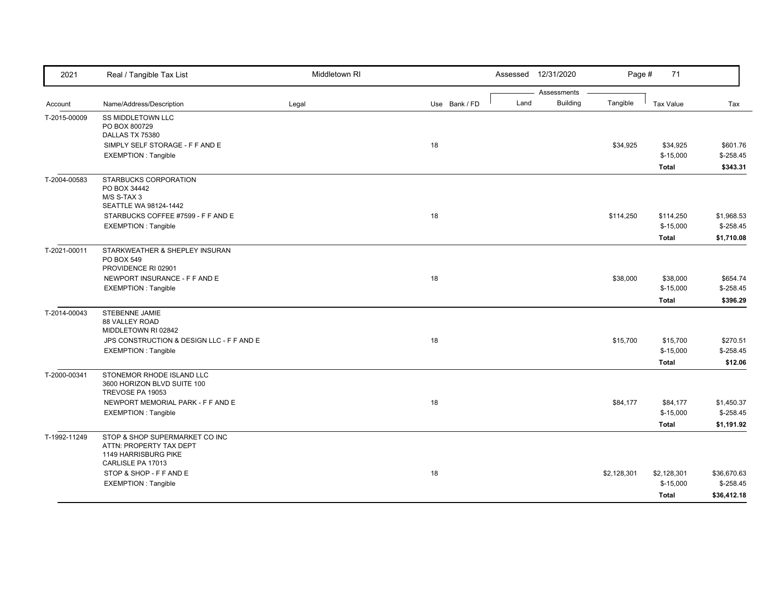| 2021 | Real / Tangible Tax List | Middletown RI | | Assessed 12/31/2020 | | | | |
|---|---|---|---|---|---|---|---|---|
| | | | | Assessments | | | | |
| Account | Name/Address/Description | Legal | Use Bank / FD | Land | Building | Tangible | Tax Value | Tax |
| T-2015-00009 | SS MIDDLETOWN LLC<br>PO BOX 800729<br>DALLAS TX 75380 | | | | | | | |
| | SIMPLY SELF STORAGE - F F AND E | | 18 | | | $34,925 | $34,925 | $601.76 |
| | EXEMPTION : Tangible | | | | | | $-15,000 | $-258.45 |
| | | | | | | | **Total** | **$343.31** |
| T-2004-00583 | STARBUCKS CORPORATION<br>PO BOX 34442<br>M/S S-TAX 3<br>SEATTLE WA 98124-1442 | | | | | | | |
| | STARBUCKS COFFEE #7599 - F F AND E | | 18 | | | $114,250 | $114,250 | $1,968.53 |
| | EXEMPTION : Tangible | | | | | | $-15,000 | $-258.45 |
| | | | | | | | **Total** | **$1,710.08** |
| T-2021-00011 | STARKWEATHER & SHEPLEY INSURAN<br>PO BOX 549<br>PROVIDENCE RI 02901 | | | | | | | |
| | NEWPORT INSURANCE - F F AND E | | 18 | | | $38,000 | $38,000 | $654.74 |
| | EXEMPTION : Tangible | | | | | | $-15,000 | $-258.45 |
| | | | | | | | **Total** | **$396.29** |
| T-2014-00043 | STEBENNE JAMIE<br>88 VALLEY ROAD<br>MIDDLETOWN RI 02842 | | | | | | | |
| | JPS CONSTRUCTION & DESIGN LLC - F F AND E | | 18 | | | $15,700 | $15,700 | $270.51 |
| | EXEMPTION : Tangible | | | | | | $-15,000 | $-258.45 |
| | | | | | | | **Total** | **$12.06** |
| T-2000-00341 | STONEMOR RHODE ISLAND LLC<br>3600 HORIZON BLVD SUITE 100<br>TREVOSE PA 19053 | | | | | | | |
| | NEWPORT MEMORIAL PARK - F F AND E | | 18 | | | $84,177 | $84,177 | $1,450.37 |
| | EXEMPTION : Tangible | | | | | | $-15,000 | $-258.45 |
| | | | | | | | **Total** | **$1,191.92** |
| T-1992-11249 | STOP & SHOP SUPERMARKET CO INC<br>ATTN: PROPERTY TAX DEPT<br>1149 HARRISBURG PIKE<br>CARLISLE PA 17013 | | | | | | | |
| | STOP & SHOP - F F AND E | | 18 | | | $2,128,301 | $2,128,301 | $36,670.63 |
| | EXEMPTION : Tangible | | | | | | $-15,000 | $-258.45 |
| | | | | | | | **Total** | **$36,412.18** |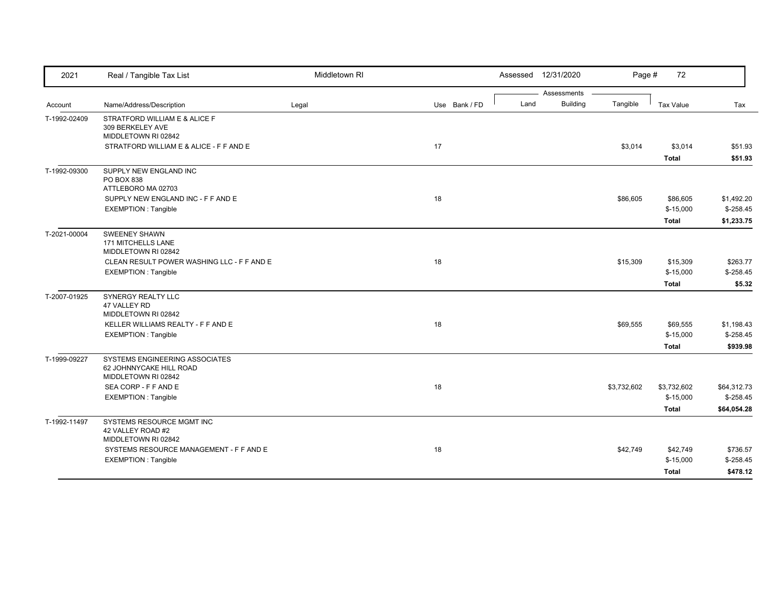| 2021 | Real / Tangible Tax List | Middletown RI | | | Assessed 12/31/2020 | | Page # 72 | |
|---|---|---|---|---|---|---|---|---|
| | | | | | Assessments | | | |
| Account | Name/Address/Description | Legal | Use Bank / FD | Land | Building | Tangible | Tax Value | Tax |
| T-1992-02409 | STRATFORD WILLIAM E & ALICE F<br>309 BERKELEY AVE<br>MIDDLETOWN RI 02842 | | | | | | | |
| | STRATFORD WILLIAM E & ALICE - F F AND E | | 17 | | | $3,014 | $3,014 | $51.93 |
| | | | | | | | **Total** | **$51.93** |
| T-1992-09300 | SUPPLY NEW ENGLAND INC<br>PO BOX 838<br>ATTLEBORO MA 02703 | | | | | | | |
| | SUPPLY NEW ENGLAND INC - F F AND E | | 18 | | | $86,605 | $86,605 | $1,492.20 |
| | EXEMPTION : Tangible | | | | | | $-15,000 | $-258.45 |
| | | | | | | | **Total** | **$1,233.75** |
| T-2021-00004 | SWEENEY SHAWN<br>171 MITCHELLS LANE<br>MIDDLETOWN RI 02842 | | | | | | | |
| | CLEAN RESULT POWER WASHING LLC - F F AND E | | 18 | | | $15,309 | $15,309 | $263.77 |
| | EXEMPTION : Tangible | | | | | | $-15,000 | $-258.45 |
| | | | | | | | **Total** | **$5.32** |
| T-2007-01925 | SYNERGY REALTY LLC<br>47 VALLEY RD<br>MIDDLETOWN RI 02842 | | | | | | | |
| | KELLER WILLIAMS REALTY - F F AND E | | 18 | | | $69,555 | $69,555 | $1,198.43 |
| | EXEMPTION : Tangible | | | | | | $-15,000 | $-258.45 |
| | | | | | | | **Total** | **$939.98** |
| T-1999-09227 | SYSTEMS ENGINEERING ASSOCIATES<br>62 JOHNNYCAKE HILL ROAD<br>MIDDLETOWN RI 02842 | | | | | | | |
| | SEA CORP - F F AND E | | 18 | | | $3,732,602 | $3,732,602 | $64,312.73 |
| | EXEMPTION : Tangible | | | | | | $-15,000 | $-258.45 |
| | | | | | | | **Total** | **$64,054.28** |
| T-1992-11497 | SYSTEMS RESOURCE MGMT INC<br>42 VALLEY ROAD #2<br>MIDDLETOWN RI 02842 | | | | | | | |
| | SYSTEMS RESOURCE MANAGEMENT - F F AND E | | 18 | | | $42,749 | $42,749 | $736.57 |
| | EXEMPTION : Tangible | | | | | | $-15,000 | $-258.45 |
| | | | | | | | **Total** | **$478.12** |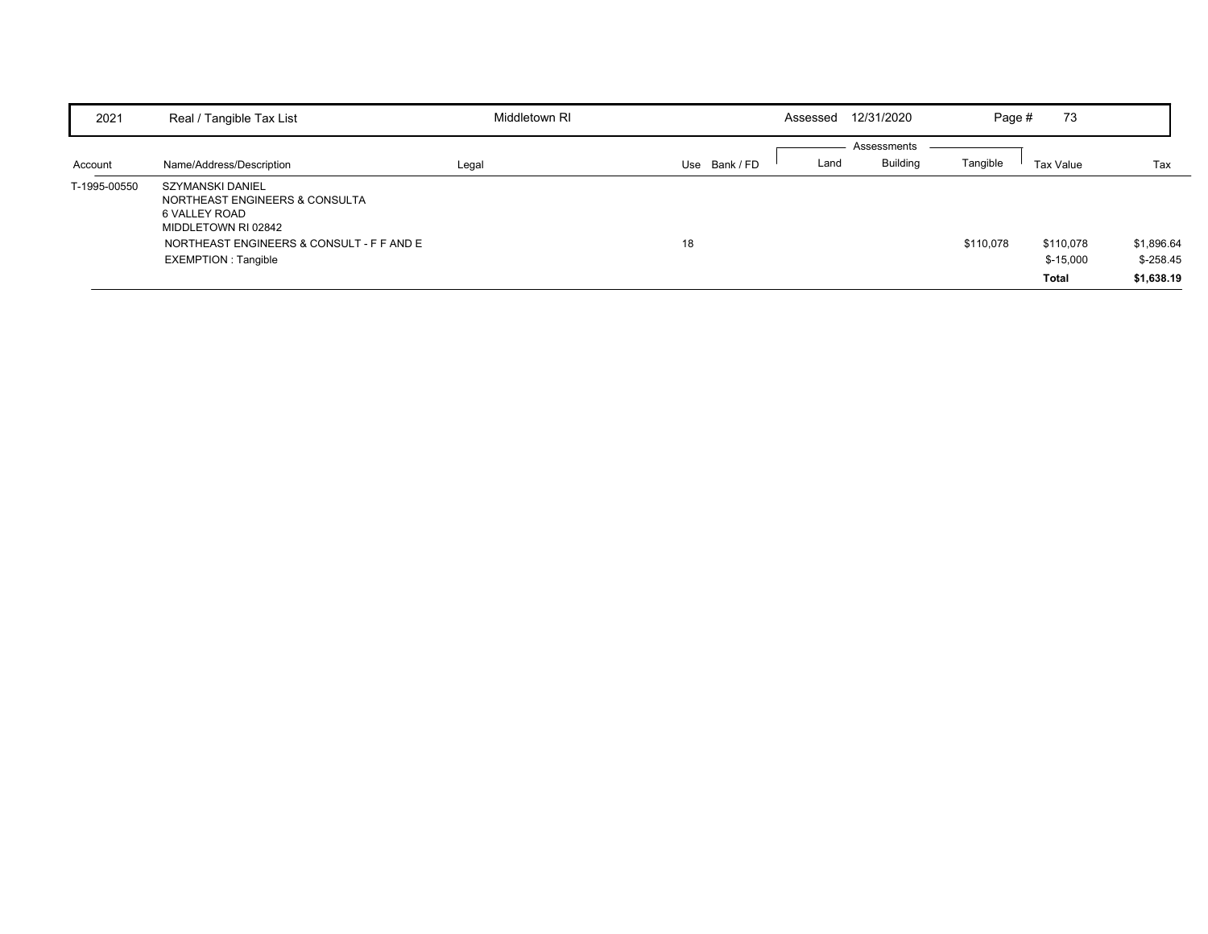| 2021 | Real / Tangible Tax List | Middletown RI | | | Assessed 12/31/2020 | | | | |
|---|---|---|---|---|---|---|---|---|---|
| | | | | | Assessments | | | | |
| Account | Name/Address/Description | Legal | Use | Bank / FD | Land | Building | Tangible | Tax Value | Tax |
| T-1995-00550 | SZYMANSKI DANIEL<br>NORTHEAST ENGINEERS & CONSULTA<br>6 VALLEY ROAD<br>MIDDLETOWN RI 02842 | | | | | | | | |
| | NORTHEAST ENGINEERS & CONSULT - F F AND E | | 18 | | | | $110,078 | $110,078 | $1,896.64 |
| | EXEMPTION : Tangible | | | | | | | $-15,000 | $-258.45 |
| | | | | | | | | **Total** | **$1,638.19** |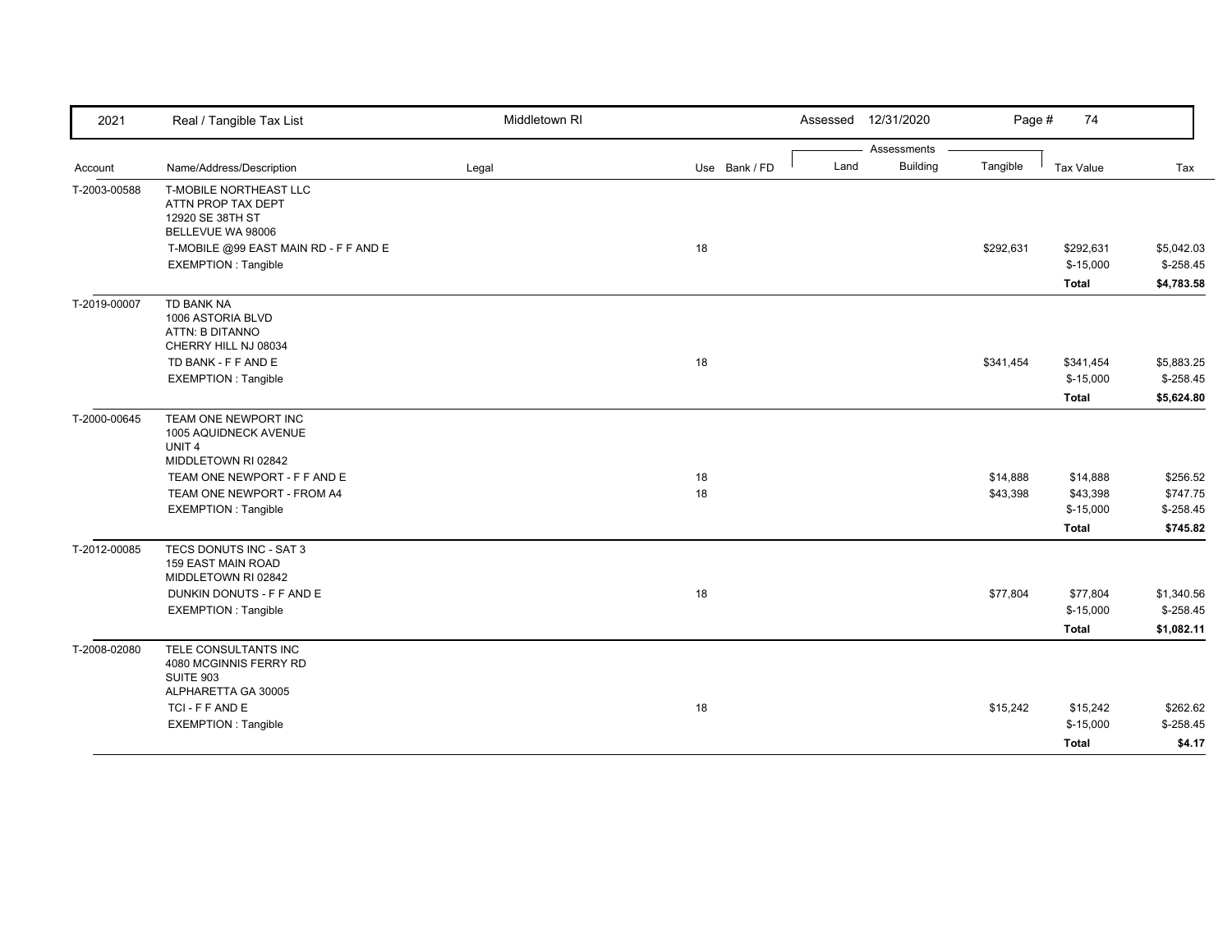| 2021 | Real / Tangible Tax List | Middletown RI | | | Assessed 12/31/2020 | | Page # 74 | | |
|---|---|---|---|---|---|---|---|---|---|
| | | | | | Assessments | | | | |
| Account | Name/Address/Description | Legal | Use | Bank / FD | Land | Building | Tangible | Tax Value | Tax |
| T-2003-00588 | T-MOBILE NORTHEAST LLC<br>ATTN PROP TAX DEPT<br>12920 SE 38TH ST<br>BELLEVUE WA 98006 | | | | | | | | |
| | T-MOBILE @99 EAST MAIN RD - F F AND E | | 18 | | | | $292,631 | $292,631 | $5,042.03 |
| | EXEMPTION : Tangible | | | | | | | $-15,000 | $-258.45 |
| | | | | | | | | **Total** | **$4,783.58** |
| T-2019-00007 | TD BANK NA<br>1006 ASTORIA BLVD<br>ATTN: B DITANNO<br>CHERRY HILL NJ 08034 | | | | | | | | |
| | TD BANK - F F AND E | | 18 | | | | $341,454 | $341,454 | $5,883.25 |
| | EXEMPTION : Tangible | | | | | | | $-15,000 | $-258.45 |
| | | | | | | | | **Total** | **$5,624.80** |
| T-2000-00645 | TEAM ONE NEWPORT INC<br>1005 AQUIDNECK AVENUE<br>UNIT 4<br>MIDDLETOWN RI 02842 | | | | | | | | |
| | TEAM ONE NEWPORT - F F AND E | | 18 | | | | $14,888 | $14,888 | $256.52 |
| | TEAM ONE NEWPORT - FROM A4 | | 18 | | | | $43,398 | $43,398 | $747.75 |
| | EXEMPTION : Tangible | | | | | | | $-15,000 | $-258.45 |
| | | | | | | | | **Total** | **$745.82** |
| T-2012-00085 | TECS DONUTS INC - SAT 3<br>159 EAST MAIN ROAD<br>MIDDLETOWN RI 02842 | | | | | | | | |
| | DUNKIN DONUTS - F F AND E | | 18 | | | | $77,804 | $77,804 | $1,340.56 |
| | EXEMPTION : Tangible | | | | | | | $-15,000 | $-258.45 |
| | | | | | | | | **Total** | **$1,082.11** |
| T-2008-02080 | TELE CONSULTANTS INC<br>4080 MCGINNIS FERRY RD<br>SUITE 903<br>ALPHARETTA GA 30005 | | | | | | | | |
| | TCI - F F AND E | | 18 | | | | $15,242 | $15,242 | $262.62 |
| | EXEMPTION : Tangible | | | | | | | $-15,000 | $-258.45 |
| | | | | | | | | **Total** | **$4.17** |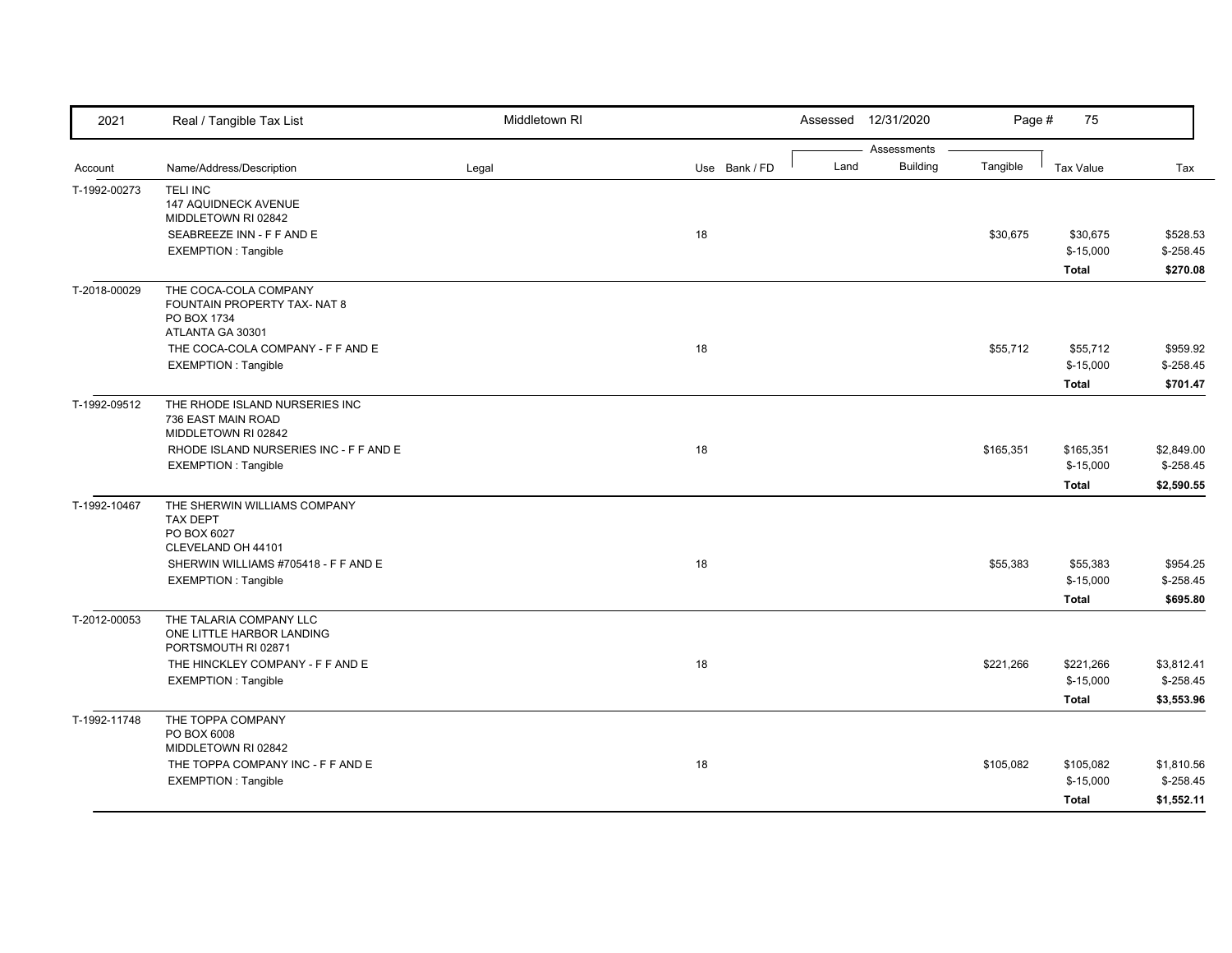| 2021 | Real / Tangible Tax List | Middletown RI | | Assessed 12/31/2020 | | | Page # 75 | |
|---|---|---|---|---|---|---|---|---|
| | | | | Assessments | | | | |
| Account | Name/Address/Description | Legal | Use Bank / FD | Land | Building | Tangible | Tax Value | Tax |
| T-1992-00273 | TELI INC<br>147 AQUIDNECK AVENUE<br>MIDDLETOWN RI 02842 | | | | | | | |
| | SEABREEZE INN - F F AND E | | 18 | | | $30,675 | $30,675 | $528.53 |
| | EXEMPTION : Tangible | | | | | | $-15,000 | $-258.45 |
| | | | | | | | **Total** | **$270.08** |
| T-2018-00029 | THE COCA-COLA COMPANY<br>FOUNTAIN PROPERTY TAX- NAT 8<br>PO BOX 1734<br>ATLANTA GA 30301 | | | | | | | |
| | THE COCA-COLA COMPANY - F F AND E | | 18 | | | $55,712 | $55,712 | $959.92 |
| | EXEMPTION : Tangible | | | | | | $-15,000 | $-258.45 |
| | | | | | | | **Total** | **$701.47** |
| T-1992-09512 | THE RHODE ISLAND NURSERIES INC<br>736 EAST MAIN ROAD<br>MIDDLETOWN RI 02842 | | | | | | | |
| | RHODE ISLAND NURSERIES INC - F F AND E | | 18 | | | $165,351 | $165,351 | $2,849.00 |
| | EXEMPTION : Tangible | | | | | | $-15,000 | $-258.45 |
| | | | | | | | **Total** | **$2,590.55** |
| T-1992-10467 | THE SHERWIN WILLIAMS COMPANY<br>TAX DEPT<br>PO BOX 6027<br>CLEVELAND OH 44101 | | | | | | | |
| | SHERWIN WILLIAMS #705418 - F F AND E | | 18 | | | $55,383 | $55,383 | $954.25 |
| | EXEMPTION : Tangible | | | | | | $-15,000 | $-258.45 |
| | | | | | | | **Total** | **$695.80** |
| T-2012-00053 | THE TALARIA COMPANY LLC<br>ONE LITTLE HARBOR LANDING<br>PORTSMOUTH RI 02871 | | | | | | | |
| | THE HINCKLEY COMPANY - F F AND E | | 18 | | | $221,266 | $221,266 | $3,812.41 |
| | EXEMPTION : Tangible | | | | | | $-15,000 | $-258.45 |
| | | | | | | | **Total** | **$3,553.96** |
| T-1992-11748 | THE TOPPA COMPANY<br>PO BOX 6008<br>MIDDLETOWN RI 02842 | | | | | | | |
| | THE TOPPA COMPANY INC - F F AND E | | 18 | | | $105,082 | $105,082 | $1,810.56 |
| | EXEMPTION : Tangible | | | | | | $-15,000 | $-258.45 |
| | | | | | | | **Total** | **$1,552.11** |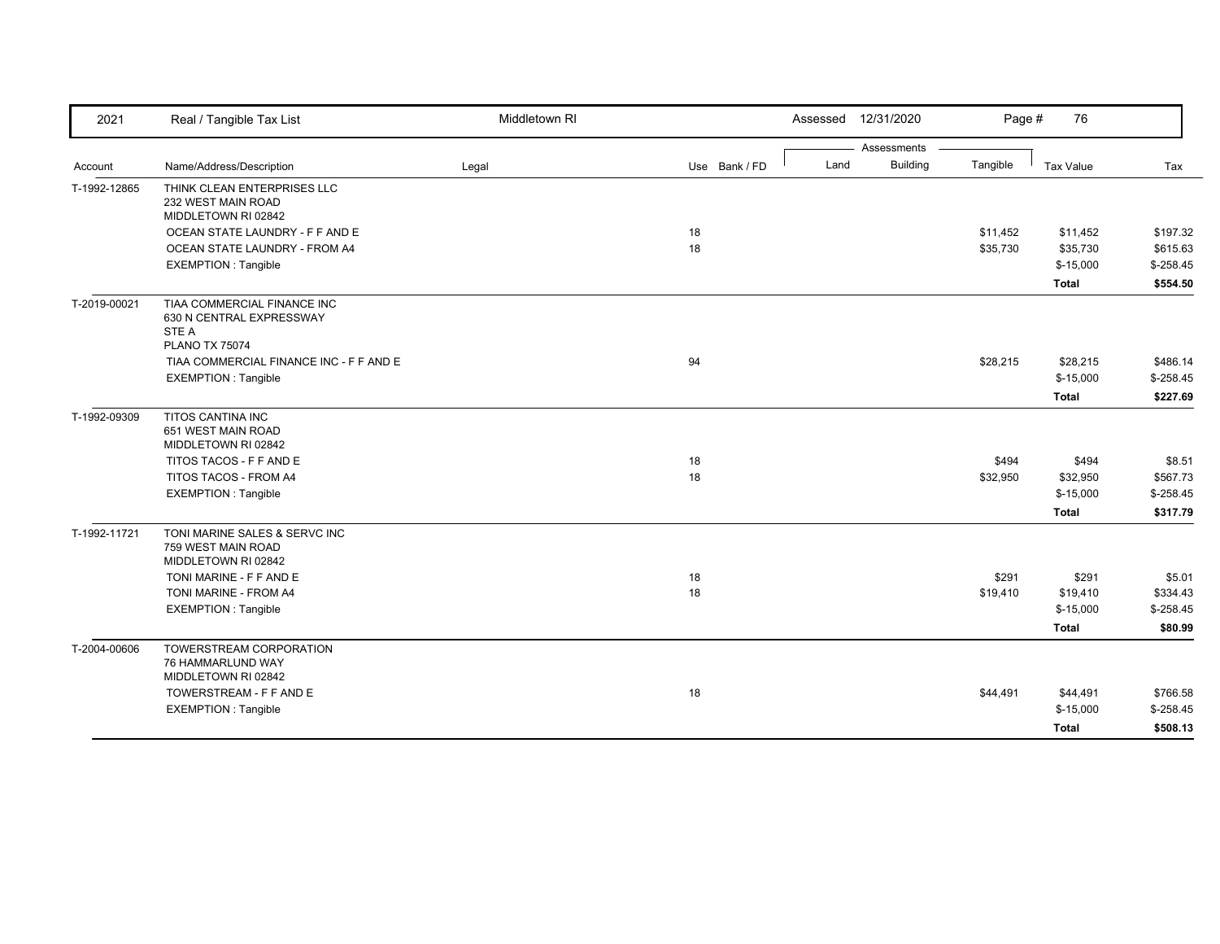| Account | Name/Address/Description | Legal | Use | Bank / FD | Land | Building | Tangible | Tax Value | Tax |
|---|---|---|---|---|---|---|---|---|---|
| T-1992-12865 | THINK CLEAN ENTERPRISES LLC<br>232 WEST MAIN ROAD<br>MIDDLETOWN RI 02842 | | | | | | | | |
| | OCEAN STATE LAUNDRY - F F AND E | | 18 | | | | $11,452 | $11,452 | $197.32 |
| | OCEAN STATE LAUNDRY - FROM A4 | | 18 | | | | $35,730 | $35,730 | $615.63 |
| | EXEMPTION : Tangible | | | | | | | $-15,000 | $-258.45 |
| | | | | | | | | **Total** | **$554.50** |
| T-2019-00021 | TIAA COMMERCIAL FINANCE INC<br>630 N CENTRAL EXPRESSWAY<br>STE A<br>PLANO TX 75074 | | | | | | | | |
| | TIAA COMMERCIAL FINANCE INC - F F AND E | | 94 | | | | $28,215 | $28,215 | $486.14 |
| | EXEMPTION : Tangible | | | | | | | $-15,000 | $-258.45 |
| | | | | | | | | **Total** | **$227.69** |
| T-1992-09309 | TITOS CANTINA INC<br>651 WEST MAIN ROAD<br>MIDDLETOWN RI 02842 | | | | | | | | |
| | TITOS TACOS - F F AND E | | 18 | | | | $494 | $494 | $8.51 |
| | TITOS TACOS - FROM A4 | | 18 | | | | $32,950 | $32,950 | $567.73 |
| | EXEMPTION : Tangible | | | | | | | $-15,000 | $-258.45 |
| | | | | | | | | **Total** | **$317.79** |
| T-1992-11721 | TONI MARINE SALES & SERVC INC<br>759 WEST MAIN ROAD<br>MIDDLETOWN RI 02842 | | | | | | | | |
| | TONI MARINE - F F AND E | | 18 | | | | $291 | $291 | $5.01 |
| | TONI MARINE - FROM A4 | | 18 | | | | $19,410 | $19,410 | $334.43 |
| | EXEMPTION : Tangible | | | | | | | $-15,000 | $-258.45 |
| | | | | | | | | **Total** | **$80.99** |
| T-2004-00606 | TOWERSTREAM CORPORATION<br>76 HAMMARLUND WAY<br>MIDDLETOWN RI 02842 | | | | | | | | |
| | TOWERSTREAM - F F AND E | | 18 | | | | $44,491 | $44,491 | $766.58 |
| | EXEMPTION : Tangible | | | | | | | $-15,000 | $-258.45 |
| | | | | | | | | **Total** | **$508.13** |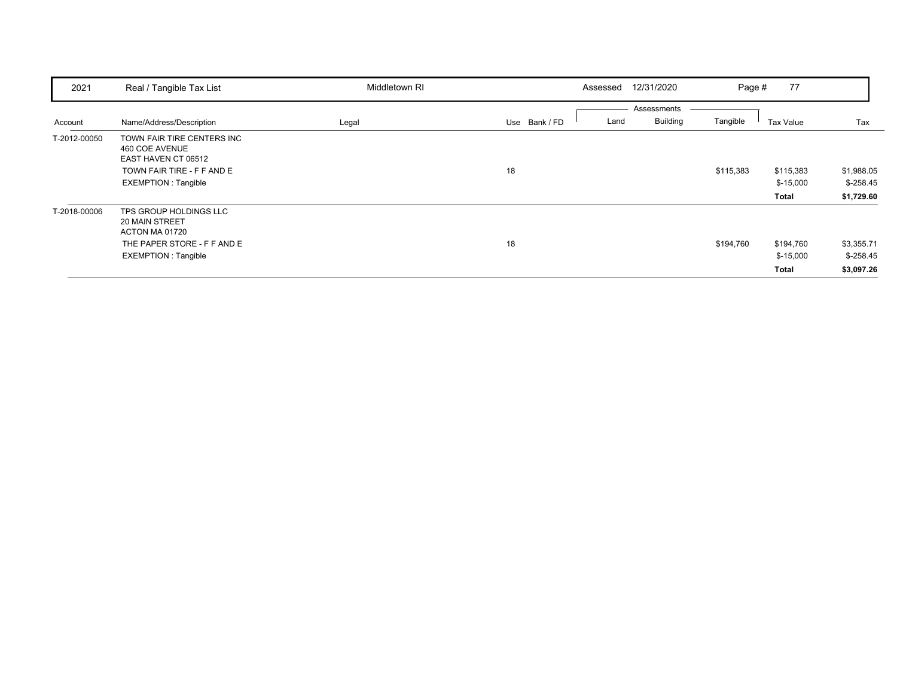| 2021 | Real / Tangible Tax List | Middletown RI | | | Assessed 12/31/2020 | | Page # 77 | | |
|---|---|---|---|---|---|---|---|---|---|
| | | | | | Assessments | | | | |
| Account | Name/Address/Description | Legal | Use | Bank / FD | Land | Building | Tangible | Tax Value | Tax |
| T-2012-00050 | TOWN FAIR TIRE CENTERS INC<br>460 COE AVENUE<br>EAST HAVEN CT 06512 | | | | | | | | |
| | TOWN FAIR TIRE - F F AND E | | 18 | | | | $115,383 | $115,383 | $1,988.05 |
| | EXEMPTION : Tangible | | | | | | | $-15,000 | $-258.45 |
| | | | | | | | | **Total** | **$1,729.60** |
| T-2018-00006 | TPS GROUP HOLDINGS LLC<br>20 MAIN STREET<br>ACTON MA 01720 | | | | | | | | |
| | THE PAPER STORE - F F AND E | | 18 | | | | $194,760 | $194,760 | $3,355.71 |
| | EXEMPTION : Tangible | | | | | | | $-15,000 | $-258.45 |
| | | | | | | | | **Total** | **$3,097.26** |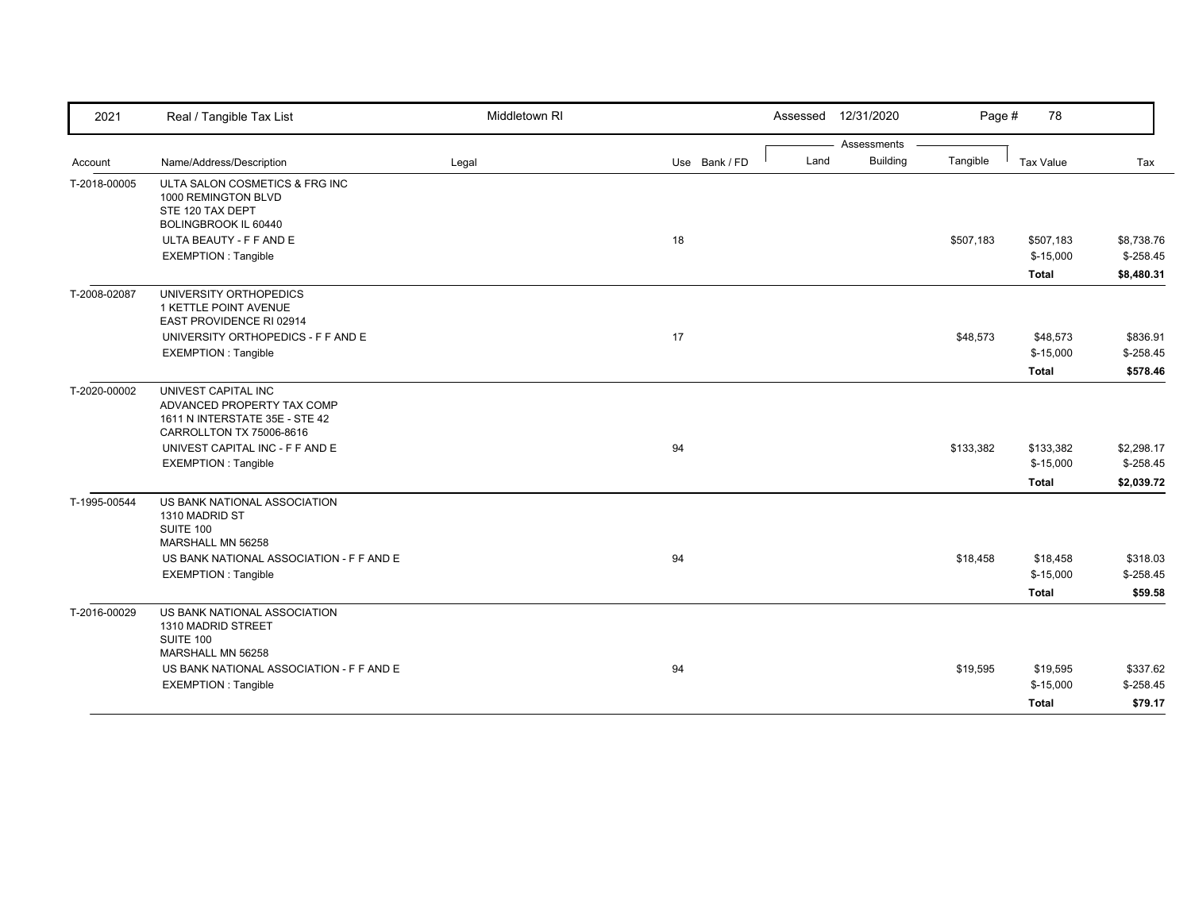| Account | Name/Address/Description | Legal | Use | Bank / FD | Land | Building | Tangible | Tax Value | Tax |
|---|---|---|---|---|---|---|---|---|---|
| T-2018-00005 | ULTA SALON COSMETICS & FRG INC<br>1000 REMINGTON BLVD<br>STE 120 TAX DEPT<br>BOLINGBROOK IL 60440 | | | | | | | | |
| | ULTA BEAUTY - F F AND E | | 18 | | | | $507,183 | $507,183 | $8,738.76 |
| | EXEMPTION : Tangible | | | | | | | $-15,000 | $-258.45 |
| | | | | | | | | **Total** | **$8,480.31** |
| T-2008-02087 | UNIVERSITY ORTHOPEDICS<br>1 KETTLE POINT AVENUE<br>EAST PROVIDENCE RI 02914 | | | | | | | | |
| | UNIVERSITY ORTHOPEDICS - F F AND E | | 17 | | | | $48,573 | $48,573 | $836.91 |
| | EXEMPTION : Tangible | | | | | | | $-15,000 | $-258.45 |
| | | | | | | | | **Total** | **$578.46** |
| T-2020-00002 | UNIVEST CAPITAL INC<br>ADVANCED PROPERTY TAX COMP<br>1611 N INTERSTATE 35E - STE 42<br>CARROLLTON TX 75006-8616 | | | | | | | | |
| | UNIVEST CAPITAL INC - F F AND E | | 94 | | | | $133,382 | $133,382 | $2,298.17 |
| | EXEMPTION : Tangible | | | | | | | $-15,000 | $-258.45 |
| | | | | | | | | **Total** | **$2,039.72** |
| T-1995-00544 | US BANK NATIONAL ASSOCIATION<br>1310 MADRID ST<br>SUITE 100<br>MARSHALL MN 56258 | | | | | | | | |
| | US BANK NATIONAL ASSOCIATION - F F AND E | | 94 | | | | $18,458 | $18,458 | $318.03 |
| | EXEMPTION : Tangible | | | | | | | $-15,000 | $-258.45 |
| | | | | | | | | **Total** | **$59.58** |
| T-2016-00029 | US BANK NATIONAL ASSOCIATION<br>1310 MADRID STREET<br>SUITE 100<br>MARSHALL MN 56258 | | | | | | | | |
| | US BANK NATIONAL ASSOCIATION - F F AND E | | 94 | | | | $19,595 | $19,595 | $337.62 |
| | EXEMPTION : Tangible | | | | | | | $-15,000 | $-258.45 |
| | | | | | | | | **Total** | **$79.17** |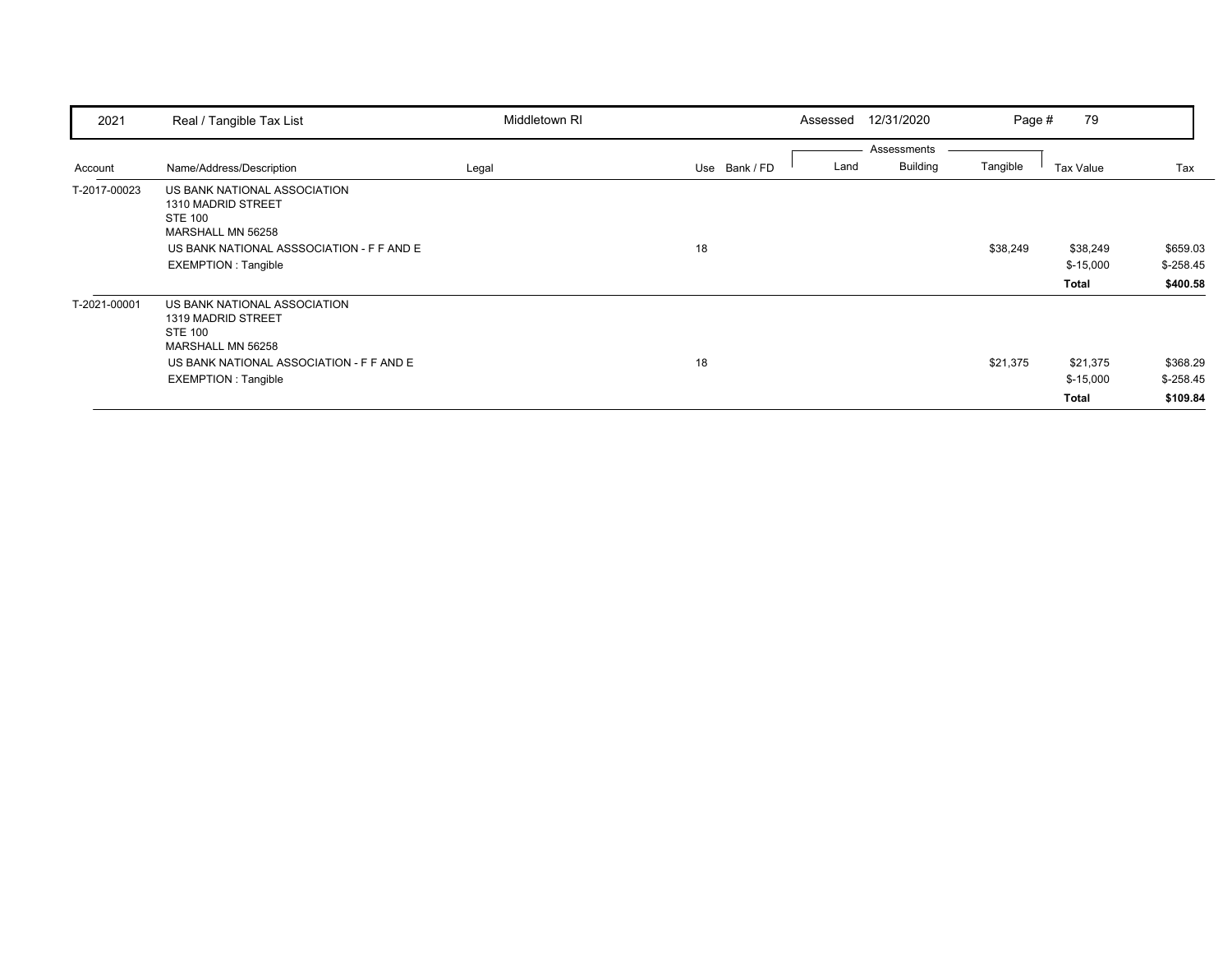| 2021 | Real / Tangible Tax List | Middletown RI | | Assessed 12/31/2020 | | | Page # 79 | |
|---|---|---|---|---|---|---|---|---|
| | | | | Assessments | | | | |
| Account | Name/Address/Description | Legal | Use Bank / FD | Land | Building | Tangible | Tax Value | Tax |
| T-2017-00023 | US BANK NATIONAL ASSOCIATION<br>1310 MADRID STREET<br>STE 100<br>MARSHALL MN 56258 | | | | | | | |
| | US BANK NATIONAL ASSSOCIATION - F F AND E | | 18 | | | $38,249 | $38,249 | $659.03 |
| | EXEMPTION : Tangible | | | | | | $-15,000 | $-258.45 |
| | | | | | | | **Total** | **$400.58** |
| T-2021-00001 | US BANK NATIONAL ASSOCIATION<br>1319 MADRID STREET<br>STE 100<br>MARSHALL MN 56258 | | | | | | | |
| | US BANK NATIONAL ASSOCIATION - F F AND E | | 18 | | | $21,375 | $21,375 | $368.29 |
| | EXEMPTION : Tangible | | | | | | $-15,000 | $-258.45 |
| | | | | | | | **Total** | **$109.84** |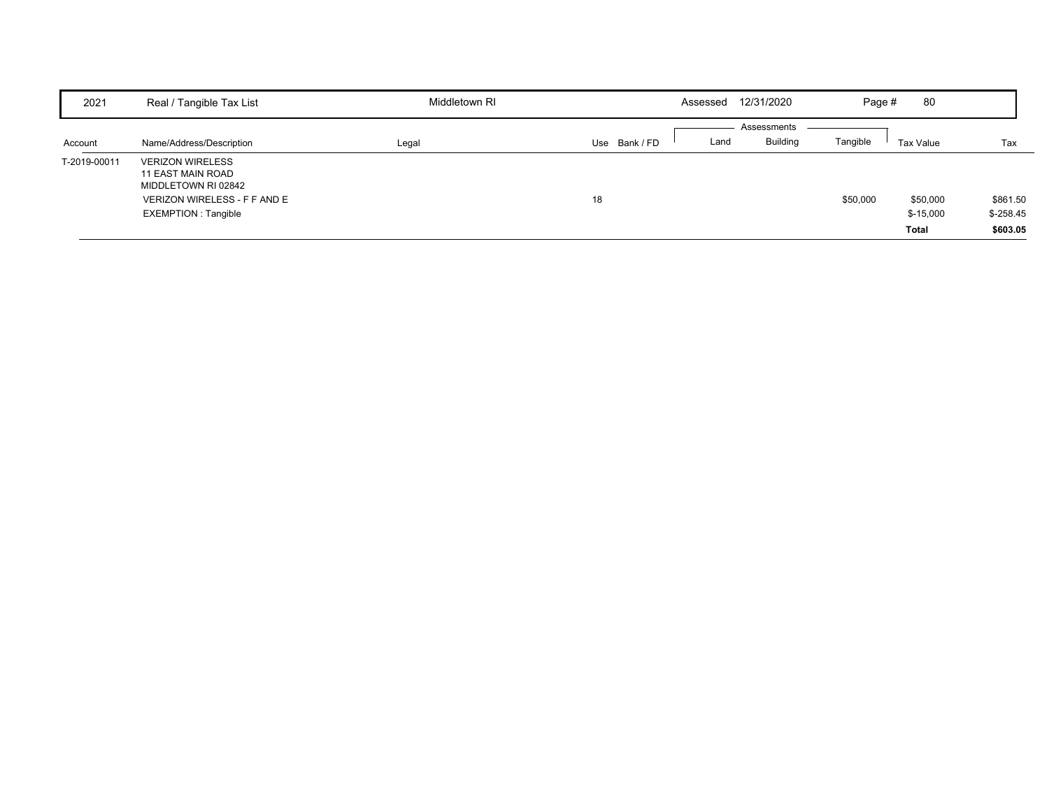| 2021 | Real / Tangible Tax List | Middletown RI | Assessed 12/31/2020 | Page # 80 |
|---|---|---|---|---|

| Account | Name/Address/Description | Legal | Use | Bank / FD | Land | Building | Tangible | Tax Value | Tax |
|---|---|---|---|---|---|---|---|---|---|
| | | | | | Assessments | | | | |
| T-2019-00011 | VERIZON WIRELESS<br>11 EAST MAIN ROAD<br>MIDDLETOWN RI 02842 | | | | | | | | |
| | VERIZON WIRELESS - F F AND E | | 18 | | | | $50,000 | $50,000 | $861.50 |
| | EXEMPTION : Tangible | | | | | | | $-15,000 | $-258.45 |
| | | | | | | | | **Total** | **$603.05** |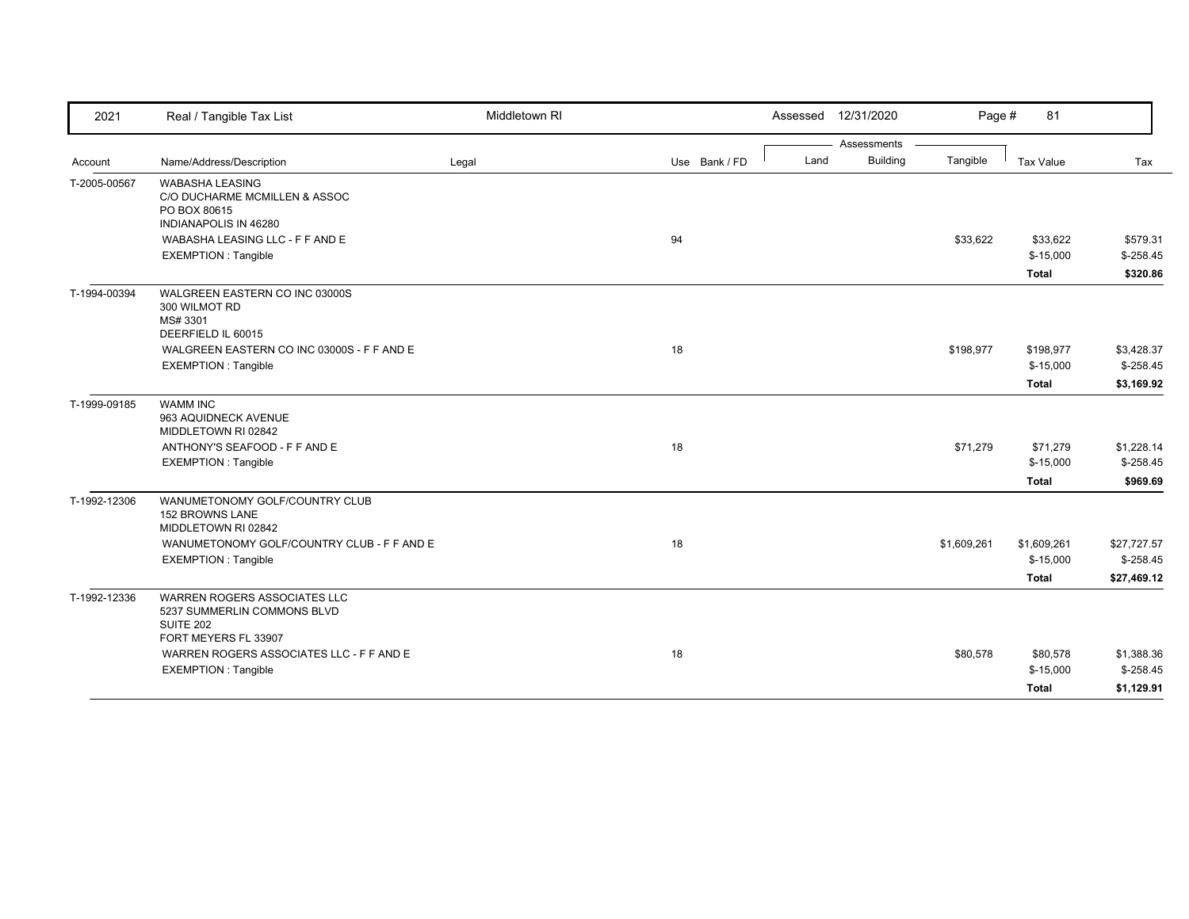| Account | Name/Address/Description | Legal | Use | Bank / FD | Land | Building | Tangible | Tax Value | Tax |
|---|---|---|---|---|---|---|---|---|---|
| T-2005-00567 | WABASHA LEASING<br>C/O DUCHARME MCMILLEN & ASSOC<br>PO BOX 80615<br>INDIANAPOLIS IN 46280 | | | | | | | | |
| | WABASHA LEASING LLC - F F AND E | | 94 | | | | $33,622 | $33,622 | $579.31 |
| | EXEMPTION : Tangible | | | | | | | $-15,000 | $-258.45 |
| | | | | | | | | **Total** | **$320.86** |
| T-1994-00394 | WALGREEN EASTERN CO INC 03000S<br>300 WILMOT RD<br>MS# 3301<br>DEERFIELD IL 60015 | | | | | | | | |
| | WALGREEN EASTERN CO INC 03000S - F F AND E | | 18 | | | | $198,977 | $198,977 | $3,428.37 |
| | EXEMPTION : Tangible | | | | | | | $-15,000 | $-258.45 |
| | | | | | | | | **Total** | **$3,169.92** |
| T-1999-09185 | WAMM INC<br>963 AQUIDNECK AVENUE<br>MIDDLETOWN RI 02842 | | | | | | | | |
| | ANTHONY'S SEAFOOD - F F AND E | | 18 | | | | $71,279 | $71,279 | $1,228.14 |
| | EXEMPTION : Tangible | | | | | | | $-15,000 | $-258.45 |
| | | | | | | | | **Total** | **$969.69** |
| T-1992-12306 | WANUMETONOMY GOLF/COUNTRY CLUB<br>152 BROWNS LANE<br>MIDDLETOWN RI 02842 | | | | | | | | |
| | WANUMETONOMY GOLF/COUNTRY CLUB - F F AND E | | 18 | | | | $1,609,261 | $1,609,261 | $27,727.57 |
| | EXEMPTION : Tangible | | | | | | | $-15,000 | $-258.45 |
| | | | | | | | | **Total** | **$27,469.12** |
| T-1992-12336 | WARREN ROGERS ASSOCIATES LLC<br>5237 SUMMERLIN COMMONS BLVD<br>SUITE 202<br>FORT MEYERS FL 33907 | | | | | | | | |
| | WARREN ROGERS ASSOCIATES LLC - F F AND E | | 18 | | | | $80,578 | $80,578 | $1,388.36 |
| | EXEMPTION : Tangible | | | | | | | $-15,000 | $-258.45 |
| | | | | | | | | **Total** | **$1,129.91** |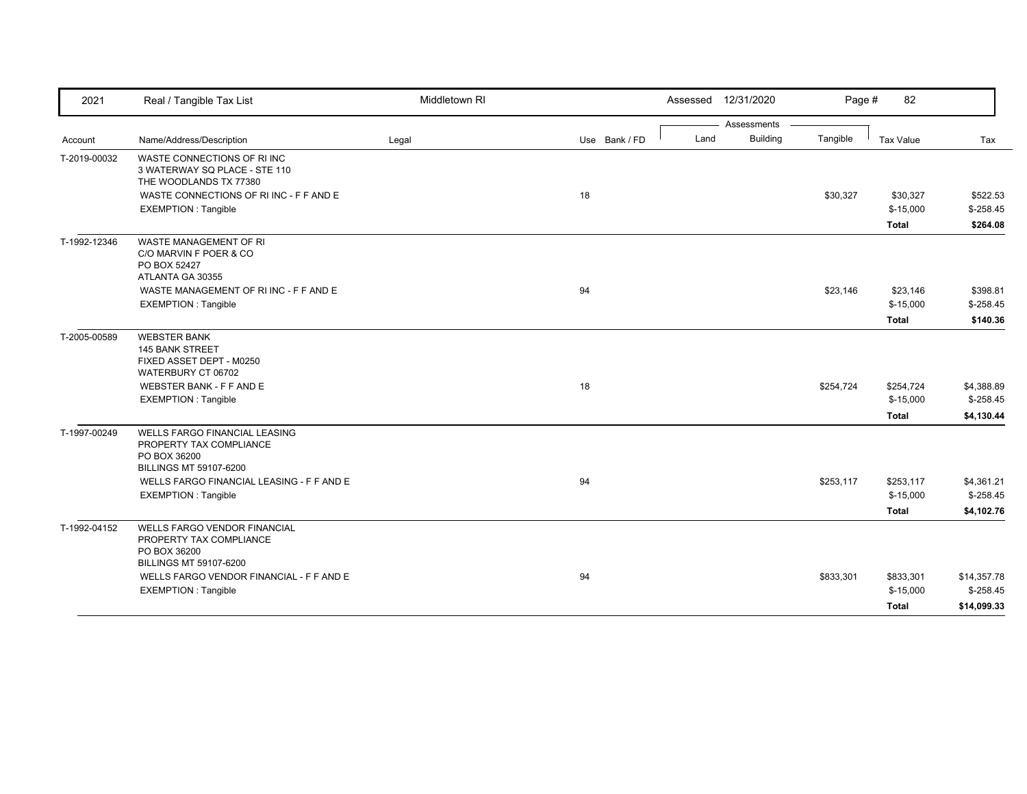| 2021 | Real / Tangible Tax List | Middletown RI | | Assessed 12/31/2020 | | Page # 82 | | |
|---|---|---|---|---|---|---|---|---|
| | | | | Assessments | | | | |
| Account | Name/Address/Description | Legal | Use Bank / FD | Land | Building | Tangible | Tax Value | Tax |
| T-2019-00032 | WASTE CONNECTIONS OF RI INC<br>3 WATERWAY SQ PLACE - STE 110<br>THE WOODLANDS TX 77380 | | | | | | | |
| | WASTE CONNECTIONS OF RI INC - F F AND E | | 18 | | | $30,327 | $30,327 | $522.53 |
| | EXEMPTION : Tangible | | | | | | $-15,000 | $-258.45 |
| | | | | | | | **Total** | **$264.08** |
| T-1992-12346 | WASTE MANAGEMENT OF RI<br>C/O MARVIN F POER & CO<br>PO BOX 52427<br>ATLANTA GA 30355 | | | | | | | |
| | WASTE MANAGEMENT OF RI INC - F F AND E | | 94 | | | $23,146 | $23,146 | $398.81 |
| | EXEMPTION : Tangible | | | | | | $-15,000 | $-258.45 |
| | | | | | | | **Total** | **$140.36** |
| T-2005-00589 | WEBSTER BANK<br>145 BANK STREET<br>FIXED ASSET DEPT - M0250<br>WATERBURY CT 06702 | | | | | | | |
| | WEBSTER BANK - F F AND E | | 18 | | | $254,724 | $254,724 | $4,388.89 |
| | EXEMPTION : Tangible | | | | | | $-15,000 | $-258.45 |
| | | | | | | | **Total** | **$4,130.44** |
| T-1997-00249 | WELLS FARGO FINANCIAL LEASING<br>PROPERTY TAX COMPLIANCE<br>PO BOX 36200<br>BILLINGS MT 59107-6200 | | | | | | | |
| | WELLS FARGO FINANCIAL LEASING - F F AND E | | 94 | | | $253,117 | $253,117 | $4,361.21 |
| | EXEMPTION : Tangible | | | | | | $-15,000 | $-258.45 |
| | | | | | | | **Total** | **$4,102.76** |
| T-1992-04152 | WELLS FARGO VENDOR FINANCIAL<br>PROPERTY TAX COMPLIANCE<br>PO BOX 36200<br>BILLINGS MT 59107-6200 | | | | | | | |
| | WELLS FARGO VENDOR FINANCIAL - F F AND E | | 94 | | | $833,301 | $833,301 | $14,357.78 |
| | EXEMPTION : Tangible | | | | | | $-15,000 | $-258.45 |
| | | | | | | | **Total** | **$14,099.33** |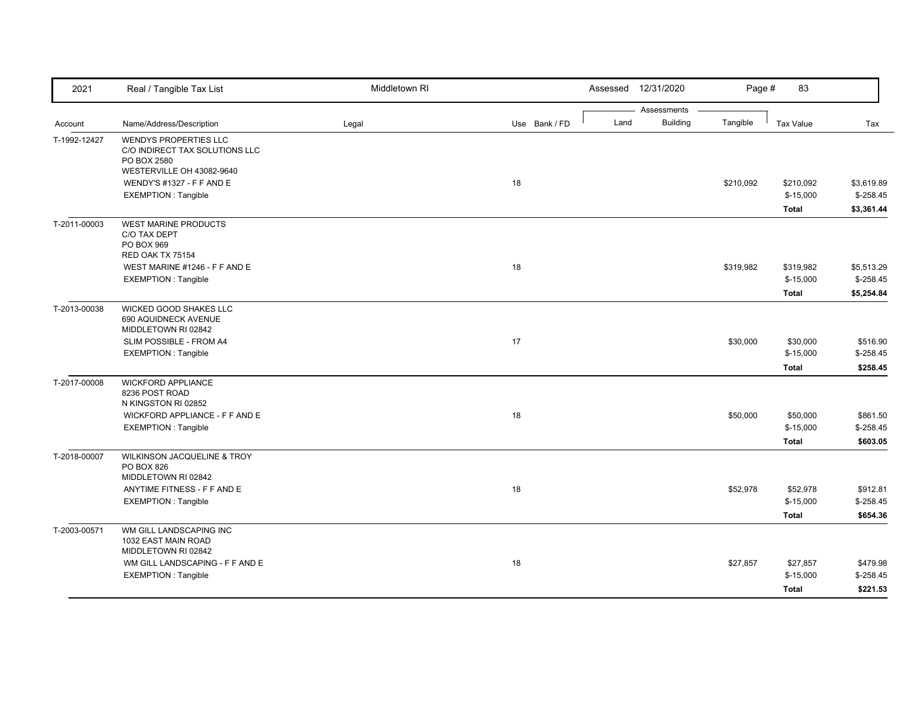| Account | Name/Address/Description | Legal | Use | Bank / FD | Land | Building | Tangible | Tax Value | Tax |
|---|---|---|---|---|---|---|---|---|---|
| T-1992-12427 | WENDYS PROPERTIES LLC<br>C/O INDIRECT TAX SOLUTIONS LLC<br>PO BOX 2580<br>WESTERVILLE OH 43082-9640 | | | | | | | | |
| | WENDY'S #1327 - F F AND E | | 18 | | | | $210,092 | $210,092 | $3,619.89 |
| | EXEMPTION : Tangible | | | | | | | $-15,000 | $-258.45 |
| | | | | | | | | **Total** | **$3,361.44** |
| T-2011-00003 | WEST MARINE PRODUCTS<br>C/O TAX DEPT<br>PO BOX 969<br>RED OAK TX 75154 | | | | | | | | |
| | WEST MARINE #1246 - F F AND E | | 18 | | | | $319,982 | $319,982 | $5,513.29 |
| | EXEMPTION : Tangible | | | | | | | $-15,000 | $-258.45 |
| | | | | | | | | **Total** | **$5,254.84** |
| T-2013-00038 | WICKED GOOD SHAKES LLC<br>690 AQUIDNECK AVENUE<br>MIDDLETOWN RI 02842 | | | | | | | | |
| | SLIM POSSIBLE - FROM A4 | | 17 | | | | $30,000 | $30,000 | $516.90 |
| | EXEMPTION : Tangible | | | | | | | $-15,000 | $-258.45 |
| | | | | | | | | **Total** | **$258.45** |
| T-2017-00008 | WICKFORD APPLIANCE<br>8236 POST ROAD<br>N KINGSTON RI 02852 | | | | | | | | |
| | WICKFORD APPLIANCE - F F AND E | | 18 | | | | $50,000 | $50,000 | $861.50 |
| | EXEMPTION : Tangible | | | | | | | $-15,000 | $-258.45 |
| | | | | | | | | **Total** | **$603.05** |
| T-2018-00007 | WILKINSON JACQUELINE & TROY<br>PO BOX 826<br>MIDDLETOWN RI 02842 | | | | | | | | |
| | ANYTIME FITNESS - F F AND E | | 18 | | | | $52,978 | $52,978 | $912.81 |
| | EXEMPTION : Tangible | | | | | | | $-15,000 | $-258.45 |
| | | | | | | | | **Total** | **$654.36** |
| T-2003-00571 | WM GILL LANDSCAPING INC<br>1032 EAST MAIN ROAD<br>MIDDLETOWN RI 02842 | | | | | | | | |
| | WM GILL LANDSCAPING - F F AND E | | 18 | | | | $27,857 | $27,857 | $479.98 |
| | EXEMPTION : Tangible | | | | | | | $-15,000 | $-258.45 |
| | | | | | | | | **Total** | **$221.53** |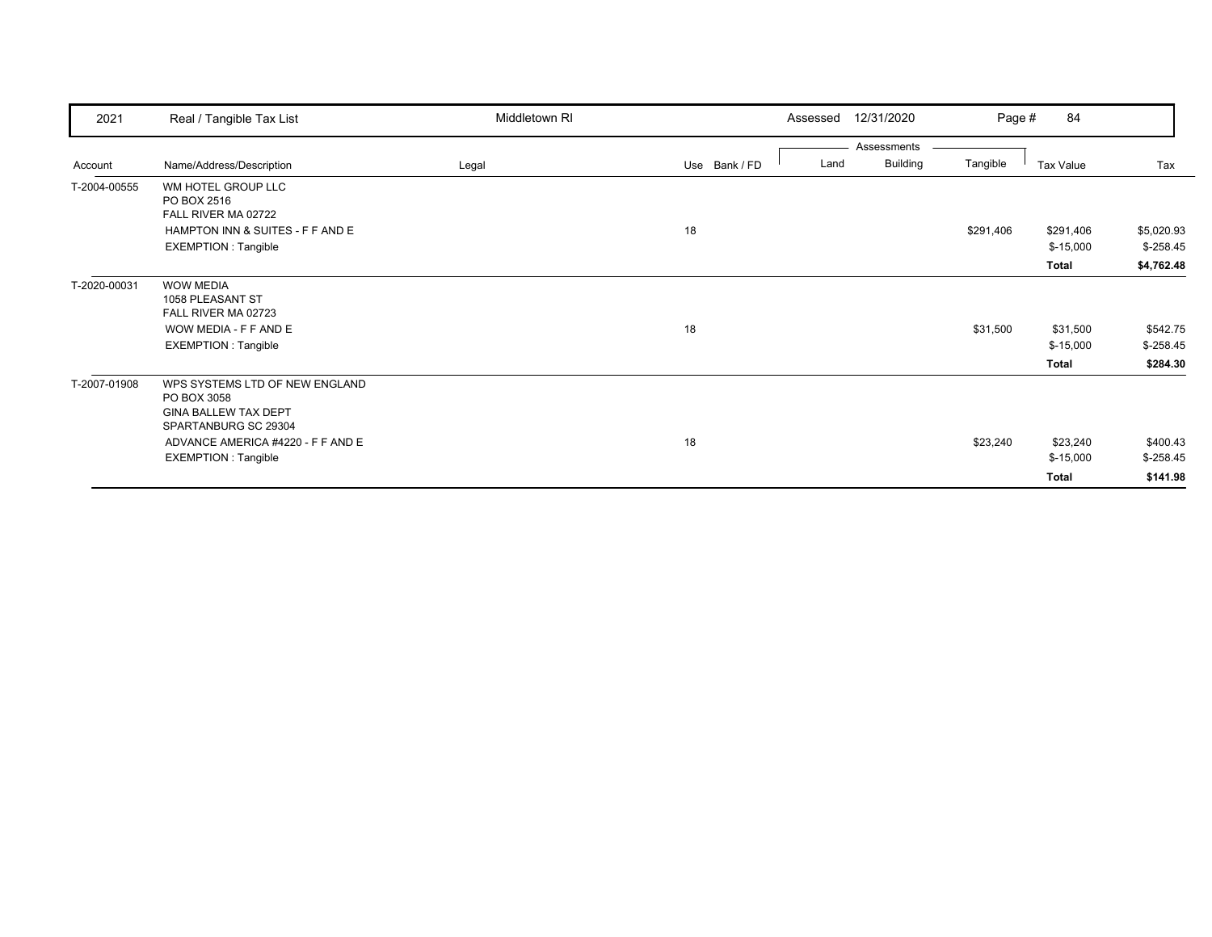| Account | Name/Address/Description | Legal | Use | Bank / FD | Land | Building | Tangible | Tax Value | Tax |
|---|---|---|---|---|---|---|---|---|---|
| T-2004-00555 | WM HOTEL GROUP LLC<br>PO BOX 2516<br>FALL RIVER MA 02722 | | | | | | | | |
| | HAMPTON INN & SUITES - F F AND E | | 18 | | | | $291,406 | $291,406 | $5,020.93 |
| | EXEMPTION : Tangible | | | | | | | $-15,000 | $-258.45 |
| | | | | | | | | **Total** | **$4,762.48** |
| T-2020-00031 | WOW MEDIA<br>1058 PLEASANT ST<br>FALL RIVER MA 02723 | | | | | | | | |
| | WOW MEDIA - F F AND E | | 18 | | | | $31,500 | $31,500 | $542.75 |
| | EXEMPTION : Tangible | | | | | | | $-15,000 | $-258.45 |
| | | | | | | | | **Total** | **$284.30** |
| T-2007-01908 | WPS SYSTEMS LTD OF NEW ENGLAND<br>PO BOX 3058<br>GINA BALLEW TAX DEPT<br>SPARTANBURG SC 29304 | | | | | | | | |
| | ADVANCE AMERICA #4220 - F F AND E | | 18 | | | | $23,240 | $23,240 | $400.43 |
| | EXEMPTION : Tangible | | | | | | | $-15,000 | $-258.45 |
| | | | | | | | | **Total** | **$141.98** |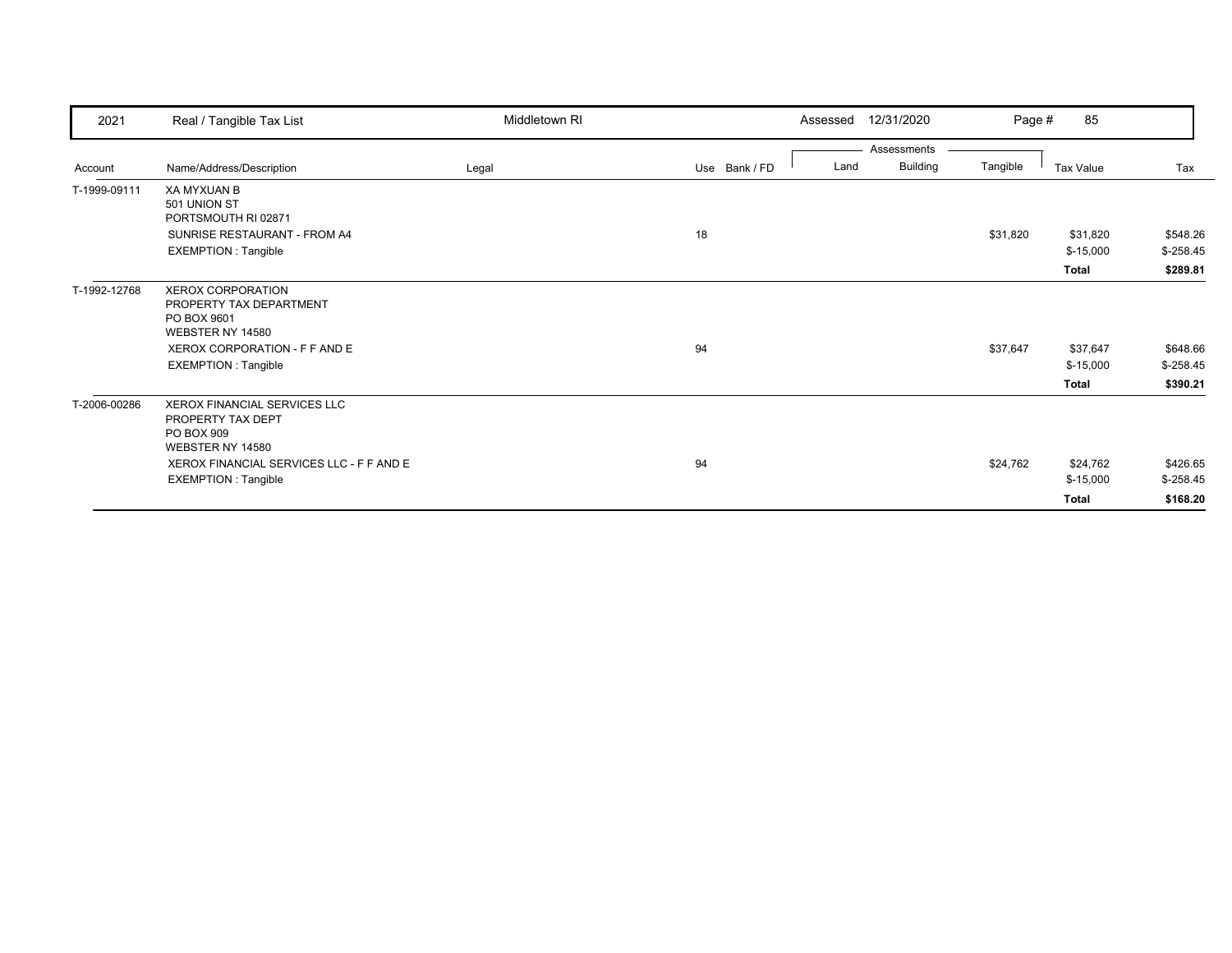| 2021 | Real / Tangible Tax List | Middletown RI | | | Assessed 12/31/2020 | | | | |
|---|---|---|---|---|---|---|---|---|---|
| | | | | | Assessments | | | | |
| Account | Name/Address/Description | Legal | Use | Bank / FD | Land | Building | Tangible | Tax Value | Tax |
| T-1999-09111 | XA MYXUAN B<br>501 UNION ST<br>PORTSMOUTH RI 02871 | | | | | | | | |
| | SUNRISE RESTAURANT - FROM A4 | | 18 | | | | $31,820 | $31,820 | $548.26 |
| | EXEMPTION : Tangible | | | | | | | $-15,000 | $-258.45 |
| | | | | | | | | **Total** | **$289.81** |
| T-1992-12768 | XEROX CORPORATION<br>PROPERTY TAX DEPARTMENT<br>PO BOX 9601<br>WEBSTER NY 14580 | | | | | | | | |
| | XEROX CORPORATION - F F AND E | | 94 | | | | $37,647 | $37,647 | $648.66 |
| | EXEMPTION : Tangible | | | | | | | $-15,000 | $-258.45 |
| | | | | | | | | **Total** | **$390.21** |
| T-2006-00286 | XEROX FINANCIAL SERVICES LLC<br>PROPERTY TAX DEPT<br>PO BOX 909<br>WEBSTER NY 14580 | | | | | | | | |
| | XEROX FINANCIAL SERVICES LLC - F F AND E | | 94 | | | | $24,762 | $24,762 | $426.65 |
| | EXEMPTION : Tangible | | | | | | | $-15,000 | $-258.45 |
| | | | | | | | | **Total** | **$168.20** |